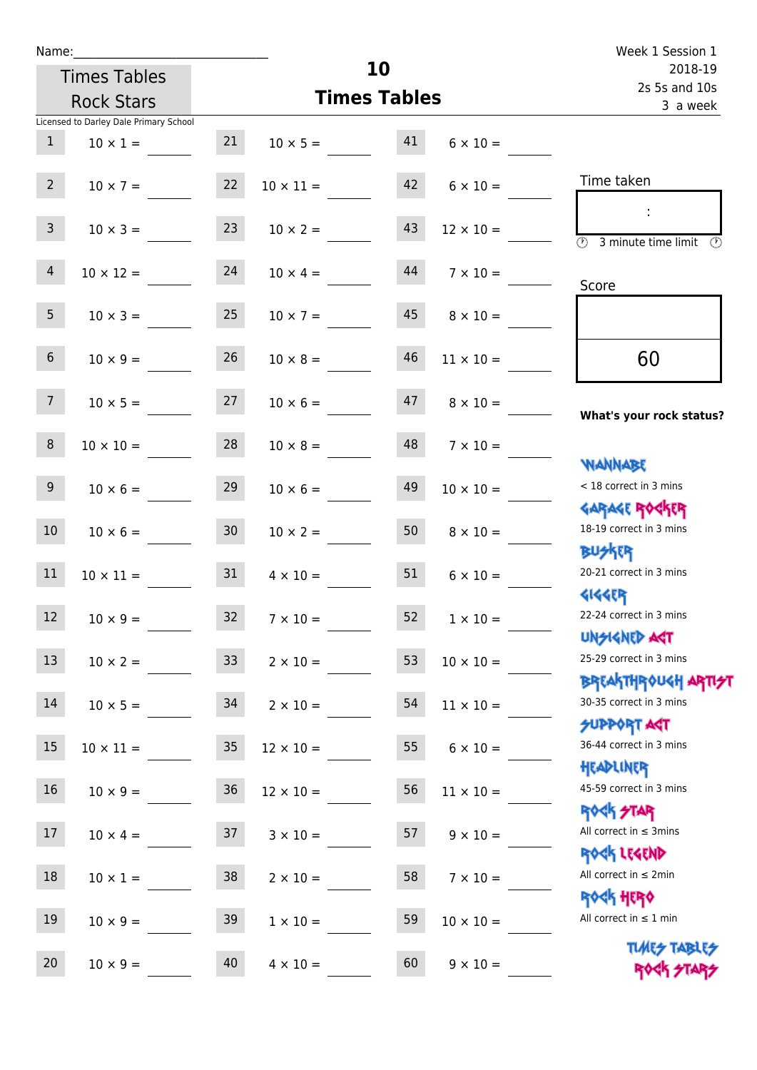Name:\_\_\_\_\_\_\_\_\_\_\_\_\_\_\_\_\_\_\_\_\_\_\_\_\_\_\_\_

Times Tables Rock Stars

Licensed to Darley Dale Primary School

# 10 Times Tables

Week 1 Session 1
2018-19
2s 5s and 10s
3 a week

| | | | | | |
|---|---|---|---|---|---|
| 1 | 10 × 1 = | 21 | 10 × 5 = | 41 | 6 × 10 = |
| 2 | 10 × 7 = | 22 | 10 × 11 = | 42 | 6 × 10 = |
| 3 | 10 × 3 = | 23 | 10 × 2 = | 43 | 12 × 10 = |
| 4 | 10 × 12 = | 24 | 10 × 4 = | 44 | 7 × 10 = |
| 5 | 10 × 3 = | 25 | 10 × 7 = | 45 | 8 × 10 = |
| 6 | 10 × 9 = | 26 | 10 × 8 = | 46 | 11 × 10 = |
| 7 | 10 × 5 = | 27 | 10 × 6 = | 47 | 8 × 10 = |
| 8 | 10 × 10 = | 28 | 10 × 8 = | 48 | 7 × 10 = |
| 9 | 10 × 6 = | 29 | 10 × 6 = | 49 | 10 × 10 = |
| 10 | 10 × 6 = | 30 | 10 × 2 = | 50 | 8 × 10 = |
| 11 | 10 × 11 = | 31 | 4 × 10 = | 51 | 6 × 10 = |
| 12 | 10 × 9 = | 32 | 7 × 10 = | 52 | 1 × 10 = |
| 13 | 10 × 2 = | 33 | 2 × 10 = | 53 | 10 × 10 = |
| 14 | 10 × 5 = | 34 | 2 × 10 = | 54 | 11 × 10 = |
| 15 | 10 × 11 = | 35 | 12 × 10 = | 55 | 6 × 10 = |
| 16 | 10 × 9 = | 36 | 12 × 10 = | 56 | 11 × 10 = |
| 17 | 10 × 4 = | 37 | 3 × 10 = | 57 | 9 × 10 = |
| 18 | 10 × 1 = | 38 | 2 × 10 = | 58 | 7 × 10 = |
| 19 | 10 × 9 = | 39 | 1 × 10 = | 59 | 10 × 10 = |
| 20 | 10 × 9 = | 40 | 4 × 10 = | 60 | 9 × 10 = |

Time taken

:

3 minute time limit

Score

60

**What's your rock status?**

WANNABE
< 18 correct in 3 mins

GARAGE ROCKER
18-19 correct in 3 mins

BUSKER
20-21 correct in 3 mins

GIGGER
22-24 correct in 3 mins

UNSIGNED ACT
25-29 correct in 3 mins

BREAKTHROUGH ARTIST
30-35 correct in 3 mins

SUPPORT ACT
36-44 correct in 3 mins

HEADLINER
45-59 correct in 3 mins

ROCK STAR
All correct in ≤ 3mins

ROCK LEGEND
All correct in ≤ 2min

ROCK HERO
All correct in ≤ 1 min

TIMES TABLES ROCK STARS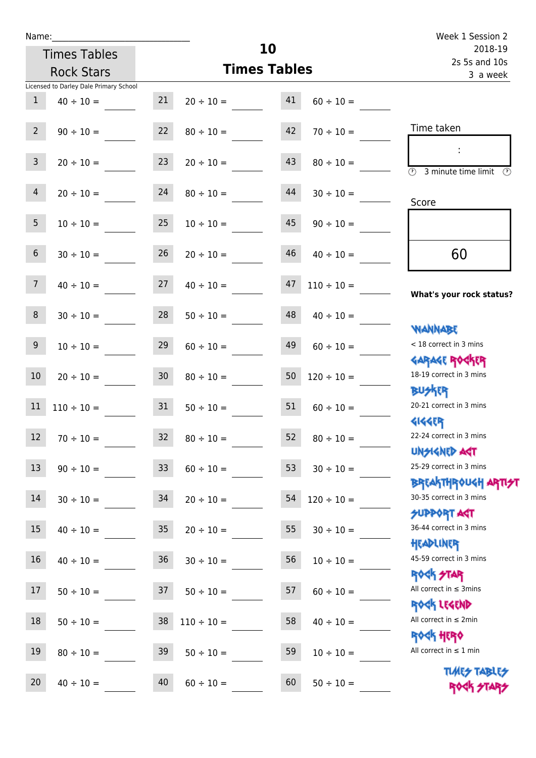Name:\_\_\_\_\_\_\_\_\_\_\_\_\_\_\_\_\_\_\_\_\_\_\_\_\_\_\_\_\_\_

Times Tables Rock Stars

# 10 Times Tables

Week 1 Session 2
2018-19
2s 5s and 10s
3 a week

Licensed to Darley Dale Primary School

| | | | | | |
|---|---|---|---|---|---|
| 1 | 40 ÷ 10 = ____ | 21 | 20 ÷ 10 = ____ | 41 | 60 ÷ 10 = ____ |
| 2 | 90 ÷ 10 = ____ | 22 | 80 ÷ 10 = ____ | 42 | 70 ÷ 10 = ____ |
| 3 | 20 ÷ 10 = ____ | 23 | 20 ÷ 10 = ____ | 43 | 80 ÷ 10 = ____ |
| 4 | 20 ÷ 10 = ____ | 24 | 80 ÷ 10 = ____ | 44 | 30 ÷ 10 = ____ |
| 5 | 10 ÷ 10 = ____ | 25 | 10 ÷ 10 = ____ | 45 | 90 ÷ 10 = ____ |
| 6 | 30 ÷ 10 = ____ | 26 | 20 ÷ 10 = ____ | 46 | 40 ÷ 10 = ____ |
| 7 | 40 ÷ 10 = ____ | 27 | 40 ÷ 10 = ____ | 47 | 110 ÷ 10 = ____ |
| 8 | 30 ÷ 10 = ____ | 28 | 50 ÷ 10 = ____ | 48 | 40 ÷ 10 = ____ |
| 9 | 10 ÷ 10 = ____ | 29 | 60 ÷ 10 = ____ | 49 | 60 ÷ 10 = ____ |
| 10 | 20 ÷ 10 = ____ | 30 | 80 ÷ 10 = ____ | 50 | 120 ÷ 10 = ____ |
| 11 | 110 ÷ 10 = ____ | 31 | 50 ÷ 10 = ____ | 51 | 60 ÷ 10 = ____ |
| 12 | 70 ÷ 10 = ____ | 32 | 80 ÷ 10 = ____ | 52 | 80 ÷ 10 = ____ |
| 13 | 90 ÷ 10 = ____ | 33 | 60 ÷ 10 = ____ | 53 | 30 ÷ 10 = ____ |
| 14 | 30 ÷ 10 = ____ | 34 | 20 ÷ 10 = ____ | 54 | 120 ÷ 10 = ____ |
| 15 | 40 ÷ 10 = ____ | 35 | 20 ÷ 10 = ____ | 55 | 30 ÷ 10 = ____ |
| 16 | 40 ÷ 10 = ____ | 36 | 30 ÷ 10 = ____ | 56 | 10 ÷ 10 = ____ |
| 17 | 50 ÷ 10 = ____ | 37 | 50 ÷ 10 = ____ | 57 | 60 ÷ 10 = ____ |
| 18 | 50 ÷ 10 = ____ | 38 | 110 ÷ 10 = ____ | 58 | 40 ÷ 10 = ____ |
| 19 | 80 ÷ 10 = ____ | 39 | 50 ÷ 10 = ____ | 59 | 10 ÷ 10 = ____ |
| 20 | 40 ÷ 10 = ____ | 40 | 60 ÷ 10 = ____ | 60 | 50 ÷ 10 = ____ |

Time taken

:

3 minute time limit

Score

60

**What's your rock status?**

- WANNABE: < 18 correct in 3 mins
- GARAGE ROCKER: 18-19 correct in 3 mins
- BUSKER: 20-21 correct in 3 mins
- GIGGER: 22-24 correct in 3 mins
- UNSIGNED ACT: 25-29 correct in 3 mins
- BREAKTHROUGH ARTIST: 30-35 correct in 3 mins
- SUPPORT ACT: 36-44 correct in 3 mins
- HEADLINER: 45-59 correct in 3 mins
- ROCK STAR: All correct in ≤ 3mins
- ROCK LEGEND: All correct in ≤ 2min
- ROCK HERO: All correct in ≤ 1 min

TIMES TABLES ROCK STARS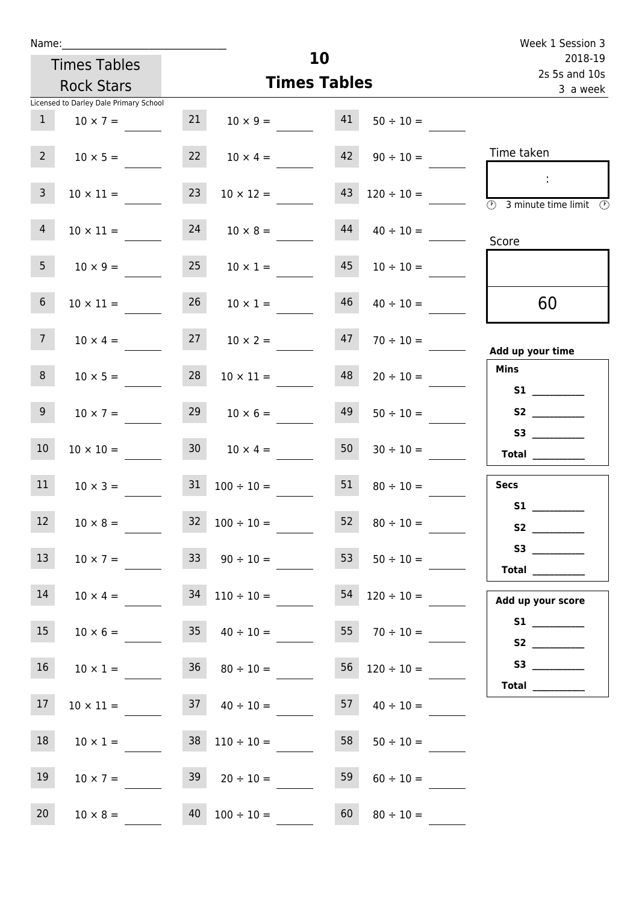Name:______________________________

Times Tables Rock Stars

# 10
## Times Tables

Week 1 Session 3
2018-19
2s 5s and 10s
3 a week

Licensed to Darley Dale Primary School

| | | | | | |
|---|---|---|---|---|---|
| 1 | $10 \times 7 =$ ____ | 21 | $10 \times 9 =$ ____ | 41 | $50 \div 10 =$ ____ |
| 2 | $10 \times 5 =$ ____ | 22 | $10 \times 4 =$ ____ | 42 | $90 \div 10 =$ ____ |
| 3 | $10 \times 11 =$ ____ | 23 | $10 \times 12 =$ ____ | 43 | $120 \div 10 =$ ____ |
| 4 | $10 \times 11 =$ ____ | 24 | $10 \times 8 =$ ____ | 44 | $40 \div 10 =$ ____ |
| 5 | $10 \times 9 =$ ____ | 25 | $10 \times 1 =$ ____ | 45 | $10 \div 10 =$ ____ |
| 6 | $10 \times 11 =$ ____ | 26 | $10 \times 1 =$ ____ | 46 | $40 \div 10 =$ ____ |
| 7 | $10 \times 4 =$ ____ | 27 | $10 \times 2 =$ ____ | 47 | $70 \div 10 =$ ____ |
| 8 | $10 \times 5 =$ ____ | 28 | $10 \times 11 =$ ____ | 48 | $20 \div 10 =$ ____ |
| 9 | $10 \times 7 =$ ____ | 29 | $10 \times 6 =$ ____ | 49 | $50 \div 10 =$ ____ |
| 10 | $10 \times 10 =$ ____ | 30 | $10 \times 4 =$ ____ | 50 | $30 \div 10 =$ ____ |
| 11 | $10 \times 3 =$ ____ | 31 | $100 \div 10 =$ ____ | 51 | $80 \div 10 =$ ____ |
| 12 | $10 \times 8 =$ ____ | 32 | $100 \div 10 =$ ____ | 52 | $80 \div 10 =$ ____ |
| 13 | $10 \times 7 =$ ____ | 33 | $90 \div 10 =$ ____ | 53 | $50 \div 10 =$ ____ |
| 14 | $10 \times 4 =$ ____ | 34 | $110 \div 10 =$ ____ | 54 | $120 \div 10 =$ ____ |
| 15 | $10 \times 6 =$ ____ | 35 | $40 \div 10 =$ ____ | 55 | $70 \div 10 =$ ____ |
| 16 | $10 \times 1 =$ ____ | 36 | $80 \div 10 =$ ____ | 56 | $120 \div 10 =$ ____ |
| 17 | $10 \times 11 =$ ____ | 37 | $40 \div 10 =$ ____ | 57 | $40 \div 10 =$ ____ |
| 18 | $10 \times 1 =$ ____ | 38 | $110 \div 10 =$ ____ | 58 | $50 \div 10 =$ ____ |
| 19 | $10 \times 7 =$ ____ | 39 | $20 \div 10 =$ ____ | 59 | $60 \div 10 =$ ____ |
| 20 | $10 \times 8 =$ ____ | 40 | $100 \div 10 =$ ____ | 60 | $80 \div 10 =$ ____ |

Time taken

:

3 minute time limit

Score

60

**Add up your time**

**Mins**

**S1** __________
**S2** __________
**S3** __________
**Total** __________

**Secs**

**S1** __________
**S2** __________
**S3** __________
**Total** __________

**Add up your score**

**S1** __________
**S2** __________
**S3** __________
**Total** __________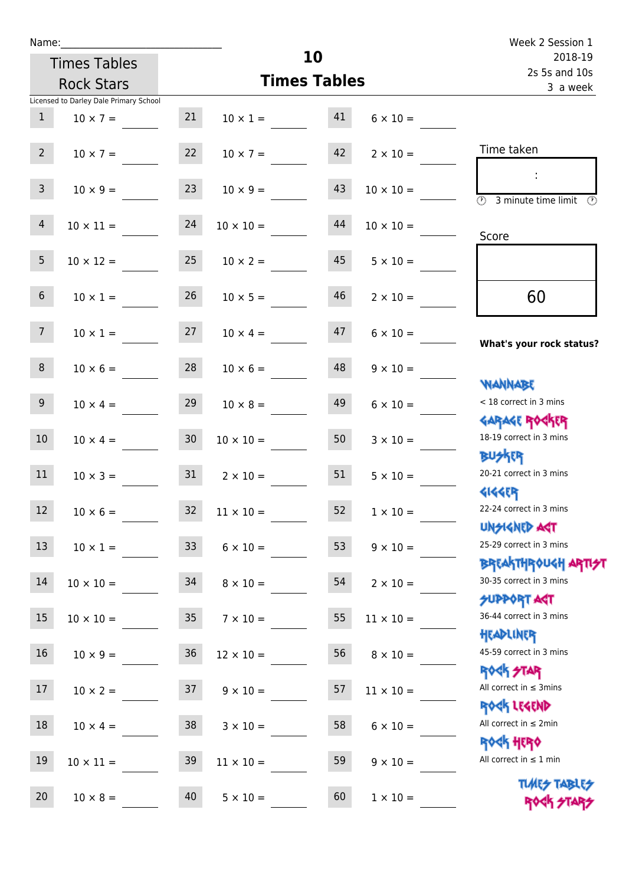Name:\_\_\_\_\_\_\_\_\_\_\_\_\_\_\_\_\_\_\_\_\_\_\_\_\_\_\_\_

Times Tables Rock Stars

# 10 Times Tables

Week 2 Session 1
2018-19
2s 5s and 10s
3 a week

Licensed to Darley Dale Primary School

| | | | | | |
|---|---|---|---|---|---|
| 1 | $10 \times 7 =$ ____ | 21 | $10 \times 1 =$ ____ | 41 | $6 \times 10 =$ ____ |
| 2 | $10 \times 7 =$ ____ | 22 | $10 \times 7 =$ ____ | 42 | $2 \times 10 =$ ____ |
| 3 | $10 \times 9 =$ ____ | 23 | $10 \times 9 =$ ____ | 43 | $10 \times 10 =$ ____ |
| 4 | $10 \times 11 =$ ____ | 24 | $10 \times 10 =$ ____ | 44 | $10 \times 10 =$ ____ |
| 5 | $10 \times 12 =$ ____ | 25 | $10 \times 2 =$ ____ | 45 | $5 \times 10 =$ ____ |
| 6 | $10 \times 1 =$ ____ | 26 | $10 \times 5 =$ ____ | 46 | $2 \times 10 =$ ____ |
| 7 | $10 \times 1 =$ ____ | 27 | $10 \times 4 =$ ____ | 47 | $6 \times 10 =$ ____ |
| 8 | $10 \times 6 =$ ____ | 28 | $10 \times 6 =$ ____ | 48 | $9 \times 10 =$ ____ |
| 9 | $10 \times 4 =$ ____ | 29 | $10 \times 8 =$ ____ | 49 | $6 \times 10 =$ ____ |
| 10 | $10 \times 4 =$ ____ | 30 | $10 \times 10 =$ ____ | 50 | $3 \times 10 =$ ____ |
| 11 | $10 \times 3 =$ ____ | 31 | $2 \times 10 =$ ____ | 51 | $5 \times 10 =$ ____ |
| 12 | $10 \times 6 =$ ____ | 32 | $11 \times 10 =$ ____ | 52 | $1 \times 10 =$ ____ |
| 13 | $10 \times 1 =$ ____ | 33 | $6 \times 10 =$ ____ | 53 | $9 \times 10 =$ ____ |
| 14 | $10 \times 10 =$ ____ | 34 | $8 \times 10 =$ ____ | 54 | $2 \times 10 =$ ____ |
| 15 | $10 \times 10 =$ ____ | 35 | $7 \times 10 =$ ____ | 55 | $11 \times 10 =$ ____ |
| 16 | $10 \times 9 =$ ____ | 36 | $12 \times 10 =$ ____ | 56 | $8 \times 10 =$ ____ |
| 17 | $10 \times 2 =$ ____ | 37 | $9 \times 10 =$ ____ | 57 | $11 \times 10 =$ ____ |
| 18 | $10 \times 4 =$ ____ | 38 | $3 \times 10 =$ ____ | 58 | $6 \times 10 =$ ____ |
| 19 | $10 \times 11 =$ ____ | 39 | $11 \times 10 =$ ____ | 59 | $9 \times 10 =$ ____ |
| 20 | $10 \times 8 =$ ____ | 40 | $5 \times 10 =$ ____ | 60 | $1 \times 10 =$ ____ |

Time taken

:

3 minute time limit

Score

60

**What's your rock status?**

WANNABE
< 18 correct in 3 mins

GARAGE ROCKER
18-19 correct in 3 mins

BUSKER
20-21 correct in 3 mins

GIGGER
22-24 correct in 3 mins

UNSIGNED ACT
25-29 correct in 3 mins

BREAKTHROUGH ARTIST
30-35 correct in 3 mins

SUPPORT ACT
36-44 correct in 3 mins

HEADLINER
45-59 correct in 3 mins

ROCK STAR
All correct in ≤ 3mins

ROCK LEGEND
All correct in ≤ 2min

ROCK HERO
All correct in ≤ 1 min

TIMES TABLES ROCK STARS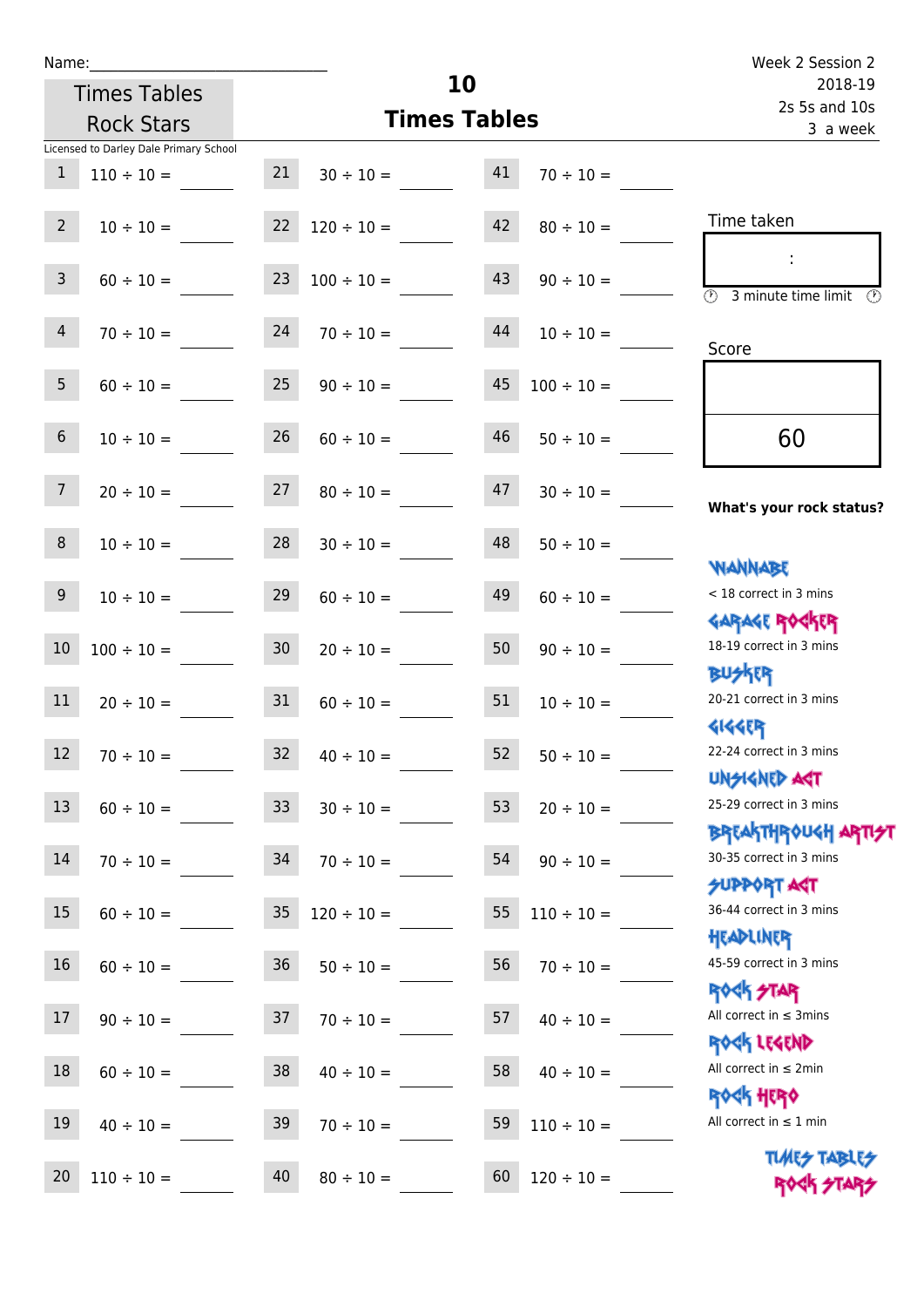Name:\_\_\_\_\_\_\_\_\_\_\_\_\_\_\_\_\_\_\_\_\_\_\_\_\_\_\_\_

Times Tables Rock Stars

Licensed to Darley Dale Primary School

# 10
## Times Tables

Week 2 Session 2
2018-19
2s 5s and 10s
3 a week

| | | | | | |
|---|---|---|---|---|---|
| 1 | 110 ÷ 10 = | 21 | 30 ÷ 10 = | 41 | 70 ÷ 10 = |
| 2 | 10 ÷ 10 = | 22 | 120 ÷ 10 = | 42 | 80 ÷ 10 = |
| 3 | 60 ÷ 10 = | 23 | 100 ÷ 10 = | 43 | 90 ÷ 10 = |
| 4 | 70 ÷ 10 = | 24 | 70 ÷ 10 = | 44 | 10 ÷ 10 = |
| 5 | 60 ÷ 10 = | 25 | 90 ÷ 10 = | 45 | 100 ÷ 10 = |
| 6 | 10 ÷ 10 = | 26 | 60 ÷ 10 = | 46 | 50 ÷ 10 = |
| 7 | 20 ÷ 10 = | 27 | 80 ÷ 10 = | 47 | 30 ÷ 10 = |
| 8 | 10 ÷ 10 = | 28 | 30 ÷ 10 = | 48 | 50 ÷ 10 = |
| 9 | 10 ÷ 10 = | 29 | 60 ÷ 10 = | 49 | 60 ÷ 10 = |
| 10 | 100 ÷ 10 = | 30 | 20 ÷ 10 = | 50 | 90 ÷ 10 = |
| 11 | 20 ÷ 10 = | 31 | 60 ÷ 10 = | 51 | 10 ÷ 10 = |
| 12 | 70 ÷ 10 = | 32 | 40 ÷ 10 = | 52 | 50 ÷ 10 = |
| 13 | 60 ÷ 10 = | 33 | 30 ÷ 10 = | 53 | 20 ÷ 10 = |
| 14 | 70 ÷ 10 = | 34 | 70 ÷ 10 = | 54 | 90 ÷ 10 = |
| 15 | 60 ÷ 10 = | 35 | 120 ÷ 10 = | 55 | 110 ÷ 10 = |
| 16 | 60 ÷ 10 = | 36 | 50 ÷ 10 = | 56 | 70 ÷ 10 = |
| 17 | 90 ÷ 10 = | 37 | 70 ÷ 10 = | 57 | 40 ÷ 10 = |
| 18 | 60 ÷ 10 = | 38 | 40 ÷ 10 = | 58 | 40 ÷ 10 = |
| 19 | 40 ÷ 10 = | 39 | 70 ÷ 10 = | 59 | 110 ÷ 10 = |
| 20 | 110 ÷ 10 = | 40 | 80 ÷ 10 = | 60 | 120 ÷ 10 = |

Time taken

:

3 minute time limit

Score

60

**What's your rock status?**

WANNABE
< 18 correct in 3 mins

GARAGE ROCKER
18-19 correct in 3 mins

BUSKER
20-21 correct in 3 mins

GIGGER
22-24 correct in 3 mins

UNSIGNED ACT
25-29 correct in 3 mins

BREAKTHROUGH ARTIST
30-35 correct in 3 mins

SUPPORT ACT
36-44 correct in 3 mins

HEADLINER
45-59 correct in 3 mins

ROCK STAR
All correct in ≤ 3mins

ROCK LEGEND
All correct in ≤ 2min

ROCK HERO
All correct in ≤ 1 min

TIMES TABLES ROCK STARS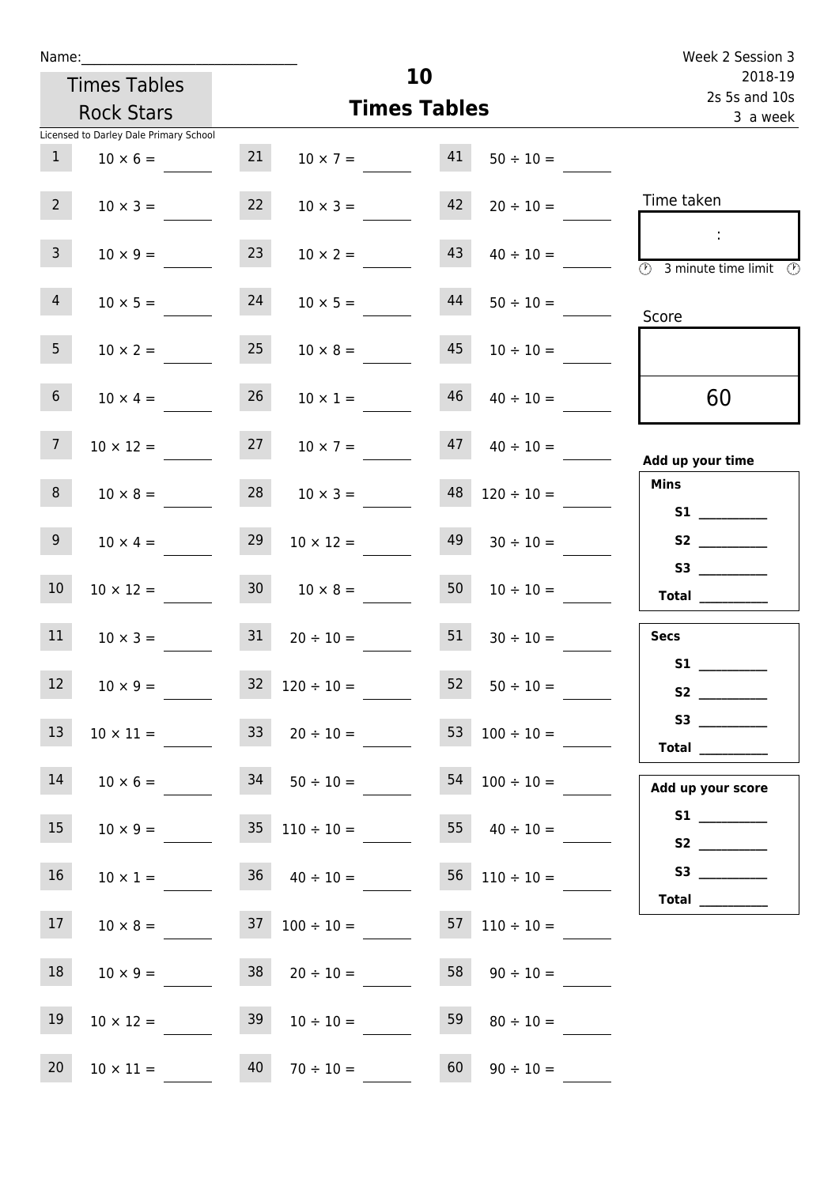Name:_____________________________

Times Tables Rock Stars

# 10
## Times Tables

Week 2 Session 3
2018-19
2s 5s and 10s
3 a week

Licensed to Darley Dale Primary School

| | | | | | |
|---|---|---|---|---|---|
| 1 | $10 \times 6 =$ | 21 | $10 \times 7 =$ | 41 | $50 \div 10 =$ |
| 2 | $10 \times 3 =$ | 22 | $10 \times 3 =$ | 42 | $20 \div 10 =$ |
| 3 | $10 \times 9 =$ | 23 | $10 \times 2 =$ | 43 | $40 \div 10 =$ |
| 4 | $10 \times 5 =$ | 24 | $10 \times 5 =$ | 44 | $50 \div 10 =$ |
| 5 | $10 \times 2 =$ | 25 | $10 \times 8 =$ | 45 | $10 \div 10 =$ |
| 6 | $10 \times 4 =$ | 26 | $10 \times 1 =$ | 46 | $40 \div 10 =$ |
| 7 | $10 \times 12 =$ | 27 | $10 \times 7 =$ | 47 | $40 \div 10 =$ |
| 8 | $10 \times 8 =$ | 28 | $10 \times 3 =$ | 48 | $120 \div 10 =$ |
| 9 | $10 \times 4 =$ | 29 | $10 \times 12 =$ | 49 | $30 \div 10 =$ |
| 10 | $10 \times 12 =$ | 30 | $10 \times 8 =$ | 50 | $10 \div 10 =$ |
| 11 | $10 \times 3 =$ | 31 | $20 \div 10 =$ | 51 | $30 \div 10 =$ |
| 12 | $10 \times 9 =$ | 32 | $120 \div 10 =$ | 52 | $50 \div 10 =$ |
| 13 | $10 \times 11 =$ | 33 | $20 \div 10 =$ | 53 | $100 \div 10 =$ |
| 14 | $10 \times 6 =$ | 34 | $50 \div 10 =$ | 54 | $100 \div 10 =$ |
| 15 | $10 \times 9 =$ | 35 | $110 \div 10 =$ | 55 | $40 \div 10 =$ |
| 16 | $10 \times 1 =$ | 36 | $40 \div 10 =$ | 56 | $110 \div 10 =$ |
| 17 | $10 \times 8 =$ | 37 | $100 \div 10 =$ | 57 | $110 \div 10 =$ |
| 18 | $10 \times 9 =$ | 38 | $20 \div 10 =$ | 58 | $90 \div 10 =$ |
| 19 | $10 \times 12 =$ | 39 | $10 \div 10 =$ | 59 | $80 \div 10 =$ |
| 20 | $10 \times 11 =$ | 40 | $70 \div 10 =$ | 60 | $90 \div 10 =$ |

Time taken

:

3 minute time limit

Score

60

**Add up your time**

**Mins**
- **S1** __________
- **S2** __________
- **S3** __________
- **Total** __________

**Secs**
- **S1** __________
- **S2** __________
- **S3** __________
- **Total** __________

**Add up your score**
- **S1** __________
- **S2** __________
- **S3** __________
- **Total** __________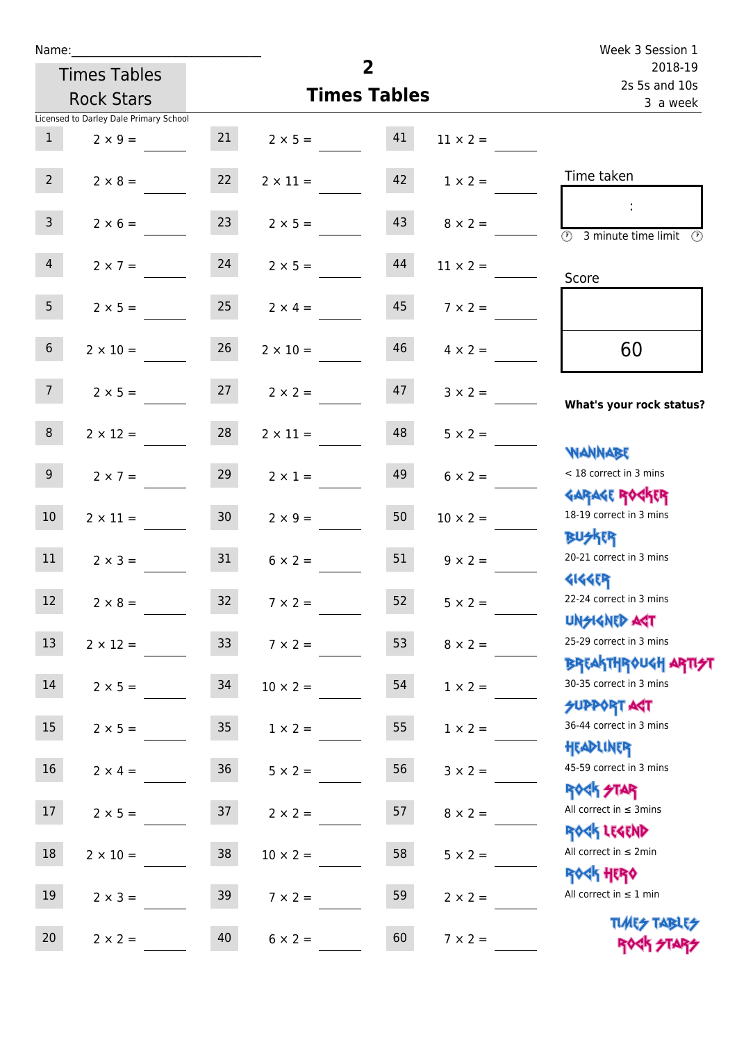Name:\_\_\_\_\_\_\_\_\_\_\_\_\_\_\_\_\_\_\_\_\_\_\_\_\_\_\_\_

Times Tables Rock Stars

# 2 Times Tables

Week 3 Session 1
2018-19
2s 5s and 10s
3 a week

Licensed to Darley Dale Primary School

| | | | | | |
|---|---|---|---|---|---|
| 1 | 2 × 9 = | 21 | 2 × 5 = | 41 | 11 × 2 = |
| 2 | 2 × 8 = | 22 | 2 × 11 = | 42 | 1 × 2 = |
| 3 | 2 × 6 = | 23 | 2 × 5 = | 43 | 8 × 2 = |
| 4 | 2 × 7 = | 24 | 2 × 5 = | 44 | 11 × 2 = |
| 5 | 2 × 5 = | 25 | 2 × 4 = | 45 | 7 × 2 = |
| 6 | 2 × 10 = | 26 | 2 × 10 = | 46 | 4 × 2 = |
| 7 | 2 × 5 = | 27 | 2 × 2 = | 47 | 3 × 2 = |
| 8 | 2 × 12 = | 28 | 2 × 11 = | 48 | 5 × 2 = |
| 9 | 2 × 7 = | 29 | 2 × 1 = | 49 | 6 × 2 = |
| 10 | 2 × 11 = | 30 | 2 × 9 = | 50 | 10 × 2 = |
| 11 | 2 × 3 = | 31 | 6 × 2 = | 51 | 9 × 2 = |
| 12 | 2 × 8 = | 32 | 7 × 2 = | 52 | 5 × 2 = |
| 13 | 2 × 12 = | 33 | 7 × 2 = | 53 | 8 × 2 = |
| 14 | 2 × 5 = | 34 | 10 × 2 = | 54 | 1 × 2 = |
| 15 | 2 × 5 = | 35 | 1 × 2 = | 55 | 1 × 2 = |
| 16 | 2 × 4 = | 36 | 5 × 2 = | 56 | 3 × 2 = |
| 17 | 2 × 5 = | 37 | 2 × 2 = | 57 | 8 × 2 = |
| 18 | 2 × 10 = | 38 | 10 × 2 = | 58 | 5 × 2 = |
| 19 | 2 × 3 = | 39 | 7 × 2 = | 59 | 2 × 2 = |
| 20 | 2 × 2 = | 40 | 6 × 2 = | 60 | 7 × 2 = |

Time taken

:

3 minute time limit

Score

60

**What's your rock status?**

WANNABE
< 18 correct in 3 mins

GARAGE ROCKER
18-19 correct in 3 mins

BUSKER
20-21 correct in 3 mins

GIGGER
22-24 correct in 3 mins

UNSIGNED ACT
25-29 correct in 3 mins

BREAKTHROUGH ARTIST
30-35 correct in 3 mins

SUPPORT ACT
36-44 correct in 3 mins

HEADLINER
45-59 correct in 3 mins

ROCK STAR
All correct in ≤ 3mins

ROCK LEGEND
All correct in ≤ 2min

ROCK HERO
All correct in ≤ 1 min

TIMES TABLES ROCK STARS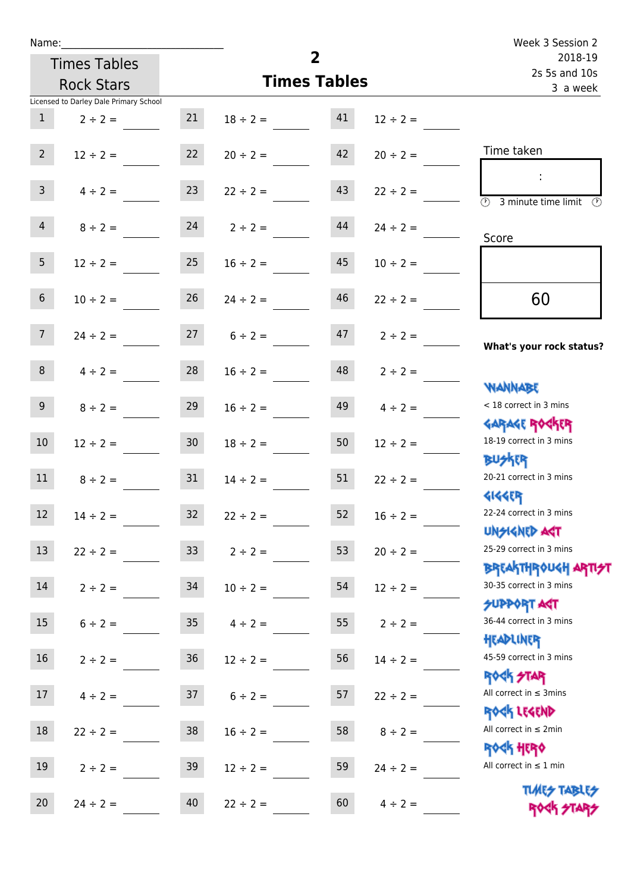Name:

Times Tables Rock Stars

Licensed to Darley Dale Primary School

# 2
## Times Tables

Week 3 Session 2
2018-19
2s 5s and 10s
3 a week

| | | | | | |
|---|---|---|---|---|---|
| 1 | 2 ÷ 2 = | 21 | 18 ÷ 2 = | 41 | 12 ÷ 2 = |
| 2 | 12 ÷ 2 = | 22 | 20 ÷ 2 = | 42 | 20 ÷ 2 = |
| 3 | 4 ÷ 2 = | 23 | 22 ÷ 2 = | 43 | 22 ÷ 2 = |
| 4 | 8 ÷ 2 = | 24 | 2 ÷ 2 = | 44 | 24 ÷ 2 = |
| 5 | 12 ÷ 2 = | 25 | 16 ÷ 2 = | 45 | 10 ÷ 2 = |
| 6 | 10 ÷ 2 = | 26 | 24 ÷ 2 = | 46 | 22 ÷ 2 = |
| 7 | 24 ÷ 2 = | 27 | 6 ÷ 2 = | 47 | 2 ÷ 2 = |
| 8 | 4 ÷ 2 = | 28 | 16 ÷ 2 = | 48 | 2 ÷ 2 = |
| 9 | 8 ÷ 2 = | 29 | 16 ÷ 2 = | 49 | 4 ÷ 2 = |
| 10 | 12 ÷ 2 = | 30 | 18 ÷ 2 = | 50 | 12 ÷ 2 = |
| 11 | 8 ÷ 2 = | 31 | 14 ÷ 2 = | 51 | 22 ÷ 2 = |
| 12 | 14 ÷ 2 = | 32 | 22 ÷ 2 = | 52 | 16 ÷ 2 = |
| 13 | 22 ÷ 2 = | 33 | 2 ÷ 2 = | 53 | 20 ÷ 2 = |
| 14 | 2 ÷ 2 = | 34 | 10 ÷ 2 = | 54 | 12 ÷ 2 = |
| 15 | 6 ÷ 2 = | 35 | 4 ÷ 2 = | 55 | 2 ÷ 2 = |
| 16 | 2 ÷ 2 = | 36 | 12 ÷ 2 = | 56 | 14 ÷ 2 = |
| 17 | 4 ÷ 2 = | 37 | 6 ÷ 2 = | 57 | 22 ÷ 2 = |
| 18 | 22 ÷ 2 = | 38 | 16 ÷ 2 = | 58 | 8 ÷ 2 = |
| 19 | 2 ÷ 2 = | 39 | 12 ÷ 2 = | 59 | 24 ÷ 2 = |
| 20 | 24 ÷ 2 = | 40 | 22 ÷ 2 = | 60 | 4 ÷ 2 = |

Time taken

:

3 minute time limit

Score

60

**What's your rock status?**

WANNABE
< 18 correct in 3 mins

GARAGE ROCKER
18-19 correct in 3 mins

BUSKER
20-21 correct in 3 mins

GIGGER
22-24 correct in 3 mins

UNSIGNED ACT
25-29 correct in 3 mins

BREAKTHROUGH ARTIST
30-35 correct in 3 mins

SUPPORT ACT
36-44 correct in 3 mins

HEADLINER
45-59 correct in 3 mins

ROCK STAR
All correct in ≤ 3mins

ROCK LEGEND
All correct in ≤ 2min

ROCK HERO
All correct in ≤ 1 min

TIMES TABLES ROCK STARS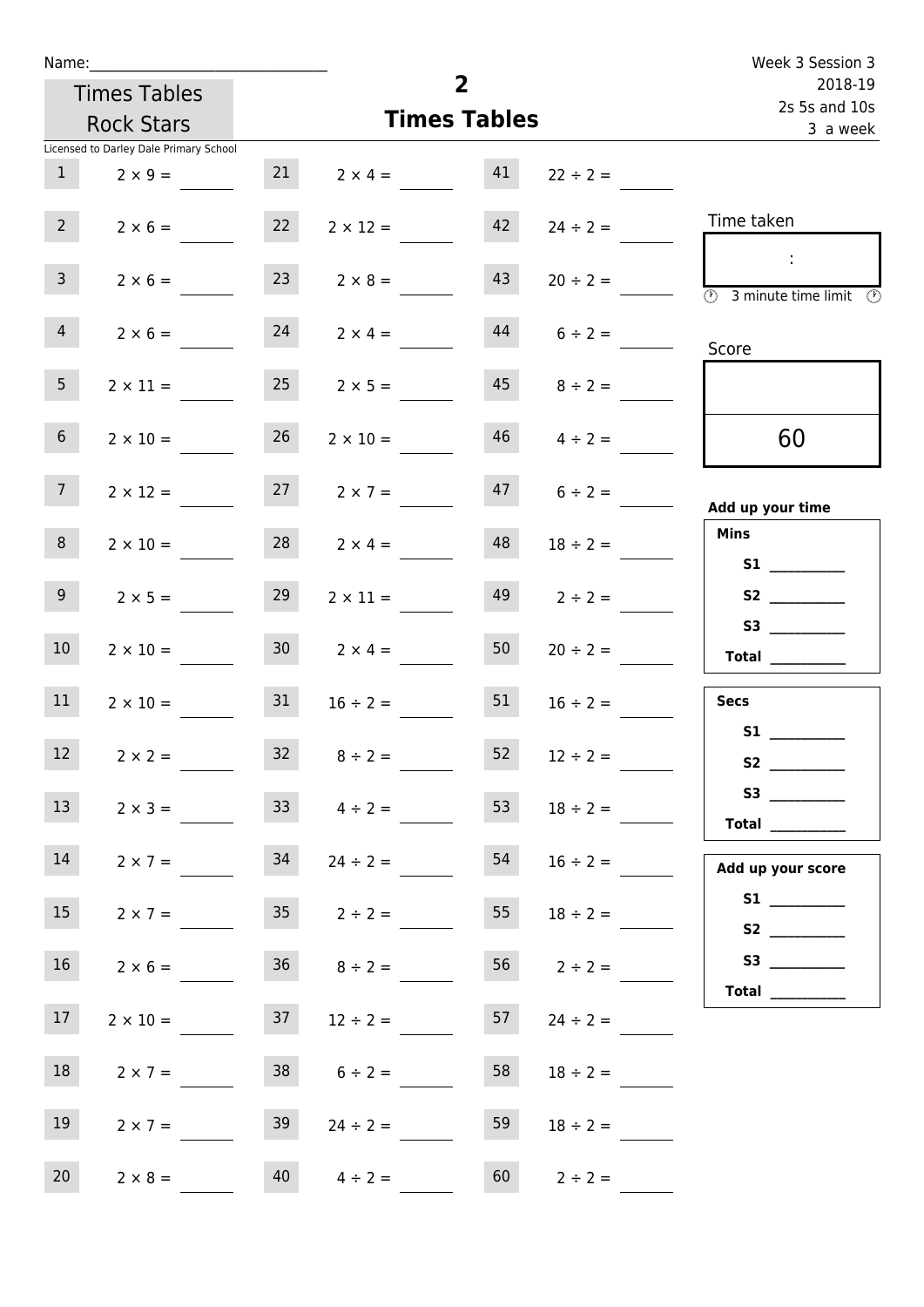Name:_______________________________

Times Tables Rock Stars

# 2
## Times Tables

Week 3 Session 3
2018-19
2s 5s and 10s
3 a week

Licensed to Darley Dale Primary School

| | | | | | |
|---|---|---|---|---|---|
| 1 | $2 \times 9 =$ ____ | 21 | $2 \times 4 =$ ____ | 41 | $22 \div 2 =$ ____ |
| 2 | $2 \times 6 =$ ____ | 22 | $2 \times 12 =$ ____ | 42 | $24 \div 2 =$ ____ |
| 3 | $2 \times 6 =$ ____ | 23 | $2 \times 8 =$ ____ | 43 | $20 \div 2 =$ ____ |
| 4 | $2 \times 6 =$ ____ | 24 | $2 \times 4 =$ ____ | 44 | $6 \div 2 =$ ____ |
| 5 | $2 \times 11 =$ ____ | 25 | $2 \times 5 =$ ____ | 45 | $8 \div 2 =$ ____ |
| 6 | $2 \times 10 =$ ____ | 26 | $2 \times 10 =$ ____ | 46 | $4 \div 2 =$ ____ |
| 7 | $2 \times 12 =$ ____ | 27 | $2 \times 7 =$ ____ | 47 | $6 \div 2 =$ ____ |
| 8 | $2 \times 10 =$ ____ | 28 | $2 \times 4 =$ ____ | 48 | $18 \div 2 =$ ____ |
| 9 | $2 \times 5 =$ ____ | 29 | $2 \times 11 =$ ____ | 49 | $2 \div 2 =$ ____ |
| 10 | $2 \times 10 =$ ____ | 30 | $2 \times 4 =$ ____ | 50 | $20 \div 2 =$ ____ |
| 11 | $2 \times 10 =$ ____ | 31 | $16 \div 2 =$ ____ | 51 | $16 \div 2 =$ ____ |
| 12 | $2 \times 2 =$ ____ | 32 | $8 \div 2 =$ ____ | 52 | $12 \div 2 =$ ____ |
| 13 | $2 \times 3 =$ ____ | 33 | $4 \div 2 =$ ____ | 53 | $18 \div 2 =$ ____ |
| 14 | $2 \times 7 =$ ____ | 34 | $24 \div 2 =$ ____ | 54 | $16 \div 2 =$ ____ |
| 15 | $2 \times 7 =$ ____ | 35 | $2 \div 2 =$ ____ | 55 | $18 \div 2 =$ ____ |
| 16 | $2 \times 6 =$ ____ | 36 | $8 \div 2 =$ ____ | 56 | $2 \div 2 =$ ____ |
| 17 | $2 \times 10 =$ ____ | 37 | $12 \div 2 =$ ____ | 57 | $24 \div 2 =$ ____ |
| 18 | $2 \times 7 =$ ____ | 38 | $6 \div 2 =$ ____ | 58 | $18 \div 2 =$ ____ |
| 19 | $2 \times 7 =$ ____ | 39 | $24 \div 2 =$ ____ | 59 | $18 \div 2 =$ ____ |
| 20 | $2 \times 8 =$ ____ | 40 | $4 \div 2 =$ ____ | 60 | $2 \div 2 =$ ____ |

Time taken

:

3 minute time limit

Score

60

**Add up your time**

**Mins**
**S1** ________
**S2** ________
**S3** ________
**Total** ________

**Secs**
**S1** ________
**S2** ________
**S3** ________
**Total** ________

**Add up your score**
**S1** ________
**S2** ________
**S3** ________
**Total** ________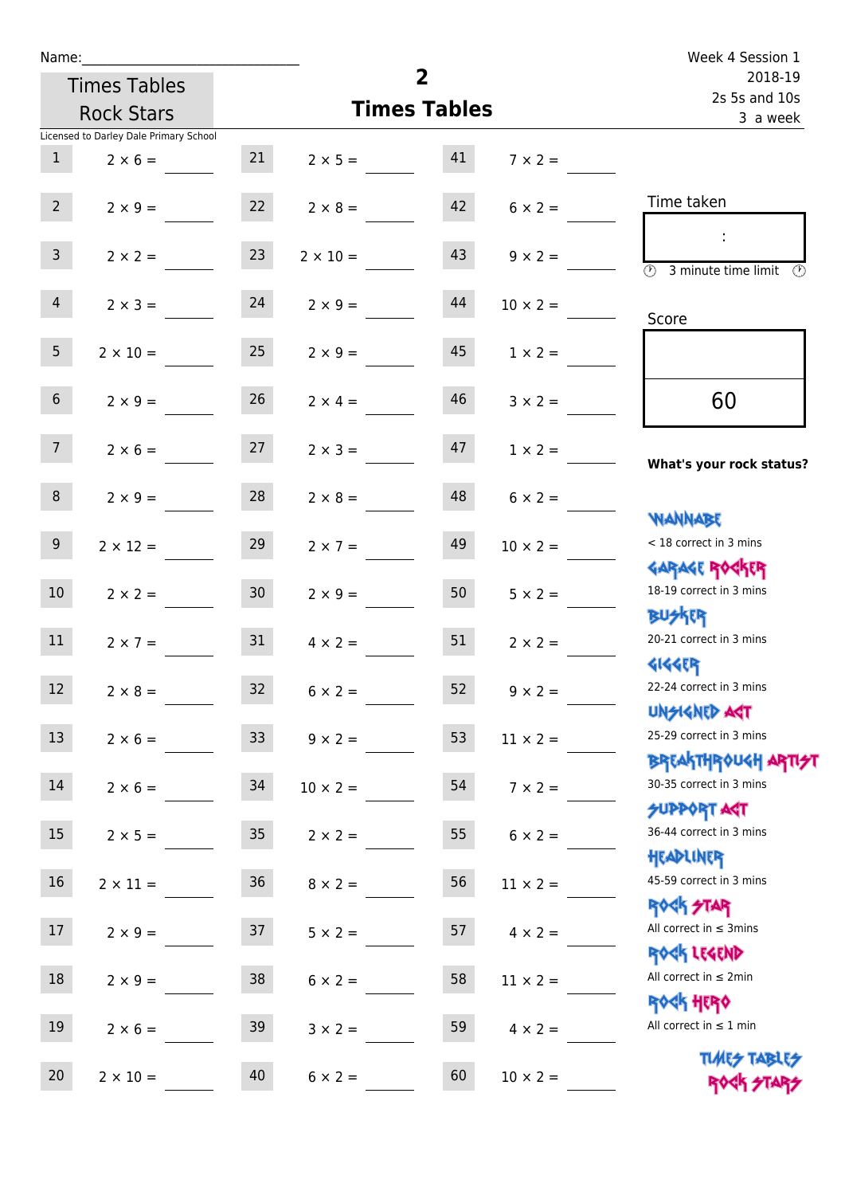Name:

Week 4 Session 1
2018-19
2s 5s and 10s
3 a week

Times Tables Rock Stars

# 2
## Times Tables

Licensed to Darley Dale Primary School

| | | | | | |
|---|---|---|---|---|---|
| 1 | $2 \times 6 =$ | 21 | $2 \times 5 =$ | 41 | $7 \times 2 =$ |
| 2 | $2 \times 9 =$ | 22 | $2 \times 8 =$ | 42 | $6 \times 2 =$ |
| 3 | $2 \times 2 =$ | 23 | $2 \times 10 =$ | 43 | $9 \times 2 =$ |
| 4 | $2 \times 3 =$ | 24 | $2 \times 9 =$ | 44 | $10 \times 2 =$ |
| 5 | $2 \times 10 =$ | 25 | $2 \times 9 =$ | 45 | $1 \times 2 =$ |
| 6 | $2 \times 9 =$ | 26 | $2 \times 4 =$ | 46 | $3 \times 2 =$ |
| 7 | $2 \times 6 =$ | 27 | $2 \times 3 =$ | 47 | $1 \times 2 =$ |
| 8 | $2 \times 9 =$ | 28 | $2 \times 8 =$ | 48 | $6 \times 2 =$ |
| 9 | $2 \times 12 =$ | 29 | $2 \times 7 =$ | 49 | $10 \times 2 =$ |
| 10 | $2 \times 2 =$ | 30 | $2 \times 9 =$ | 50 | $5 \times 2 =$ |
| 11 | $2 \times 7 =$ | 31 | $4 \times 2 =$ | 51 | $2 \times 2 =$ |
| 12 | $2 \times 8 =$ | 32 | $6 \times 2 =$ | 52 | $9 \times 2 =$ |
| 13 | $2 \times 6 =$ | 33 | $9 \times 2 =$ | 53 | $11 \times 2 =$ |
| 14 | $2 \times 6 =$ | 34 | $10 \times 2 =$ | 54 | $7 \times 2 =$ |
| 15 | $2 \times 5 =$ | 35 | $2 \times 2 =$ | 55 | $6 \times 2 =$ |
| 16 | $2 \times 11 =$ | 36 | $8 \times 2 =$ | 56 | $11 \times 2 =$ |
| 17 | $2 \times 9 =$ | 37 | $5 \times 2 =$ | 57 | $4 \times 2 =$ |
| 18 | $2 \times 9 =$ | 38 | $6 \times 2 =$ | 58 | $11 \times 2 =$ |
| 19 | $2 \times 6 =$ | 39 | $3 \times 2 =$ | 59 | $4 \times 2 =$ |
| 20 | $2 \times 10 =$ | 40 | $6 \times 2 =$ | 60 | $10 \times 2 =$ |

Time taken

:

3 minute time limit

Score

60

**What's your rock status?**

WANNABE
< 18 correct in 3 mins

GARAGE ROCKER
18-19 correct in 3 mins

BUSKER
20-21 correct in 3 mins

GIGGER
22-24 correct in 3 mins

UNSIGNED ACT
25-29 correct in 3 mins

BREAKTHROUGH ARTIST
30-35 correct in 3 mins

SUPPORT ACT
36-44 correct in 3 mins

HEADLINER
45-59 correct in 3 mins

ROCK STAR
All correct in ≤ 3mins

ROCK LEGEND
All correct in ≤ 2min

ROCK HERO
All correct in ≤ 1 min

TIMES TABLES ROCK STARS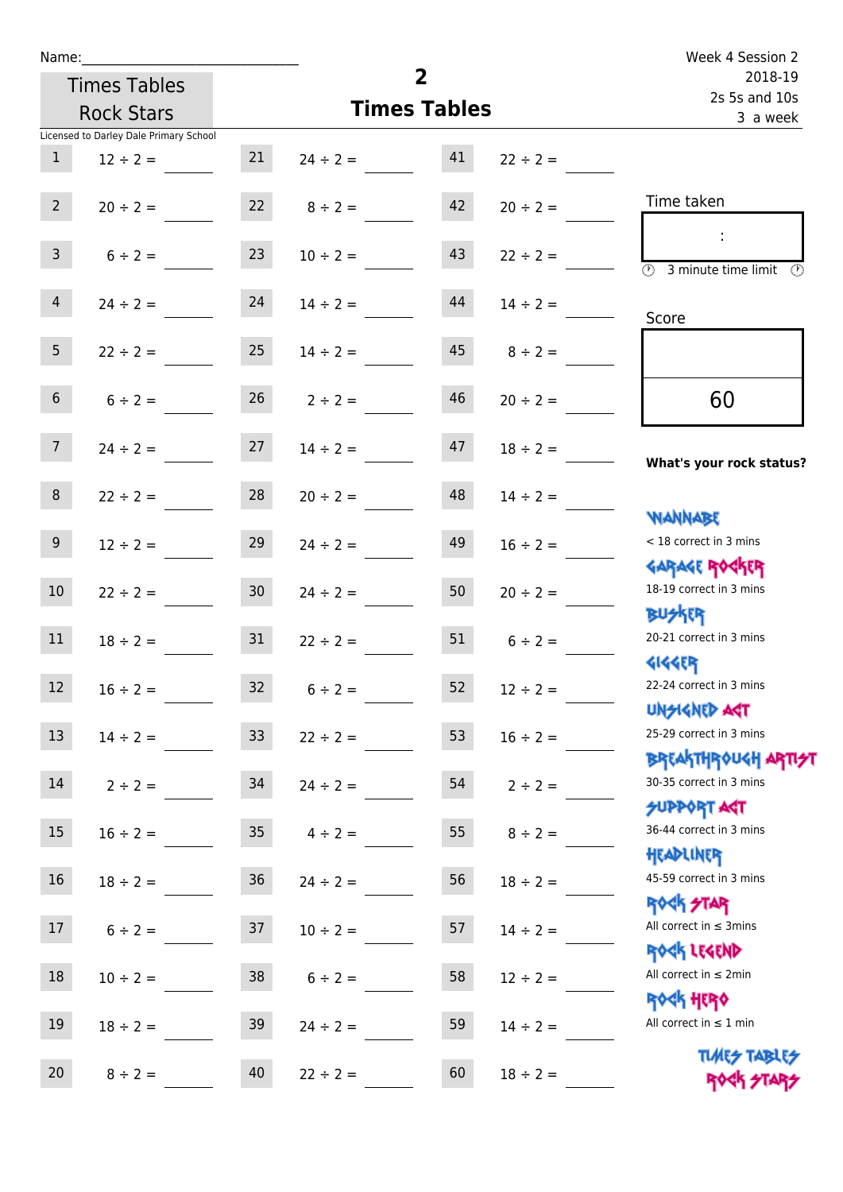Name:______________________________

Week 4 Session 2
2018-19
2s 5s and 10s
3 a week

Times Tables Rock Stars

# 2
## Times Tables

Licensed to Darley Dale Primary School

| | | | | | |
|---|---|---|---|---|---|
| 1 | 12 ÷ 2 = ____ | 21 | 24 ÷ 2 = ____ | 41 | 22 ÷ 2 = ____ |
| 2 | 20 ÷ 2 = ____ | 22 | 8 ÷ 2 = ____ | 42 | 20 ÷ 2 = ____ |
| 3 | 6 ÷ 2 = ____ | 23 | 10 ÷ 2 = ____ | 43 | 22 ÷ 2 = ____ |
| 4 | 24 ÷ 2 = ____ | 24 | 14 ÷ 2 = ____ | 44 | 14 ÷ 2 = ____ |
| 5 | 22 ÷ 2 = ____ | 25 | 14 ÷ 2 = ____ | 45 | 8 ÷ 2 = ____ |
| 6 | 6 ÷ 2 = ____ | 26 | 2 ÷ 2 = ____ | 46 | 20 ÷ 2 = ____ |
| 7 | 24 ÷ 2 = ____ | 27 | 14 ÷ 2 = ____ | 47 | 18 ÷ 2 = ____ |
| 8 | 22 ÷ 2 = ____ | 28 | 20 ÷ 2 = ____ | 48 | 14 ÷ 2 = ____ |
| 9 | 12 ÷ 2 = ____ | 29 | 24 ÷ 2 = ____ | 49 | 16 ÷ 2 = ____ |
| 10 | 22 ÷ 2 = ____ | 30 | 24 ÷ 2 = ____ | 50 | 20 ÷ 2 = ____ |
| 11 | 18 ÷ 2 = ____ | 31 | 22 ÷ 2 = ____ | 51 | 6 ÷ 2 = ____ |
| 12 | 16 ÷ 2 = ____ | 32 | 6 ÷ 2 = ____ | 52 | 12 ÷ 2 = ____ |
| 13 | 14 ÷ 2 = ____ | 33 | 22 ÷ 2 = ____ | 53 | 16 ÷ 2 = ____ |
| 14 | 2 ÷ 2 = ____ | 34 | 24 ÷ 2 = ____ | 54 | 2 ÷ 2 = ____ |
| 15 | 16 ÷ 2 = ____ | 35 | 4 ÷ 2 = ____ | 55 | 8 ÷ 2 = ____ |
| 16 | 18 ÷ 2 = ____ | 36 | 24 ÷ 2 = ____ | 56 | 18 ÷ 2 = ____ |
| 17 | 6 ÷ 2 = ____ | 37 | 10 ÷ 2 = ____ | 57 | 14 ÷ 2 = ____ |
| 18 | 10 ÷ 2 = ____ | 38 | 6 ÷ 2 = ____ | 58 | 12 ÷ 2 = ____ |
| 19 | 18 ÷ 2 = ____ | 39 | 24 ÷ 2 = ____ | 59 | 14 ÷ 2 = ____ |
| 20 | 8 ÷ 2 = ____ | 40 | 22 ÷ 2 = ____ | 60 | 18 ÷ 2 = ____ |

Time taken

:

3 minute time limit

Score

60

**What's your rock status?**

WANNABE
< 18 correct in 3 mins

GARAGE ROCKER
18-19 correct in 3 mins

BUSKER
20-21 correct in 3 mins

GIGGER
22-24 correct in 3 mins

UNSIGNED ACT
25-29 correct in 3 mins

BREAKTHROUGH ARTIST
30-35 correct in 3 mins

SUPPORT ACT
36-44 correct in 3 mins

HEADLINER
45-59 correct in 3 mins

ROCK STAR
All correct in ≤ 3mins

ROCK LEGEND
All correct in ≤ 2min

ROCK HERO
All correct in ≤ 1 min

TIMES TABLES ROCK STARS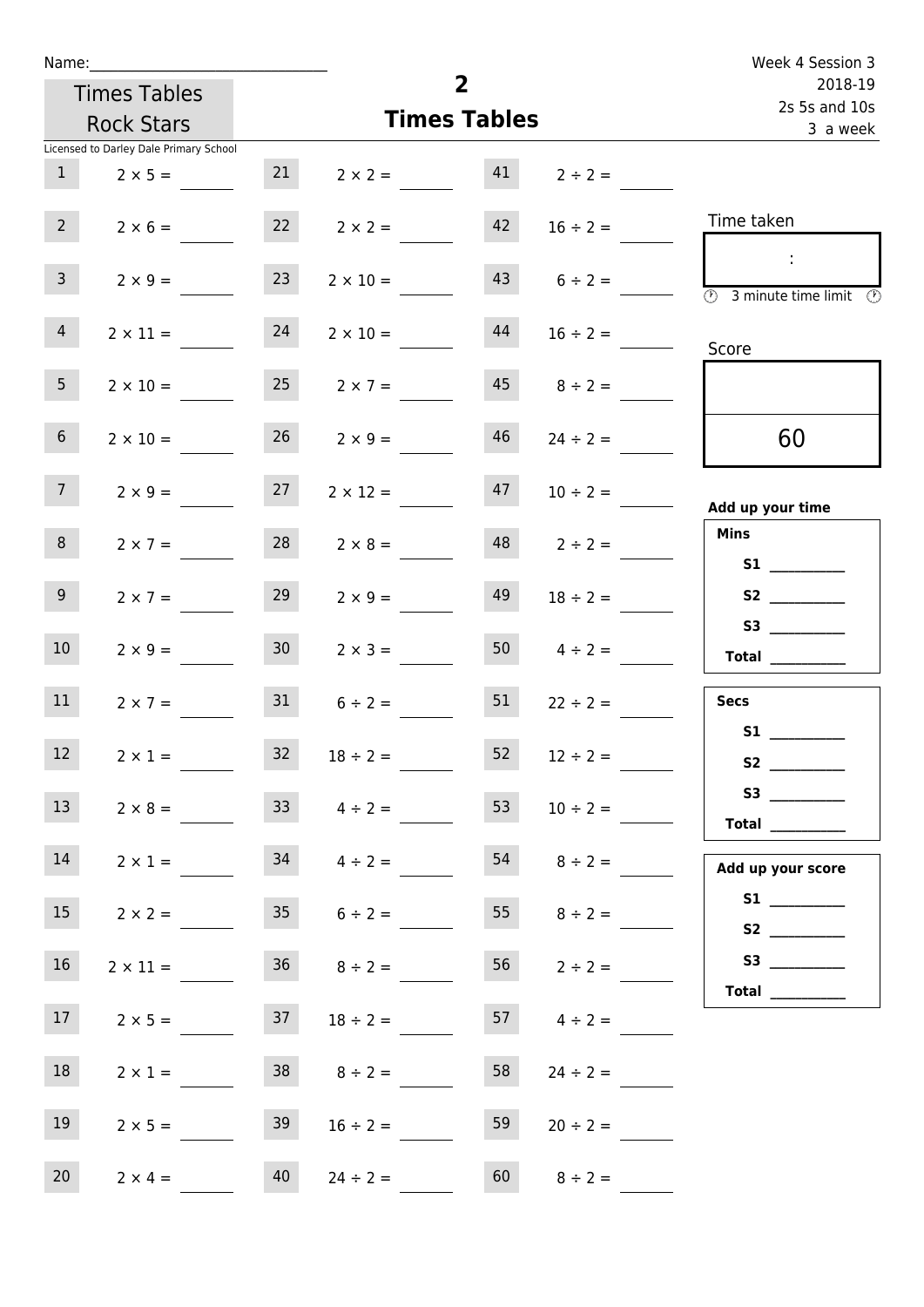Name:______________________________

Times Tables Rock Stars

Licensed to Darley Dale Primary School

# 2
## Times Tables

Week 4 Session 3
2018-19
2s 5s and 10s
3 a week

| | | | | | |
|---|---|---|---|---|---|
| 1 | 2 × 5 = | 21 | 2 × 2 = | 41 | 2 ÷ 2 = |
| 2 | 2 × 6 = | 22 | 2 × 2 = | 42 | 16 ÷ 2 = |
| 3 | 2 × 9 = | 23 | 2 × 10 = | 43 | 6 ÷ 2 = |
| 4 | 2 × 11 = | 24 | 2 × 10 = | 44 | 16 ÷ 2 = |
| 5 | 2 × 10 = | 25 | 2 × 7 = | 45 | 8 ÷ 2 = |
| 6 | 2 × 10 = | 26 | 2 × 9 = | 46 | 24 ÷ 2 = |
| 7 | 2 × 9 = | 27 | 2 × 12 = | 47 | 10 ÷ 2 = |
| 8 | 2 × 7 = | 28 | 2 × 8 = | 48 | 2 ÷ 2 = |
| 9 | 2 × 7 = | 29 | 2 × 9 = | 49 | 18 ÷ 2 = |
| 10 | 2 × 9 = | 30 | 2 × 3 = | 50 | 4 ÷ 2 = |
| 11 | 2 × 7 = | 31 | 6 ÷ 2 = | 51 | 22 ÷ 2 = |
| 12 | 2 × 1 = | 32 | 18 ÷ 2 = | 52 | 12 ÷ 2 = |
| 13 | 2 × 8 = | 33 | 4 ÷ 2 = | 53 | 10 ÷ 2 = |
| 14 | 2 × 1 = | 34 | 4 ÷ 2 = | 54 | 8 ÷ 2 = |
| 15 | 2 × 2 = | 35 | 6 ÷ 2 = | 55 | 8 ÷ 2 = |
| 16 | 2 × 11 = | 36 | 8 ÷ 2 = | 56 | 2 ÷ 2 = |
| 17 | 2 × 5 = | 37 | 18 ÷ 2 = | 57 | 4 ÷ 2 = |
| 18 | 2 × 1 = | 38 | 8 ÷ 2 = | 58 | 24 ÷ 2 = |
| 19 | 2 × 5 = | 39 | 16 ÷ 2 = | 59 | 20 ÷ 2 = |
| 20 | 2 × 4 = | 40 | 24 ÷ 2 = | 60 | 8 ÷ 2 = |

Time taken

:

3 minute time limit

Score

60

**Add up your time**

**Mins**

**S1** __________

**S2** __________

**S3** __________

**Total** __________

**Secs**

**S1** __________

**S2** __________

**S3** __________

**Total** __________

**Add up your score**

**S1** __________

**S2** __________

**S3** __________

**Total** __________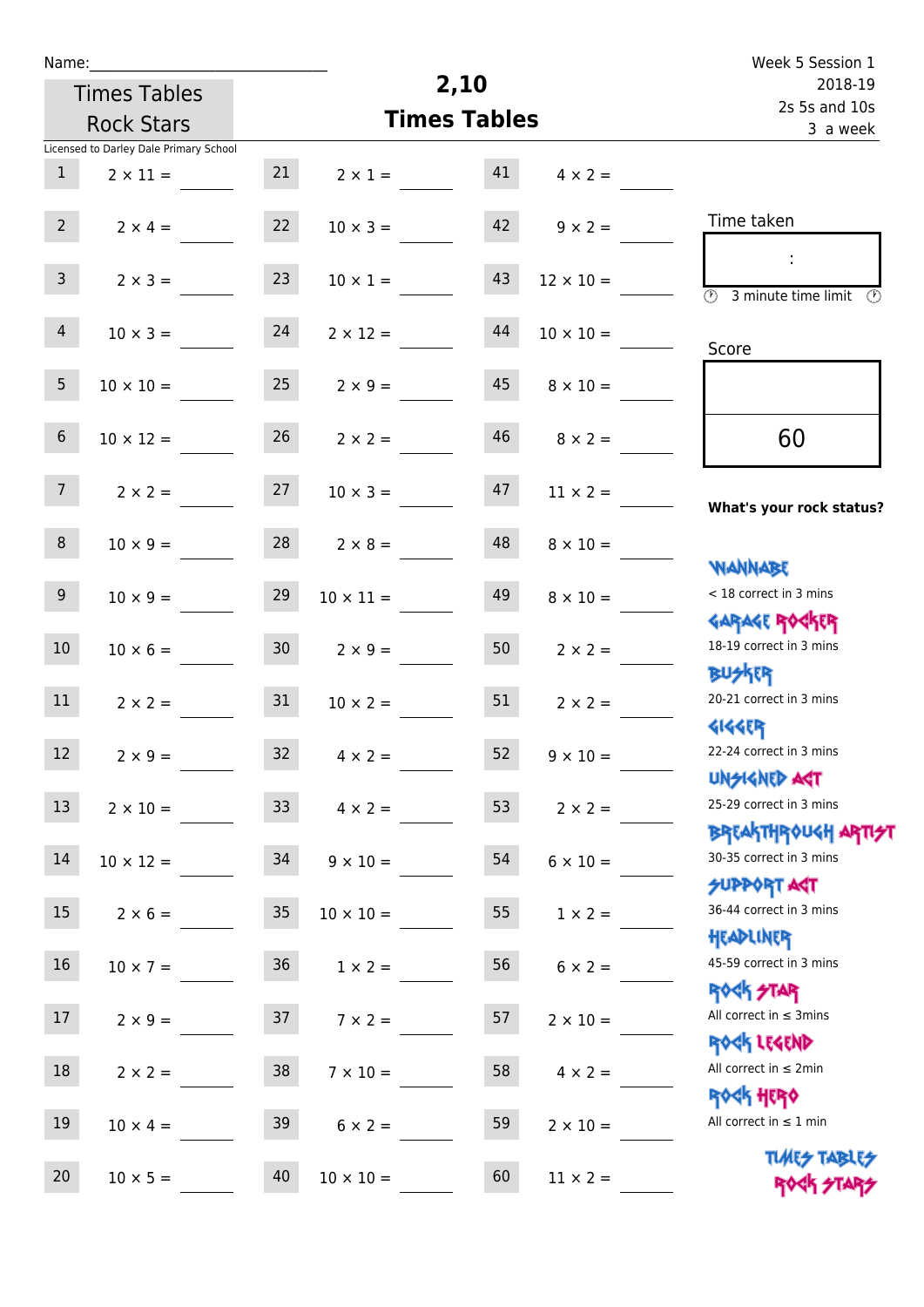Name:

Times Tables Rock Stars

# 2,10 Times Tables

Week 5 Session 1
2018-19
2s 5s and 10s
3 a week

Licensed to Darley Dale Primary School

| | | | | | |
|---|---|---|---|---|---|
| 1 | 2 × 11 = | 21 | 2 × 1 = | 41 | 4 × 2 = |
| 2 | 2 × 4 = | 22 | 10 × 3 = | 42 | 9 × 2 = |
| 3 | 2 × 3 = | 23 | 10 × 1 = | 43 | 12 × 10 = |
| 4 | 10 × 3 = | 24 | 2 × 12 = | 44 | 10 × 10 = |
| 5 | 10 × 10 = | 25 | 2 × 9 = | 45 | 8 × 10 = |
| 6 | 10 × 12 = | 26 | 2 × 2 = | 46 | 8 × 2 = |
| 7 | 2 × 2 = | 27 | 10 × 3 = | 47 | 11 × 2 = |
| 8 | 10 × 9 = | 28 | 2 × 8 = | 48 | 8 × 10 = |
| 9 | 10 × 9 = | 29 | 10 × 11 = | 49 | 8 × 10 = |
| 10 | 10 × 6 = | 30 | 2 × 9 = | 50 | 2 × 2 = |
| 11 | 2 × 2 = | 31 | 10 × 2 = | 51 | 2 × 2 = |
| 12 | 2 × 9 = | 32 | 4 × 2 = | 52 | 9 × 10 = |
| 13 | 2 × 10 = | 33 | 4 × 2 = | 53 | 2 × 2 = |
| 14 | 10 × 12 = | 34 | 9 × 10 = | 54 | 6 × 10 = |
| 15 | 2 × 6 = | 35 | 10 × 10 = | 55 | 1 × 2 = |
| 16 | 10 × 7 = | 36 | 1 × 2 = | 56 | 6 × 2 = |
| 17 | 2 × 9 = | 37 | 7 × 2 = | 57 | 2 × 10 = |
| 18 | 2 × 2 = | 38 | 7 × 10 = | 58 | 4 × 2 = |
| 19 | 10 × 4 = | 39 | 6 × 2 = | 59 | 2 × 10 = |
| 20 | 10 × 5 = | 40 | 10 × 10 = | 60 | 11 × 2 = |

Time taken

:

3 minute time limit

Score

60

**What's your rock status?**

WANNABE
< 18 correct in 3 mins

GARAGE ROCKER
18-19 correct in 3 mins

BUSKER
20-21 correct in 3 mins

GIGGER
22-24 correct in 3 mins

UNSIGNED ACT
25-29 correct in 3 mins

BREAKTHROUGH ARTIST
30-35 correct in 3 mins

SUPPORT ACT
36-44 correct in 3 mins

HEADLINER
45-59 correct in 3 mins

ROCK STAR
All correct in ≤ 3mins

ROCK LEGEND
All correct in ≤ 2min

ROCK HERO
All correct in ≤ 1 min

TIMES TABLES ROCK STARS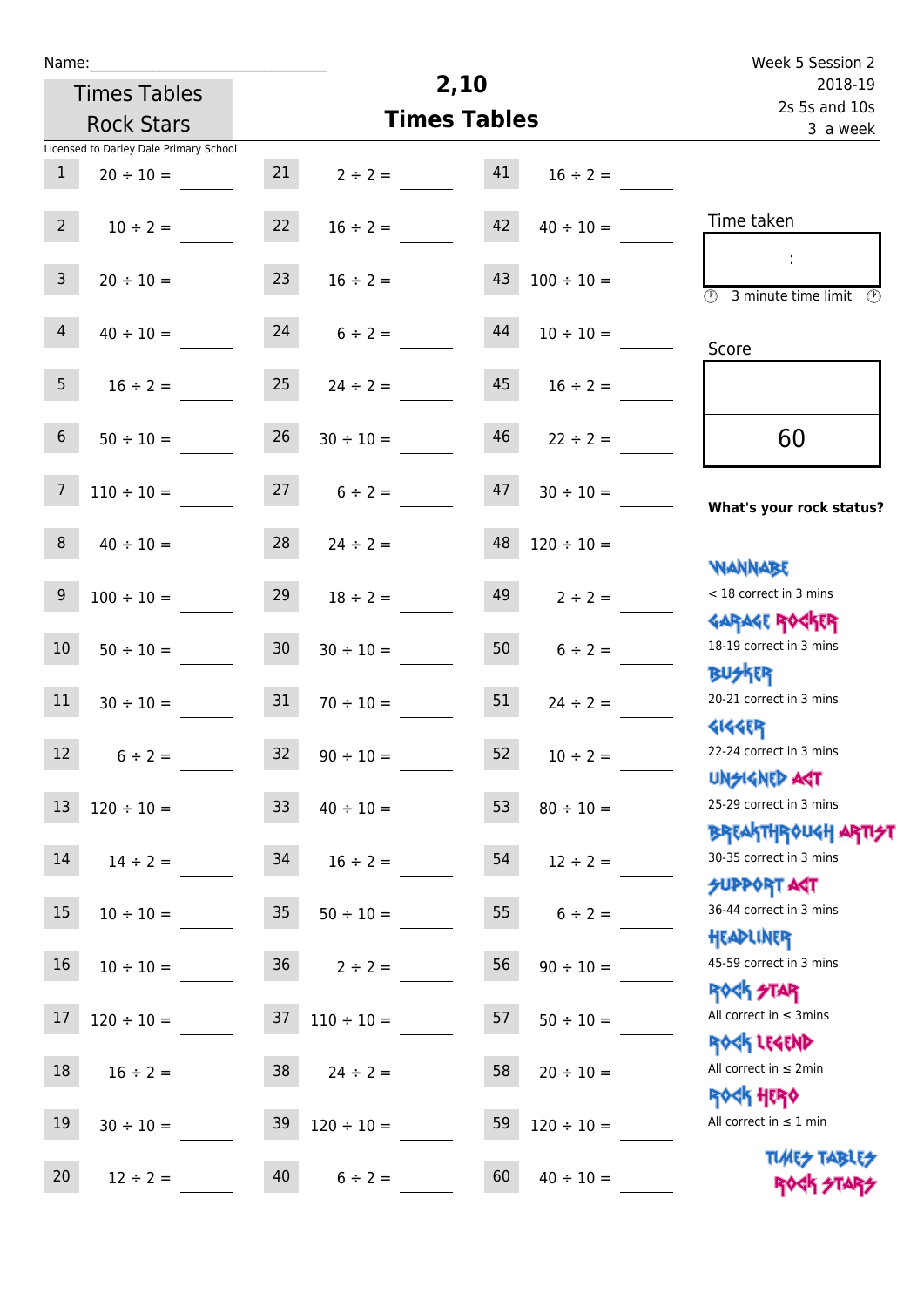Name:\_\_\_\_\_\_\_\_\_\_\_\_\_\_\_\_\_\_\_\_\_\_\_\_\_\_\_

Times Tables Rock Stars

Licensed to Darley Dale Primary School

# 2,10 Times Tables

Week 5 Session 2
2018-19
2s 5s and 10s
3 a week

| | | | | | |
|---|---|---|---|---|---|
| 1 | 20 ÷ 10 = | 21 | 2 ÷ 2 = | 41 | 16 ÷ 2 = |
| 2 | 10 ÷ 2 = | 22 | 16 ÷ 2 = | 42 | 40 ÷ 10 = |
| 3 | 20 ÷ 10 = | 23 | 16 ÷ 2 = | 43 | 100 ÷ 10 = |
| 4 | 40 ÷ 10 = | 24 | 6 ÷ 2 = | 44 | 10 ÷ 10 = |
| 5 | 16 ÷ 2 = | 25 | 24 ÷ 2 = | 45 | 16 ÷ 2 = |
| 6 | 50 ÷ 10 = | 26 | 30 ÷ 10 = | 46 | 22 ÷ 2 = |
| 7 | 110 ÷ 10 = | 27 | 6 ÷ 2 = | 47 | 30 ÷ 10 = |
| 8 | 40 ÷ 10 = | 28 | 24 ÷ 2 = | 48 | 120 ÷ 10 = |
| 9 | 100 ÷ 10 = | 29 | 18 ÷ 2 = | 49 | 2 ÷ 2 = |
| 10 | 50 ÷ 10 = | 30 | 30 ÷ 10 = | 50 | 6 ÷ 2 = |
| 11 | 30 ÷ 10 = | 31 | 70 ÷ 10 = | 51 | 24 ÷ 2 = |
| 12 | 6 ÷ 2 = | 32 | 90 ÷ 10 = | 52 | 10 ÷ 2 = |
| 13 | 120 ÷ 10 = | 33 | 40 ÷ 10 = | 53 | 80 ÷ 10 = |
| 14 | 14 ÷ 2 = | 34 | 16 ÷ 2 = | 54 | 12 ÷ 2 = |
| 15 | 10 ÷ 10 = | 35 | 50 ÷ 10 = | 55 | 6 ÷ 2 = |
| 16 | 10 ÷ 10 = | 36 | 2 ÷ 2 = | 56 | 90 ÷ 10 = |
| 17 | 120 ÷ 10 = | 37 | 110 ÷ 10 = | 57 | 50 ÷ 10 = |
| 18 | 16 ÷ 2 = | 38 | 24 ÷ 2 = | 58 | 20 ÷ 10 = |
| 19 | 30 ÷ 10 = | 39 | 120 ÷ 10 = | 59 | 120 ÷ 10 = |
| 20 | 12 ÷ 2 = | 40 | 6 ÷ 2 = | 60 | 40 ÷ 10 = |

Time taken

:

3 minute time limit

Score

60

**What's your rock status?**

- WANNABE: < 18 correct in 3 mins
- GARAGE ROCKER: 18-19 correct in 3 mins
- BUSKER: 20-21 correct in 3 mins
- GIGGER: 22-24 correct in 3 mins
- UNSIGNED ACT: 25-29 correct in 3 mins
- BREAKTHROUGH ARTIST: 30-35 correct in 3 mins
- SUPPORT ACT: 36-44 correct in 3 mins
- HEADLINER: 45-59 correct in 3 mins
- ROCK STAR: All correct in ≤ 3mins
- ROCK LEGEND: All correct in ≤ 2min
- ROCK HERO: All correct in ≤ 1 min

TIMES TABLES ROCK STARS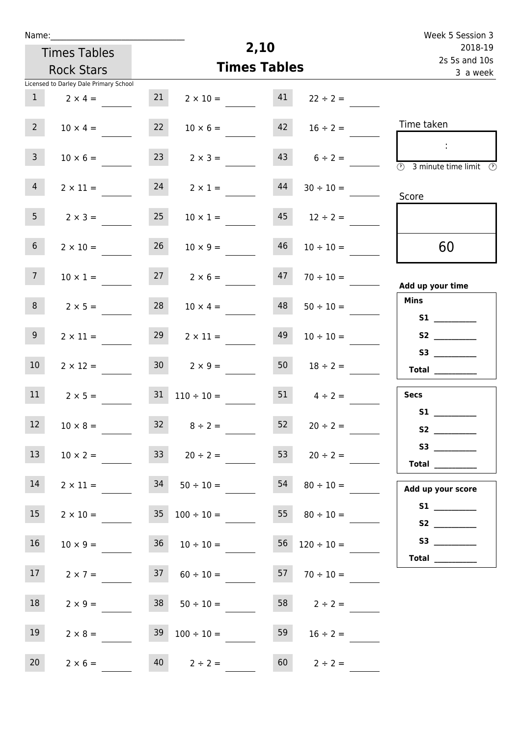Name:______________________________

Times Tables Rock Stars

# 2,10 Times Tables

Week 5 Session 3
2018-19
2s 5s and 10s
3 a week

Licensed to Darley Dale Primary School

| | | | | | |
|---|---|---|---|---|---|
| 1 | $2 \times 4 =$ ____ | 21 | $2 \times 10 =$ ____ | 41 | $22 \div 2 =$ ____ |
| 2 | $10 \times 4 =$ ____ | 22 | $10 \times 6 =$ ____ | 42 | $16 \div 2 =$ ____ |
| 3 | $10 \times 6 =$ ____ | 23 | $2 \times 3 =$ ____ | 43 | $6 \div 2 =$ ____ |
| 4 | $2 \times 11 =$ ____ | 24 | $2 \times 1 =$ ____ | 44 | $30 \div 10 =$ ____ |
| 5 | $2 \times 3 =$ ____ | 25 | $10 \times 1 =$ ____ | 45 | $12 \div 2 =$ ____ |
| 6 | $2 \times 10 =$ ____ | 26 | $10 \times 9 =$ ____ | 46 | $10 \div 10 =$ ____ |
| 7 | $10 \times 1 =$ ____ | 27 | $2 \times 6 =$ ____ | 47 | $70 \div 10 =$ ____ |
| 8 | $2 \times 5 =$ ____ | 28 | $10 \times 4 =$ ____ | 48 | $50 \div 10 =$ ____ |
| 9 | $2 \times 11 =$ ____ | 29 | $2 \times 11 =$ ____ | 49 | $10 \div 10 =$ ____ |
| 10 | $2 \times 12 =$ ____ | 30 | $2 \times 9 =$ ____ | 50 | $18 \div 2 =$ ____ |
| 11 | $2 \times 5 =$ ____ | 31 | $110 \div 10 =$ ____ | 51 | $4 \div 2 =$ ____ |
| 12 | $10 \times 8 =$ ____ | 32 | $8 \div 2 =$ ____ | 52 | $20 \div 2 =$ ____ |
| 13 | $10 \times 2 =$ ____ | 33 | $20 \div 2 =$ ____ | 53 | $20 \div 2 =$ ____ |
| 14 | $2 \times 11 =$ ____ | 34 | $50 \div 10 =$ ____ | 54 | $80 \div 10 =$ ____ |
| 15 | $2 \times 10 =$ ____ | 35 | $100 \div 10 =$ ____ | 55 | $80 \div 10 =$ ____ |
| 16 | $10 \times 9 =$ ____ | 36 | $10 \div 10 =$ ____ | 56 | $120 \div 10 =$ ____ |
| 17 | $2 \times 7 =$ ____ | 37 | $60 \div 10 =$ ____ | 57 | $70 \div 10 =$ ____ |
| 18 | $2 \times 9 =$ ____ | 38 | $50 \div 10 =$ ____ | 58 | $2 \div 2 =$ ____ |
| 19 | $2 \times 8 =$ ____ | 39 | $100 \div 10 =$ ____ | 59 | $16 \div 2 =$ ____ |
| 20 | $2 \times 6 =$ ____ | 40 | $2 \div 2 =$ ____ | 60 | $2 \div 2 =$ ____ |

Time taken

:

3 minute time limit

Score

60

**Add up your time**

**Mins**

**S1** __________
**S2** __________
**S3** __________
**Total** __________

**Secs**

**S1** __________
**S2** __________
**S3** __________
**Total** __________

**Add up your score**

**S1** __________
**S2** __________
**S3** __________
**Total** __________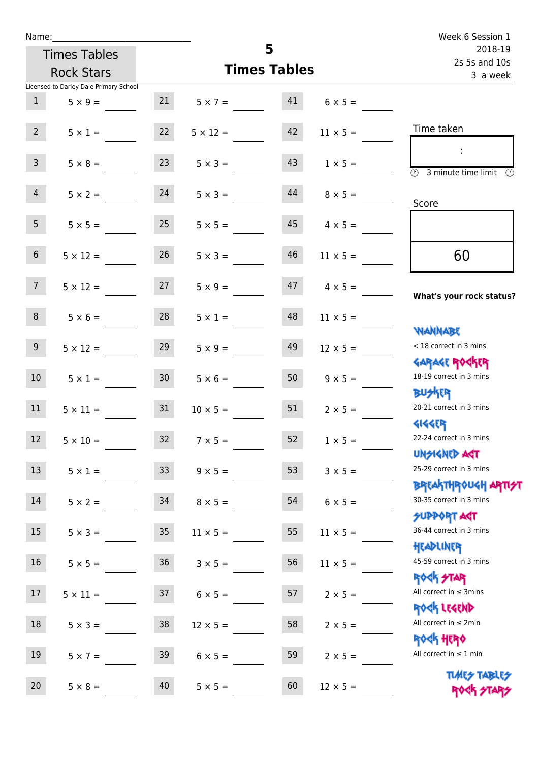Name:\_\_\_\_\_\_\_\_\_\_\_\_\_\_\_\_\_\_\_\_\_\_\_\_\_\_\_\_

Times Tables Rock Stars

# 5 Times Tables

Week 6 Session 1
2018-19
2s 5s and 10s
3 a week

Licensed to Darley Dale Primary School

| | | | | | |
|---|---|---|---|---|---|
| 1 | 5 × 9 = \_\_\_\_ | 21 | 5 × 7 = \_\_\_\_ | 41 | 6 × 5 = \_\_\_\_ |
| 2 | 5 × 1 = \_\_\_\_ | 22 | 5 × 12 = \_\_\_\_ | 42 | 11 × 5 = \_\_\_\_ |
| 3 | 5 × 8 = \_\_\_\_ | 23 | 5 × 3 = \_\_\_\_ | 43 | 1 × 5 = \_\_\_\_ |
| 4 | 5 × 2 = \_\_\_\_ | 24 | 5 × 3 = \_\_\_\_ | 44 | 8 × 5 = \_\_\_\_ |
| 5 | 5 × 5 = \_\_\_\_ | 25 | 5 × 5 = \_\_\_\_ | 45 | 4 × 5 = \_\_\_\_ |
| 6 | 5 × 12 = \_\_\_\_ | 26 | 5 × 3 = \_\_\_\_ | 46 | 11 × 5 = \_\_\_\_ |
| 7 | 5 × 12 = \_\_\_\_ | 27 | 5 × 9 = \_\_\_\_ | 47 | 4 × 5 = \_\_\_\_ |
| 8 | 5 × 6 = \_\_\_\_ | 28 | 5 × 1 = \_\_\_\_ | 48 | 11 × 5 = \_\_\_\_ |
| 9 | 5 × 12 = \_\_\_\_ | 29 | 5 × 9 = \_\_\_\_ | 49 | 12 × 5 = \_\_\_\_ |
| 10 | 5 × 1 = \_\_\_\_ | 30 | 5 × 6 = \_\_\_\_ | 50 | 9 × 5 = \_\_\_\_ |
| 11 | 5 × 11 = \_\_\_\_ | 31 | 10 × 5 = \_\_\_\_ | 51 | 2 × 5 = \_\_\_\_ |
| 12 | 5 × 10 = \_\_\_\_ | 32 | 7 × 5 = \_\_\_\_ | 52 | 1 × 5 = \_\_\_\_ |
| 13 | 5 × 1 = \_\_\_\_ | 33 | 9 × 5 = \_\_\_\_ | 53 | 3 × 5 = \_\_\_\_ |
| 14 | 5 × 2 = \_\_\_\_ | 34 | 8 × 5 = \_\_\_\_ | 54 | 6 × 5 = \_\_\_\_ |
| 15 | 5 × 3 = \_\_\_\_ | 35 | 11 × 5 = \_\_\_\_ | 55 | 11 × 5 = \_\_\_\_ |
| 16 | 5 × 5 = \_\_\_\_ | 36 | 3 × 5 = \_\_\_\_ | 56 | 11 × 5 = \_\_\_\_ |
| 17 | 5 × 11 = \_\_\_\_ | 37 | 6 × 5 = \_\_\_\_ | 57 | 2 × 5 = \_\_\_\_ |
| 18 | 5 × 3 = \_\_\_\_ | 38 | 12 × 5 = \_\_\_\_ | 58 | 2 × 5 = \_\_\_\_ |
| 19 | 5 × 7 = \_\_\_\_ | 39 | 6 × 5 = \_\_\_\_ | 59 | 2 × 5 = \_\_\_\_ |
| 20 | 5 × 8 = \_\_\_\_ | 40 | 5 × 5 = \_\_\_\_ | 60 | 12 × 5 = \_\_\_\_ |

Time taken

:

3 minute time limit

Score

60

**What's your rock status?**

WANNABE
< 18 correct in 3 mins

GARAGE ROCKER
18-19 correct in 3 mins

BUSKER
20-21 correct in 3 mins

GIGGER
22-24 correct in 3 mins

UNSIGNED ACT
25-29 correct in 3 mins

BREAKTHROUGH ARTIST
30-35 correct in 3 mins

SUPPORT ACT
36-44 correct in 3 mins

HEADLINER
45-59 correct in 3 mins

ROCK STAR
All correct in ≤ 3mins

ROCK LEGEND
All correct in ≤ 2min

ROCK HERO
All correct in ≤ 1 min

TIMES TABLES ROCK STARS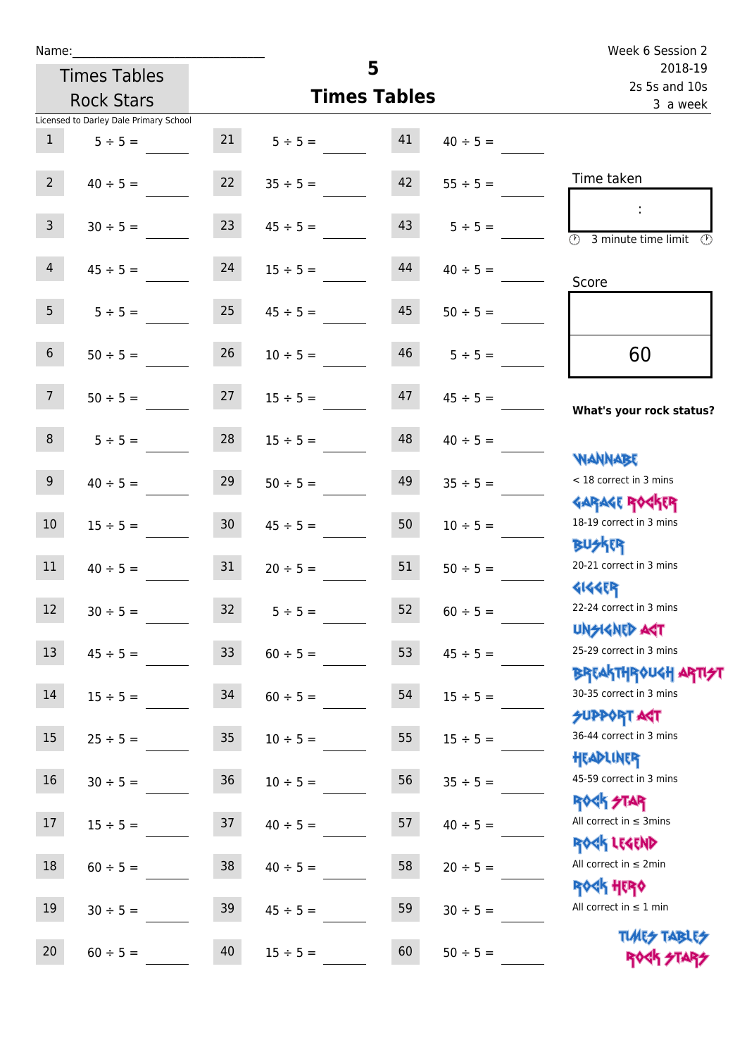Name:______________________________

Times Tables Rock Stars

# 5 Times Tables

Week 6 Session 2
2018-19
2s 5s and 10s
3 a week

Licensed to Darley Dale Primary School

| | | | | | |
|---|---|---|---|---|---|
| 1 | 5 ÷ 5 = | 21 | 5 ÷ 5 = | 41 | 40 ÷ 5 = |
| 2 | 40 ÷ 5 = | 22 | 35 ÷ 5 = | 42 | 55 ÷ 5 = |
| 3 | 30 ÷ 5 = | 23 | 45 ÷ 5 = | 43 | 5 ÷ 5 = |
| 4 | 45 ÷ 5 = | 24 | 15 ÷ 5 = | 44 | 40 ÷ 5 = |
| 5 | 5 ÷ 5 = | 25 | 45 ÷ 5 = | 45 | 50 ÷ 5 = |
| 6 | 50 ÷ 5 = | 26 | 10 ÷ 5 = | 46 | 5 ÷ 5 = |
| 7 | 50 ÷ 5 = | 27 | 15 ÷ 5 = | 47 | 45 ÷ 5 = |
| 8 | 5 ÷ 5 = | 28 | 15 ÷ 5 = | 48 | 40 ÷ 5 = |
| 9 | 40 ÷ 5 = | 29 | 50 ÷ 5 = | 49 | 35 ÷ 5 = |
| 10 | 15 ÷ 5 = | 30 | 45 ÷ 5 = | 50 | 10 ÷ 5 = |
| 11 | 40 ÷ 5 = | 31 | 20 ÷ 5 = | 51 | 50 ÷ 5 = |
| 12 | 30 ÷ 5 = | 32 | 5 ÷ 5 = | 52 | 60 ÷ 5 = |
| 13 | 45 ÷ 5 = | 33 | 60 ÷ 5 = | 53 | 45 ÷ 5 = |
| 14 | 15 ÷ 5 = | 34 | 60 ÷ 5 = | 54 | 15 ÷ 5 = |
| 15 | 25 ÷ 5 = | 35 | 10 ÷ 5 = | 55 | 15 ÷ 5 = |
| 16 | 30 ÷ 5 = | 36 | 10 ÷ 5 = | 56 | 35 ÷ 5 = |
| 17 | 15 ÷ 5 = | 37 | 40 ÷ 5 = | 57 | 40 ÷ 5 = |
| 18 | 60 ÷ 5 = | 38 | 40 ÷ 5 = | 58 | 20 ÷ 5 = |
| 19 | 30 ÷ 5 = | 39 | 45 ÷ 5 = | 59 | 30 ÷ 5 = |
| 20 | 60 ÷ 5 = | 40 | 15 ÷ 5 = | 60 | 50 ÷ 5 = |

Time taken

:

3 minute time limit

Score

60

**What's your rock status?**

WANNABE
< 18 correct in 3 mins

GARAGE ROCKER
18-19 correct in 3 mins

BUSKER
20-21 correct in 3 mins

GIGGER
22-24 correct in 3 mins

UNSIGNED ACT
25-29 correct in 3 mins

BREAKTHROUGH ARTIST
30-35 correct in 3 mins

SUPPORT ACT
36-44 correct in 3 mins

HEADLINER
45-59 correct in 3 mins

ROCK STAR
All correct in ≤ 3mins

ROCK LEGEND
All correct in ≤ 2min

ROCK HERO
All correct in ≤ 1 min

TIMES TABLES ROCK STARS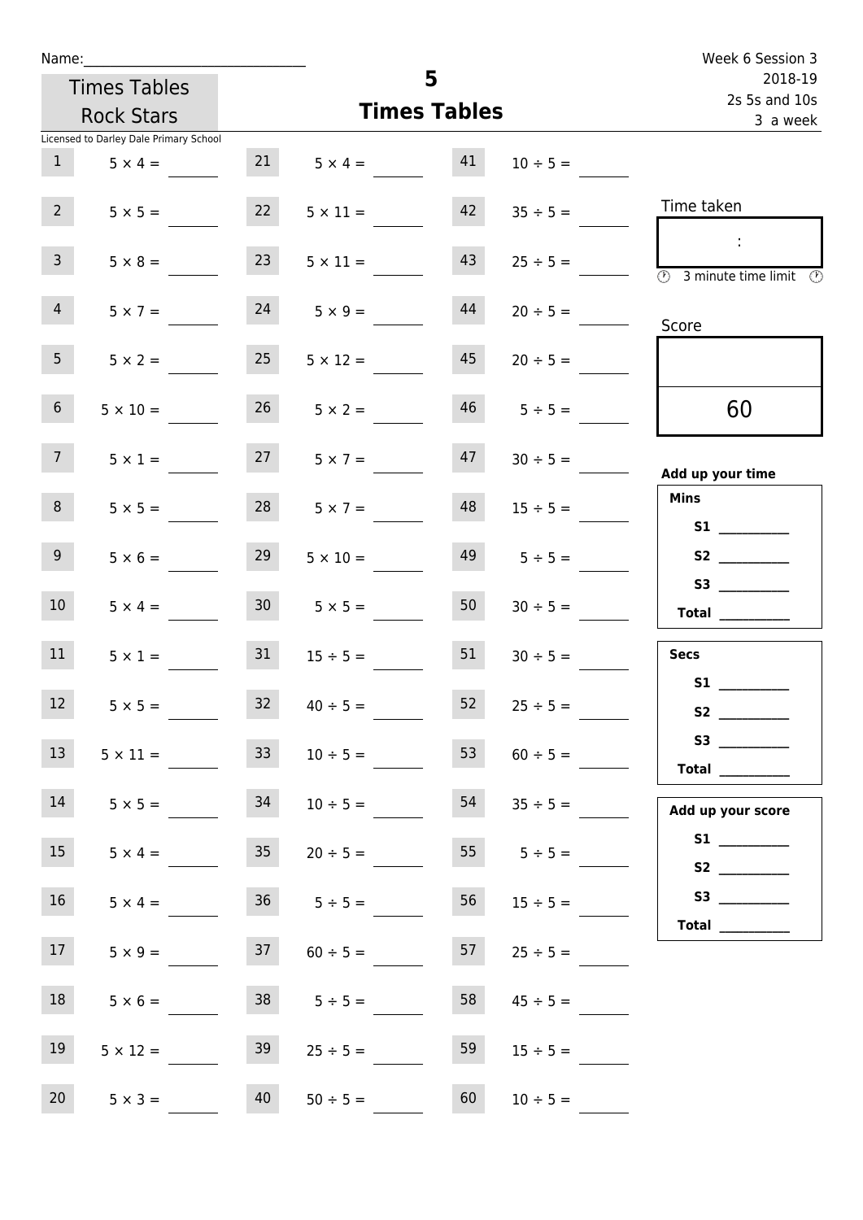Name:\_\_\_\_\_\_\_\_\_\_\_\_\_\_\_\_\_\_\_\_\_\_\_\_\_\_\_\_

Times Tables Rock Stars

Licensed to Darley Dale Primary School

# 5
## Times Tables

Week 6 Session 3
2018-19
2s 5s and 10s
3 a week

| | | | | | |
|---|---|---|---|---|---|
| 1 | $5 \times 4 =$ | 21 | $5 \times 4 =$ | 41 | $10 \div 5 =$ |
| 2 | $5 \times 5 =$ | 22 | $5 \times 11 =$ | 42 | $35 \div 5 =$ |
| 3 | $5 \times 8 =$ | 23 | $5 \times 11 =$ | 43 | $25 \div 5 =$ |
| 4 | $5 \times 7 =$ | 24 | $5 \times 9 =$ | 44 | $20 \div 5 =$ |
| 5 | $5 \times 2 =$ | 25 | $5 \times 12 =$ | 45 | $20 \div 5 =$ |
| 6 | $5 \times 10 =$ | 26 | $5 \times 2 =$ | 46 | $5 \div 5 =$ |
| 7 | $5 \times 1 =$ | 27 | $5 \times 7 =$ | 47 | $30 \div 5 =$ |
| 8 | $5 \times 5 =$ | 28 | $5 \times 7 =$ | 48 | $15 \div 5 =$ |
| 9 | $5 \times 6 =$ | 29 | $5 \times 10 =$ | 49 | $5 \div 5 =$ |
| 10 | $5 \times 4 =$ | 30 | $5 \times 5 =$ | 50 | $30 \div 5 =$ |
| 11 | $5 \times 1 =$ | 31 | $15 \div 5 =$ | 51 | $30 \div 5 =$ |
| 12 | $5 \times 5 =$ | 32 | $40 \div 5 =$ | 52 | $25 \div 5 =$ |
| 13 | $5 \times 11 =$ | 33 | $10 \div 5 =$ | 53 | $60 \div 5 =$ |
| 14 | $5 \times 5 =$ | 34 | $10 \div 5 =$ | 54 | $35 \div 5 =$ |
| 15 | $5 \times 4 =$ | 35 | $20 \div 5 =$ | 55 | $5 \div 5 =$ |
| 16 | $5 \times 4 =$ | 36 | $5 \div 5 =$ | 56 | $15 \div 5 =$ |
| 17 | $5 \times 9 =$ | 37 | $60 \div 5 =$ | 57 | $25 \div 5 =$ |
| 18 | $5 \times 6 =$ | 38 | $5 \div 5 =$ | 58 | $45 \div 5 =$ |
| 19 | $5 \times 12 =$ | 39 | $25 \div 5 =$ | 59 | $15 \div 5 =$ |
| 20 | $5 \times 3 =$ | 40 | $50 \div 5 =$ | 60 | $10 \div 5 =$ |

Time taken

:

3 minute time limit

Score

60

**Add up your time**

**Mins**
S1 \_\_\_\_\_\_\_\_
S2 \_\_\_\_\_\_\_\_
S3 \_\_\_\_\_\_\_\_
**Total** \_\_\_\_\_\_\_\_

**Secs**
S1 \_\_\_\_\_\_\_\_
S2 \_\_\_\_\_\_\_\_
S3 \_\_\_\_\_\_\_\_
**Total** \_\_\_\_\_\_\_\_

**Add up your score**
S1 \_\_\_\_\_\_\_\_
S2 \_\_\_\_\_\_\_\_
S3 \_\_\_\_\_\_\_\_
**Total** \_\_\_\_\_\_\_\_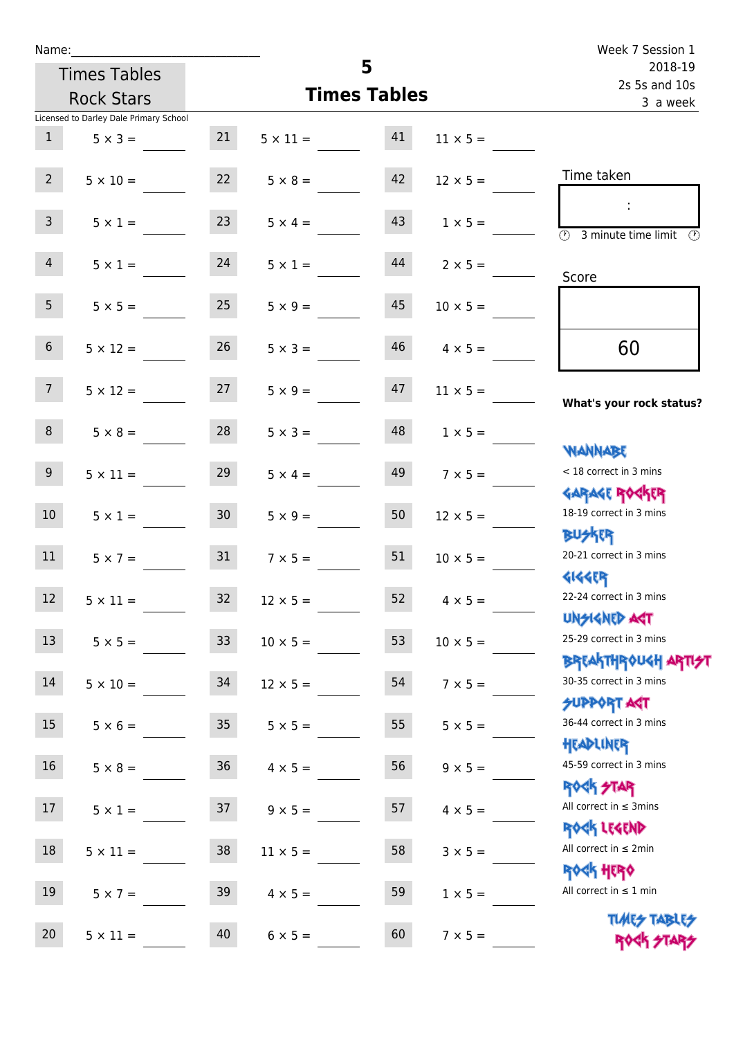Name:\_\_\_\_\_\_\_\_\_\_\_\_\_\_\_\_\_\_\_\_\_\_\_\_\_\_\_

Times Tables Rock Stars

# 5 Times Tables

Week 7 Session 1
2018-19
2s 5s and 10s
3 a week

Licensed to Darley Dale Primary School

| # | Question | # | Question | # | Question |
|---|---|---|---|---|---|
| 1 | 5 × 3 = | 21 | 5 × 11 = | 41 | 11 × 5 = |
| 2 | 5 × 10 = | 22 | 5 × 8 = | 42 | 12 × 5 = |
| 3 | 5 × 1 = | 23 | 5 × 4 = | 43 | 1 × 5 = |
| 4 | 5 × 1 = | 24 | 5 × 1 = | 44 | 2 × 5 = |
| 5 | 5 × 5 = | 25 | 5 × 9 = | 45 | 10 × 5 = |
| 6 | 5 × 12 = | 26 | 5 × 3 = | 46 | 4 × 5 = |
| 7 | 5 × 12 = | 27 | 5 × 9 = | 47 | 11 × 5 = |
| 8 | 5 × 8 = | 28 | 5 × 3 = | 48 | 1 × 5 = |
| 9 | 5 × 11 = | 29 | 5 × 4 = | 49 | 7 × 5 = |
| 10 | 5 × 1 = | 30 | 5 × 9 = | 50 | 12 × 5 = |
| 11 | 5 × 7 = | 31 | 7 × 5 = | 51 | 10 × 5 = |
| 12 | 5 × 11 = | 32 | 12 × 5 = | 52 | 4 × 5 = |
| 13 | 5 × 5 = | 33 | 10 × 5 = | 53 | 10 × 5 = |
| 14 | 5 × 10 = | 34 | 12 × 5 = | 54 | 7 × 5 = |
| 15 | 5 × 6 = | 35 | 5 × 5 = | 55 | 5 × 5 = |
| 16 | 5 × 8 = | 36 | 4 × 5 = | 56 | 9 × 5 = |
| 17 | 5 × 1 = | 37 | 9 × 5 = | 57 | 4 × 5 = |
| 18 | 5 × 11 = | 38 | 11 × 5 = | 58 | 3 × 5 = |
| 19 | 5 × 7 = | 39 | 4 × 5 = | 59 | 1 × 5 = |
| 20 | 5 × 11 = | 40 | 6 × 5 = | 60 | 7 × 5 = |

Time taken

:

3 minute time limit

Score

60

**What's your rock status?**

WANNABE
< 18 correct in 3 mins

GARAGE ROCKER
18-19 correct in 3 mins

BUSKER
20-21 correct in 3 mins

GIGGER
22-24 correct in 3 mins

UNSIGNED ACT
25-29 correct in 3 mins

BREAKTHROUGH ARTIST
30-35 correct in 3 mins

SUPPORT ACT
36-44 correct in 3 mins

HEADLINER
45-59 correct in 3 mins

ROCK STAR
All correct in ≤ 3mins

ROCK LEGEND
All correct in ≤ 2min

ROCK HERO
All correct in ≤ 1 min

TIMES TABLES ROCK STARS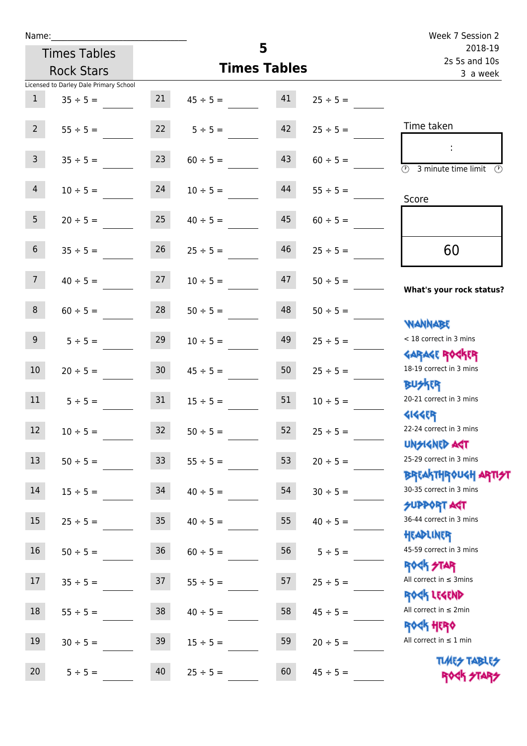Name:____________________________

Times Tables Rock Stars

# 5 Times Tables

Week 7 Session 2
2018-19
2s 5s and 10s
3 a week

Licensed to Darley Dale Primary School

| | | | | | |
|---|---|---|---|---|---|
| 1 | 35 ÷ 5 = | 21 | 45 ÷ 5 = | 41 | 25 ÷ 5 = |
| 2 | 55 ÷ 5 = | 22 | 5 ÷ 5 = | 42 | 25 ÷ 5 = |
| 3 | 35 ÷ 5 = | 23 | 60 ÷ 5 = | 43 | 60 ÷ 5 = |
| 4 | 10 ÷ 5 = | 24 | 10 ÷ 5 = | 44 | 55 ÷ 5 = |
| 5 | 20 ÷ 5 = | 25 | 40 ÷ 5 = | 45 | 60 ÷ 5 = |
| 6 | 35 ÷ 5 = | 26 | 25 ÷ 5 = | 46 | 25 ÷ 5 = |
| 7 | 40 ÷ 5 = | 27 | 10 ÷ 5 = | 47 | 50 ÷ 5 = |
| 8 | 60 ÷ 5 = | 28 | 50 ÷ 5 = | 48 | 50 ÷ 5 = |
| 9 | 5 ÷ 5 = | 29 | 10 ÷ 5 = | 49 | 25 ÷ 5 = |
| 10 | 20 ÷ 5 = | 30 | 45 ÷ 5 = | 50 | 25 ÷ 5 = |
| 11 | 5 ÷ 5 = | 31 | 15 ÷ 5 = | 51 | 10 ÷ 5 = |
| 12 | 10 ÷ 5 = | 32 | 50 ÷ 5 = | 52 | 25 ÷ 5 = |
| 13 | 50 ÷ 5 = | 33 | 55 ÷ 5 = | 53 | 20 ÷ 5 = |
| 14 | 15 ÷ 5 = | 34 | 40 ÷ 5 = | 54 | 30 ÷ 5 = |
| 15 | 25 ÷ 5 = | 35 | 40 ÷ 5 = | 55 | 40 ÷ 5 = |
| 16 | 50 ÷ 5 = | 36 | 60 ÷ 5 = | 56 | 5 ÷ 5 = |
| 17 | 35 ÷ 5 = | 37 | 55 ÷ 5 = | 57 | 25 ÷ 5 = |
| 18 | 55 ÷ 5 = | 38 | 40 ÷ 5 = | 58 | 45 ÷ 5 = |
| 19 | 30 ÷ 5 = | 39 | 15 ÷ 5 = | 59 | 20 ÷ 5 = |
| 20 | 5 ÷ 5 = | 40 | 25 ÷ 5 = | 60 | 45 ÷ 5 = |

Time taken

:

3 minute time limit

Score

60

**What's your rock status?**

WANNABE
< 18 correct in 3 mins

GARAGE ROCKER
18-19 correct in 3 mins

BUSKER
20-21 correct in 3 mins

GIGGER
22-24 correct in 3 mins

UNSIGNED ACT
25-29 correct in 3 mins

BREAKTHROUGH ARTIST
30-35 correct in 3 mins

SUPPORT ACT
36-44 correct in 3 mins

HEADLINER
45-59 correct in 3 mins

ROCK STAR
All correct in ≤ 3mins

ROCK LEGEND
All correct in ≤ 2min

ROCK HERO
All correct in ≤ 1 min

TIMES TABLES ROCK STARS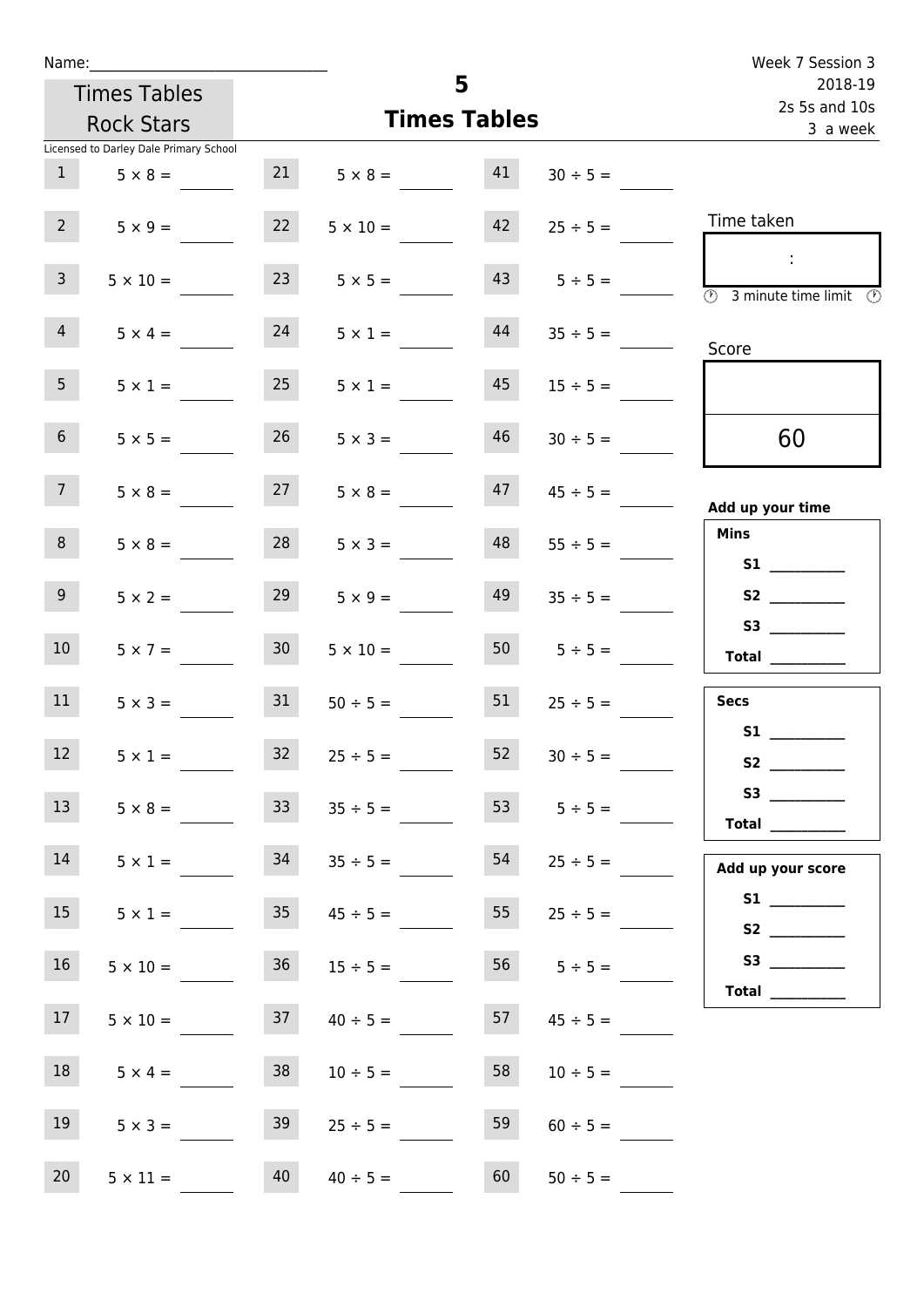Name:_______________________________

Times Tables Rock Stars

Licensed to Darley Dale Primary School

# 5
## Times Tables

Week 7 Session 3
2018-19
2s 5s and 10s
3 a week

| | | | | | |
|---|---|---|---|---|---|
| 1 | $5 \times 8 =$ | 21 | $5 \times 8 =$ | 41 | $30 \div 5 =$ |
| 2 | $5 \times 9 =$ | 22 | $5 \times 10 =$ | 42 | $25 \div 5 =$ |
| 3 | $5 \times 10 =$ | 23 | $5 \times 5 =$ | 43 | $5 \div 5 =$ |
| 4 | $5 \times 4 =$ | 24 | $5 \times 1 =$ | 44 | $35 \div 5 =$ |
| 5 | $5 \times 1 =$ | 25 | $5 \times 1 =$ | 45 | $15 \div 5 =$ |
| 6 | $5 \times 5 =$ | 26 | $5 \times 3 =$ | 46 | $30 \div 5 =$ |
| 7 | $5 \times 8 =$ | 27 | $5 \times 8 =$ | 47 | $45 \div 5 =$ |
| 8 | $5 \times 8 =$ | 28 | $5 \times 3 =$ | 48 | $55 \div 5 =$ |
| 9 | $5 \times 2 =$ | 29 | $5 \times 9 =$ | 49 | $35 \div 5 =$ |
| 10 | $5 \times 7 =$ | 30 | $5 \times 10 =$ | 50 | $5 \div 5 =$ |
| 11 | $5 \times 3 =$ | 31 | $50 \div 5 =$ | 51 | $25 \div 5 =$ |
| 12 | $5 \times 1 =$ | 32 | $25 \div 5 =$ | 52 | $30 \div 5 =$ |
| 13 | $5 \times 8 =$ | 33 | $35 \div 5 =$ | 53 | $5 \div 5 =$ |
| 14 | $5 \times 1 =$ | 34 | $35 \div 5 =$ | 54 | $25 \div 5 =$ |
| 15 | $5 \times 1 =$ | 35 | $45 \div 5 =$ | 55 | $25 \div 5 =$ |
| 16 | $5 \times 10 =$ | 36 | $15 \div 5 =$ | 56 | $5 \div 5 =$ |
| 17 | $5 \times 10 =$ | 37 | $40 \div 5 =$ | 57 | $45 \div 5 =$ |
| 18 | $5 \times 4 =$ | 38 | $10 \div 5 =$ | 58 | $10 \div 5 =$ |
| 19 | $5 \times 3 =$ | 39 | $25 \div 5 =$ | 59 | $60 \div 5 =$ |
| 20 | $5 \times 11 =$ | 40 | $40 \div 5 =$ | 60 | $50 \div 5 =$ |

Time taken

:

3 minute time limit

Score

60

**Add up your time**

**Mins**

**S1** __________

**S2** __________

**S3** __________

**Total** __________

**Secs**

**S1** __________

**S2** __________

**S3** __________

**Total** __________

**Add up your score**

**S1** __________

**S2** __________

**S3** __________

**Total** __________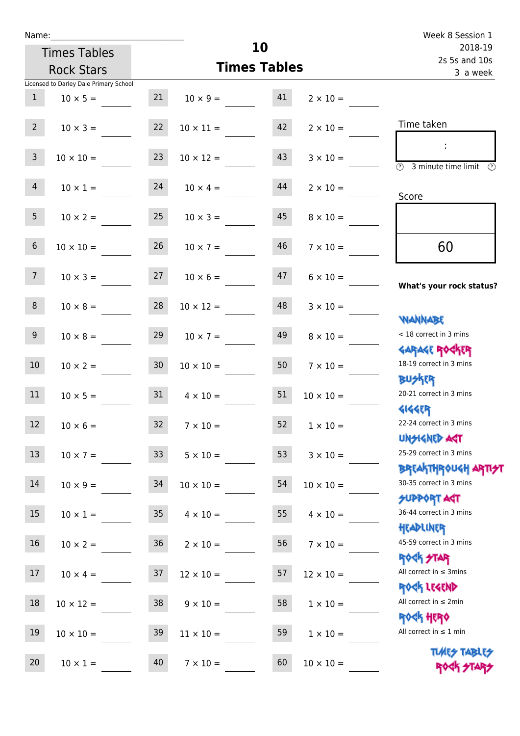Name:\_\_\_\_\_\_\_\_\_\_\_\_\_\_\_\_\_\_\_\_\_\_\_\_\_\_\_\_

Times Tables Rock Stars

Licensed to Darley Dale Primary School

# 10 Times Tables

Week 8 Session 1
2018-19
2s 5s and 10s
3 a week

| | | | | | |
|---|---|---|---|---|---|
| 1 | $10 \times 5 =$ | 21 | $10 \times 9 =$ | 41 | $2 \times 10 =$ |
| 2 | $10 \times 3 =$ | 22 | $10 \times 11 =$ | 42 | $2 \times 10 =$ |
| 3 | $10 \times 10 =$ | 23 | $10 \times 12 =$ | 43 | $3 \times 10 =$ |
| 4 | $10 \times 1 =$ | 24 | $10 \times 4 =$ | 44 | $2 \times 10 =$ |
| 5 | $10 \times 2 =$ | 25 | $10 \times 3 =$ | 45 | $8 \times 10 =$ |
| 6 | $10 \times 10 =$ | 26 | $10 \times 7 =$ | 46 | $7 \times 10 =$ |
| 7 | $10 \times 3 =$ | 27 | $10 \times 6 =$ | 47 | $6 \times 10 =$ |
| 8 | $10 \times 8 =$ | 28 | $10 \times 12 =$ | 48 | $3 \times 10 =$ |
| 9 | $10 \times 8 =$ | 29 | $10 \times 7 =$ | 49 | $8 \times 10 =$ |
| 10 | $10 \times 2 =$ | 30 | $10 \times 10 =$ | 50 | $7 \times 10 =$ |
| 11 | $10 \times 5 =$ | 31 | $4 \times 10 =$ | 51 | $10 \times 10 =$ |
| 12 | $10 \times 6 =$ | 32 | $7 \times 10 =$ | 52 | $1 \times 10 =$ |
| 13 | $10 \times 7 =$ | 33 | $5 \times 10 =$ | 53 | $3 \times 10 =$ |
| 14 | $10 \times 9 =$ | 34 | $10 \times 10 =$ | 54 | $10 \times 10 =$ |
| 15 | $10 \times 1 =$ | 35 | $4 \times 10 =$ | 55 | $4 \times 10 =$ |
| 16 | $10 \times 2 =$ | 36 | $2 \times 10 =$ | 56 | $7 \times 10 =$ |
| 17 | $10 \times 4 =$ | 37 | $12 \times 10 =$ | 57 | $12 \times 10 =$ |
| 18 | $10 \times 12 =$ | 38 | $9 \times 10 =$ | 58 | $1 \times 10 =$ |
| 19 | $10 \times 10 =$ | 39 | $11 \times 10 =$ | 59 | $1 \times 10 =$ |
| 20 | $10 \times 1 =$ | 40 | $7 \times 10 =$ | 60 | $10 \times 10 =$ |

Time taken

:

3 minute time limit

Score

60

**What's your rock status?**

WANNABE
< 18 correct in 3 mins

GARAGE ROCKER
18-19 correct in 3 mins

BUSKER
20-21 correct in 3 mins

GIGGER
22-24 correct in 3 mins

UNSIGNED ACT
25-29 correct in 3 mins

BREAKTHROUGH ARTIST
30-35 correct in 3 mins

SUPPORT ACT
36-44 correct in 3 mins

HEADLINER
45-59 correct in 3 mins

ROCK STAR
All correct in ≤ 3mins

ROCK LEGEND
All correct in ≤ 2min

ROCK HERO
All correct in ≤ 1 min

TIMES TABLES ROCK STARS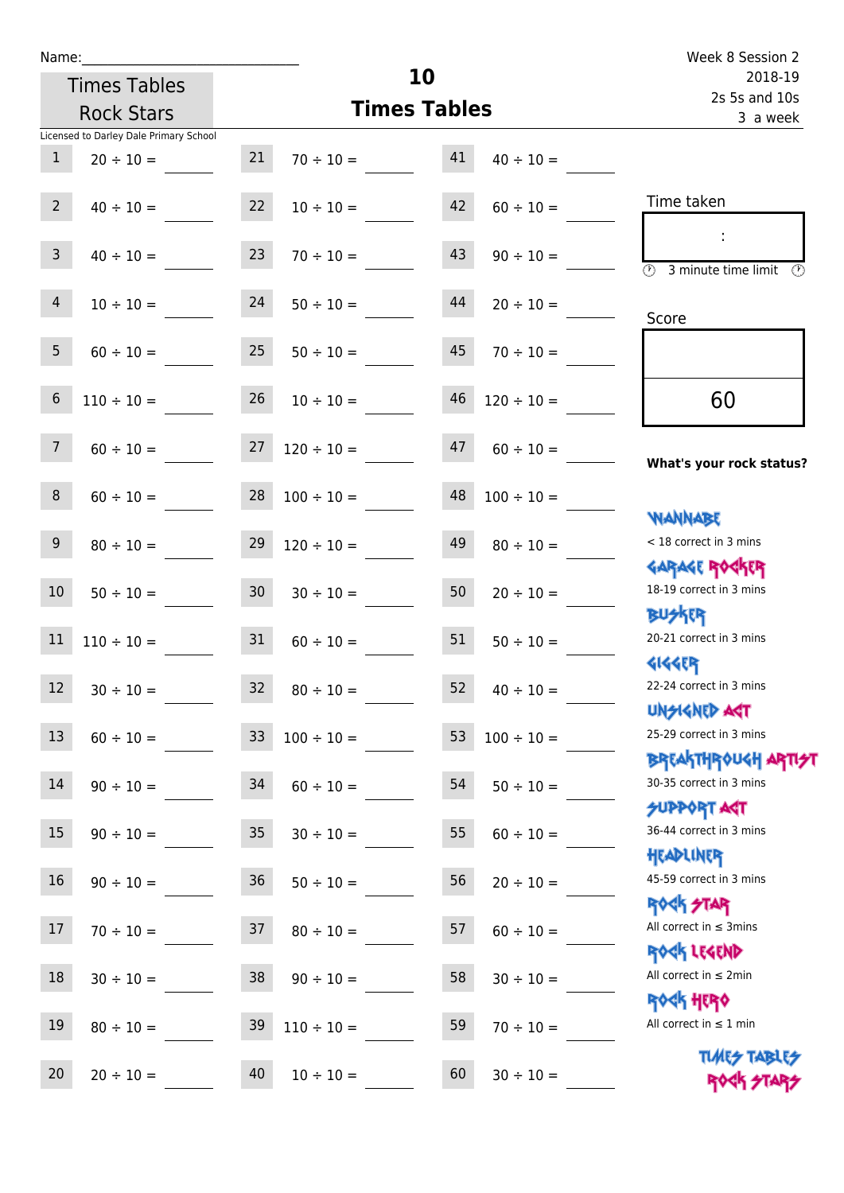Name:\_\_\_\_\_\_\_\_\_\_\_\_\_\_\_\_\_\_\_\_\_\_\_\_\_\_\_\_

Times Tables Rock Stars

Licensed to Darley Dale Primary School

# 10 Times Tables

Week 8 Session 2
2018-19
2s 5s and 10s
3 a week

| | | | | | |
|---|---|---|---|---|---|
| 1 | 20 ÷ 10 = | 21 | 70 ÷ 10 = | 41 | 40 ÷ 10 = |
| 2 | 40 ÷ 10 = | 22 | 10 ÷ 10 = | 42 | 60 ÷ 10 = |
| 3 | 40 ÷ 10 = | 23 | 70 ÷ 10 = | 43 | 90 ÷ 10 = |
| 4 | 10 ÷ 10 = | 24 | 50 ÷ 10 = | 44 | 20 ÷ 10 = |
| 5 | 60 ÷ 10 = | 25 | 50 ÷ 10 = | 45 | 70 ÷ 10 = |
| 6 | 110 ÷ 10 = | 26 | 10 ÷ 10 = | 46 | 120 ÷ 10 = |
| 7 | 60 ÷ 10 = | 27 | 120 ÷ 10 = | 47 | 60 ÷ 10 = |
| 8 | 60 ÷ 10 = | 28 | 100 ÷ 10 = | 48 | 100 ÷ 10 = |
| 9 | 80 ÷ 10 = | 29 | 120 ÷ 10 = | 49 | 80 ÷ 10 = |
| 10 | 50 ÷ 10 = | 30 | 30 ÷ 10 = | 50 | 20 ÷ 10 = |
| 11 | 110 ÷ 10 = | 31 | 60 ÷ 10 = | 51 | 50 ÷ 10 = |
| 12 | 30 ÷ 10 = | 32 | 80 ÷ 10 = | 52 | 40 ÷ 10 = |
| 13 | 60 ÷ 10 = | 33 | 100 ÷ 10 = | 53 | 100 ÷ 10 = |
| 14 | 90 ÷ 10 = | 34 | 60 ÷ 10 = | 54 | 50 ÷ 10 = |
| 15 | 90 ÷ 10 = | 35 | 30 ÷ 10 = | 55 | 60 ÷ 10 = |
| 16 | 90 ÷ 10 = | 36 | 50 ÷ 10 = | 56 | 20 ÷ 10 = |
| 17 | 70 ÷ 10 = | 37 | 80 ÷ 10 = | 57 | 60 ÷ 10 = |
| 18 | 30 ÷ 10 = | 38 | 90 ÷ 10 = | 58 | 30 ÷ 10 = |
| 19 | 80 ÷ 10 = | 39 | 110 ÷ 10 = | 59 | 70 ÷ 10 = |
| 20 | 20 ÷ 10 = | 40 | 10 ÷ 10 = | 60 | 30 ÷ 10 = |

Time taken

:

3 minute time limit

Score

60

**What's your rock status?**

WANNABE
< 18 correct in 3 mins

GARAGE ROCKER
18-19 correct in 3 mins

BUSKER
20-21 correct in 3 mins

GIGGER
22-24 correct in 3 mins

UNSIGNED ACT
25-29 correct in 3 mins

BREAKTHROUGH ARTIST
30-35 correct in 3 mins

SUPPORT ACT
36-44 correct in 3 mins

HEADLINER
45-59 correct in 3 mins

ROCK STAR
All correct in ≤ 3mins

ROCK LEGEND
All correct in ≤ 2min

ROCK HERO
All correct in ≤ 1 min

TIMES TABLES ROCK STARS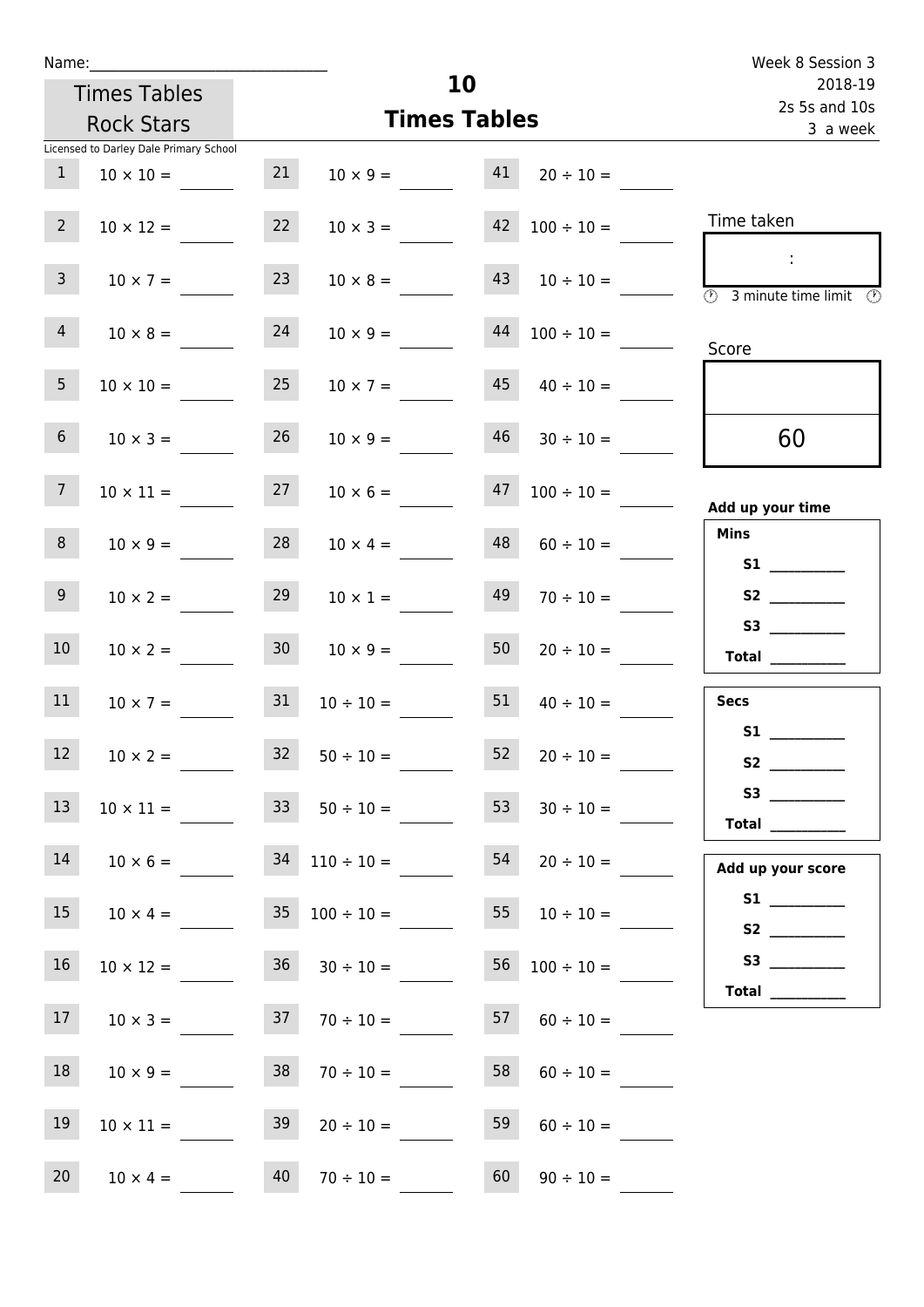Name:______________________________

Times Tables Rock Stars

Licensed to Darley Dale Primary School

# 10
## Times Tables

Week 8 Session 3
2018-19
2s 5s and 10s
3 a week

| | | | | | |
|---|---|---|---|---|---|
| 1 | 10 × 10 = ____ | 21 | 10 × 9 = ____ | 41 | 20 ÷ 10 = ____ |
| 2 | 10 × 12 = ____ | 22 | 10 × 3 = ____ | 42 | 100 ÷ 10 = ____ |
| 3 | 10 × 7 = ____ | 23 | 10 × 8 = ____ | 43 | 10 ÷ 10 = ____ |
| 4 | 10 × 8 = ____ | 24 | 10 × 9 = ____ | 44 | 100 ÷ 10 = ____ |
| 5 | 10 × 10 = ____ | 25 | 10 × 7 = ____ | 45 | 40 ÷ 10 = ____ |
| 6 | 10 × 3 = ____ | 26 | 10 × 9 = ____ | 46 | 30 ÷ 10 = ____ |
| 7 | 10 × 11 = ____ | 27 | 10 × 6 = ____ | 47 | 100 ÷ 10 = ____ |
| 8 | 10 × 9 = ____ | 28 | 10 × 4 = ____ | 48 | 60 ÷ 10 = ____ |
| 9 | 10 × 2 = ____ | 29 | 10 × 1 = ____ | 49 | 70 ÷ 10 = ____ |
| 10 | 10 × 2 = ____ | 30 | 10 × 9 = ____ | 50 | 20 ÷ 10 = ____ |
| 11 | 10 × 7 = ____ | 31 | 10 ÷ 10 = ____ | 51 | 40 ÷ 10 = ____ |
| 12 | 10 × 2 = ____ | 32 | 50 ÷ 10 = ____ | 52 | 20 ÷ 10 = ____ |
| 13 | 10 × 11 = ____ | 33 | 50 ÷ 10 = ____ | 53 | 30 ÷ 10 = ____ |
| 14 | 10 × 6 = ____ | 34 | 110 ÷ 10 = ____ | 54 | 20 ÷ 10 = ____ |
| 15 | 10 × 4 = ____ | 35 | 100 ÷ 10 = ____ | 55 | 10 ÷ 10 = ____ |
| 16 | 10 × 12 = ____ | 36 | 30 ÷ 10 = ____ | 56 | 100 ÷ 10 = ____ |
| 17 | 10 × 3 = ____ | 37 | 70 ÷ 10 = ____ | 57 | 60 ÷ 10 = ____ |
| 18 | 10 × 9 = ____ | 38 | 70 ÷ 10 = ____ | 58 | 60 ÷ 10 = ____ |
| 19 | 10 × 11 = ____ | 39 | 20 ÷ 10 = ____ | 59 | 60 ÷ 10 = ____ |
| 20 | 10 × 4 = ____ | 40 | 70 ÷ 10 = ____ | 60 | 90 ÷ 10 = ____ |

Time taken

:

3 minute time limit

Score

60

**Add up your time**

**Mins**

**S1** __________

**S2** __________

**S3** __________

**Total** __________

**Secs**

**S1** __________

**S2** __________

**S3** __________

**Total** __________

**Add up your score**

**S1** __________

**S2** __________

**S3** __________

**Total** __________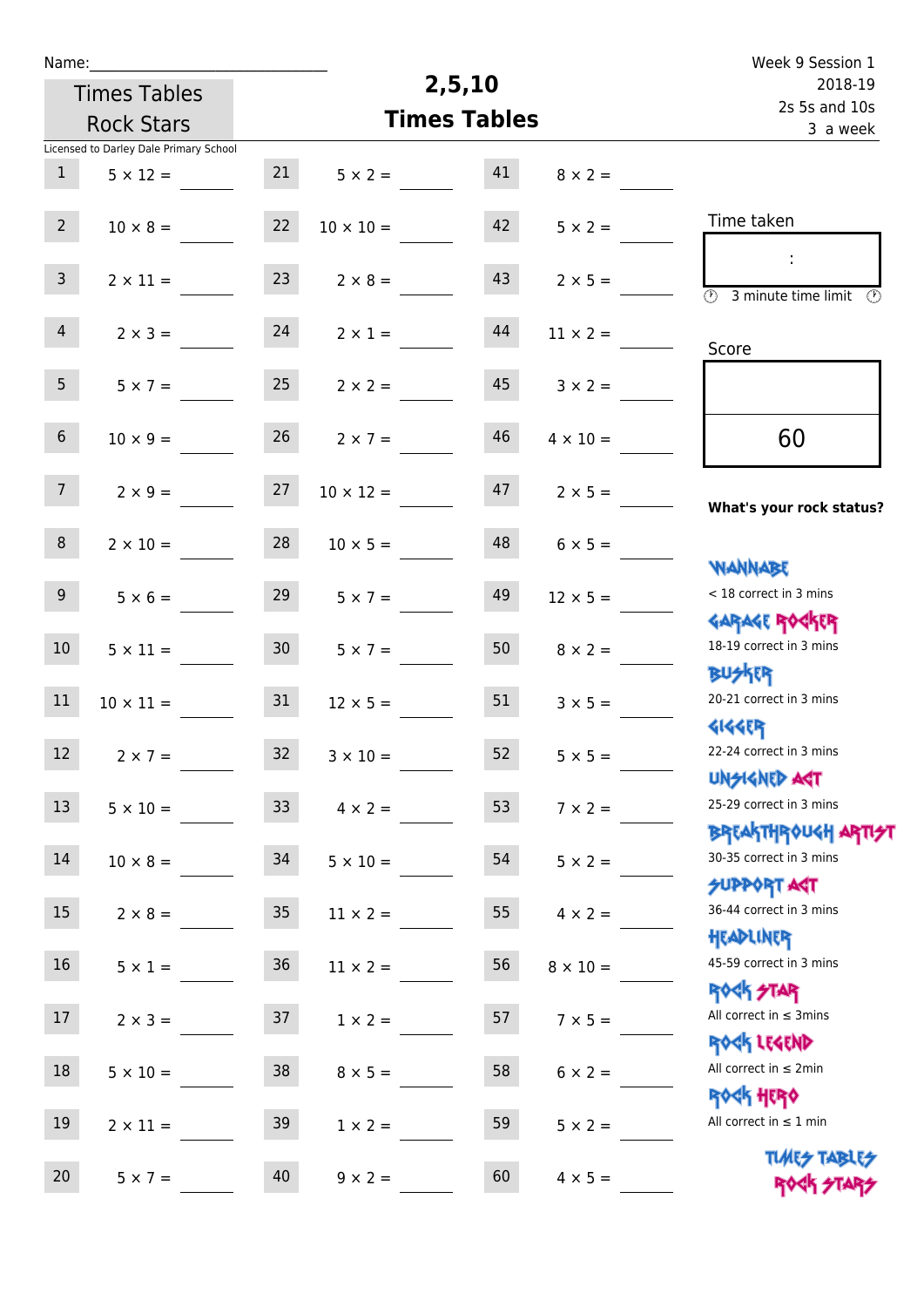Name:______________________________

Times Tables Rock Stars

# 2,5,10 Times Tables

Week 9 Session 1
2018-19
2s 5s and 10s
3 a week

Licensed to Darley Dale Primary School

| # | Question | # | Question | # | Question |
|---|---|---|---|---|---|
| 1 | 5 × 12 = ____ | 21 | 5 × 2 = ____ | 41 | 8 × 2 = ____ |
| 2 | 10 × 8 = ____ | 22 | 10 × 10 = ____ | 42 | 5 × 2 = ____ |
| 3 | 2 × 11 = ____ | 23 | 2 × 8 = ____ | 43 | 2 × 5 = ____ |
| 4 | 2 × 3 = ____ | 24 | 2 × 1 = ____ | 44 | 11 × 2 = ____ |
| 5 | 5 × 7 = ____ | 25 | 2 × 2 = ____ | 45 | 3 × 2 = ____ |
| 6 | 10 × 9 = ____ | 26 | 2 × 7 = ____ | 46 | 4 × 10 = ____ |
| 7 | 2 × 9 = ____ | 27 | 10 × 12 = ____ | 47 | 2 × 5 = ____ |
| 8 | 2 × 10 = ____ | 28 | 10 × 5 = ____ | 48 | 6 × 5 = ____ |
| 9 | 5 × 6 = ____ | 29 | 5 × 7 = ____ | 49 | 12 × 5 = ____ |
| 10 | 5 × 11 = ____ | 30 | 5 × 7 = ____ | 50 | 8 × 2 = ____ |
| 11 | 10 × 11 = ____ | 31 | 12 × 5 = ____ | 51 | 3 × 5 = ____ |
| 12 | 2 × 7 = ____ | 32 | 3 × 10 = ____ | 52 | 5 × 5 = ____ |
| 13 | 5 × 10 = ____ | 33 | 4 × 2 = ____ | 53 | 7 × 2 = ____ |
| 14 | 10 × 8 = ____ | 34 | 5 × 10 = ____ | 54 | 5 × 2 = ____ |
| 15 | 2 × 8 = ____ | 35 | 11 × 2 = ____ | 55 | 4 × 2 = ____ |
| 16 | 5 × 1 = ____ | 36 | 11 × 2 = ____ | 56 | 8 × 10 = ____ |
| 17 | 2 × 3 = ____ | 37 | 1 × 2 = ____ | 57 | 7 × 5 = ____ |
| 18 | 5 × 10 = ____ | 38 | 8 × 5 = ____ | 58 | 6 × 2 = ____ |
| 19 | 2 × 11 = ____ | 39 | 1 × 2 = ____ | 59 | 5 × 2 = ____ |
| 20 | 5 × 7 = ____ | 40 | 9 × 2 = ____ | 60 | 4 × 5 = ____ |

Time taken

:

3 minute time limit

Score

60

**What's your rock status?**

WANNABE
< 18 correct in 3 mins

GARAGE ROCKER
18-19 correct in 3 mins

BUSKER
20-21 correct in 3 mins

GIGGER
22-24 correct in 3 mins

UNSIGNED ACT
25-29 correct in 3 mins

BREAKTHROUGH ARTIST
30-35 correct in 3 mins

SUPPORT ACT
36-44 correct in 3 mins

HEADLINER
45-59 correct in 3 mins

ROCK STAR
All correct in ≤ 3mins

ROCK LEGEND
All correct in ≤ 2min

ROCK HERO
All correct in ≤ 1 min

TIMES TABLES ROCK STARS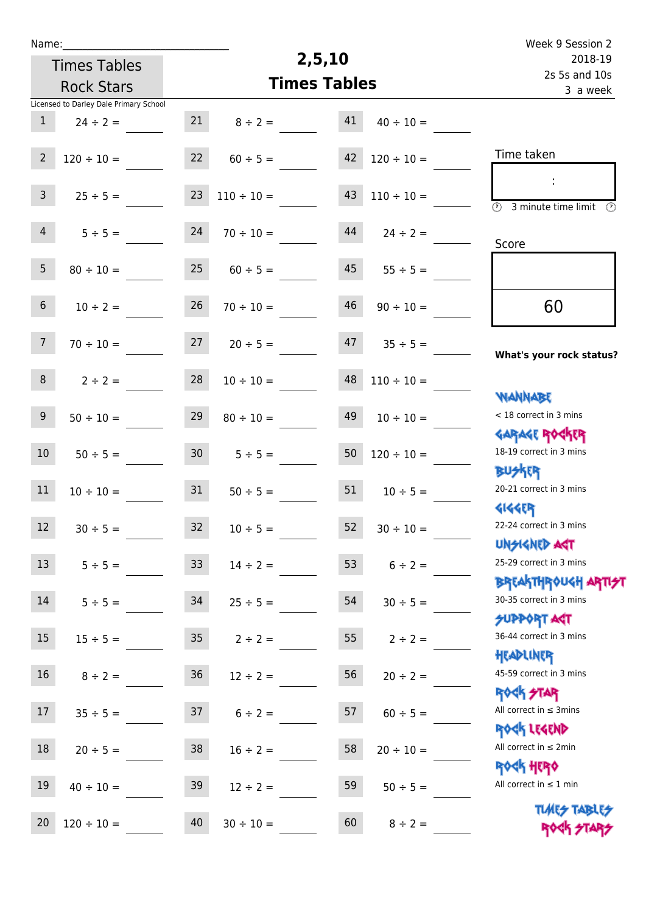Name:\_\_\_\_\_\_\_\_\_\_\_\_\_\_\_\_\_\_\_\_\_\_\_\_\_\_\_\_

Times Tables Rock Stars

# 2,5,10 Times Tables

Week 9 Session 2
2018-19
2s 5s and 10s
3 a week

Licensed to Darley Dale Primary School

| | | | | | |
|---|---|---|---|---|---|
| 1 | 24 ÷ 2 = | 21 | 8 ÷ 2 = | 41 | 40 ÷ 10 = |
| 2 | 120 ÷ 10 = | 22 | 60 ÷ 5 = | 42 | 120 ÷ 10 = |
| 3 | 25 ÷ 5 = | 23 | 110 ÷ 10 = | 43 | 110 ÷ 10 = |
| 4 | 5 ÷ 5 = | 24 | 70 ÷ 10 = | 44 | 24 ÷ 2 = |
| 5 | 80 ÷ 10 = | 25 | 60 ÷ 5 = | 45 | 55 ÷ 5 = |
| 6 | 10 ÷ 2 = | 26 | 70 ÷ 10 = | 46 | 90 ÷ 10 = |
| 7 | 70 ÷ 10 = | 27 | 20 ÷ 5 = | 47 | 35 ÷ 5 = |
| 8 | 2 ÷ 2 = | 28 | 10 ÷ 10 = | 48 | 110 ÷ 10 = |
| 9 | 50 ÷ 10 = | 29 | 80 ÷ 10 = | 49 | 10 ÷ 10 = |
| 10 | 50 ÷ 5 = | 30 | 5 ÷ 5 = | 50 | 120 ÷ 10 = |
| 11 | 10 ÷ 10 = | 31 | 50 ÷ 5 = | 51 | 10 ÷ 5 = |
| 12 | 30 ÷ 5 = | 32 | 10 ÷ 5 = | 52 | 30 ÷ 10 = |
| 13 | 5 ÷ 5 = | 33 | 14 ÷ 2 = | 53 | 6 ÷ 2 = |
| 14 | 5 ÷ 5 = | 34 | 25 ÷ 5 = | 54 | 30 ÷ 5 = |
| 15 | 15 ÷ 5 = | 35 | 2 ÷ 2 = | 55 | 2 ÷ 2 = |
| 16 | 8 ÷ 2 = | 36 | 12 ÷ 2 = | 56 | 20 ÷ 2 = |
| 17 | 35 ÷ 5 = | 37 | 6 ÷ 2 = | 57 | 60 ÷ 5 = |
| 18 | 20 ÷ 5 = | 38 | 16 ÷ 2 = | 58 | 20 ÷ 10 = |
| 19 | 40 ÷ 10 = | 39 | 12 ÷ 2 = | 59 | 50 ÷ 5 = |
| 20 | 120 ÷ 10 = | 40 | 30 ÷ 10 = | 60 | 8 ÷ 2 = |

Time taken

:

3 minute time limit

Score

60

**What's your rock status?**

WANNABE
< 18 correct in 3 mins

GARAGE ROCKER
18-19 correct in 3 mins

BUSKER
20-21 correct in 3 mins

GIGGER
22-24 correct in 3 mins

UNSIGNED ACT
25-29 correct in 3 mins

BREAKTHROUGH ARTIST
30-35 correct in 3 mins

SUPPORT ACT
36-44 correct in 3 mins

HEADLINER
45-59 correct in 3 mins

ROCK STAR
All correct in ≤ 3mins

ROCK LEGEND
All correct in ≤ 2min

ROCK HERO
All correct in ≤ 1 min

TIMES TABLES ROCK STARS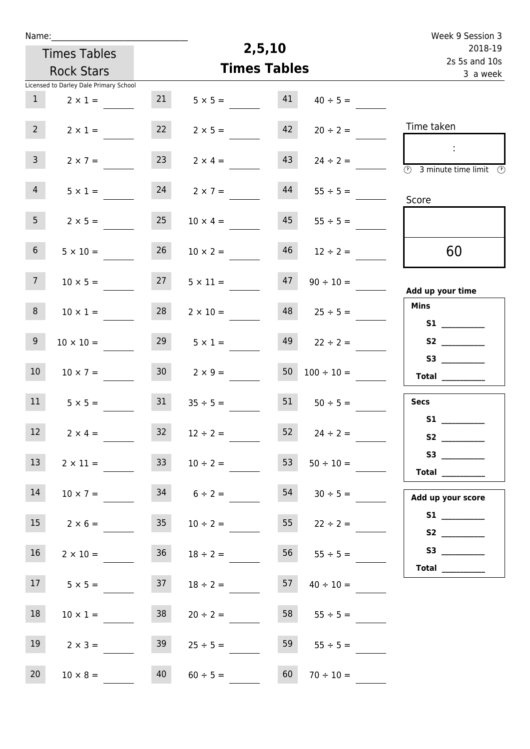Name:______________________________

Times Tables Rock Stars

Licensed to Darley Dale Primary School

# 2,5,10 Times Tables

Week 9 Session 3
2018-19
2s 5s and 10s
3 a week

| # | Question | # | Question | # | Question |
|---|---|---|---|---|---|
| 1 | 2 × 1 = ____ | 21 | 5 × 5 = ____ | 41 | 40 ÷ 5 = ____ |
| 2 | 2 × 1 = ____ | 22 | 2 × 5 = ____ | 42 | 20 ÷ 2 = ____ |
| 3 | 2 × 7 = ____ | 23 | 2 × 4 = ____ | 43 | 24 ÷ 2 = ____ |
| 4 | 5 × 1 = ____ | 24 | 2 × 7 = ____ | 44 | 55 ÷ 5 = ____ |
| 5 | 2 × 5 = ____ | 25 | 10 × 4 = ____ | 45 | 55 ÷ 5 = ____ |
| 6 | 5 × 10 = ____ | 26 | 10 × 2 = ____ | 46 | 12 ÷ 2 = ____ |
| 7 | 10 × 5 = ____ | 27 | 5 × 11 = ____ | 47 | 90 ÷ 10 = ____ |
| 8 | 10 × 1 = ____ | 28 | 2 × 10 = ____ | 48 | 25 ÷ 5 = ____ |
| 9 | 10 × 10 = ____ | 29 | 5 × 1 = ____ | 49 | 22 ÷ 2 = ____ |
| 10 | 10 × 7 = ____ | 30 | 2 × 9 = ____ | 50 | 100 ÷ 10 = ____ |
| 11 | 5 × 5 = ____ | 31 | 35 ÷ 5 = ____ | 51 | 50 ÷ 5 = ____ |
| 12 | 2 × 4 = ____ | 32 | 12 ÷ 2 = ____ | 52 | 24 ÷ 2 = ____ |
| 13 | 2 × 11 = ____ | 33 | 10 ÷ 2 = ____ | 53 | 50 ÷ 10 = ____ |
| 14 | 10 × 7 = ____ | 34 | 6 ÷ 2 = ____ | 54 | 30 ÷ 5 = ____ |
| 15 | 2 × 6 = ____ | 35 | 10 ÷ 2 = ____ | 55 | 22 ÷ 2 = ____ |
| 16 | 2 × 10 = ____ | 36 | 18 ÷ 2 = ____ | 56 | 55 ÷ 5 = ____ |
| 17 | 5 × 5 = ____ | 37 | 18 ÷ 2 = ____ | 57 | 40 ÷ 10 = ____ |
| 18 | 10 × 1 = ____ | 38 | 20 ÷ 2 = ____ | 58 | 55 ÷ 5 = ____ |
| 19 | 2 × 3 = ____ | 39 | 25 ÷ 5 = ____ | 59 | 55 ÷ 5 = ____ |
| 20 | 10 × 8 = ____ | 40 | 60 ÷ 5 = ____ | 60 | 70 ÷ 10 = ____ |

Time taken

:

3 minute time limit

Score

60

**Add up your time**

**Mins**

**S1** __________

**S2** __________

**S3** __________

**Total** __________

**Secs**

**S1** __________

**S2** __________

**S3** __________

**Total** __________

**Add up your score**

**S1** __________

**S2** __________

**S3** __________

**Total** __________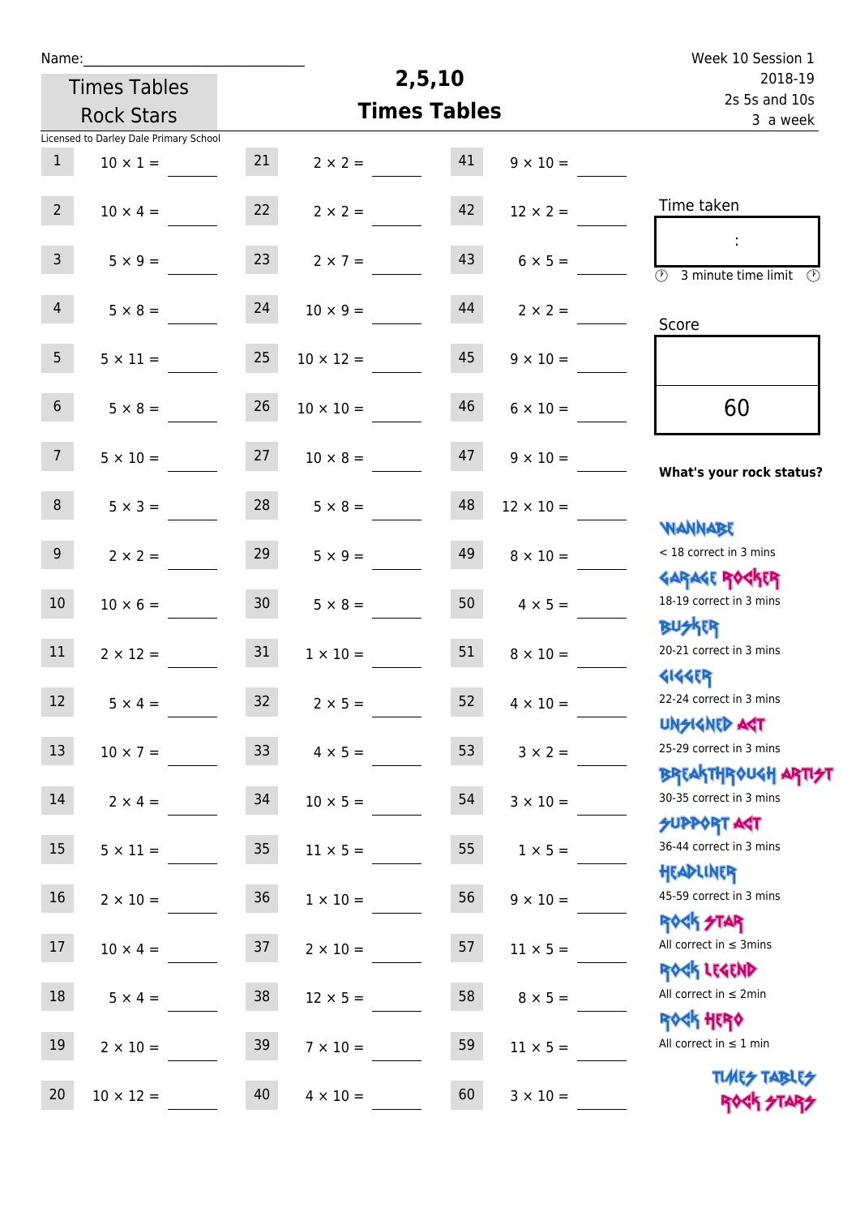Name:

Times Tables Rock Stars

# 2,5,10 Times Tables

Week 10 Session 1
2018-19
2s 5s and 10s
3 a week

Licensed to Darley Dale Primary School

| | | | | | |
|---|---|---|---|---|---|
| 1 | 10 × 1 = | 21 | 2 × 2 = | 41 | 9 × 10 = |
| 2 | 10 × 4 = | 22 | 2 × 2 = | 42 | 12 × 2 = |
| 3 | 5 × 9 = | 23 | 2 × 7 = | 43 | 6 × 5 = |
| 4 | 5 × 8 = | 24 | 10 × 9 = | 44 | 2 × 2 = |
| 5 | 5 × 11 = | 25 | 10 × 12 = | 45 | 9 × 10 = |
| 6 | 5 × 8 = | 26 | 10 × 10 = | 46 | 6 × 10 = |
| 7 | 5 × 10 = | 27 | 10 × 8 = | 47 | 9 × 10 = |
| 8 | 5 × 3 = | 28 | 5 × 8 = | 48 | 12 × 10 = |
| 9 | 2 × 2 = | 29 | 5 × 9 = | 49 | 8 × 10 = |
| 10 | 10 × 6 = | 30 | 5 × 8 = | 50 | 4 × 5 = |
| 11 | 2 × 12 = | 31 | 1 × 10 = | 51 | 8 × 10 = |
| 12 | 5 × 4 = | 32 | 2 × 5 = | 52 | 4 × 10 = |
| 13 | 10 × 7 = | 33 | 4 × 5 = | 53 | 3 × 2 = |
| 14 | 2 × 4 = | 34 | 10 × 5 = | 54 | 3 × 10 = |
| 15 | 5 × 11 = | 35 | 11 × 5 = | 55 | 1 × 5 = |
| 16 | 2 × 10 = | 36 | 1 × 10 = | 56 | 9 × 10 = |
| 17 | 10 × 4 = | 37 | 2 × 10 = | 57 | 11 × 5 = |
| 18 | 5 × 4 = | 38 | 12 × 5 = | 58 | 8 × 5 = |
| 19 | 2 × 10 = | 39 | 7 × 10 = | 59 | 11 × 5 = |
| 20 | 10 × 12 = | 40 | 4 × 10 = | 60 | 3 × 10 = |

Time taken

:

3 minute time limit

Score

60

**What's your rock status?**

WANNABE
< 18 correct in 3 mins

GARAGE ROCKER
18-19 correct in 3 mins

BUSKER
20-21 correct in 3 mins

GIGGER
22-24 correct in 3 mins

UNSIGNED ACT
25-29 correct in 3 mins

BREAKTHROUGH ARTIST
30-35 correct in 3 mins

SUPPORT ACT
36-44 correct in 3 mins

HEADLINER
45-59 correct in 3 mins

ROCK STAR
All correct in ≤ 3mins

ROCK LEGEND
All correct in ≤ 2min

ROCK HERO
All correct in ≤ 1 min

TIMES TABLES ROCK STARS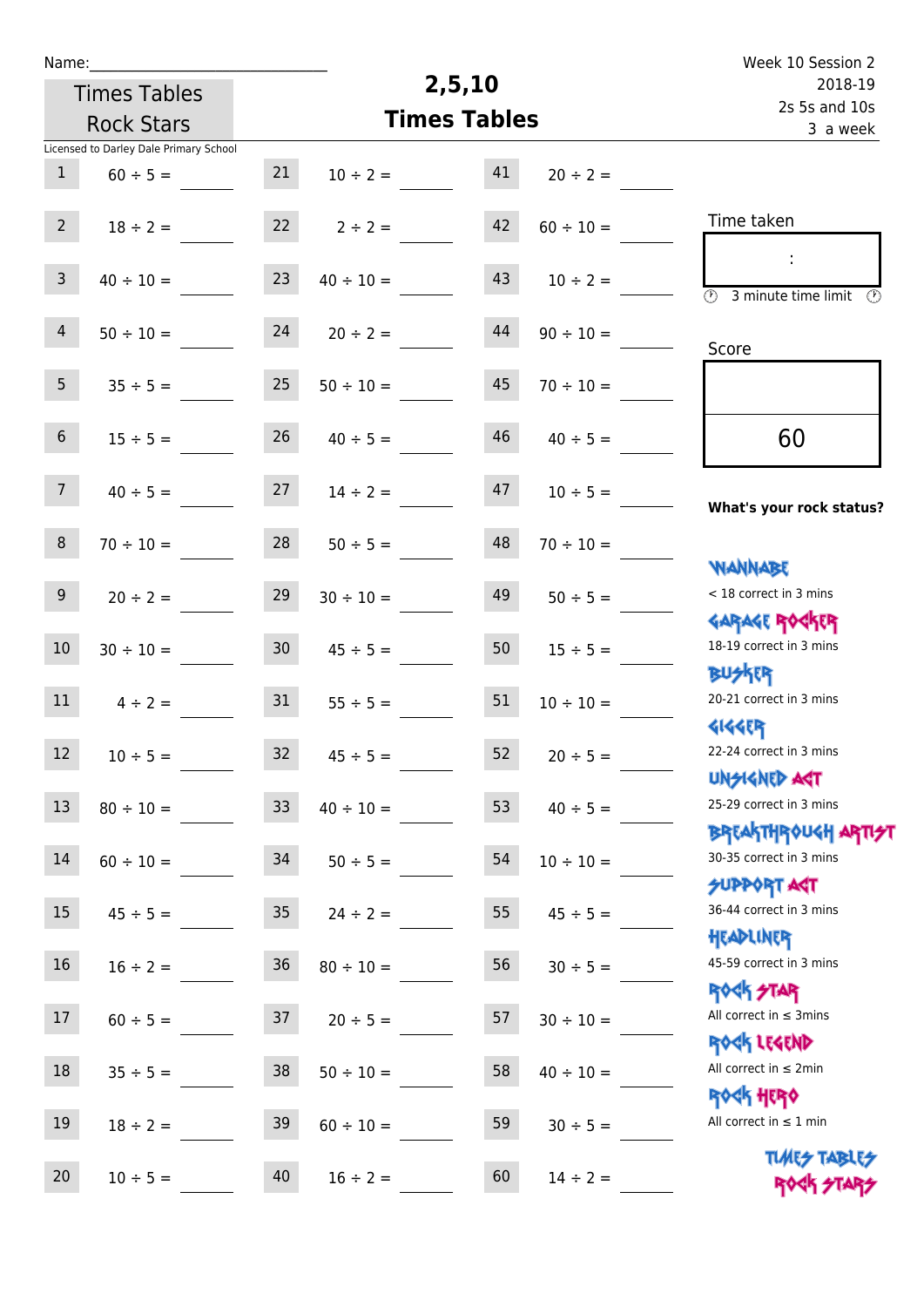Name:______________________________

Times Tables Rock Stars

Licensed to Darley Dale Primary School

# 2,5,10 Times Tables

Week 10 Session 2
2018-19
2s 5s and 10s
3 a week

| | | | | | |
|---|---|---|---|---|---|
| 1 | 60 ÷ 5 = ____ | 21 | 10 ÷ 2 = ____ | 41 | 20 ÷ 2 = ____ |
| 2 | 18 ÷ 2 = ____ | 22 | 2 ÷ 2 = ____ | 42 | 60 ÷ 10 = ____ |
| 3 | 40 ÷ 10 = ____ | 23 | 40 ÷ 10 = ____ | 43 | 10 ÷ 2 = ____ |
| 4 | 50 ÷ 10 = ____ | 24 | 20 ÷ 2 = ____ | 44 | 90 ÷ 10 = ____ |
| 5 | 35 ÷ 5 = ____ | 25 | 50 ÷ 10 = ____ | 45 | 70 ÷ 10 = ____ |
| 6 | 15 ÷ 5 = ____ | 26 | 40 ÷ 5 = ____ | 46 | 40 ÷ 5 = ____ |
| 7 | 40 ÷ 5 = ____ | 27 | 14 ÷ 2 = ____ | 47 | 10 ÷ 5 = ____ |
| 8 | 70 ÷ 10 = ____ | 28 | 50 ÷ 5 = ____ | 48 | 70 ÷ 10 = ____ |
| 9 | 20 ÷ 2 = ____ | 29 | 30 ÷ 10 = ____ | 49 | 50 ÷ 5 = ____ |
| 10 | 30 ÷ 10 = ____ | 30 | 45 ÷ 5 = ____ | 50 | 15 ÷ 5 = ____ |
| 11 | 4 ÷ 2 = ____ | 31 | 55 ÷ 5 = ____ | 51 | 10 ÷ 10 = ____ |
| 12 | 10 ÷ 5 = ____ | 32 | 45 ÷ 5 = ____ | 52 | 20 ÷ 5 = ____ |
| 13 | 80 ÷ 10 = ____ | 33 | 40 ÷ 10 = ____ | 53 | 40 ÷ 5 = ____ |
| 14 | 60 ÷ 10 = ____ | 34 | 50 ÷ 5 = ____ | 54 | 10 ÷ 10 = ____ |
| 15 | 45 ÷ 5 = ____ | 35 | 24 ÷ 2 = ____ | 55 | 45 ÷ 5 = ____ |
| 16 | 16 ÷ 2 = ____ | 36 | 80 ÷ 10 = ____ | 56 | 30 ÷ 5 = ____ |
| 17 | 60 ÷ 5 = ____ | 37 | 20 ÷ 5 = ____ | 57 | 30 ÷ 10 = ____ |
| 18 | 35 ÷ 5 = ____ | 38 | 50 ÷ 10 = ____ | 58 | 40 ÷ 10 = ____ |
| 19 | 18 ÷ 2 = ____ | 39 | 60 ÷ 10 = ____ | 59 | 30 ÷ 5 = ____ |
| 20 | 10 ÷ 5 = ____ | 40 | 16 ÷ 2 = ____ | 60 | 14 ÷ 2 = ____ |

Time taken

:

3 minute time limit

Score

60

**What's your rock status?**

WANNABE
< 18 correct in 3 mins

GARAGE ROCKER
18-19 correct in 3 mins

BUSKER
20-21 correct in 3 mins

GIGGER
22-24 correct in 3 mins

UNSIGNED ACT
25-29 correct in 3 mins

BREAKTHROUGH ARTIST
30-35 correct in 3 mins

SUPPORT ACT
36-44 correct in 3 mins

HEADLINER
45-59 correct in 3 mins

ROCK STAR
All correct in ≤ 3mins

ROCK LEGEND
All correct in ≤ 2min

ROCK HERO
All correct in ≤ 1 min

TIMES TABLES ROCK STARS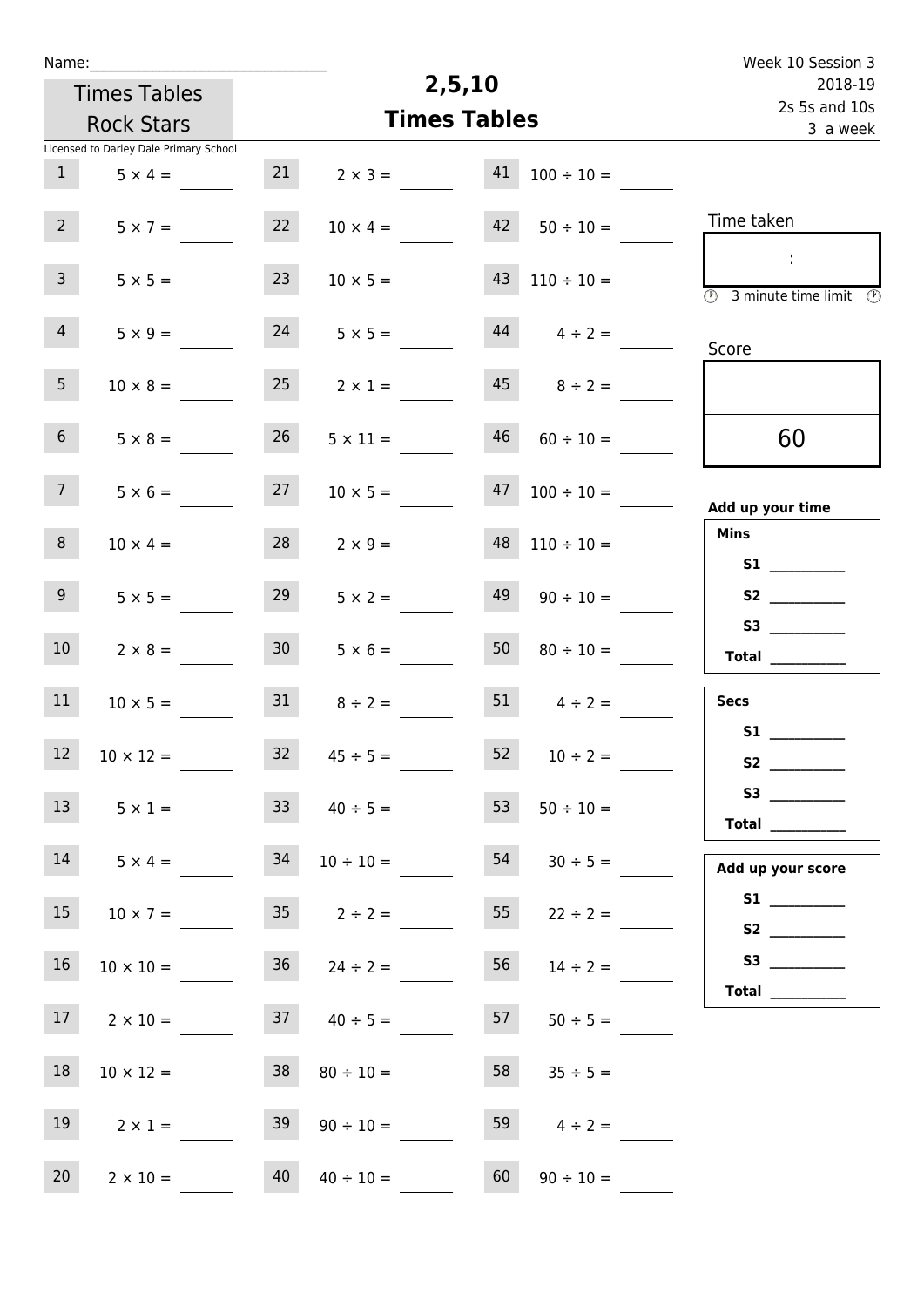Name:______________________________

Times Tables Rock Stars

Licensed to Darley Dale Primary School

# 2,5,10 Times Tables

Week 10 Session 3
2018-19
2s 5s and 10s
3 a week

| | | | | | |
|---|---|---|---|---|---|
| 1 | 5 × 4 = ____ | 21 | 2 × 3 = ____ | 41 | 100 ÷ 10 = ____ |
| 2 | 5 × 7 = ____ | 22 | 10 × 4 = ____ | 42 | 50 ÷ 10 = ____ |
| 3 | 5 × 5 = ____ | 23 | 10 × 5 = ____ | 43 | 110 ÷ 10 = ____ |
| 4 | 5 × 9 = ____ | 24 | 5 × 5 = ____ | 44 | 4 ÷ 2 = ____ |
| 5 | 10 × 8 = ____ | 25 | 2 × 1 = ____ | 45 | 8 ÷ 2 = ____ |
| 6 | 5 × 8 = ____ | 26 | 5 × 11 = ____ | 46 | 60 ÷ 10 = ____ |
| 7 | 5 × 6 = ____ | 27 | 10 × 5 = ____ | 47 | 100 ÷ 10 = ____ |
| 8 | 10 × 4 = ____ | 28 | 2 × 9 = ____ | 48 | 110 ÷ 10 = ____ |
| 9 | 5 × 5 = ____ | 29 | 5 × 2 = ____ | 49 | 90 ÷ 10 = ____ |
| 10 | 2 × 8 = ____ | 30 | 5 × 6 = ____ | 50 | 80 ÷ 10 = ____ |
| 11 | 10 × 5 = ____ | 31 | 8 ÷ 2 = ____ | 51 | 4 ÷ 2 = ____ |
| 12 | 10 × 12 = ____ | 32 | 45 ÷ 5 = ____ | 52 | 10 ÷ 2 = ____ |
| 13 | 5 × 1 = ____ | 33 | 40 ÷ 5 = ____ | 53 | 50 ÷ 10 = ____ |
| 14 | 5 × 4 = ____ | 34 | 10 ÷ 10 = ____ | 54 | 30 ÷ 5 = ____ |
| 15 | 10 × 7 = ____ | 35 | 2 ÷ 2 = ____ | 55 | 22 ÷ 2 = ____ |
| 16 | 10 × 10 = ____ | 36 | 24 ÷ 2 = ____ | 56 | 14 ÷ 2 = ____ |
| 17 | 2 × 10 = ____ | 37 | 40 ÷ 5 = ____ | 57 | 50 ÷ 5 = ____ |
| 18 | 10 × 12 = ____ | 38 | 80 ÷ 10 = ____ | 58 | 35 ÷ 5 = ____ |
| 19 | 2 × 1 = ____ | 39 | 90 ÷ 10 = ____ | 59 | 4 ÷ 2 = ____ |
| 20 | 2 × 10 = ____ | 40 | 40 ÷ 10 = ____ | 60 | 90 ÷ 10 = ____ |

Time taken

:

3 minute time limit

Score

60

**Add up your time**

**Mins**
- **S1** __________
- **S2** __________
- **S3** __________
- **Total** __________

**Secs**
- **S1** __________
- **S2** __________
- **S3** __________
- **Total** __________

**Add up your score**
- **S1** __________
- **S2** __________
- **S3** __________
- **Total** __________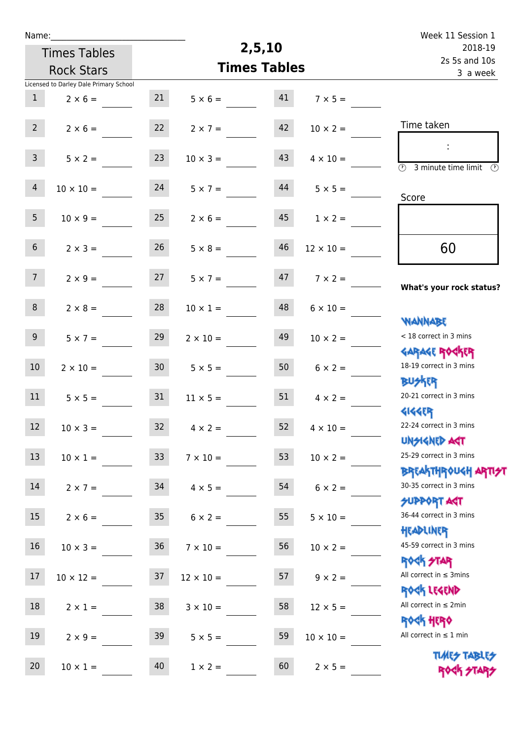Name:\_\_\_\_\_\_\_\_\_\_\_\_\_\_\_\_\_\_\_\_\_\_\_\_\_\_\_\_

Times Tables Rock Stars

# 2,5,10 Times Tables

Week 11 Session 1
2018-19
2s 5s and 10s
3 a week

Licensed to Darley Dale Primary School

| | | | | | |
|---|---|---|---|---|---|
| 1 | $2 \times 6 =$ | 21 | $5 \times 6 =$ | 41 | $7 \times 5 =$ |
| 2 | $2 \times 6 =$ | 22 | $2 \times 7 =$ | 42 | $10 \times 2 =$ |
| 3 | $5 \times 2 =$ | 23 | $10 \times 3 =$ | 43 | $4 \times 10 =$ |
| 4 | $10 \times 10 =$ | 24 | $5 \times 7 =$ | 44 | $5 \times 5 =$ |
| 5 | $10 \times 9 =$ | 25 | $2 \times 6 =$ | 45 | $1 \times 2 =$ |
| 6 | $2 \times 3 =$ | 26 | $5 \times 8 =$ | 46 | $12 \times 10 =$ |
| 7 | $2 \times 9 =$ | 27 | $5 \times 7 =$ | 47 | $7 \times 2 =$ |
| 8 | $2 \times 8 =$ | 28 | $10 \times 1 =$ | 48 | $6 \times 10 =$ |
| 9 | $5 \times 7 =$ | 29 | $2 \times 10 =$ | 49 | $10 \times 2 =$ |
| 10 | $2 \times 10 =$ | 30 | $5 \times 5 =$ | 50 | $6 \times 2 =$ |
| 11 | $5 \times 5 =$ | 31 | $11 \times 5 =$ | 51 | $4 \times 2 =$ |
| 12 | $10 \times 3 =$ | 32 | $4 \times 2 =$ | 52 | $4 \times 10 =$ |
| 13 | $10 \times 1 =$ | 33 | $7 \times 10 =$ | 53 | $10 \times 2 =$ |
| 14 | $2 \times 7 =$ | 34 | $4 \times 5 =$ | 54 | $6 \times 2 =$ |
| 15 | $2 \times 6 =$ | 35 | $6 \times 2 =$ | 55 | $5 \times 10 =$ |
| 16 | $10 \times 3 =$ | 36 | $7 \times 10 =$ | 56 | $10 \times 2 =$ |
| 17 | $10 \times 12 =$ | 37 | $12 \times 10 =$ | 57 | $9 \times 2 =$ |
| 18 | $2 \times 1 =$ | 38 | $3 \times 10 =$ | 58 | $12 \times 5 =$ |
| 19 | $2 \times 9 =$ | 39 | $5 \times 5 =$ | 59 | $10 \times 10 =$ |
| 20 | $10 \times 1 =$ | 40 | $1 \times 2 =$ | 60 | $2 \times 5 =$ |

Time taken

:

3 minute time limit

Score

60

**What's your rock status?**

WANNABE
< 18 correct in 3 mins

GARAGE ROCKER
18-19 correct in 3 mins

BUSKER
20-21 correct in 3 mins

GIGGER
22-24 correct in 3 mins

UNSIGNED ACT
25-29 correct in 3 mins

BREAKTHROUGH ARTIST
30-35 correct in 3 mins

SUPPORT ACT
36-44 correct in 3 mins

HEADLINER
45-59 correct in 3 mins

ROCK STAR
All correct in ≤ 3mins

ROCK LEGEND
All correct in ≤ 2min

ROCK HERO
All correct in ≤ 1 min

TIMES TABLES ROCK STARS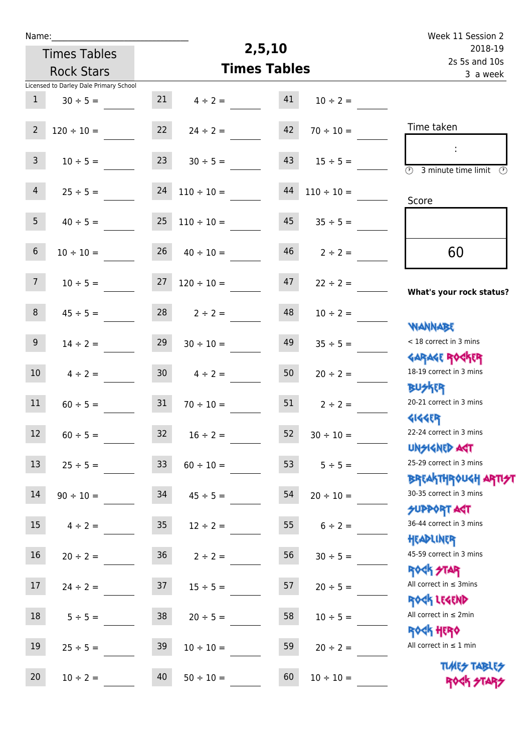Name:\_\_\_\_\_\_\_\_\_\_\_\_\_\_\_\_\_\_\_\_\_\_\_\_\_\_\_\_

Times Tables Rock Stars

Licensed to Darley Dale Primary School

# 2,5,10 Times Tables

Week 11 Session 2
2018-19
2s 5s and 10s
3 a week

| | | | | | |
|---|---|---|---|---|---|
| 1 | 30 ÷ 5 = ____ | 21 | 4 ÷ 2 = ____ | 41 | 10 ÷ 2 = ____ |
| 2 | 120 ÷ 10 = ____ | 22 | 24 ÷ 2 = ____ | 42 | 70 ÷ 10 = ____ |
| 3 | 10 ÷ 5 = ____ | 23 | 30 ÷ 5 = ____ | 43 | 15 ÷ 5 = ____ |
| 4 | 25 ÷ 5 = ____ | 24 | 110 ÷ 10 = ____ | 44 | 110 ÷ 10 = ____ |
| 5 | 40 ÷ 5 = ____ | 25 | 110 ÷ 10 = ____ | 45 | 35 ÷ 5 = ____ |
| 6 | 10 ÷ 10 = ____ | 26 | 40 ÷ 10 = ____ | 46 | 2 ÷ 2 = ____ |
| 7 | 10 ÷ 5 = ____ | 27 | 120 ÷ 10 = ____ | 47 | 22 ÷ 2 = ____ |
| 8 | 45 ÷ 5 = ____ | 28 | 2 ÷ 2 = ____ | 48 | 10 ÷ 2 = ____ |
| 9 | 14 ÷ 2 = ____ | 29 | 30 ÷ 10 = ____ | 49 | 35 ÷ 5 = ____ |
| 10 | 4 ÷ 2 = ____ | 30 | 4 ÷ 2 = ____ | 50 | 20 ÷ 2 = ____ |
| 11 | 60 ÷ 5 = ____ | 31 | 70 ÷ 10 = ____ | 51 | 2 ÷ 2 = ____ |
| 12 | 60 ÷ 5 = ____ | 32 | 16 ÷ 2 = ____ | 52 | 30 ÷ 10 = ____ |
| 13 | 25 ÷ 5 = ____ | 33 | 60 ÷ 10 = ____ | 53 | 5 ÷ 5 = ____ |
| 14 | 90 ÷ 10 = ____ | 34 | 45 ÷ 5 = ____ | 54 | 20 ÷ 10 = ____ |
| 15 | 4 ÷ 2 = ____ | 35 | 12 ÷ 2 = ____ | 55 | 6 ÷ 2 = ____ |
| 16 | 20 ÷ 2 = ____ | 36 | 2 ÷ 2 = ____ | 56 | 30 ÷ 5 = ____ |
| 17 | 24 ÷ 2 = ____ | 37 | 15 ÷ 5 = ____ | 57 | 20 ÷ 5 = ____ |
| 18 | 5 ÷ 5 = ____ | 38 | 20 ÷ 5 = ____ | 58 | 10 ÷ 5 = ____ |
| 19 | 25 ÷ 5 = ____ | 39 | 10 ÷ 10 = ____ | 59 | 20 ÷ 2 = ____ |
| 20 | 10 ÷ 2 = ____ | 40 | 50 ÷ 10 = ____ | 60 | 10 ÷ 10 = ____ |

Time taken

:

3 minute time limit

Score

60

**What's your rock status?**

WANNABE
< 18 correct in 3 mins

GARAGE ROCKER
18-19 correct in 3 mins

BUSKER
20-21 correct in 3 mins

GIGGER
22-24 correct in 3 mins

UNSIGNED ACT
25-29 correct in 3 mins

BREAKTHROUGH ARTIST
30-35 correct in 3 mins

SUPPORT ACT
36-44 correct in 3 mins

HEADLINER
45-59 correct in 3 mins

ROCK STAR
All correct in ≤ 3mins

ROCK LEGEND
All correct in ≤ 2min

ROCK HERO
All correct in ≤ 1 min

TIMES TABLES ROCK STARS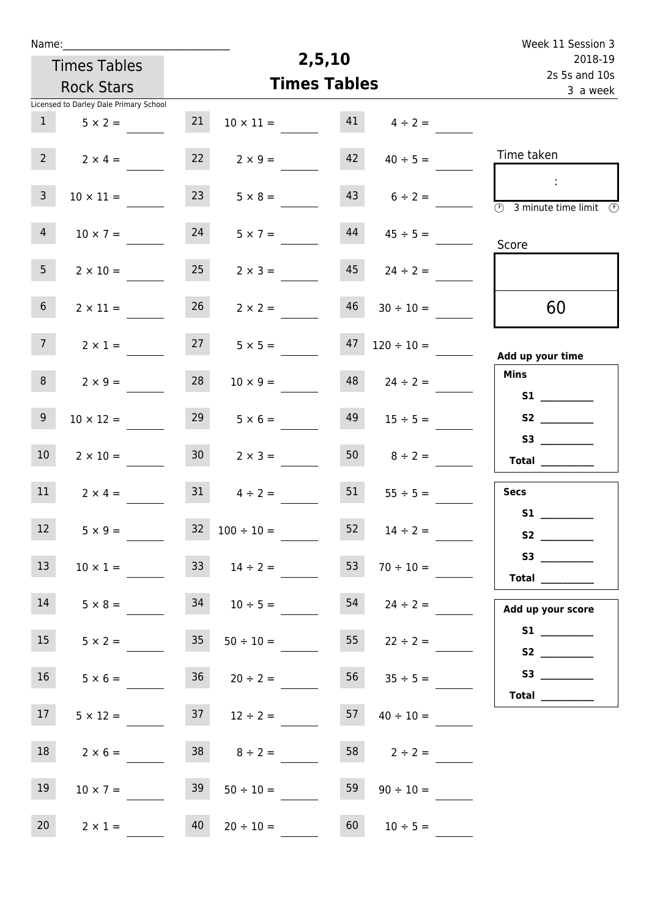Name:______________________________

Times Tables Rock Stars

Licensed to Darley Dale Primary School

# 2,5,10 Times Tables

Week 11 Session 3
2018-19
2s 5s and 10s
3 a week

| | | | | | |
|---|---|---|---|---|---|
| 1 | $5 \times 2 =$ | 21 | $10 \times 11 =$ | 41 | $4 \div 2 =$ |
| 2 | $2 \times 4 =$ | 22 | $2 \times 9 =$ | 42 | $40 \div 5 =$ |
| 3 | $10 \times 11 =$ | 23 | $5 \times 8 =$ | 43 | $6 \div 2 =$ |
| 4 | $10 \times 7 =$ | 24 | $5 \times 7 =$ | 44 | $45 \div 5 =$ |
| 5 | $2 \times 10 =$ | 25 | $2 \times 3 =$ | 45 | $24 \div 2 =$ |
| 6 | $2 \times 11 =$ | 26 | $2 \times 2 =$ | 46 | $30 \div 10 =$ |
| 7 | $2 \times 1 =$ | 27 | $5 \times 5 =$ | 47 | $120 \div 10 =$ |
| 8 | $2 \times 9 =$ | 28 | $10 \times 9 =$ | 48 | $24 \div 2 =$ |
| 9 | $10 \times 12 =$ | 29 | $5 \times 6 =$ | 49 | $15 \div 5 =$ |
| 10 | $2 \times 10 =$ | 30 | $2 \times 3 =$ | 50 | $8 \div 2 =$ |
| 11 | $2 \times 4 =$ | 31 | $4 \div 2 =$ | 51 | $55 \div 5 =$ |
| 12 | $5 \times 9 =$ | 32 | $100 \div 10 =$ | 52 | $14 \div 2 =$ |
| 13 | $10 \times 1 =$ | 33 | $14 \div 2 =$ | 53 | $70 \div 10 =$ |
| 14 | $5 \times 8 =$ | 34 | $10 \div 5 =$ | 54 | $24 \div 2 =$ |
| 15 | $5 \times 2 =$ | 35 | $50 \div 10 =$ | 55 | $22 \div 2 =$ |
| 16 | $5 \times 6 =$ | 36 | $20 \div 2 =$ | 56 | $35 \div 5 =$ |
| 17 | $5 \times 12 =$ | 37 | $12 \div 2 =$ | 57 | $40 \div 10 =$ |
| 18 | $2 \times 6 =$ | 38 | $8 \div 2 =$ | 58 | $2 \div 2 =$ |
| 19 | $10 \times 7 =$ | 39 | $50 \div 10 =$ | 59 | $90 \div 10 =$ |
| 20 | $2 \times 1 =$ | 40 | $20 \div 10 =$ | 60 | $10 \div 5 =$ |

Time taken

:

3 minute limit

Score

60

**Add up your time**

**Mins**

**S1** __________
**S2** __________
**S3** __________
**Total** __________

**Secs**

**S1** __________
**S2** __________
**S3** __________
**Total** __________

**Add up your score**

**S1** __________
**S2** __________
**S3** __________
**Total** __________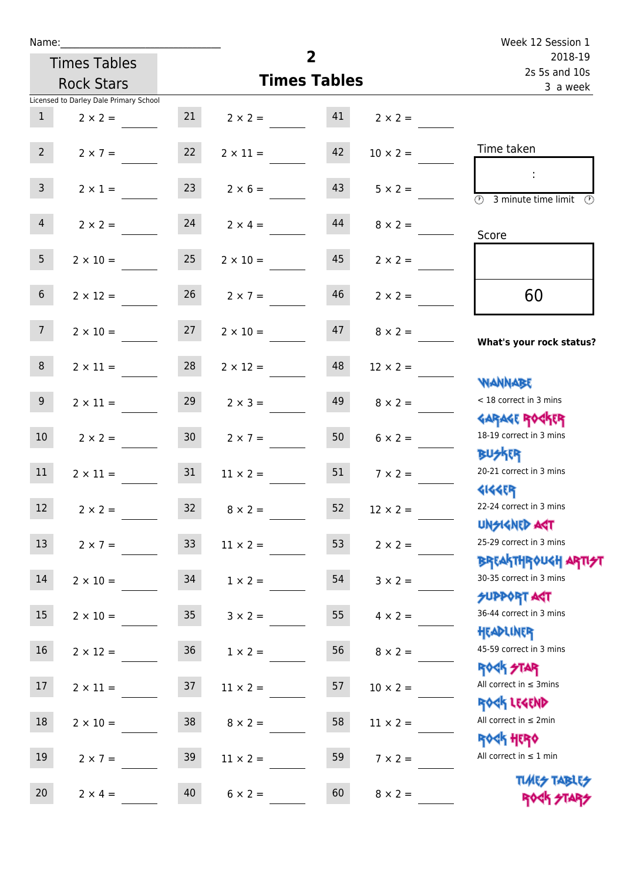Name:\_\_\_\_\_\_\_\_\_\_\_\_\_\_\_\_\_\_\_\_\_\_\_\_\_\_\_\_\_\_

Times Tables Rock Stars

Licensed to Darley Dale Primary School

# 2
## Times Tables

Week 12 Session 1
2018-19
2s 5s and 10s
3 a week

| | | | | | |
|---|---|---|---|---|---|
| 1 | 2 × 2 = | 21 | 2 × 2 = | 41 | 2 × 2 = |
| 2 | 2 × 7 = | 22 | 2 × 11 = | 42 | 10 × 2 = |
| 3 | 2 × 1 = | 23 | 2 × 6 = | 43 | 5 × 2 = |
| 4 | 2 × 2 = | 24 | 2 × 4 = | 44 | 8 × 2 = |
| 5 | 2 × 10 = | 25 | 2 × 10 = | 45 | 2 × 2 = |
| 6 | 2 × 12 = | 26 | 2 × 7 = | 46 | 2 × 2 = |
| 7 | 2 × 10 = | 27 | 2 × 10 = | 47 | 8 × 2 = |
| 8 | 2 × 11 = | 28 | 2 × 12 = | 48 | 12 × 2 = |
| 9 | 2 × 11 = | 29 | 2 × 3 = | 49 | 8 × 2 = |
| 10 | 2 × 2 = | 30 | 2 × 7 = | 50 | 6 × 2 = |
| 11 | 2 × 11 = | 31 | 11 × 2 = | 51 | 7 × 2 = |
| 12 | 2 × 2 = | 32 | 8 × 2 = | 52 | 12 × 2 = |
| 13 | 2 × 7 = | 33 | 11 × 2 = | 53 | 2 × 2 = |
| 14 | 2 × 10 = | 34 | 1 × 2 = | 54 | 3 × 2 = |
| 15 | 2 × 10 = | 35 | 3 × 2 = | 55 | 4 × 2 = |
| 16 | 2 × 12 = | 36 | 1 × 2 = | 56 | 8 × 2 = |
| 17 | 2 × 11 = | 37 | 11 × 2 = | 57 | 10 × 2 = |
| 18 | 2 × 10 = | 38 | 8 × 2 = | 58 | 11 × 2 = |
| 19 | 2 × 7 = | 39 | 11 × 2 = | 59 | 7 × 2 = |
| 20 | 2 × 4 = | 40 | 6 × 2 = | 60 | 8 × 2 = |

Time taken

:

3 minute time limit

Score

60

**What's your rock status?**

WANNABE
< 18 correct in 3 mins

GARAGE ROCKER
18-19 correct in 3 mins

BUSKER
20-21 correct in 3 mins

GIGGER
22-24 correct in 3 mins

UNSIGNED ACT
25-29 correct in 3 mins

BREAKTHROUGH ARTIST
30-35 correct in 3 mins

SUPPORT ACT
36-44 correct in 3 mins

HEADLINER
45-59 correct in 3 mins

ROCK STAR
All correct in ≤ 3mins

ROCK LEGEND
All correct in ≤ 2min

ROCK HERO
All correct in ≤ 1 min

TIMES TABLES ROCK STARS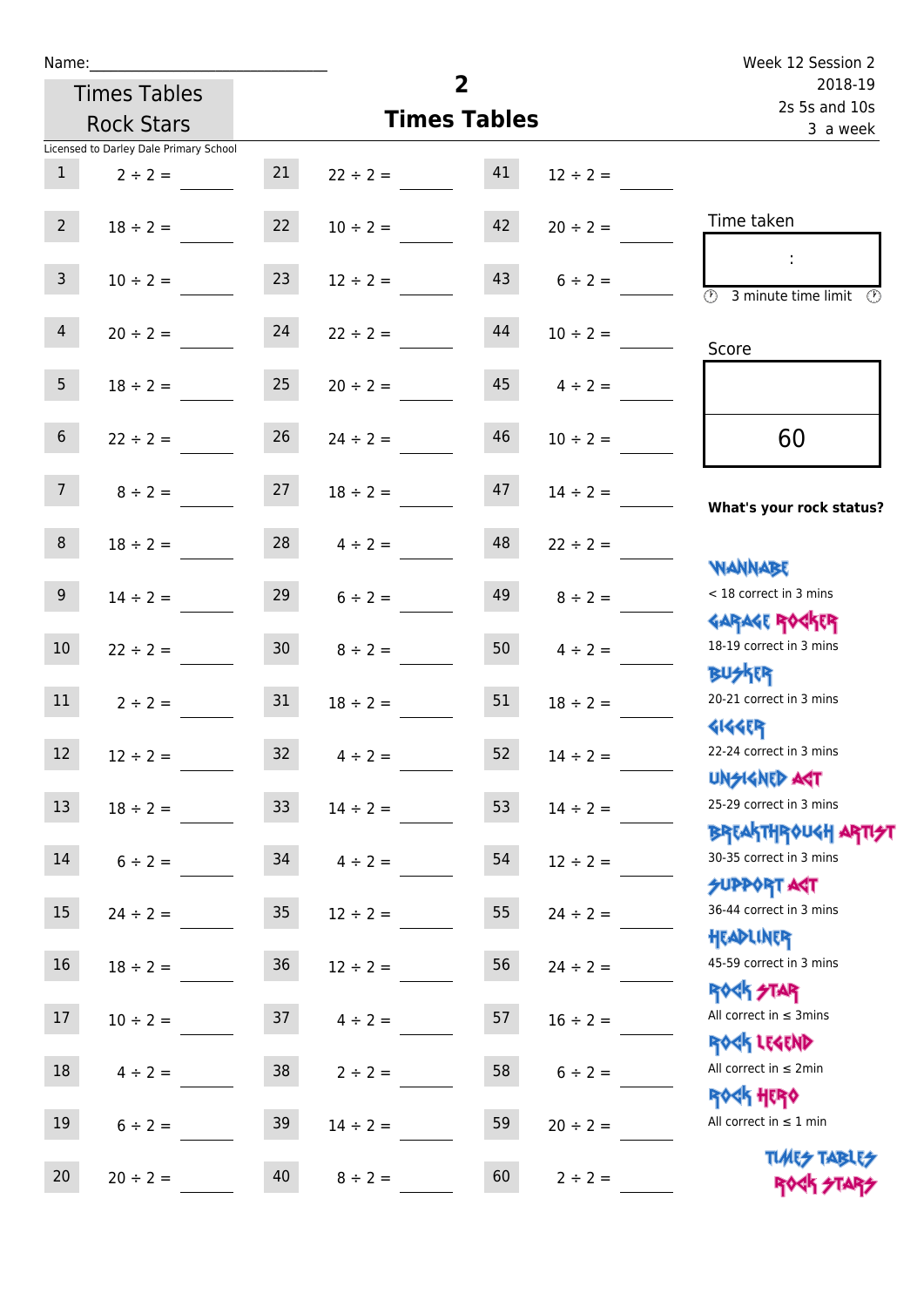Name:______________________________

Times Tables Rock Stars

Licensed to Darley Dale Primary School

# 2
## Times Tables

Week 12 Session 2
2018-19
2s 5s and 10s
3 a week

| | | | | | |
|---|---|---|---|---|---|
| 1 | 2 ÷ 2 = ____ | 21 | 22 ÷ 2 = ____ | 41 | 12 ÷ 2 = ____ |
| 2 | 18 ÷ 2 = ____ | 22 | 10 ÷ 2 = ____ | 42 | 20 ÷ 2 = ____ |
| 3 | 10 ÷ 2 = ____ | 23 | 12 ÷ 2 = ____ | 43 | 6 ÷ 2 = ____ |
| 4 | 20 ÷ 2 = ____ | 24 | 22 ÷ 2 = ____ | 44 | 10 ÷ 2 = ____ |
| 5 | 18 ÷ 2 = ____ | 25 | 20 ÷ 2 = ____ | 45 | 4 ÷ 2 = ____ |
| 6 | 22 ÷ 2 = ____ | 26 | 24 ÷ 2 = ____ | 46 | 10 ÷ 2 = ____ |
| 7 | 8 ÷ 2 = ____ | 27 | 18 ÷ 2 = ____ | 47 | 14 ÷ 2 = ____ |
| 8 | 18 ÷ 2 = ____ | 28 | 4 ÷ 2 = ____ | 48 | 22 ÷ 2 = ____ |
| 9 | 14 ÷ 2 = ____ | 29 | 6 ÷ 2 = ____ | 49 | 8 ÷ 2 = ____ |
| 10 | 22 ÷ 2 = ____ | 30 | 8 ÷ 2 = ____ | 50 | 4 ÷ 2 = ____ |
| 11 | 2 ÷ 2 = ____ | 31 | 18 ÷ 2 = ____ | 51 | 18 ÷ 2 = ____ |
| 12 | 12 ÷ 2 = ____ | 32 | 4 ÷ 2 = ____ | 52 | 14 ÷ 2 = ____ |
| 13 | 18 ÷ 2 = ____ | 33 | 14 ÷ 2 = ____ | 53 | 14 ÷ 2 = ____ |
| 14 | 6 ÷ 2 = ____ | 34 | 4 ÷ 2 = ____ | 54 | 12 ÷ 2 = ____ |
| 15 | 24 ÷ 2 = ____ | 35 | 12 ÷ 2 = ____ | 55 | 24 ÷ 2 = ____ |
| 16 | 18 ÷ 2 = ____ | 36 | 12 ÷ 2 = ____ | 56 | 24 ÷ 2 = ____ |
| 17 | 10 ÷ 2 = ____ | 37 | 4 ÷ 2 = ____ | 57 | 16 ÷ 2 = ____ |
| 18 | 4 ÷ 2 = ____ | 38 | 2 ÷ 2 = ____ | 58 | 6 ÷ 2 = ____ |
| 19 | 6 ÷ 2 = ____ | 39 | 14 ÷ 2 = ____ | 59 | 20 ÷ 2 = ____ |
| 20 | 20 ÷ 2 = ____ | 40 | 8 ÷ 2 = ____ | 60 | 2 ÷ 2 = ____ |

Time taken

:

3 minute time limit

Score

60

**What's your rock status?**

WANNABE
< 18 correct in 3 mins

GARAGE ROCKER
18-19 correct in 3 mins

BUSKER
20-21 correct in 3 mins

GIGGER
22-24 correct in 3 mins

UNSIGNED ACT
25-29 correct in 3 mins

BREAKTHROUGH ARTIST
30-35 correct in 3 mins

SUPPORT ACT
36-44 correct in 3 mins

HEADLINER
45-59 correct in 3 mins

ROCK STAR
All correct in ≤ 3mins

ROCK LEGEND
All correct in ≤ 2min

ROCK HERO
All correct in ≤ 1 min

TIMES TABLES ROCK STARS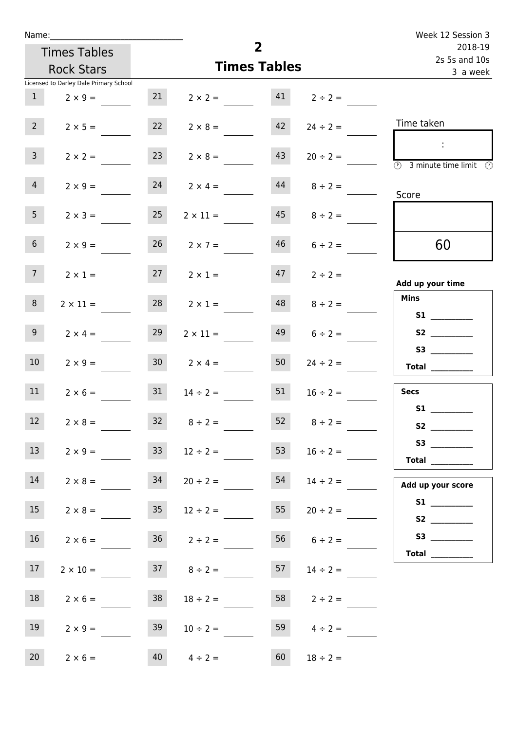Name:______________________________

Times Tables Rock Stars

Licensed to Darley Dale Primary School

# 2
## Times Tables

Week 12 Session 3
2018-19
2s 5s and 10s
3 a week

| | | | | | |
|---|---|---|---|---|---|
| 1 | $2 \times 9 =$ | 21 | $2 \times 2 =$ | 41 | $2 \div 2 =$ |
| 2 | $2 \times 5 =$ | 22 | $2 \times 8 =$ | 42 | $24 \div 2 =$ |
| 3 | $2 \times 2 =$ | 23 | $2 \times 8 =$ | 43 | $20 \div 2 =$ |
| 4 | $2 \times 9 =$ | 24 | $2 \times 4 =$ | 44 | $8 \div 2 =$ |
| 5 | $2 \times 3 =$ | 25 | $2 \times 11 =$ | 45 | $8 \div 2 =$ |
| 6 | $2 \times 9 =$ | 26 | $2 \times 7 =$ | 46 | $6 \div 2 =$ |
| 7 | $2 \times 1 =$ | 27 | $2 \times 1 =$ | 47 | $2 \div 2 =$ |
| 8 | $2 \times 11 =$ | 28 | $2 \times 1 =$ | 48 | $8 \div 2 =$ |
| 9 | $2 \times 4 =$ | 29 | $2 \times 11 =$ | 49 | $6 \div 2 =$ |
| 10 | $2 \times 9 =$ | 30 | $2 \times 4 =$ | 50 | $24 \div 2 =$ |
| 11 | $2 \times 6 =$ | 31 | $14 \div 2 =$ | 51 | $16 \div 2 =$ |
| 12 | $2 \times 8 =$ | 32 | $8 \div 2 =$ | 52 | $8 \div 2 =$ |
| 13 | $2 \times 9 =$ | 33 | $12 \div 2 =$ | 53 | $16 \div 2 =$ |
| 14 | $2 \times 8 =$ | 34 | $20 \div 2 =$ | 54 | $14 \div 2 =$ |
| 15 | $2 \times 8 =$ | 35 | $12 \div 2 =$ | 55 | $20 \div 2 =$ |
| 16 | $2 \times 6 =$ | 36 | $2 \div 2 =$ | 56 | $6 \div 2 =$ |
| 17 | $2 \times 10 =$ | 37 | $8 \div 2 =$ | 57 | $14 \div 2 =$ |
| 18 | $2 \times 6 =$ | 38 | $18 \div 2 =$ | 58 | $2 \div 2 =$ |
| 19 | $2 \times 9 =$ | 39 | $10 \div 2 =$ | 59 | $4 \div 2 =$ |
| 20 | $2 \times 6 =$ | 40 | $4 \div 2 =$ | 60 | $18 \div 2 =$ |

Time taken

:

3 minute time limit

Score

60

**Add up your time**

**Mins**
S1 ________
S2 ________
S3 ________
**Total** ________

**Secs**
S1 ________
S2 ________
S3 ________
**Total** ________

**Add up your score**
S1 ________
S2 ________
S3 ________
**Total** ________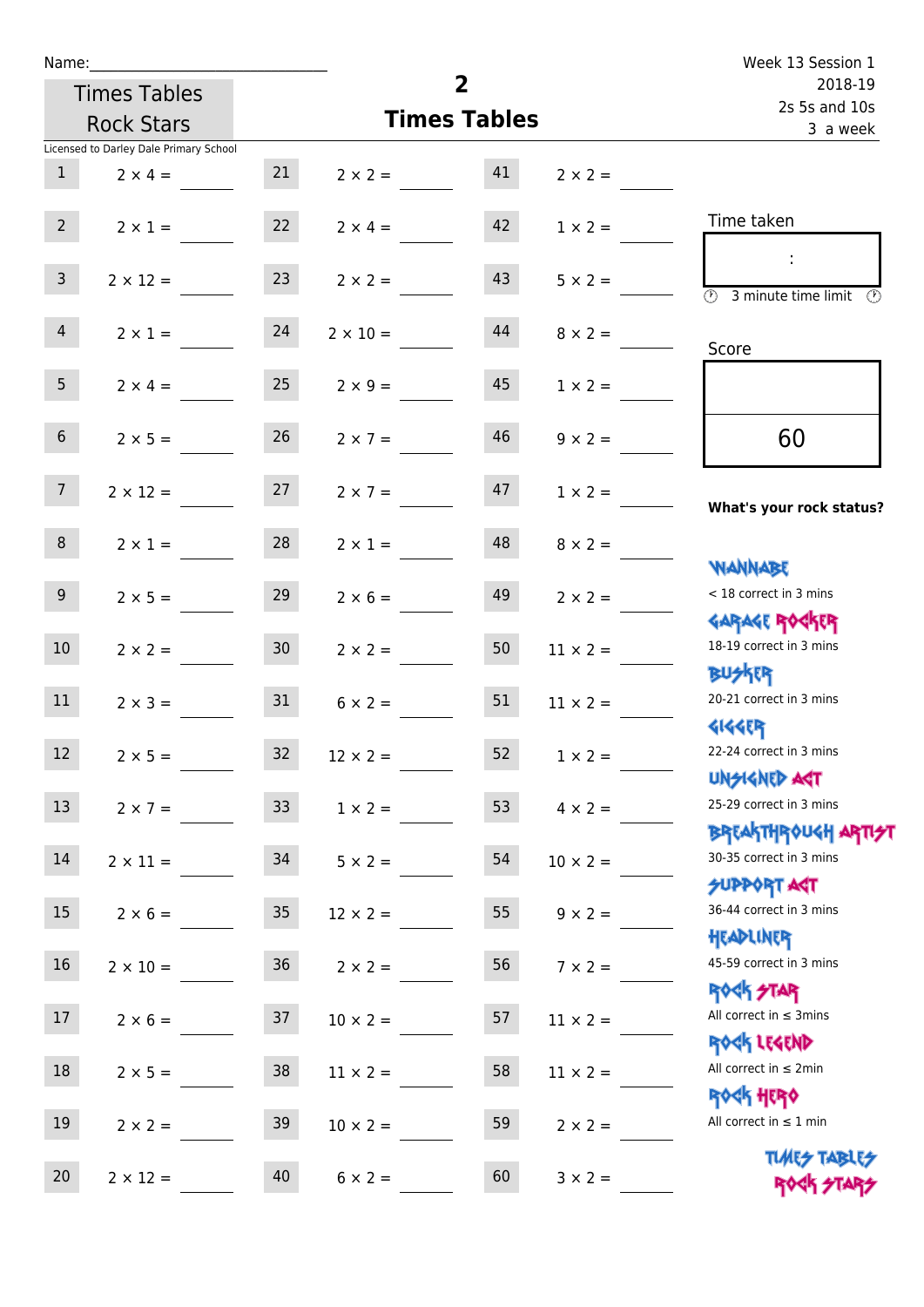Name:

Times Tables Rock Stars

# 2 Times Tables

Week 13 Session 1
2018-19
2s 5s and 10s
3 a week

Licensed to Darley Dale Primary School

| | | | | | |
|---|---|---|---|---|---|
| 1 | 2 × 4 = | 21 | 2 × 2 = | 41 | 2 × 2 = |
| 2 | 2 × 1 = | 22 | 2 × 4 = | 42 | 1 × 2 = |
| 3 | 2 × 12 = | 23 | 2 × 2 = | 43 | 5 × 2 = |
| 4 | 2 × 1 = | 24 | 2 × 10 = | 44 | 8 × 2 = |
| 5 | 2 × 4 = | 25 | 2 × 9 = | 45 | 1 × 2 = |
| 6 | 2 × 5 = | 26 | 2 × 7 = | 46 | 9 × 2 = |
| 7 | 2 × 12 = | 27 | 2 × 7 = | 47 | 1 × 2 = |
| 8 | 2 × 1 = | 28 | 2 × 1 = | 48 | 8 × 2 = |
| 9 | 2 × 5 = | 29 | 2 × 6 = | 49 | 2 × 2 = |
| 10 | 2 × 2 = | 30 | 2 × 2 = | 50 | 11 × 2 = |
| 11 | 2 × 3 = | 31 | 6 × 2 = | 51 | 11 × 2 = |
| 12 | 2 × 5 = | 32 | 12 × 2 = | 52 | 1 × 2 = |
| 13 | 2 × 7 = | 33 | 1 × 2 = | 53 | 4 × 2 = |
| 14 | 2 × 11 = | 34 | 5 × 2 = | 54 | 10 × 2 = |
| 15 | 2 × 6 = | 35 | 12 × 2 = | 55 | 9 × 2 = |
| 16 | 2 × 10 = | 36 | 2 × 2 = | 56 | 7 × 2 = |
| 17 | 2 × 6 = | 37 | 10 × 2 = | 57 | 11 × 2 = |
| 18 | 2 × 5 = | 38 | 11 × 2 = | 58 | 11 × 2 = |
| 19 | 2 × 2 = | 39 | 10 × 2 = | 59 | 2 × 2 = |
| 20 | 2 × 12 = | 40 | 6 × 2 = | 60 | 3 × 2 = |

Time taken

:

3 minute time limit

Score

60

**What's your rock status?**

WANNABE
< 18 correct in 3 mins

GARAGE ROCKER
18-19 correct in 3 mins

BUSKER
20-21 correct in 3 mins

GIGGER
22-24 correct in 3 mins

UNSIGNED ACT
25-29 correct in 3 mins

BREAKTHROUGH ARTIST
30-35 correct in 3 mins

SUPPORT ACT
36-44 correct in 3 mins

HEADLINER
45-59 correct in 3 mins

ROCK STAR
All correct in ≤ 3mins

ROCK LEGEND
All correct in ≤ 2min

ROCK HERO
All correct in ≤ 1 min

TIMES TABLES ROCK STARS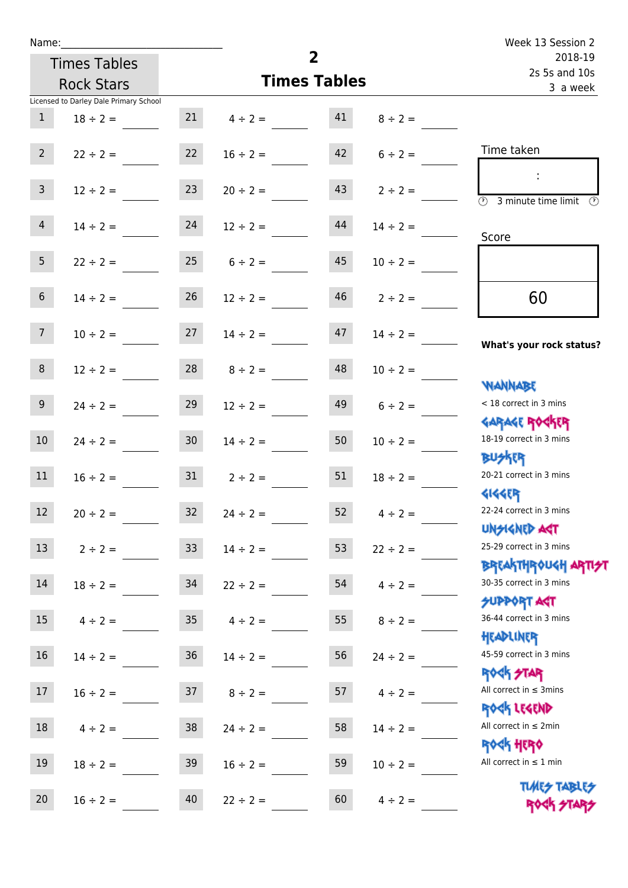Name:\_\_\_\_\_\_\_\_\_\_\_\_\_\_\_\_\_\_\_\_\_\_\_\_\_\_\_\_

Times Tables Rock Stars

# 2 Times Tables

Week 13 Session 2
2018-19
2s 5s and 10s
3 a week

Licensed to Darley Dale Primary School

| | | | | | |
|---|---|---|---|---|---|
| 1 | 18 ÷ 2 = | 21 | 4 ÷ 2 = | 41 | 8 ÷ 2 = |
| 2 | 22 ÷ 2 = | 22 | 16 ÷ 2 = | 42 | 6 ÷ 2 = |
| 3 | 12 ÷ 2 = | 23 | 20 ÷ 2 = | 43 | 2 ÷ 2 = |
| 4 | 14 ÷ 2 = | 24 | 12 ÷ 2 = | 44 | 14 ÷ 2 = |
| 5 | 22 ÷ 2 = | 25 | 6 ÷ 2 = | 45 | 10 ÷ 2 = |
| 6 | 14 ÷ 2 = | 26 | 12 ÷ 2 = | 46 | 2 ÷ 2 = |
| 7 | 10 ÷ 2 = | 27 | 14 ÷ 2 = | 47 | 14 ÷ 2 = |
| 8 | 12 ÷ 2 = | 28 | 8 ÷ 2 = | 48 | 10 ÷ 2 = |
| 9 | 24 ÷ 2 = | 29 | 12 ÷ 2 = | 49 | 6 ÷ 2 = |
| 10 | 24 ÷ 2 = | 30 | 14 ÷ 2 = | 50 | 10 ÷ 2 = |
| 11 | 16 ÷ 2 = | 31 | 2 ÷ 2 = | 51 | 18 ÷ 2 = |
| 12 | 20 ÷ 2 = | 32 | 24 ÷ 2 = | 52 | 4 ÷ 2 = |
| 13 | 2 ÷ 2 = | 33 | 14 ÷ 2 = | 53 | 22 ÷ 2 = |
| 14 | 18 ÷ 2 = | 34 | 22 ÷ 2 = | 54 | 4 ÷ 2 = |
| 15 | 4 ÷ 2 = | 35 | 4 ÷ 2 = | 55 | 8 ÷ 2 = |
| 16 | 14 ÷ 2 = | 36 | 14 ÷ 2 = | 56 | 24 ÷ 2 = |
| 17 | 16 ÷ 2 = | 37 | 8 ÷ 2 = | 57 | 4 ÷ 2 = |
| 18 | 4 ÷ 2 = | 38 | 24 ÷ 2 = | 58 | 14 ÷ 2 = |
| 19 | 18 ÷ 2 = | 39 | 16 ÷ 2 = | 59 | 10 ÷ 2 = |
| 20 | 16 ÷ 2 = | 40 | 22 ÷ 2 = | 60 | 4 ÷ 2 = |

Time taken

:

3 minute time limit

Score

60

**What's your rock status?**

WANNABE
< 18 correct in 3 mins

GARAGE ROCKER
18-19 correct in 3 mins

BUSKER
20-21 correct in 3 mins

GIGGER
22-24 correct in 3 mins

UNSIGNED ACT
25-29 correct in 3 mins

BREAKTHROUGH ARTIST
30-35 correct in 3 mins

SUPPORT ACT
36-44 correct in 3 mins

HEADLINER
45-59 correct in 3 mins

ROCK STAR
All correct in ≤ 3mins

ROCK LEGEND
All correct in ≤ 2min

ROCK HERO
All correct in ≤ 1 min

TIMES TABLES ROCK STARS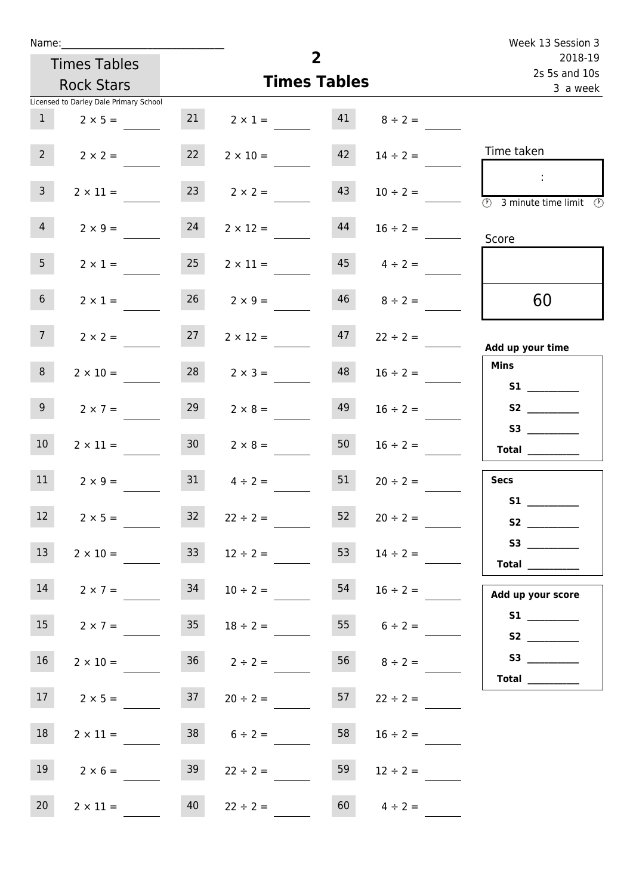Name:______________________________

Times Tables Rock Stars

Licensed to Darley Dale Primary School

# 2
## Times Tables

Week 13 Session 3
2018-19
2s 5s and 10s
3 a week

| | | | | | |
|---|---|---|---|---|---|
| 1 | 2 × 5 = ____ | 21 | 2 × 1 = ____ | 41 | 8 ÷ 2 = ____ |
| 2 | 2 × 2 = ____ | 22 | 2 × 10 = ____ | 42 | 14 ÷ 2 = ____ |
| 3 | 2 × 11 = ____ | 23 | 2 × 2 = ____ | 43 | 10 ÷ 2 = ____ |
| 4 | 2 × 9 = ____ | 24 | 2 × 12 = ____ | 44 | 16 ÷ 2 = ____ |
| 5 | 2 × 1 = ____ | 25 | 2 × 11 = ____ | 45 | 4 ÷ 2 = ____ |
| 6 | 2 × 1 = ____ | 26 | 2 × 9 = ____ | 46 | 8 ÷ 2 = ____ |
| 7 | 2 × 2 = ____ | 27 | 2 × 12 = ____ | 47 | 22 ÷ 2 = ____ |
| 8 | 2 × 10 = ____ | 28 | 2 × 3 = ____ | 48 | 16 ÷ 2 = ____ |
| 9 | 2 × 7 = ____ | 29 | 2 × 8 = ____ | 49 | 16 ÷ 2 = ____ |
| 10 | 2 × 11 = ____ | 30 | 2 × 8 = ____ | 50 | 16 ÷ 2 = ____ |
| 11 | 2 × 9 = ____ | 31 | 4 ÷ 2 = ____ | 51 | 20 ÷ 2 = ____ |
| 12 | 2 × 5 = ____ | 32 | 22 ÷ 2 = ____ | 52 | 20 ÷ 2 = ____ |
| 13 | 2 × 10 = ____ | 33 | 12 ÷ 2 = ____ | 53 | 14 ÷ 2 = ____ |
| 14 | 2 × 7 = ____ | 34 | 10 ÷ 2 = ____ | 54 | 16 ÷ 2 = ____ |
| 15 | 2 × 7 = ____ | 35 | 18 ÷ 2 = ____ | 55 | 6 ÷ 2 = ____ |
| 16 | 2 × 10 = ____ | 36 | 2 ÷ 2 = ____ | 56 | 8 ÷ 2 = ____ |
| 17 | 2 × 5 = ____ | 37 | 20 ÷ 2 = ____ | 57 | 22 ÷ 2 = ____ |
| 18 | 2 × 11 = ____ | 38 | 6 ÷ 2 = ____ | 58 | 16 ÷ 2 = ____ |
| 19 | 2 × 6 = ____ | 39 | 22 ÷ 2 = ____ | 59 | 12 ÷ 2 = ____ |
| 20 | 2 × 11 = ____ | 40 | 22 ÷ 2 = ____ | 60 | 4 ÷ 2 = ____ |

Time taken

:

3 minute limit

Score

60

**Add up your time**

**Mins**

**S1** __________

**S2** __________

**S3** __________

**Total** __________

**Secs**

**S1** __________

**S2** __________

**S3** __________

**Total** __________

**Add up your score**

**S1** __________

**S2** __________

**S3** __________

**Total** __________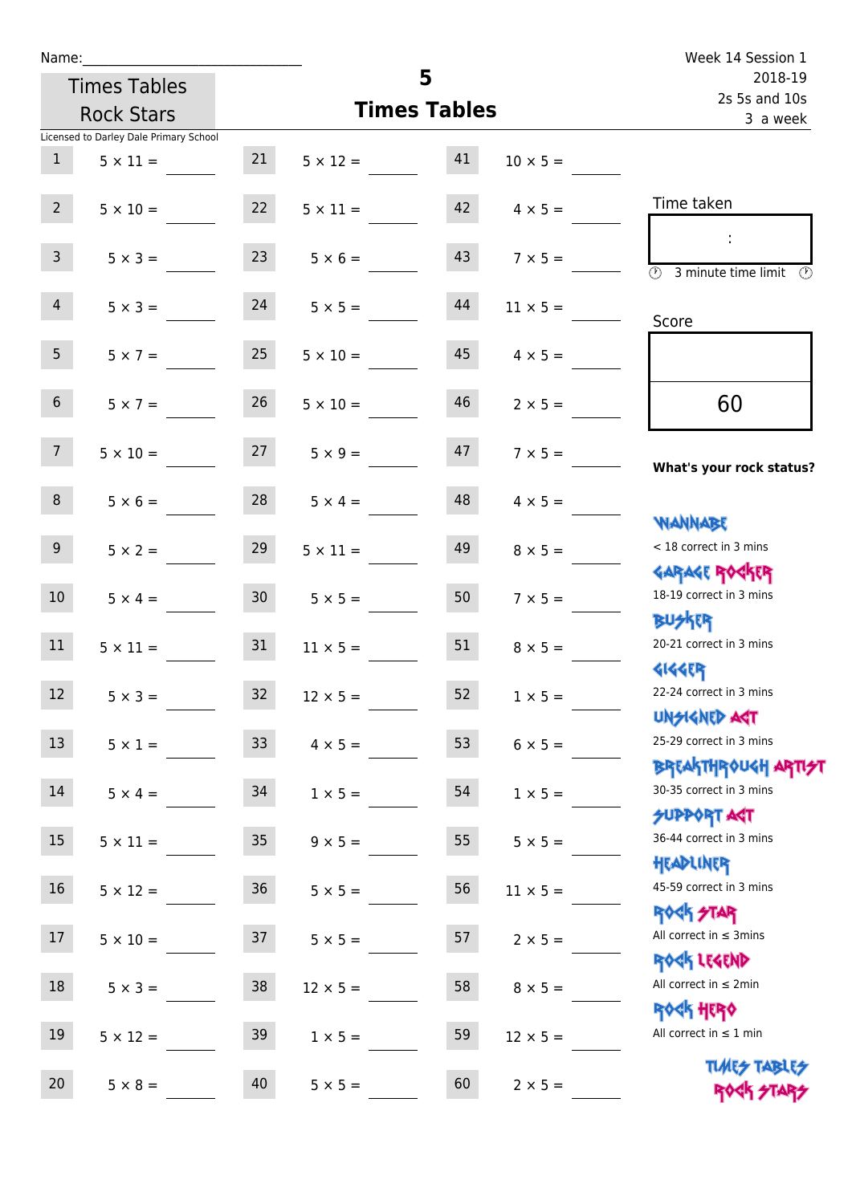Name:\_\_\_\_\_\_\_\_\_\_\_\_\_\_\_\_\_\_\_\_\_\_\_\_\_\_\_\_

Times Tables Rock Stars

# 5 Times Tables

Week 14 Session 1
2018-19
2s 5s and 10s
3 a week

Licensed to Darley Dale Primary School

| | | | | | |
|---|---|---|---|---|---|
| 1 | 5 × 11 = \_\_\_\_ | 21 | 5 × 12 = \_\_\_\_ | 41 | 10 × 5 = \_\_\_\_ |
| 2 | 5 × 10 = \_\_\_\_ | 22 | 5 × 11 = \_\_\_\_ | 42 | 4 × 5 = \_\_\_\_ |
| 3 | 5 × 3 = \_\_\_\_ | 23 | 5 × 6 = \_\_\_\_ | 43 | 7 × 5 = \_\_\_\_ |
| 4 | 5 × 3 = \_\_\_\_ | 24 | 5 × 5 = \_\_\_\_ | 44 | 11 × 5 = \_\_\_\_ |
| 5 | 5 × 7 = \_\_\_\_ | 25 | 5 × 10 = \_\_\_\_ | 45 | 4 × 5 = \_\_\_\_ |
| 6 | 5 × 7 = \_\_\_\_ | 26 | 5 × 10 = \_\_\_\_ | 46 | 2 × 5 = \_\_\_\_ |
| 7 | 5 × 10 = \_\_\_\_ | 27 | 5 × 9 = \_\_\_\_ | 47 | 7 × 5 = \_\_\_\_ |
| 8 | 5 × 6 = \_\_\_\_ | 28 | 5 × 4 = \_\_\_\_ | 48 | 4 × 5 = \_\_\_\_ |
| 9 | 5 × 2 = \_\_\_\_ | 29 | 5 × 11 = \_\_\_\_ | 49 | 8 × 5 = \_\_\_\_ |
| 10 | 5 × 4 = \_\_\_\_ | 30 | 5 × 5 = \_\_\_\_ | 50 | 7 × 5 = \_\_\_\_ |
| 11 | 5 × 11 = \_\_\_\_ | 31 | 11 × 5 = \_\_\_\_ | 51 | 8 × 5 = \_\_\_\_ |
| 12 | 5 × 3 = \_\_\_\_ | 32 | 12 × 5 = \_\_\_\_ | 52 | 1 × 5 = \_\_\_\_ |
| 13 | 5 × 1 = \_\_\_\_ | 33 | 4 × 5 = \_\_\_\_ | 53 | 6 × 5 = \_\_\_\_ |
| 14 | 5 × 4 = \_\_\_\_ | 34 | 1 × 5 = \_\_\_\_ | 54 | 1 × 5 = \_\_\_\_ |
| 15 | 5 × 11 = \_\_\_\_ | 35 | 9 × 5 = \_\_\_\_ | 55 | 5 × 5 = \_\_\_\_ |
| 16 | 5 × 12 = \_\_\_\_ | 36 | 5 × 5 = \_\_\_\_ | 56 | 11 × 5 = \_\_\_\_ |
| 17 | 5 × 10 = \_\_\_\_ | 37 | 5 × 5 = \_\_\_\_ | 57 | 2 × 5 = \_\_\_\_ |
| 18 | 5 × 3 = \_\_\_\_ | 38 | 12 × 5 = \_\_\_\_ | 58 | 8 × 5 = \_\_\_\_ |
| 19 | 5 × 12 = \_\_\_\_ | 39 | 1 × 5 = \_\_\_\_ | 59 | 12 × 5 = \_\_\_\_ |
| 20 | 5 × 8 = \_\_\_\_ | 40 | 5 × 5 = \_\_\_\_ | 60 | 2 × 5 = \_\_\_\_ |

Time taken

:

3 minute time limit

Score

60

**What's your rock status?**

WANNABE
< 18 correct in 3 mins

GARAGE ROCKER
18-19 correct in 3 mins

BUSKER
20-21 correct in 3 mins

GIGGER
22-24 correct in 3 mins

UNSIGNED ACT
25-29 correct in 3 mins

BREAKTHROUGH ARTIST
30-35 correct in 3 mins

SUPPORT ACT
36-44 correct in 3 mins

HEADLINER
45-59 correct in 3 mins

ROCK STAR
All correct in ≤ 3mins

ROCK LEGEND
All correct in ≤ 2min

ROCK HERO
All correct in ≤ 1 min

TIMES TABLES ROCK STARS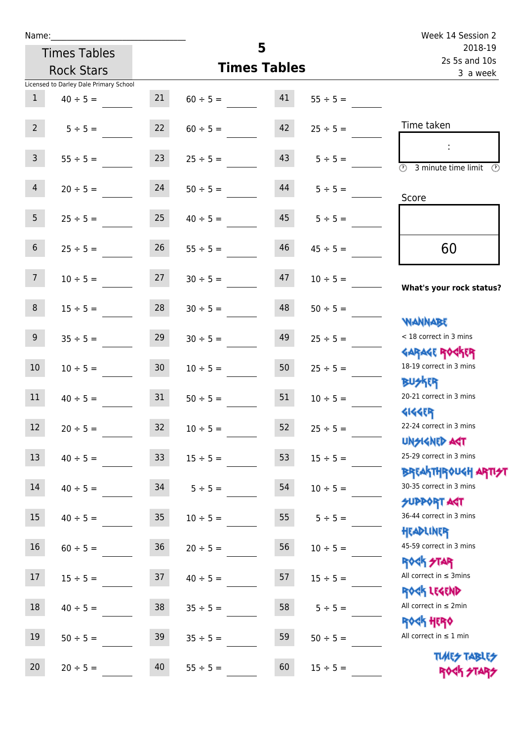Name:\_\_\_\_\_\_\_\_\_\_\_\_\_\_\_\_\_\_\_\_\_\_\_\_\_\_\_\_\_\_

Times Tables Rock Stars

# 5 Times Tables

Week 14 Session 2
2018-19
2s 5s and 10s
3 a week

Licensed to Darley Dale Primary School

| | | | | | |
|---|---|---|---|---|---|
| 1 | 40 ÷ 5 = | 21 | 60 ÷ 5 = | 41 | 55 ÷ 5 = |
| 2 | 5 ÷ 5 = | 22 | 60 ÷ 5 = | 42 | 25 ÷ 5 = |
| 3 | 55 ÷ 5 = | 23 | 25 ÷ 5 = | 43 | 5 ÷ 5 = |
| 4 | 20 ÷ 5 = | 24 | 50 ÷ 5 = | 44 | 5 ÷ 5 = |
| 5 | 25 ÷ 5 = | 25 | 40 ÷ 5 = | 45 | 5 ÷ 5 = |
| 6 | 25 ÷ 5 = | 26 | 55 ÷ 5 = | 46 | 45 ÷ 5 = |
| 7 | 10 ÷ 5 = | 27 | 30 ÷ 5 = | 47 | 10 ÷ 5 = |
| 8 | 15 ÷ 5 = | 28 | 30 ÷ 5 = | 48 | 50 ÷ 5 = |
| 9 | 35 ÷ 5 = | 29 | 30 ÷ 5 = | 49 | 25 ÷ 5 = |
| 10 | 10 ÷ 5 = | 30 | 10 ÷ 5 = | 50 | 25 ÷ 5 = |
| 11 | 40 ÷ 5 = | 31 | 50 ÷ 5 = | 51 | 10 ÷ 5 = |
| 12 | 20 ÷ 5 = | 32 | 10 ÷ 5 = | 52 | 25 ÷ 5 = |
| 13 | 40 ÷ 5 = | 33 | 15 ÷ 5 = | 53 | 15 ÷ 5 = |
| 14 | 40 ÷ 5 = | 34 | 5 ÷ 5 = | 54 | 10 ÷ 5 = |
| 15 | 40 ÷ 5 = | 35 | 10 ÷ 5 = | 55 | 5 ÷ 5 = |
| 16 | 60 ÷ 5 = | 36 | 20 ÷ 5 = | 56 | 10 ÷ 5 = |
| 17 | 15 ÷ 5 = | 37 | 40 ÷ 5 = | 57 | 15 ÷ 5 = |
| 18 | 40 ÷ 5 = | 38 | 35 ÷ 5 = | 58 | 5 ÷ 5 = |
| 19 | 50 ÷ 5 = | 39 | 35 ÷ 5 = | 59 | 50 ÷ 5 = |
| 20 | 20 ÷ 5 = | 40 | 55 ÷ 5 = | 60 | 15 ÷ 5 = |

Time taken

:

3 minute time limit

Score

60

**What's your rock status?**

WANNABE
< 18 correct in 3 mins

GARAGE ROCKER
18-19 correct in 3 mins

BUSKER
20-21 correct in 3 mins

GIGGER
22-24 correct in 3 mins

UNSIGNED ACT
25-29 correct in 3 mins

BREAKTHROUGH ARTIST
30-35 correct in 3 mins

SUPPORT ACT
36-44 correct in 3 mins

HEADLINER
45-59 correct in 3 mins

ROCK STAR
All correct in ≤ 3mins

ROCK LEGEND
All correct in ≤ 2min

ROCK HERO
All correct in ≤ 1 min

TIMES TABLES ROCK STARS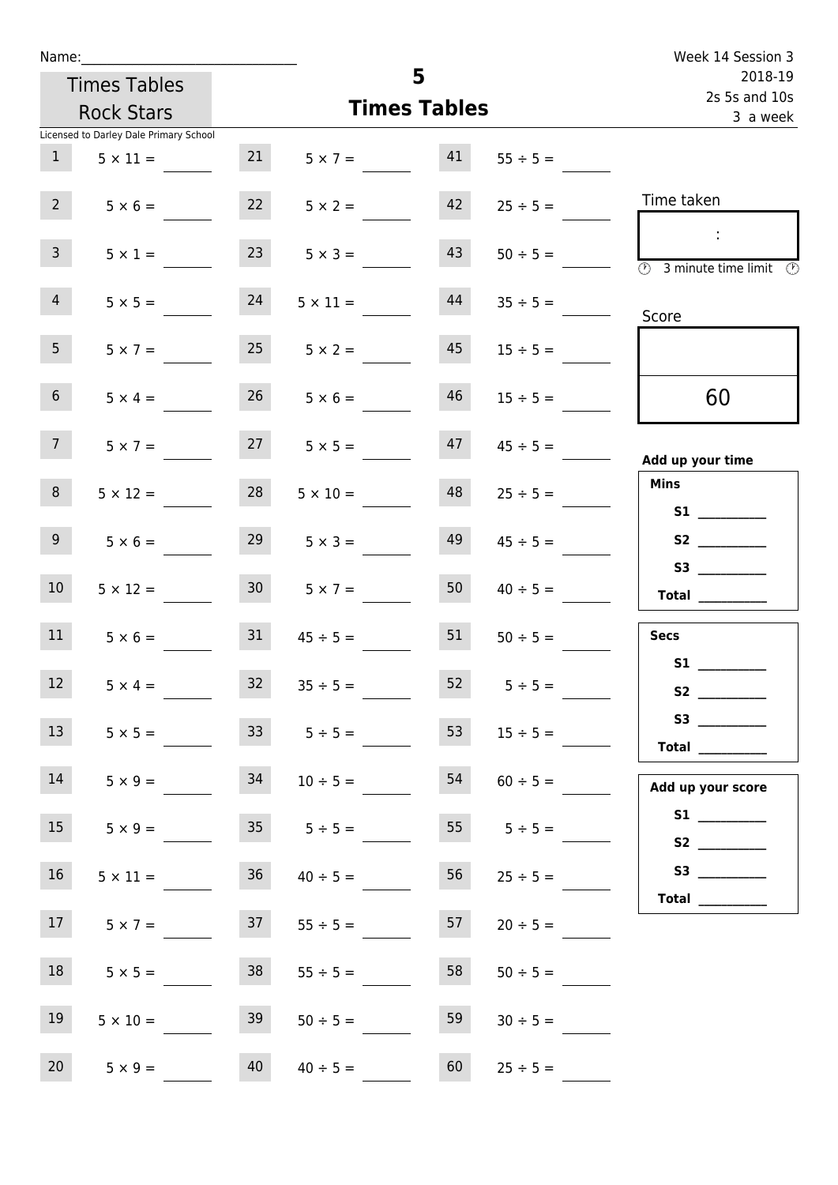Name:\_\_\_\_\_\_\_\_\_\_\_\_\_\_\_\_\_\_\_\_\_\_\_\_\_\_\_\_\_\_

Times Tables Rock Stars

Licensed to Darley Dale Primary School

# 5
## Times Tables

Week 14 Session 3
2018-19
2s 5s and 10s
3 a week

| # | Question | # | Question | # | Question |
|---|---|---|---|---|---|
| 1 | $5 \times 11 =$ | 21 | $5 \times 7 =$ | 41 | $55 \div 5 =$ |
| 2 | $5 \times 6 =$ | 22 | $5 \times 2 =$ | 42 | $25 \div 5 =$ |
| 3 | $5 \times 1 =$ | 23 | $5 \times 3 =$ | 43 | $50 \div 5 =$ |
| 4 | $5 \times 5 =$ | 24 | $5 \times 11 =$ | 44 | $35 \div 5 =$ |
| 5 | $5 \times 7 =$ | 25 | $5 \times 2 =$ | 45 | $15 \div 5 =$ |
| 6 | $5 \times 4 =$ | 26 | $5 \times 6 =$ | 46 | $15 \div 5 =$ |
| 7 | $5 \times 7 =$ | 27 | $5 \times 5 =$ | 47 | $45 \div 5 =$ |
| 8 | $5 \times 12 =$ | 28 | $5 \times 10 =$ | 48 | $25 \div 5 =$ |
| 9 | $5 \times 6 =$ | 29 | $5 \times 3 =$ | 49 | $45 \div 5 =$ |
| 10 | $5 \times 12 =$ | 30 | $5 \times 7 =$ | 50 | $40 \div 5 =$ |
| 11 | $5 \times 6 =$ | 31 | $45 \div 5 =$ | 51 | $50 \div 5 =$ |
| 12 | $5 \times 4 =$ | 32 | $35 \div 5 =$ | 52 | $5 \div 5 =$ |
| 13 | $5 \times 5 =$ | 33 | $5 \div 5 =$ | 53 | $15 \div 5 =$ |
| 14 | $5 \times 9 =$ | 34 | $10 \div 5 =$ | 54 | $60 \div 5 =$ |
| 15 | $5 \times 9 =$ | 35 | $5 \div 5 =$ | 55 | $5 \div 5 =$ |
| 16 | $5 \times 11 =$ | 36 | $40 \div 5 =$ | 56 | $25 \div 5 =$ |
| 17 | $5 \times 7 =$ | 37 | $55 \div 5 =$ | 57 | $20 \div 5 =$ |
| 18 | $5 \times 5 =$ | 38 | $55 \div 5 =$ | 58 | $50 \div 5 =$ |
| 19 | $5 \times 10 =$ | 39 | $50 \div 5 =$ | 59 | $30 \div 5 =$ |
| 20 | $5 \times 9 =$ | 40 | $40 \div 5 =$ | 60 | $25 \div 5 =$ |

Time taken

:

3 minute time limit

Score

60

**Add up your time**

**Mins**

**S1** \_\_\_\_\_\_\_\_\_\_

**S2** \_\_\_\_\_\_\_\_\_\_

**S3** \_\_\_\_\_\_\_\_\_\_

**Total** \_\_\_\_\_\_\_\_\_\_

**Secs**

**S1** \_\_\_\_\_\_\_\_\_\_

**S2** \_\_\_\_\_\_\_\_\_\_

**S3** \_\_\_\_\_\_\_\_\_\_

**Total** \_\_\_\_\_\_\_\_\_\_

**Add up your score**

**S1** \_\_\_\_\_\_\_\_\_\_

**S2** \_\_\_\_\_\_\_\_\_\_

**S3** \_\_\_\_\_\_\_\_\_\_

**Total** \_\_\_\_\_\_\_\_\_\_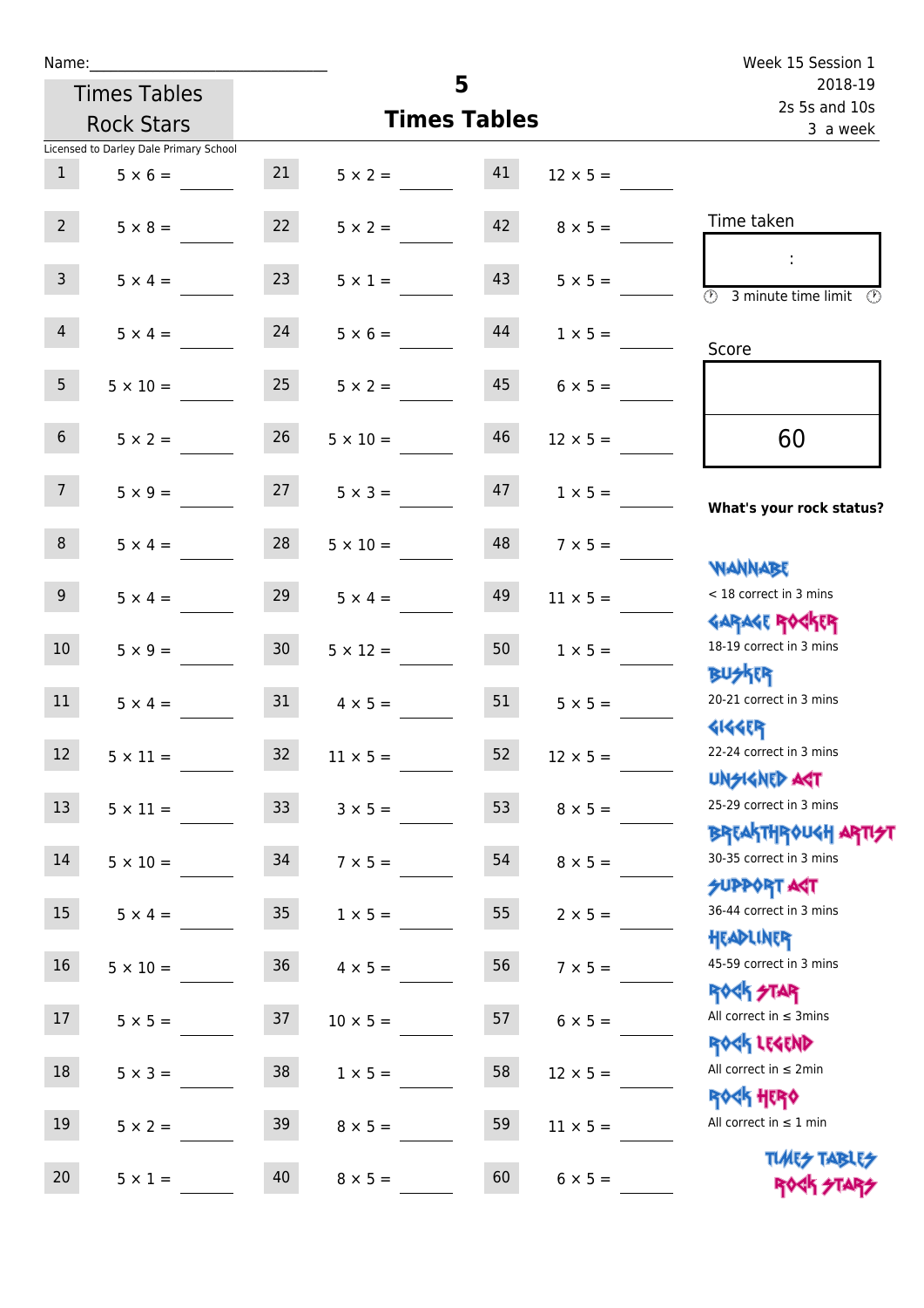Name:_____________________________

Times Tables Rock Stars

Licensed to Darley Dale Primary School

# 5 Times Tables

Week 15 Session 1
2018-19
2s 5s and 10s
3 a week

| # | Question | # | Question | # | Question |
|---|---|---|---|---|---|
| 1 | 5 × 6 = ____ | 21 | 5 × 2 = ____ | 41 | 12 × 5 = ____ |
| 2 | 5 × 8 = ____ | 22 | 5 × 2 = ____ | 42 | 8 × 5 = ____ |
| 3 | 5 × 4 = ____ | 23 | 5 × 1 = ____ | 43 | 5 × 5 = ____ |
| 4 | 5 × 4 = ____ | 24 | 5 × 6 = ____ | 44 | 1 × 5 = ____ |
| 5 | 5 × 10 = ____ | 25 | 5 × 2 = ____ | 45 | 6 × 5 = ____ |
| 6 | 5 × 2 = ____ | 26 | 5 × 10 = ____ | 46 | 12 × 5 = ____ |
| 7 | 5 × 9 = ____ | 27 | 5 × 3 = ____ | 47 | 1 × 5 = ____ |
| 8 | 5 × 4 = ____ | 28 | 5 × 10 = ____ | 48 | 7 × 5 = ____ |
| 9 | 5 × 4 = ____ | 29 | 5 × 4 = ____ | 49 | 11 × 5 = ____ |
| 10 | 5 × 9 = ____ | 30 | 5 × 12 = ____ | 50 | 1 × 5 = ____ |
| 11 | 5 × 4 = ____ | 31 | 4 × 5 = ____ | 51 | 5 × 5 = ____ |
| 12 | 5 × 11 = ____ | 32 | 11 × 5 = ____ | 52 | 12 × 5 = ____ |
| 13 | 5 × 11 = ____ | 33 | 3 × 5 = ____ | 53 | 8 × 5 = ____ |
| 14 | 5 × 10 = ____ | 34 | 7 × 5 = ____ | 54 | 8 × 5 = ____ |
| 15 | 5 × 4 = ____ | 35 | 1 × 5 = ____ | 55 | 2 × 5 = ____ |
| 16 | 5 × 10 = ____ | 36 | 4 × 5 = ____ | 56 | 7 × 5 = ____ |
| 17 | 5 × 5 = ____ | 37 | 10 × 5 = ____ | 57 | 6 × 5 = ____ |
| 18 | 5 × 3 = ____ | 38 | 1 × 5 = ____ | 58 | 12 × 5 = ____ |
| 19 | 5 × 2 = ____ | 39 | 8 × 5 = ____ | 59 | 11 × 5 = ____ |
| 20 | 5 × 1 = ____ | 40 | 8 × 5 = ____ | 60 | 6 × 5 = ____ |

Time taken

:

3 minute time limit

Score

60

**What's your rock status?**

- WANNABE: < 18 correct in 3 mins
- GARAGE ROCKER: 18-19 correct in 3 mins
- BUSKER: 20-21 correct in 3 mins
- GIGGER: 22-24 correct in 3 mins
- UNSIGNED ACT: 25-29 correct in 3 mins
- BREAKTHROUGH ARTIST: 30-35 correct in 3 mins
- SUPPORT ACT: 36-44 correct in 3 mins
- HEADLINER: 45-59 correct in 3 mins
- ROCK STAR: All correct in ≤ 3mins
- ROCK LEGEND: All correct in ≤ 2min
- ROCK HERO: All correct in ≤ 1 min

TIMES TABLES ROCK STARS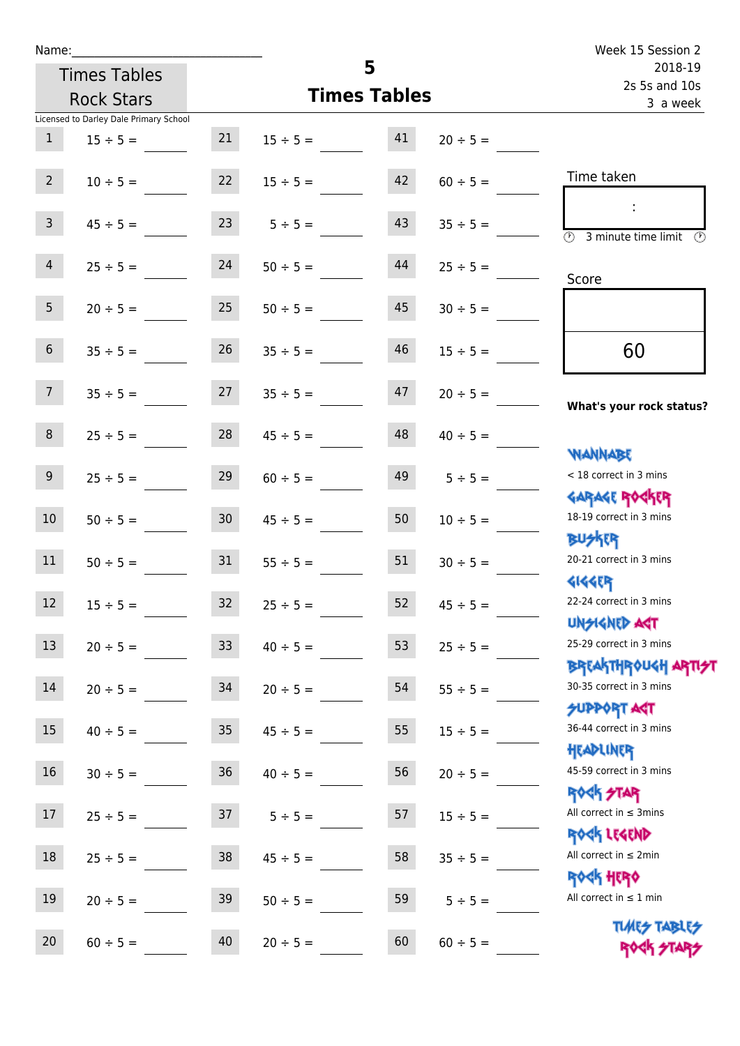Name:\_\_\_\_\_\_\_\_\_\_\_\_\_\_\_\_\_\_\_\_\_\_\_\_\_\_\_\_

Times Tables Rock Stars

# 5 Times Tables

Week 15 Session 2
2018-19
2s 5s and 10s
3 a week

Licensed to Darley Dale Primary School

| | | | | | |
|---|---|---|---|---|---|
| 1 | 15 ÷ 5 = | 21 | 15 ÷ 5 = | 41 | 20 ÷ 5 = |
| 2 | 10 ÷ 5 = | 22 | 15 ÷ 5 = | 42 | 60 ÷ 5 = |
| 3 | 45 ÷ 5 = | 23 | 5 ÷ 5 = | 43 | 35 ÷ 5 = |
| 4 | 25 ÷ 5 = | 24 | 50 ÷ 5 = | 44 | 25 ÷ 5 = |
| 5 | 20 ÷ 5 = | 25 | 50 ÷ 5 = | 45 | 30 ÷ 5 = |
| 6 | 35 ÷ 5 = | 26 | 35 ÷ 5 = | 46 | 15 ÷ 5 = |
| 7 | 35 ÷ 5 = | 27 | 35 ÷ 5 = | 47 | 20 ÷ 5 = |
| 8 | 25 ÷ 5 = | 28 | 45 ÷ 5 = | 48 | 40 ÷ 5 = |
| 9 | 25 ÷ 5 = | 29 | 60 ÷ 5 = | 49 | 5 ÷ 5 = |
| 10 | 50 ÷ 5 = | 30 | 45 ÷ 5 = | 50 | 10 ÷ 5 = |
| 11 | 50 ÷ 5 = | 31 | 55 ÷ 5 = | 51 | 30 ÷ 5 = |
| 12 | 15 ÷ 5 = | 32 | 25 ÷ 5 = | 52 | 45 ÷ 5 = |
| 13 | 20 ÷ 5 = | 33 | 40 ÷ 5 = | 53 | 25 ÷ 5 = |
| 14 | 20 ÷ 5 = | 34 | 20 ÷ 5 = | 54 | 55 ÷ 5 = |
| 15 | 40 ÷ 5 = | 35 | 45 ÷ 5 = | 55 | 15 ÷ 5 = |
| 16 | 30 ÷ 5 = | 36 | 40 ÷ 5 = | 56 | 20 ÷ 5 = |
| 17 | 25 ÷ 5 = | 37 | 5 ÷ 5 = | 57 | 15 ÷ 5 = |
| 18 | 25 ÷ 5 = | 38 | 45 ÷ 5 = | 58 | 35 ÷ 5 = |
| 19 | 20 ÷ 5 = | 39 | 50 ÷ 5 = | 59 | 5 ÷ 5 = |
| 20 | 60 ÷ 5 = | 40 | 20 ÷ 5 = | 60 | 60 ÷ 5 = |

Time taken

:

3 minute time limit

Score

60

**What's your rock status?**

WANNABE
< 18 correct in 3 mins

GARAGE ROCKER
18-19 correct in 3 mins

BUSKER
20-21 correct in 3 mins

GIGGER
22-24 correct in 3 mins

UNSIGNED ACT
25-29 correct in 3 mins

BREAKTHROUGH ARTIST
30-35 correct in 3 mins

SUPPORT ACT
36-44 correct in 3 mins

HEADLINER
45-59 correct in 3 mins

ROCK STAR
All correct in ≤ 3mins

ROCK LEGEND
All correct in ≤ 2min

ROCK HERO
All correct in ≤ 1 min

TIMES TABLES ROCK STARS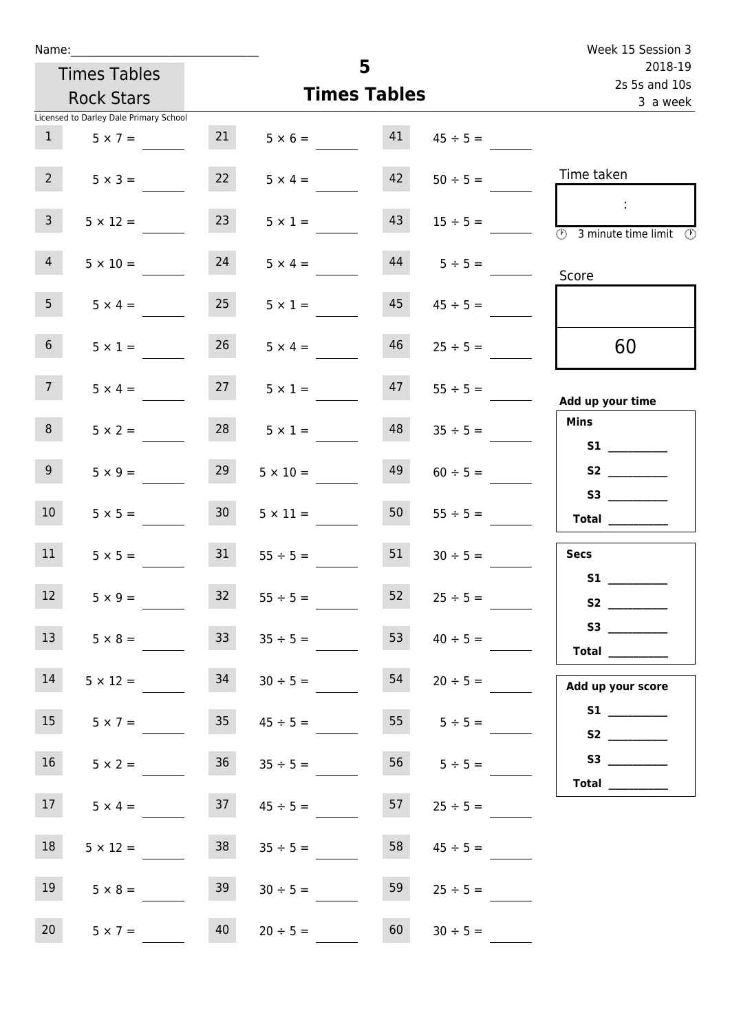Name:______________________________

Times Tables Rock Stars

Licensed to Darley Dale Primary School

# 5
## Times Tables

Week 15 Session 3
2018-19
2s 5s and 10s
3 a week

| | | | | | |
|---|---|---|---|---|---|
| 1 | $5 \times 7 =$ | 21 | $5 \times 6 =$ | 41 | $45 \div 5 =$ |
| 2 | $5 \times 3 =$ | 22 | $5 \times 4 =$ | 42 | $50 \div 5 =$ |
| 3 | $5 \times 12 =$ | 23 | $5 \times 1 =$ | 43 | $15 \div 5 =$ |
| 4 | $5 \times 10 =$ | 24 | $5 \times 4 =$ | 44 | $5 \div 5 =$ |
| 5 | $5 \times 4 =$ | 25 | $5 \times 1 =$ | 45 | $45 \div 5 =$ |
| 6 | $5 \times 1 =$ | 26 | $5 \times 4 =$ | 46 | $25 \div 5 =$ |
| 7 | $5 \times 4 =$ | 27 | $5 \times 1 =$ | 47 | $55 \div 5 =$ |
| 8 | $5 \times 2 =$ | 28 | $5 \times 1 =$ | 48 | $35 \div 5 =$ |
| 9 | $5 \times 9 =$ | 29 | $5 \times 10 =$ | 49 | $60 \div 5 =$ |
| 10 | $5 \times 5 =$ | 30 | $5 \times 11 =$ | 50 | $55 \div 5 =$ |
| 11 | $5 \times 5 =$ | 31 | $55 \div 5 =$ | 51 | $30 \div 5 =$ |
| 12 | $5 \times 9 =$ | 32 | $55 \div 5 =$ | 52 | $25 \div 5 =$ |
| 13 | $5 \times 8 =$ | 33 | $35 \div 5 =$ | 53 | $40 \div 5 =$ |
| 14 | $5 \times 12 =$ | 34 | $30 \div 5 =$ | 54 | $20 \div 5 =$ |
| 15 | $5 \times 7 =$ | 35 | $45 \div 5 =$ | 55 | $5 \div 5 =$ |
| 16 | $5 \times 2 =$ | 36 | $35 \div 5 =$ | 56 | $5 \div 5 =$ |
| 17 | $5 \times 4 =$ | 37 | $45 \div 5 =$ | 57 | $25 \div 5 =$ |
| 18 | $5 \times 12 =$ | 38 | $35 \div 5 =$ | 58 | $45 \div 5 =$ |
| 19 | $5 \times 8 =$ | 39 | $30 \div 5 =$ | 59 | $25 \div 5 =$ |
| 20 | $5 \times 7 =$ | 40 | $20 \div 5 =$ | 60 | $30 \div 5 =$ |

Time taken

:

3 minute time limit

Score

60

**Add up your time**

**Mins**
S1 __________
S2 __________
S3 __________
**Total** __________

**Secs**
S1 __________
S2 __________
S3 __________
**Total** __________

**Add up your score**
S1 __________
S2 __________
S3 __________
**Total** __________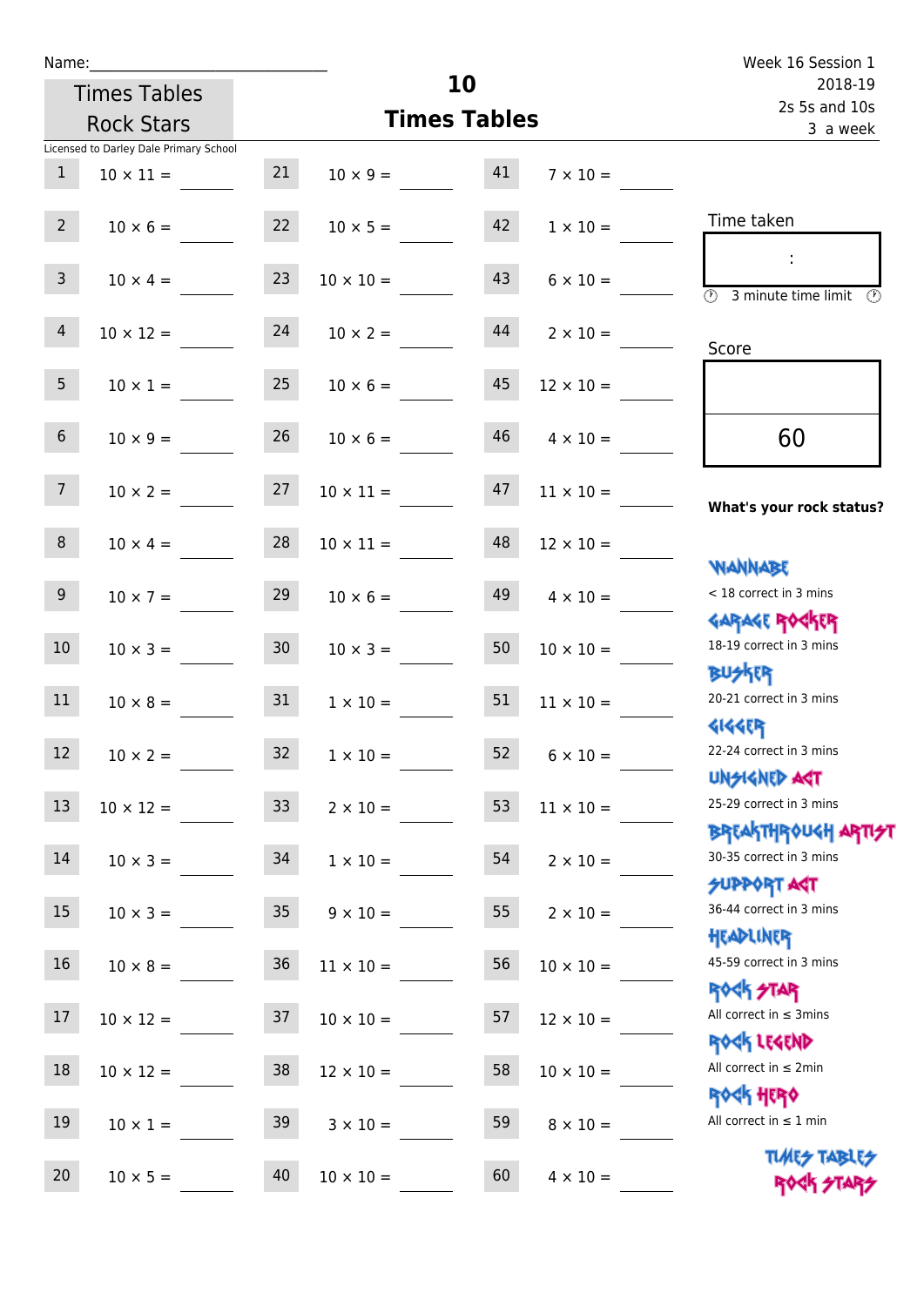Name:\_\_\_\_\_\_\_\_\_\_\_\_\_\_\_\_\_\_\_\_\_\_\_\_\_\_\_\_

Times Tables Rock Stars

# 10 Times Tables

Week 16 Session 1
2018-19
2s 5s and 10s
3 a week

Licensed to Darley Dale Primary School

| | | | | | |
|---|---|---|---|---|---|
| 1 | 10 × 11 = ____ | 21 | 10 × 9 = ____ | 41 | 7 × 10 = ____ |
| 2 | 10 × 6 = ____ | 22 | 10 × 5 = ____ | 42 | 1 × 10 = ____ |
| 3 | 10 × 4 = ____ | 23 | 10 × 10 = ____ | 43 | 6 × 10 = ____ |
| 4 | 10 × 12 = ____ | 24 | 10 × 2 = ____ | 44 | 2 × 10 = ____ |
| 5 | 10 × 1 = ____ | 25 | 10 × 6 = ____ | 45 | 12 × 10 = ____ |
| 6 | 10 × 9 = ____ | 26 | 10 × 6 = ____ | 46 | 4 × 10 = ____ |
| 7 | 10 × 2 = ____ | 27 | 10 × 11 = ____ | 47 | 11 × 10 = ____ |
| 8 | 10 × 4 = ____ | 28 | 10 × 11 = ____ | 48 | 12 × 10 = ____ |
| 9 | 10 × 7 = ____ | 29 | 10 × 6 = ____ | 49 | 4 × 10 = ____ |
| 10 | 10 × 3 = ____ | 30 | 10 × 3 = ____ | 50 | 10 × 10 = ____ |
| 11 | 10 × 8 = ____ | 31 | 1 × 10 = ____ | 51 | 11 × 10 = ____ |
| 12 | 10 × 2 = ____ | 32 | 1 × 10 = ____ | 52 | 6 × 10 = ____ |
| 13 | 10 × 12 = ____ | 33 | 2 × 10 = ____ | 53 | 11 × 10 = ____ |
| 14 | 10 × 3 = ____ | 34 | 1 × 10 = ____ | 54 | 2 × 10 = ____ |
| 15 | 10 × 3 = ____ | 35 | 9 × 10 = ____ | 55 | 2 × 10 = ____ |
| 16 | 10 × 8 = ____ | 36 | 11 × 10 = ____ | 56 | 10 × 10 = ____ |
| 17 | 10 × 12 = ____ | 37 | 10 × 10 = ____ | 57 | 12 × 10 = ____ |
| 18 | 10 × 12 = ____ | 38 | 12 × 10 = ____ | 58 | 10 × 10 = ____ |
| 19 | 10 × 1 = ____ | 39 | 3 × 10 = ____ | 59 | 8 × 10 = ____ |
| 20 | 10 × 5 = ____ | 40 | 10 × 10 = ____ | 60 | 4 × 10 = ____ |

Time taken

:

3 minute time limit

Score

60

**What's your rock status?**

- **WANNABE** — < 18 correct in 3 mins
- **GARAGE ROCKER** — 18-19 correct in 3 mins
- **BUSKER** — 20-21 correct in 3 mins
- **GIGGER** — 22-24 correct in 3 mins
- **UNSIGNED ACT** — 25-29 correct in 3 mins
- **BREAKTHROUGH ARTIST** — 30-35 correct in 3 mins
- **SUPPORT ACT** — 36-44 correct in 3 mins
- **HEADLINER** — 45-59 correct in 3 mins
- **ROCK STAR** — All correct in ≤ 3mins
- **ROCK LEGEND** — All correct in ≤ 2min
- **ROCK HERO** — All correct in ≤ 1 min

TIMES TABLES ROCK STARS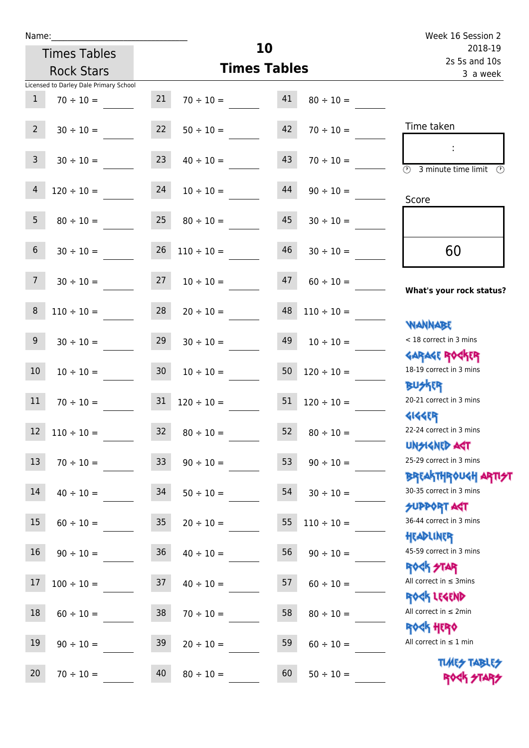Name:______________________________

Times Tables Rock Stars

# 10 Times Tables

Week 16 Session 2
2018-19
2s 5s and 10s
3 a week

Licensed to Darley Dale Primary School

| | | | | | |
|---|---|---|---|---|---|
| 1 | 70 ÷ 10 = ____ | 21 | 70 ÷ 10 = ____ | 41 | 80 ÷ 10 = ____ |
| 2 | 30 ÷ 10 = ____ | 22 | 50 ÷ 10 = ____ | 42 | 70 ÷ 10 = ____ |
| 3 | 30 ÷ 10 = ____ | 23 | 40 ÷ 10 = ____ | 43 | 70 ÷ 10 = ____ |
| 4 | 120 ÷ 10 = ____ | 24 | 10 ÷ 10 = ____ | 44 | 90 ÷ 10 = ____ |
| 5 | 80 ÷ 10 = ____ | 25 | 80 ÷ 10 = ____ | 45 | 30 ÷ 10 = ____ |
| 6 | 30 ÷ 10 = ____ | 26 | 110 ÷ 10 = ____ | 46 | 30 ÷ 10 = ____ |
| 7 | 30 ÷ 10 = ____ | 27 | 10 ÷ 10 = ____ | 47 | 60 ÷ 10 = ____ |
| 8 | 110 ÷ 10 = ____ | 28 | 20 ÷ 10 = ____ | 48 | 110 ÷ 10 = ____ |
| 9 | 30 ÷ 10 = ____ | 29 | 30 ÷ 10 = ____ | 49 | 10 ÷ 10 = ____ |
| 10 | 10 ÷ 10 = ____ | 30 | 10 ÷ 10 = ____ | 50 | 120 ÷ 10 = ____ |
| 11 | 70 ÷ 10 = ____ | 31 | 120 ÷ 10 = ____ | 51 | 120 ÷ 10 = ____ |
| 12 | 110 ÷ 10 = ____ | 32 | 80 ÷ 10 = ____ | 52 | 80 ÷ 10 = ____ |
| 13 | 70 ÷ 10 = ____ | 33 | 90 ÷ 10 = ____ | 53 | 90 ÷ 10 = ____ |
| 14 | 40 ÷ 10 = ____ | 34 | 50 ÷ 10 = ____ | 54 | 30 ÷ 10 = ____ |
| 15 | 60 ÷ 10 = ____ | 35 | 20 ÷ 10 = ____ | 55 | 110 ÷ 10 = ____ |
| 16 | 90 ÷ 10 = ____ | 36 | 40 ÷ 10 = ____ | 56 | 90 ÷ 10 = ____ |
| 17 | 100 ÷ 10 = ____ | 37 | 40 ÷ 10 = ____ | 57 | 60 ÷ 10 = ____ |
| 18 | 60 ÷ 10 = ____ | 38 | 70 ÷ 10 = ____ | 58 | 80 ÷ 10 = ____ |
| 19 | 90 ÷ 10 = ____ | 39 | 20 ÷ 10 = ____ | 59 | 60 ÷ 10 = ____ |
| 20 | 70 ÷ 10 = ____ | 40 | 80 ÷ 10 = ____ | 60 | 50 ÷ 10 = ____ |

Time taken

:

3 minute time limit

Score

60

**What's your rock status?**

WANNABE
< 18 correct in 3 mins

GARAGE ROCKER
18-19 correct in 3 mins

BUSKER
20-21 correct in 3 mins

GIGGER
22-24 correct in 3 mins

UNSIGNED ACT
25-29 correct in 3 mins

BREAKTHROUGH ARTIST
30-35 correct in 3 mins

SUPPORT ACT
36-44 correct in 3 mins

HEADLINER
45-59 correct in 3 mins

ROCK STAR
All correct in ≤ 3mins

ROCK LEGEND
All correct in ≤ 2min

ROCK HERO
All correct in ≤ 1 min

TIMES TABLES ROCK STARS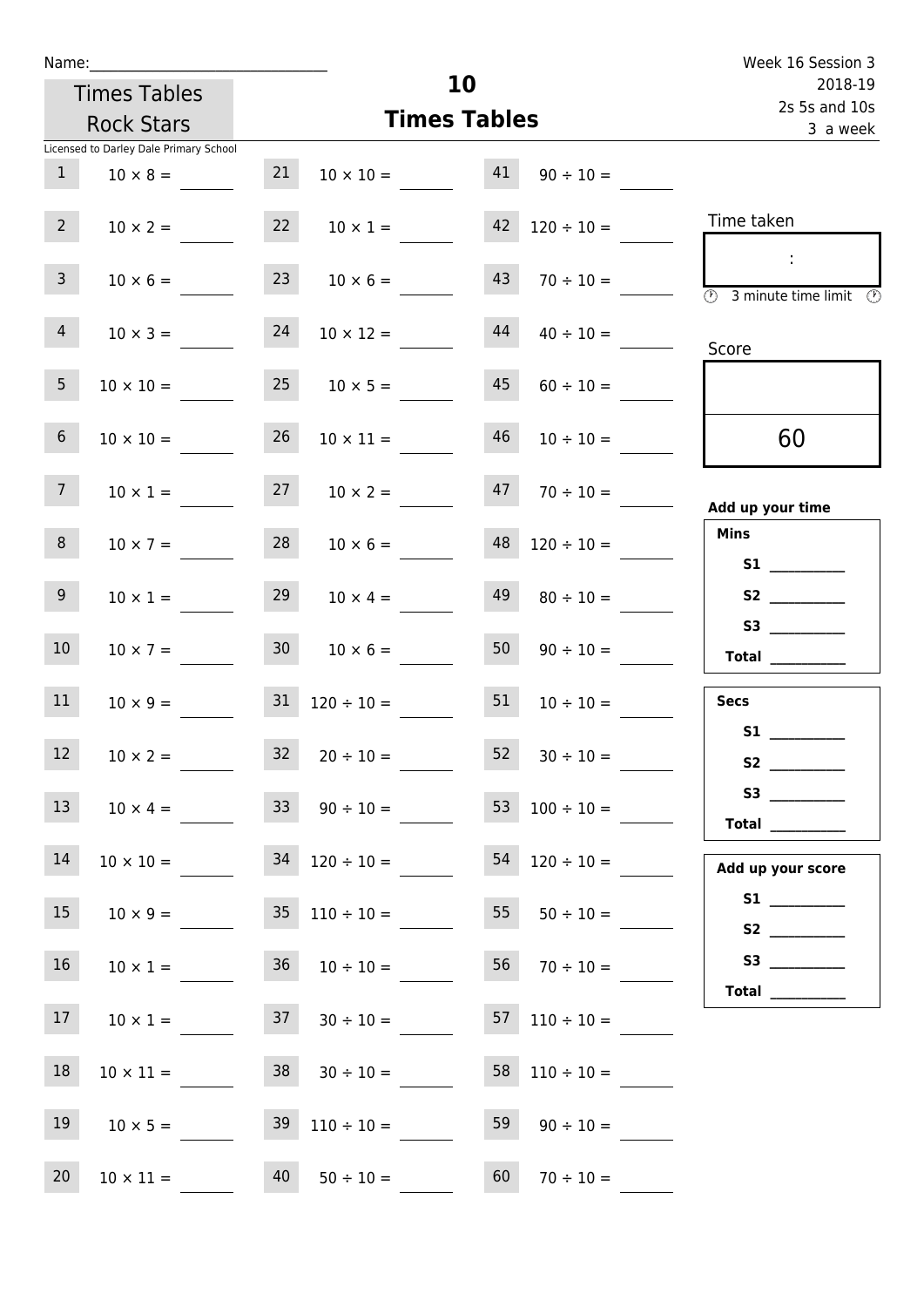Name:______________________________

Times Tables Rock Stars

Licensed to Darley Dale Primary School

# 10
## Times Tables

Week 16 Session 3
2018-19
2s 5s and 10s
3 a week

| | | | | | |
|---|---|---|---|---|---|
| 1 | $10 \times 8 =$ ____ | 21 | $10 \times 10 =$ ____ | 41 | $90 \div 10 =$ ____ |
| 2 | $10 \times 2 =$ ____ | 22 | $10 \times 1 =$ ____ | 42 | $120 \div 10 =$ ____ |
| 3 | $10 \times 6 =$ ____ | 23 | $10 \times 6 =$ ____ | 43 | $70 \div 10 =$ ____ |
| 4 | $10 \times 3 =$ ____ | 24 | $10 \times 12 =$ ____ | 44 | $40 \div 10 =$ ____ |
| 5 | $10 \times 10 =$ ____ | 25 | $10 \times 5 =$ ____ | 45 | $60 \div 10 =$ ____ |
| 6 | $10 \times 10 =$ ____ | 26 | $10 \times 11 =$ ____ | 46 | $10 \div 10 =$ ____ |
| 7 | $10 \times 1 =$ ____ | 27 | $10 \times 2 =$ ____ | 47 | $70 \div 10 =$ ____ |
| 8 | $10 \times 7 =$ ____ | 28 | $10 \times 6 =$ ____ | 48 | $120 \div 10 =$ ____ |
| 9 | $10 \times 1 =$ ____ | 29 | $10 \times 4 =$ ____ | 49 | $80 \div 10 =$ ____ |
| 10 | $10 \times 7 =$ ____ | 30 | $10 \times 6 =$ ____ | 50 | $90 \div 10 =$ ____ |
| 11 | $10 \times 9 =$ ____ | 31 | $120 \div 10 =$ ____ | 51 | $10 \div 10 =$ ____ |
| 12 | $10 \times 2 =$ ____ | 32 | $20 \div 10 =$ ____ | 52 | $30 \div 10 =$ ____ |
| 13 | $10 \times 4 =$ ____ | 33 | $90 \div 10 =$ ____ | 53 | $100 \div 10 =$ ____ |
| 14 | $10 \times 10 =$ ____ | 34 | $120 \div 10 =$ ____ | 54 | $120 \div 10 =$ ____ |
| 15 | $10 \times 9 =$ ____ | 35 | $110 \div 10 =$ ____ | 55 | $50 \div 10 =$ ____ |
| 16 | $10 \times 1 =$ ____ | 36 | $10 \div 10 =$ ____ | 56 | $70 \div 10 =$ ____ |
| 17 | $10 \times 1 =$ ____ | 37 | $30 \div 10 =$ ____ | 57 | $110 \div 10 =$ ____ |
| 18 | $10 \times 11 =$ ____ | 38 | $30 \div 10 =$ ____ | 58 | $110 \div 10 =$ ____ |
| 19 | $10 \times 5 =$ ____ | 39 | $110 \div 10 =$ ____ | 59 | $90 \div 10 =$ ____ |
| 20 | $10 \times 11 =$ ____ | 40 | $50 \div 10 =$ ____ | 60 | $70 \div 10 =$ ____ |

Time taken

:

3 minute time limit

Score

60

**Add up your time**

**Mins**

**S1** __________
**S2** __________
**S3** __________
**Total** __________

**Secs**

**S1** __________
**S2** __________
**S3** __________
**Total** __________

**Add up your score**

**S1** __________
**S2** __________
**S3** __________
**Total** __________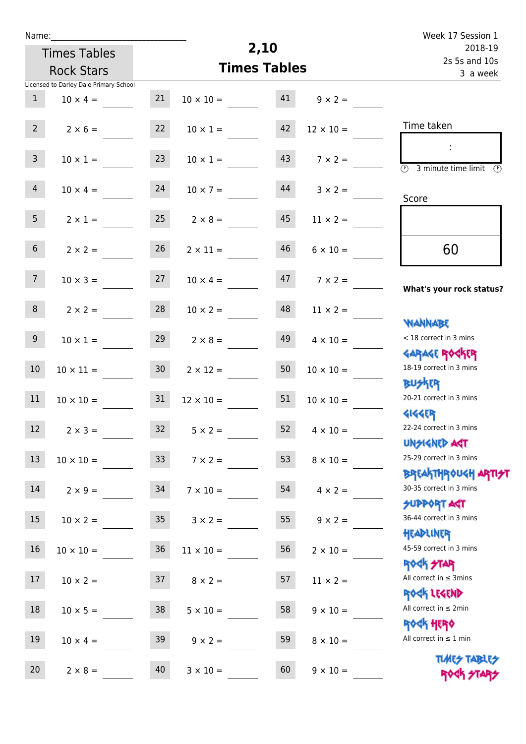Name:\_\_\_\_\_\_\_\_\_\_\_\_\_\_\_\_\_\_\_\_\_\_\_\_\_\_\_\_

Times Tables Rock Stars

# 2,10 Times Tables

Week 17 Session 1
2018-19
2s 5s and 10s
3 a week

Licensed to Darley Dale Primary School

| | | | | | |
|---|---|---|---|---|---|
| 1 | 10 × 4 = | 21 | 10 × 10 = | 41 | 9 × 2 = |
| 2 | 2 × 6 = | 22 | 10 × 1 = | 42 | 12 × 10 = |
| 3 | 10 × 1 = | 23 | 10 × 1 = | 43 | 7 × 2 = |
| 4 | 10 × 4 = | 24 | 10 × 7 = | 44 | 3 × 2 = |
| 5 | 2 × 1 = | 25 | 2 × 8 = | 45 | 11 × 2 = |
| 6 | 2 × 2 = | 26 | 2 × 11 = | 46 | 6 × 10 = |
| 7 | 10 × 3 = | 27 | 10 × 4 = | 47 | 7 × 2 = |
| 8 | 2 × 2 = | 28 | 10 × 2 = | 48 | 11 × 2 = |
| 9 | 10 × 1 = | 29 | 2 × 8 = | 49 | 4 × 10 = |
| 10 | 10 × 11 = | 30 | 2 × 12 = | 50 | 10 × 10 = |
| 11 | 10 × 10 = | 31 | 12 × 10 = | 51 | 10 × 10 = |
| 12 | 2 × 3 = | 32 | 5 × 2 = | 52 | 4 × 10 = |
| 13 | 10 × 10 = | 33 | 7 × 2 = | 53 | 8 × 10 = |
| 14 | 2 × 9 = | 34 | 7 × 10 = | 54 | 4 × 2 = |
| 15 | 10 × 2 = | 35 | 3 × 2 = | 55 | 9 × 2 = |
| 16 | 10 × 10 = | 36 | 11 × 10 = | 56 | 2 × 10 = |
| 17 | 10 × 2 = | 37 | 8 × 2 = | 57 | 11 × 2 = |
| 18 | 10 × 5 = | 38 | 5 × 10 = | 58 | 9 × 10 = |
| 19 | 10 × 4 = | 39 | 9 × 2 = | 59 | 8 × 10 = |
| 20 | 2 × 8 = | 40 | 3 × 10 = | 60 | 9 × 10 = |

Time taken

:

3 minute time limit

Score

60

**What's your rock status?**

WANNABE
< 18 correct in 3 mins

GARAGE ROCKER
18-19 correct in 3 mins

BUSKER
20-21 correct in 3 mins

GIGGER
22-24 correct in 3 mins

UNSIGNED ACT
25-29 correct in 3 mins

BREAKTHROUGH ARTIST
30-35 correct in 3 mins

SUPPORT ACT
36-44 correct in 3 mins

HEADLINER
45-59 correct in 3 mins

ROCK STAR
All correct in ≤ 3mins

ROCK LEGEND
All correct in ≤ 2min

ROCK HERO
All correct in ≤ 1 min

TIMES TABLES ROCK STARS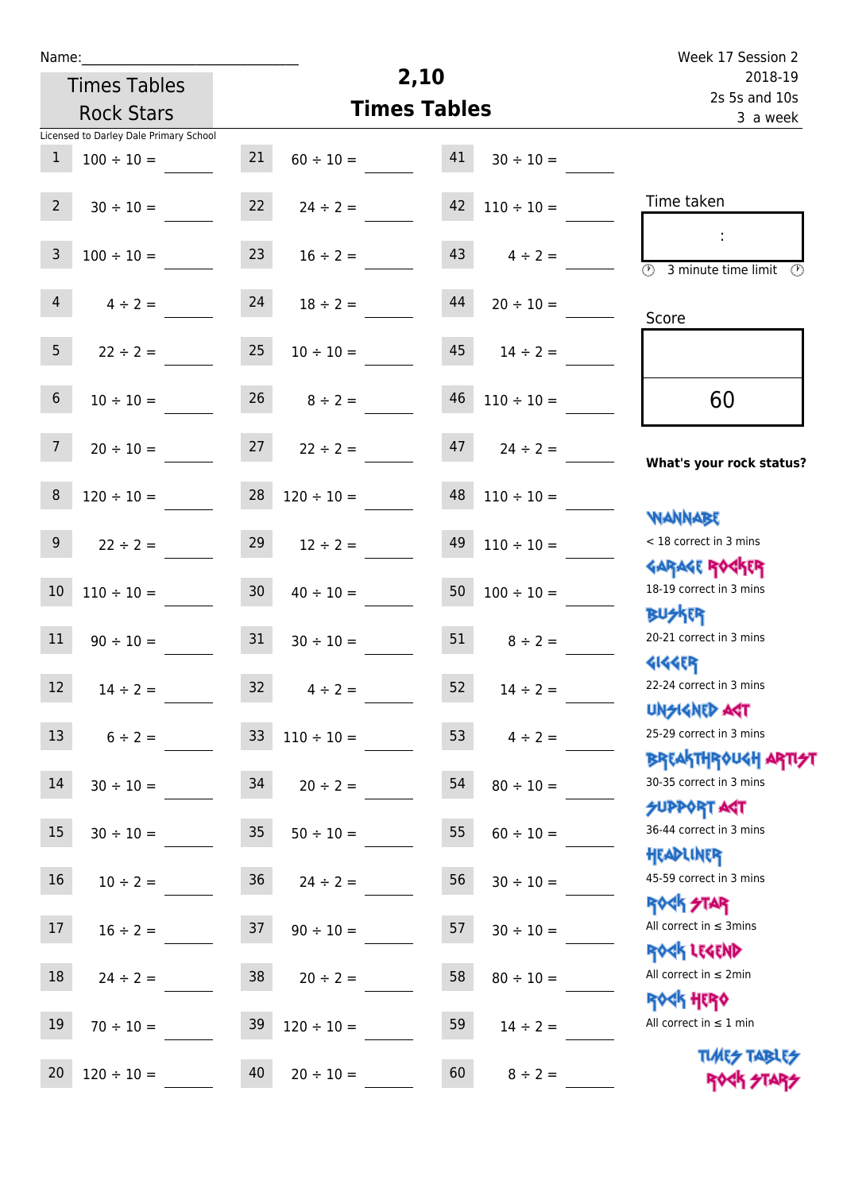Name:

**Times Tables Rock Stars**

Licensed to Darley Dale Primary School

# 2,10 Times Tables

Week 17 Session 2
2018-19
2s 5s and 10s
3 a week

| | | | | | |
|---|---|---|---|---|---|
| 1 | 100 ÷ 10 = | 21 | 60 ÷ 10 = | 41 | 30 ÷ 10 = |
| 2 | 30 ÷ 10 = | 22 | 24 ÷ 2 = | 42 | 110 ÷ 10 = |
| 3 | 100 ÷ 10 = | 23 | 16 ÷ 2 = | 43 | 4 ÷ 2 = |
| 4 | 4 ÷ 2 = | 24 | 18 ÷ 2 = | 44 | 20 ÷ 10 = |
| 5 | 22 ÷ 2 = | 25 | 10 ÷ 10 = | 45 | 14 ÷ 2 = |
| 6 | 10 ÷ 10 = | 26 | 8 ÷ 2 = | 46 | 110 ÷ 10 = |
| 7 | 20 ÷ 10 = | 27 | 22 ÷ 2 = | 47 | 24 ÷ 2 = |
| 8 | 120 ÷ 10 = | 28 | 120 ÷ 10 = | 48 | 110 ÷ 10 = |
| 9 | 22 ÷ 2 = | 29 | 12 ÷ 2 = | 49 | 110 ÷ 10 = |
| 10 | 110 ÷ 10 = | 30 | 40 ÷ 10 = | 50 | 100 ÷ 10 = |
| 11 | 90 ÷ 10 = | 31 | 30 ÷ 10 = | 51 | 8 ÷ 2 = |
| 12 | 14 ÷ 2 = | 32 | 4 ÷ 2 = | 52 | 14 ÷ 2 = |
| 13 | 6 ÷ 2 = | 33 | 110 ÷ 10 = | 53 | 4 ÷ 2 = |
| 14 | 30 ÷ 10 = | 34 | 20 ÷ 2 = | 54 | 80 ÷ 10 = |
| 15 | 30 ÷ 10 = | 35 | 50 ÷ 10 = | 55 | 60 ÷ 10 = |
| 16 | 10 ÷ 2 = | 36 | 24 ÷ 2 = | 56 | 30 ÷ 10 = |
| 17 | 16 ÷ 2 = | 37 | 90 ÷ 10 = | 57 | 30 ÷ 10 = |
| 18 | 24 ÷ 2 = | 38 | 20 ÷ 2 = | 58 | 80 ÷ 10 = |
| 19 | 70 ÷ 10 = | 39 | 120 ÷ 10 = | 59 | 14 ÷ 2 = |
| 20 | 120 ÷ 10 = | 40 | 20 ÷ 10 = | 60 | 8 ÷ 2 = |

Time taken

:

3 minute time limit

Score

60

**What's your rock status?**

WANNABE
< 18 correct in 3 mins

GARAGE ROCKER
18-19 correct in 3 mins

BUSKER
20-21 correct in 3 mins

GIGGER
22-24 correct in 3 mins

UNSIGNED ACT
25-29 correct in 3 mins

BREAKTHROUGH ARTIST
30-35 correct in 3 mins

SUPPORT ACT
36-44 correct in 3 mins

HEADLINER
45-59 correct in 3 mins

ROCK STAR
All correct in ≤ 3mins

ROCK LEGEND
All correct in ≤ 2min

ROCK HERO
All correct in ≤ 1 min

TIMES TABLES ROCK STARS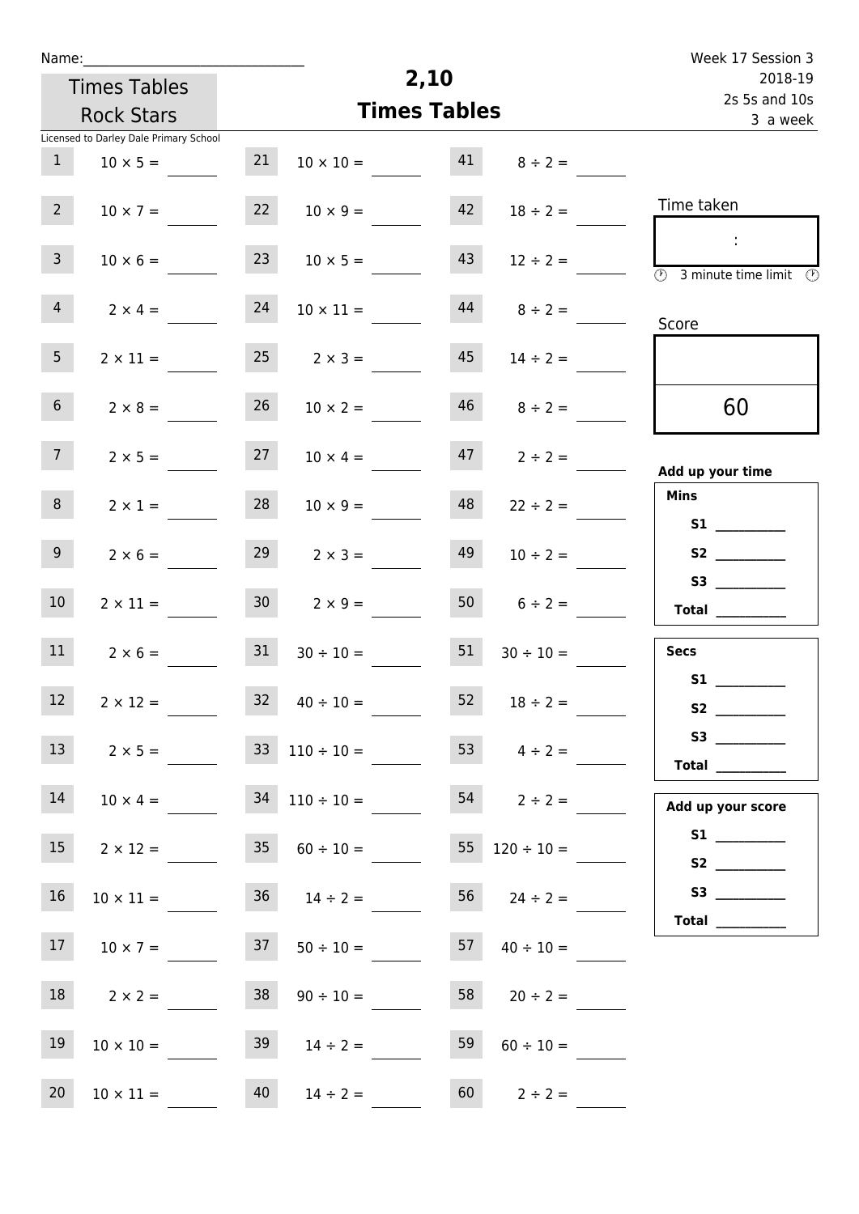Name:______________________________

Times Tables Rock Stars

Licensed to Darley Dale Primary School

# 2,10 Times Tables

Week 17 Session 3
2018-19
2s 5s and 10s
3 a week

| | | | | | |
|---|---|---|---|---|---|
| 1 | $10 \times 5 =$ | 21 | $10 \times 10 =$ | 41 | $8 \div 2 =$ |
| 2 | $10 \times 7 =$ | 22 | $10 \times 9 =$ | 42 | $18 \div 2 =$ |
| 3 | $10 \times 6 =$ | 23 | $10 \times 5 =$ | 43 | $12 \div 2 =$ |
| 4 | $2 \times 4 =$ | 24 | $10 \times 11 =$ | 44 | $8 \div 2 =$ |
| 5 | $2 \times 11 =$ | 25 | $2 \times 3 =$ | 45 | $14 \div 2 =$ |
| 6 | $2 \times 8 =$ | 26 | $10 \times 2 =$ | 46 | $8 \div 2 =$ |
| 7 | $2 \times 5 =$ | 27 | $10 \times 4 =$ | 47 | $2 \div 2 =$ |
| 8 | $2 \times 1 =$ | 28 | $10 \times 9 =$ | 48 | $22 \div 2 =$ |
| 9 | $2 \times 6 =$ | 29 | $2 \times 3 =$ | 49 | $10 \div 2 =$ |
| 10 | $2 \times 11 =$ | 30 | $2 \times 9 =$ | 50 | $6 \div 2 =$ |
| 11 | $2 \times 6 =$ | 31 | $30 \div 10 =$ | 51 | $30 \div 10 =$ |
| 12 | $2 \times 12 =$ | 32 | $40 \div 10 =$ | 52 | $18 \div 2 =$ |
| 13 | $2 \times 5 =$ | 33 | $110 \div 10 =$ | 53 | $4 \div 2 =$ |
| 14 | $10 \times 4 =$ | 34 | $110 \div 10 =$ | 54 | $2 \div 2 =$ |
| 15 | $2 \times 12 =$ | 35 | $60 \div 10 =$ | 55 | $120 \div 10 =$ |
| 16 | $10 \times 11 =$ | 36 | $14 \div 2 =$ | 56 | $24 \div 2 =$ |
| 17 | $10 \times 7 =$ | 37 | $50 \div 10 =$ | 57 | $40 \div 10 =$ |
| 18 | $2 \times 2 =$ | 38 | $90 \div 10 =$ | 58 | $20 \div 2 =$ |
| 19 | $10 \times 10 =$ | 39 | $14 \div 2 =$ | 59 | $60 \div 10 =$ |
| 20 | $10 \times 11 =$ | 40 | $14 \div 2 =$ | 60 | $2 \div 2 =$ |

Time taken

:

3 minute time limit

Score

60

**Add up your time**

**Mins**

**S1** __________

**S2** __________

**S3** __________

**Total** __________

**Secs**

**S1** __________

**S2** __________

**S3** __________

**Total** __________

**Add up your score**

**S1** __________

**S2** __________

**S3** __________

**Total** __________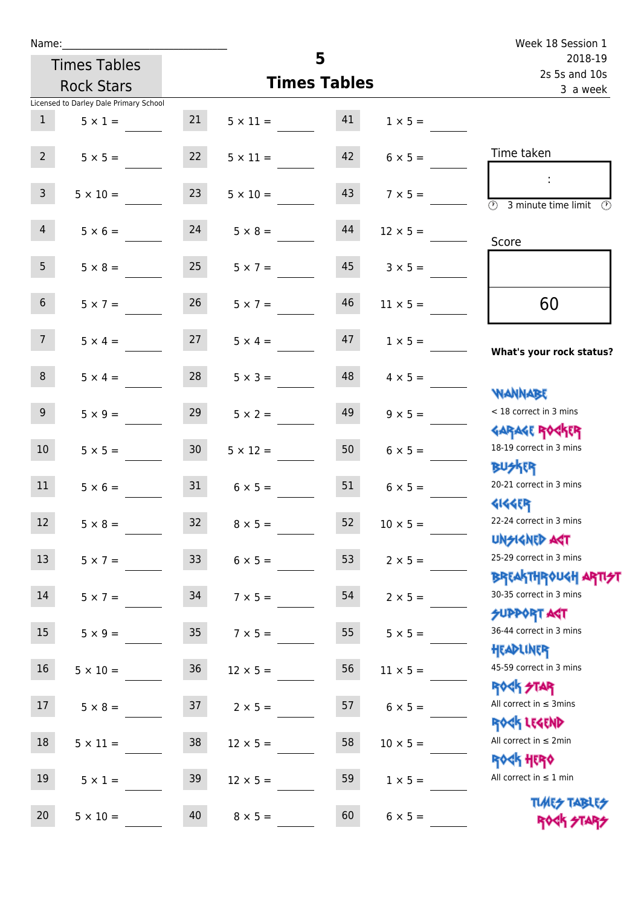Name:______________________________

Times Tables Rock Stars

Licensed to Darley Dale Primary School

# 5
## Times Tables

Week 18 Session 1
2018-19
2s 5s and 10s
3 a week

| | | | | | |
|---|---|---|---|---|---|
| 1 | 5 × 1 = ____ | 21 | 5 × 11 = ____ | 41 | 1 × 5 = ____ |
| 2 | 5 × 5 = ____ | 22 | 5 × 11 = ____ | 42 | 6 × 5 = ____ |
| 3 | 5 × 10 = ____ | 23 | 5 × 10 = ____ | 43 | 7 × 5 = ____ |
| 4 | 5 × 6 = ____ | 24 | 5 × 8 = ____ | 44 | 12 × 5 = ____ |
| 5 | 5 × 8 = ____ | 25 | 5 × 7 = ____ | 45 | 3 × 5 = ____ |
| 6 | 5 × 7 = ____ | 26 | 5 × 7 = ____ | 46 | 11 × 5 = ____ |
| 7 | 5 × 4 = ____ | 27 | 5 × 4 = ____ | 47 | 1 × 5 = ____ |
| 8 | 5 × 4 = ____ | 28 | 5 × 3 = ____ | 48 | 4 × 5 = ____ |
| 9 | 5 × 9 = ____ | 29 | 5 × 2 = ____ | 49 | 9 × 5 = ____ |
| 10 | 5 × 5 = ____ | 30 | 5 × 12 = ____ | 50 | 6 × 5 = ____ |
| 11 | 5 × 6 = ____ | 31 | 6 × 5 = ____ | 51 | 6 × 5 = ____ |
| 12 | 5 × 8 = ____ | 32 | 8 × 5 = ____ | 52 | 10 × 5 = ____ |
| 13 | 5 × 7 = ____ | 33 | 6 × 5 = ____ | 53 | 2 × 5 = ____ |
| 14 | 5 × 7 = ____ | 34 | 7 × 5 = ____ | 54 | 2 × 5 = ____ |
| 15 | 5 × 9 = ____ | 35 | 7 × 5 = ____ | 55 | 5 × 5 = ____ |
| 16 | 5 × 10 = ____ | 36 | 12 × 5 = ____ | 56 | 11 × 5 = ____ |
| 17 | 5 × 8 = ____ | 37 | 2 × 5 = ____ | 57 | 6 × 5 = ____ |
| 18 | 5 × 11 = ____ | 38 | 12 × 5 = ____ | 58 | 10 × 5 = ____ |
| 19 | 5 × 1 = ____ | 39 | 12 × 5 = ____ | 59 | 1 × 5 = ____ |
| 20 | 5 × 10 = ____ | 40 | 8 × 5 = ____ | 60 | 6 × 5 = ____ |

Time taken

:

3 minute time limit

Score

60

**What's your rock status?**

WANNABE
< 18 correct in 3 mins

GARAGE ROCKER
18-19 correct in 3 mins

BUSKER
20-21 correct in 3 mins

GIGGER
22-24 correct in 3 mins

UNSIGNED ACT
25-29 correct in 3 mins

BREAKTHROUGH ARTIST
30-35 correct in 3 mins

SUPPORT ACT
36-44 correct in 3 mins

HEADLINER
45-59 correct in 3 mins

ROCK STAR
All correct in ≤ 3mins

ROCK LEGEND
All correct in ≤ 2min

ROCK HERO
All correct in ≤ 1 min

TIMES TABLES ROCK STARS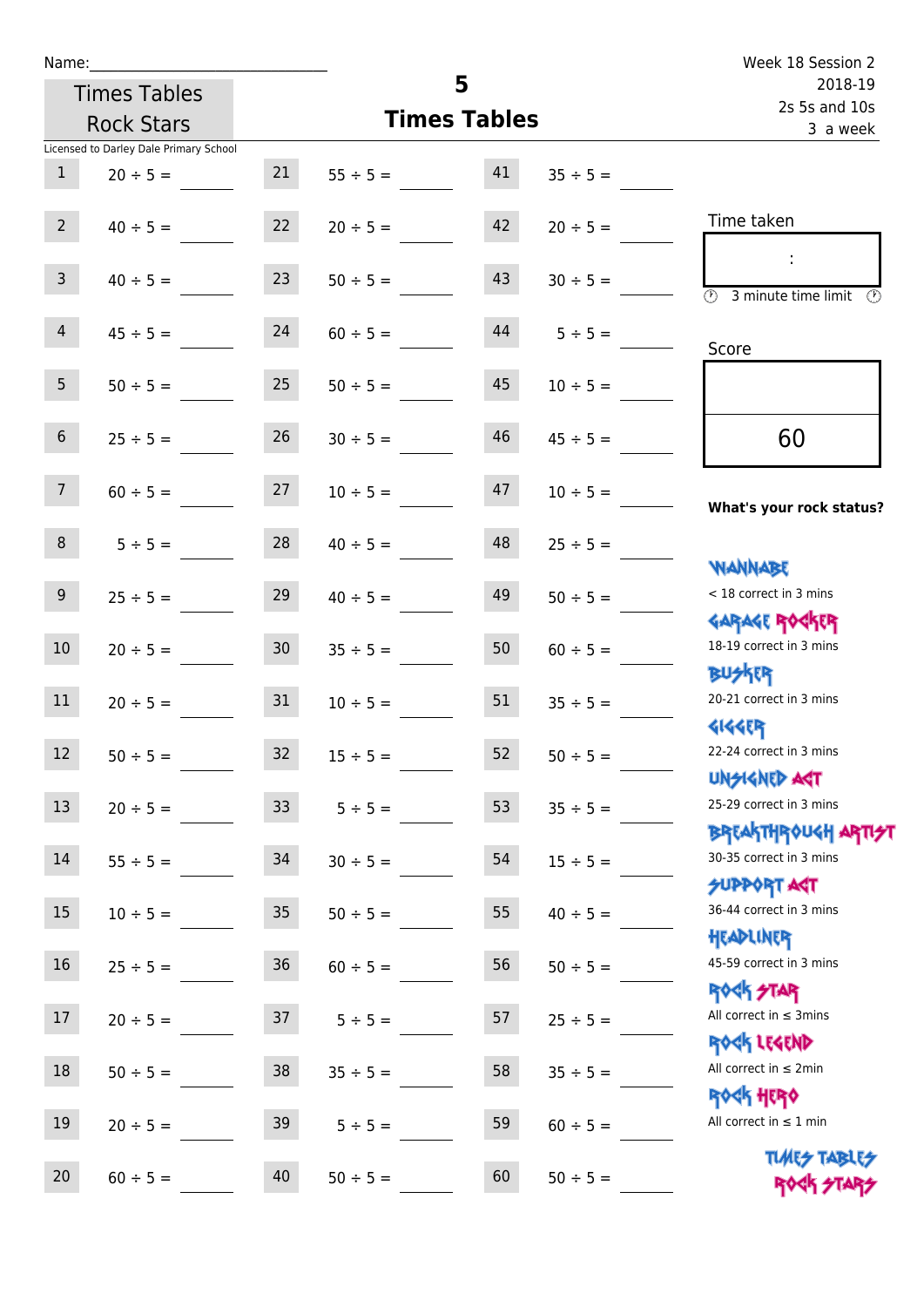Name:\_\_\_\_\_\_\_\_\_\_\_\_\_\_\_\_\_\_\_\_\_\_\_\_\_\_\_\_

Times Tables Rock Stars

Licensed to Darley Dale Primary School

# 5
## Times Tables

Week 18 Session 2
2018-19
2s 5s and 10s
3 a week

| | | | | | |
|---|---|---|---|---|---|
| 1 | $20 \div 5 =$ | 21 | $55 \div 5 =$ | 41 | $35 \div 5 =$ |
| 2 | $40 \div 5 =$ | 22 | $20 \div 5 =$ | 42 | $20 \div 5 =$ |
| 3 | $40 \div 5 =$ | 23 | $50 \div 5 =$ | 43 | $30 \div 5 =$ |
| 4 | $45 \div 5 =$ | 24 | $60 \div 5 =$ | 44 | $5 \div 5 =$ |
| 5 | $50 \div 5 =$ | 25 | $50 \div 5 =$ | 45 | $10 \div 5 =$ |
| 6 | $25 \div 5 =$ | 26 | $30 \div 5 =$ | 46 | $45 \div 5 =$ |
| 7 | $60 \div 5 =$ | 27 | $10 \div 5 =$ | 47 | $10 \div 5 =$ |
| 8 | $5 \div 5 =$ | 28 | $40 \div 5 =$ | 48 | $25 \div 5 =$ |
| 9 | $25 \div 5 =$ | 29 | $40 \div 5 =$ | 49 | $50 \div 5 =$ |
| 10 | $20 \div 5 =$ | 30 | $35 \div 5 =$ | 50 | $60 \div 5 =$ |
| 11 | $20 \div 5 =$ | 31 | $10 \div 5 =$ | 51 | $35 \div 5 =$ |
| 12 | $50 \div 5 =$ | 32 | $15 \div 5 =$ | 52 | $50 \div 5 =$ |
| 13 | $20 \div 5 =$ | 33 | $5 \div 5 =$ | 53 | $35 \div 5 =$ |
| 14 | $55 \div 5 =$ | 34 | $30 \div 5 =$ | 54 | $15 \div 5 =$ |
| 15 | $10 \div 5 =$ | 35 | $50 \div 5 =$ | 55 | $40 \div 5 =$ |
| 16 | $25 \div 5 =$ | 36 | $60 \div 5 =$ | 56 | $50 \div 5 =$ |
| 17 | $20 \div 5 =$ | 37 | $5 \div 5 =$ | 57 | $25 \div 5 =$ |
| 18 | $50 \div 5 =$ | 38 | $35 \div 5 =$ | 58 | $35 \div 5 =$ |
| 19 | $20 \div 5 =$ | 39 | $5 \div 5 =$ | 59 | $60 \div 5 =$ |
| 20 | $60 \div 5 =$ | 40 | $50 \div 5 =$ | 60 | $50 \div 5 =$ |

Time taken

:

3 minute time limit

Score

60

**What's your rock status?**

- WANNABE: < 18 correct in 3 mins
- GARAGE ROCKER: 18-19 correct in 3 mins
- BUSKER: 20-21 correct in 3 mins
- GIGGER: 22-24 correct in 3 mins
- UNSIGNED ACT: 25-29 correct in 3 mins
- BREAKTHROUGH ARTIST: 30-35 correct in 3 mins
- SUPPORT ACT: 36-44 correct in 3 mins
- HEADLINER: 45-59 correct in 3 mins
- ROCK STAR: All correct in ≤ 3mins
- ROCK LEGEND: All correct in ≤ 2min
- ROCK HERO: All correct in ≤ 1 min

TIMES TABLES ROCK STARS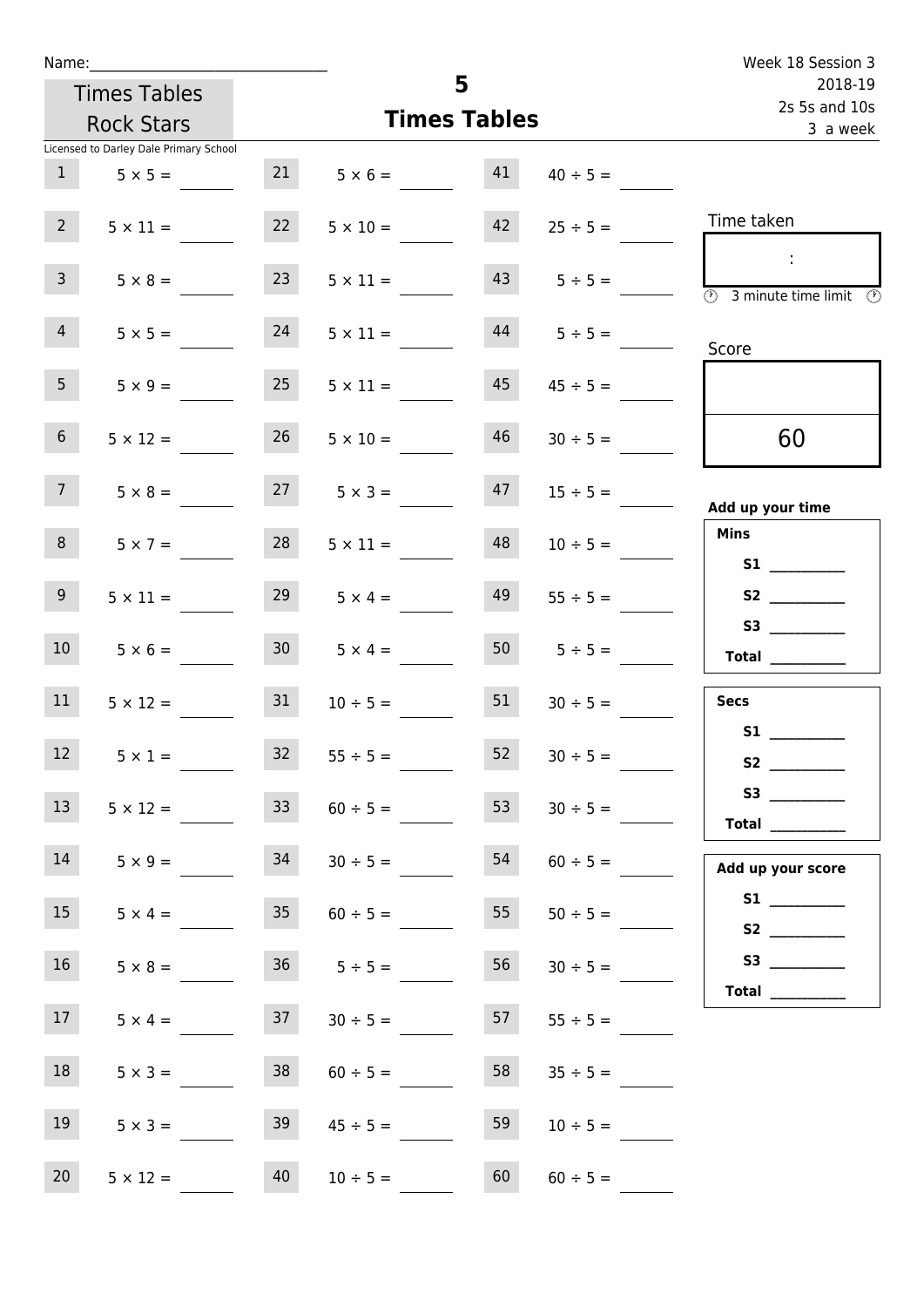Name:______________________________

Times Tables Rock Stars

Licensed to Darley Dale Primary School

# 5
## Times Tables

Week 18 Session 3
2018-19
2s 5s and 10s
3 a week

| | | | | | |
|---|---|---|---|---|---|
| 1 | $5 \times 5 =$ ____ | 21 | $5 \times 6 =$ ____ | 41 | $40 \div 5 =$ ____ |
| 2 | $5 \times 11 =$ ____ | 22 | $5 \times 10 =$ ____ | 42 | $25 \div 5 =$ ____ |
| 3 | $5 \times 8 =$ ____ | 23 | $5 \times 11 =$ ____ | 43 | $5 \div 5 =$ ____ |
| 4 | $5 \times 5 =$ ____ | 24 | $5 \times 11 =$ ____ | 44 | $5 \div 5 =$ ____ |
| 5 | $5 \times 9 =$ ____ | 25 | $5 \times 11 =$ ____ | 45 | $45 \div 5 =$ ____ |
| 6 | $5 \times 12 =$ ____ | 26 | $5 \times 10 =$ ____ | 46 | $30 \div 5 =$ ____ |
| 7 | $5 \times 8 =$ ____ | 27 | $5 \times 3 =$ ____ | 47 | $15 \div 5 =$ ____ |
| 8 | $5 \times 7 =$ ____ | 28 | $5 \times 11 =$ ____ | 48 | $10 \div 5 =$ ____ |
| 9 | $5 \times 11 =$ ____ | 29 | $5 \times 4 =$ ____ | 49 | $55 \div 5 =$ ____ |
| 10 | $5 \times 6 =$ ____ | 30 | $5 \times 4 =$ ____ | 50 | $5 \div 5 =$ ____ |
| 11 | $5 \times 12 =$ ____ | 31 | $10 \div 5 =$ ____ | 51 | $30 \div 5 =$ ____ |
| 12 | $5 \times 1 =$ ____ | 32 | $55 \div 5 =$ ____ | 52 | $30 \div 5 =$ ____ |
| 13 | $5 \times 12 =$ ____ | 33 | $60 \div 5 =$ ____ | 53 | $30 \div 5 =$ ____ |
| 14 | $5 \times 9 =$ ____ | 34 | $30 \div 5 =$ ____ | 54 | $60 \div 5 =$ ____ |
| 15 | $5 \times 4 =$ ____ | 35 | $60 \div 5 =$ ____ | 55 | $50 \div 5 =$ ____ |
| 16 | $5 \times 8 =$ ____ | 36 | $5 \div 5 =$ ____ | 56 | $30 \div 5 =$ ____ |
| 17 | $5 \times 4 =$ ____ | 37 | $30 \div 5 =$ ____ | 57 | $55 \div 5 =$ ____ |
| 18 | $5 \times 3 =$ ____ | 38 | $60 \div 5 =$ ____ | 58 | $35 \div 5 =$ ____ |
| 19 | $5 \times 3 =$ ____ | 39 | $45 \div 5 =$ ____ | 59 | $10 \div 5 =$ ____ |
| 20 | $5 \times 12 =$ ____ | 40 | $10 \div 5 =$ ____ | 60 | $60 \div 5 =$ ____ |

Time taken

:

3 minute time limit

Score

60

**Add up your time**

**Mins**

**S1** __________

**S2** __________

**S3** __________

**Total** __________

**Secs**

**S1** __________

**S2** __________

**S3** __________

**Total** __________

**Add up your score**

**S1** __________

**S2** __________

**S3** __________

**Total** __________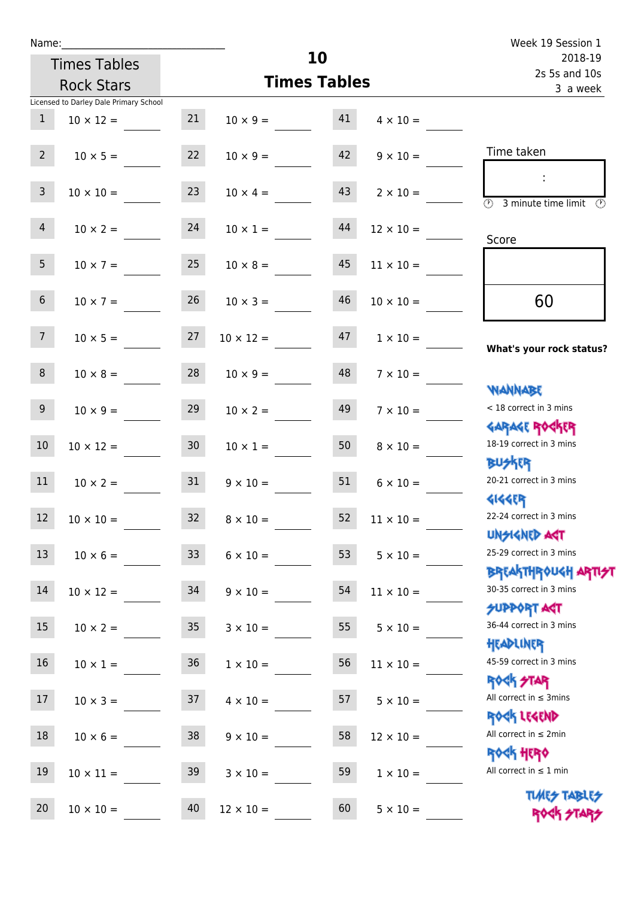Name:\_\_\_\_\_\_\_\_\_\_\_\_\_\_\_\_\_\_\_\_\_\_\_\_\_\_\_\_\_\_

Times Tables Rock Stars

Licensed to Darley Dale Primary School

# 10 Times Tables

Week 19 Session 1
2018-19
2s 5s and 10s
3 a week

| | | | | | |
|---|---|---|---|---|---|
| 1 | 10 × 12 = \_\_\_\_ | 21 | 10 × 9 = \_\_\_\_ | 41 | 4 × 10 = \_\_\_\_ |
| 2 | 10 × 5 = \_\_\_\_ | 22 | 10 × 9 = \_\_\_\_ | 42 | 9 × 10 = \_\_\_\_ |
| 3 | 10 × 10 = \_\_\_\_ | 23 | 10 × 4 = \_\_\_\_ | 43 | 2 × 10 = \_\_\_\_ |
| 4 | 10 × 2 = \_\_\_\_ | 24 | 10 × 1 = \_\_\_\_ | 44 | 12 × 10 = \_\_\_\_ |
| 5 | 10 × 7 = \_\_\_\_ | 25 | 10 × 8 = \_\_\_\_ | 45 | 11 × 10 = \_\_\_\_ |
| 6 | 10 × 7 = \_\_\_\_ | 26 | 10 × 3 = \_\_\_\_ | 46 | 10 × 10 = \_\_\_\_ |
| 7 | 10 × 5 = \_\_\_\_ | 27 | 10 × 12 = \_\_\_\_ | 47 | 1 × 10 = \_\_\_\_ |
| 8 | 10 × 8 = \_\_\_\_ | 28 | 10 × 9 = \_\_\_\_ | 48 | 7 × 10 = \_\_\_\_ |
| 9 | 10 × 9 = \_\_\_\_ | 29 | 10 × 2 = \_\_\_\_ | 49 | 7 × 10 = \_\_\_\_ |
| 10 | 10 × 12 = \_\_\_\_ | 30 | 10 × 1 = \_\_\_\_ | 50 | 8 × 10 = \_\_\_\_ |
| 11 | 10 × 2 = \_\_\_\_ | 31 | 9 × 10 = \_\_\_\_ | 51 | 6 × 10 = \_\_\_\_ |
| 12 | 10 × 10 = \_\_\_\_ | 32 | 8 × 10 = \_\_\_\_ | 52 | 11 × 10 = \_\_\_\_ |
| 13 | 10 × 6 = \_\_\_\_ | 33 | 6 × 10 = \_\_\_\_ | 53 | 5 × 10 = \_\_\_\_ |
| 14 | 10 × 12 = \_\_\_\_ | 34 | 9 × 10 = \_\_\_\_ | 54 | 11 × 10 = \_\_\_\_ |
| 15 | 10 × 2 = \_\_\_\_ | 35 | 3 × 10 = \_\_\_\_ | 55 | 5 × 10 = \_\_\_\_ |
| 16 | 10 × 1 = \_\_\_\_ | 36 | 1 × 10 = \_\_\_\_ | 56 | 11 × 10 = \_\_\_\_ |
| 17 | 10 × 3 = \_\_\_\_ | 37 | 4 × 10 = \_\_\_\_ | 57 | 5 × 10 = \_\_\_\_ |
| 18 | 10 × 6 = \_\_\_\_ | 38 | 9 × 10 = \_\_\_\_ | 58 | 12 × 10 = \_\_\_\_ |
| 19 | 10 × 11 = \_\_\_\_ | 39 | 3 × 10 = \_\_\_\_ | 59 | 1 × 10 = \_\_\_\_ |
| 20 | 10 × 10 = \_\_\_\_ | 40 | 12 × 10 = \_\_\_\_ | 60 | 5 × 10 = \_\_\_\_ |

Time taken

:

3 minute time limit

Score

60

**What's your rock status?**

WANNABE
< 18 correct in 3 mins

GARAGE ROCKER
18-19 correct in 3 mins

BUSKER
20-21 correct in 3 mins

GIGGER
22-24 correct in 3 mins

UNSIGNED ACT
25-29 correct in 3 mins

BREAKTHROUGH ARTIST
30-35 correct in 3 mins

SUPPORT ACT
36-44 correct in 3 mins

HEADLINER
45-59 correct in 3 mins

ROCK STAR
All correct in ≤ 3mins

ROCK LEGEND
All correct in ≤ 2min

ROCK HERO
All correct in ≤ 1 min

TIMES TABLES ROCK STARS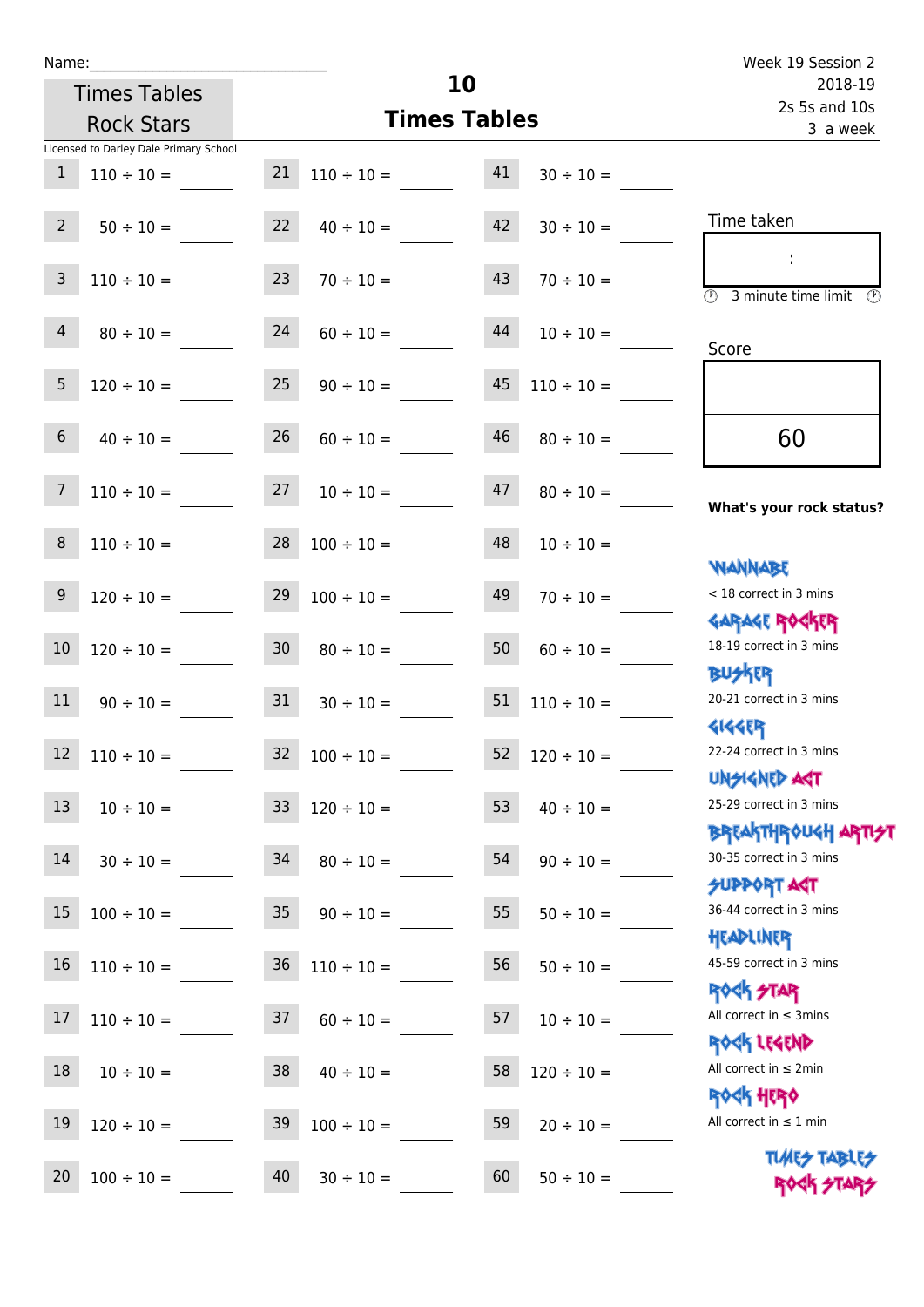Name:______________________________

Times Tables Rock Stars

Licensed to Darley Dale Primary School

# 10 Times Tables

Week 19 Session 2
2018-19
2s 5s and 10s
3 a week

| | | | | | |
|---|---|---|---|---|---|
| 1 | 110 ÷ 10 = | 21 | 110 ÷ 10 = | 41 | 30 ÷ 10 = |
| 2 | 50 ÷ 10 = | 22 | 40 ÷ 10 = | 42 | 30 ÷ 10 = |
| 3 | 110 ÷ 10 = | 23 | 70 ÷ 10 = | 43 | 70 ÷ 10 = |
| 4 | 80 ÷ 10 = | 24 | 60 ÷ 10 = | 44 | 10 ÷ 10 = |
| 5 | 120 ÷ 10 = | 25 | 90 ÷ 10 = | 45 | 110 ÷ 10 = |
| 6 | 40 ÷ 10 = | 26 | 60 ÷ 10 = | 46 | 80 ÷ 10 = |
| 7 | 110 ÷ 10 = | 27 | 10 ÷ 10 = | 47 | 80 ÷ 10 = |
| 8 | 110 ÷ 10 = | 28 | 100 ÷ 10 = | 48 | 10 ÷ 10 = |
| 9 | 120 ÷ 10 = | 29 | 100 ÷ 10 = | 49 | 70 ÷ 10 = |
| 10 | 120 ÷ 10 = | 30 | 80 ÷ 10 = | 50 | 60 ÷ 10 = |
| 11 | 90 ÷ 10 = | 31 | 30 ÷ 10 = | 51 | 110 ÷ 10 = |
| 12 | 110 ÷ 10 = | 32 | 100 ÷ 10 = | 52 | 120 ÷ 10 = |
| 13 | 10 ÷ 10 = | 33 | 120 ÷ 10 = | 53 | 40 ÷ 10 = |
| 14 | 30 ÷ 10 = | 34 | 80 ÷ 10 = | 54 | 90 ÷ 10 = |
| 15 | 100 ÷ 10 = | 35 | 90 ÷ 10 = | 55 | 50 ÷ 10 = |
| 16 | 110 ÷ 10 = | 36 | 110 ÷ 10 = | 56 | 50 ÷ 10 = |
| 17 | 110 ÷ 10 = | 37 | 60 ÷ 10 = | 57 | 10 ÷ 10 = |
| 18 | 10 ÷ 10 = | 38 | 40 ÷ 10 = | 58 | 120 ÷ 10 = |
| 19 | 120 ÷ 10 = | 39 | 100 ÷ 10 = | 59 | 20 ÷ 10 = |
| 20 | 100 ÷ 10 = | 40 | 30 ÷ 10 = | 60 | 50 ÷ 10 = |

Time taken

:

3 minute time limit

Score

60

**What's your rock status?**

WANNABE
< 18 correct in 3 mins

GARAGE ROCKER
18-19 correct in 3 mins

BUSKER
20-21 correct in 3 mins

GIGGER
22-24 correct in 3 mins

UNSIGNED ACT
25-29 correct in 3 mins

BREAKTHROUGH ARTIST
30-35 correct in 3 mins

SUPPORT ACT
36-44 correct in 3 mins

HEADLINER
45-59 correct in 3 mins

ROCK STAR
All correct in ≤ 3mins

ROCK LEGEND
All correct in ≤ 2min

ROCK HERO
All correct in ≤ 1 min

TIMES TABLES ROCK STARS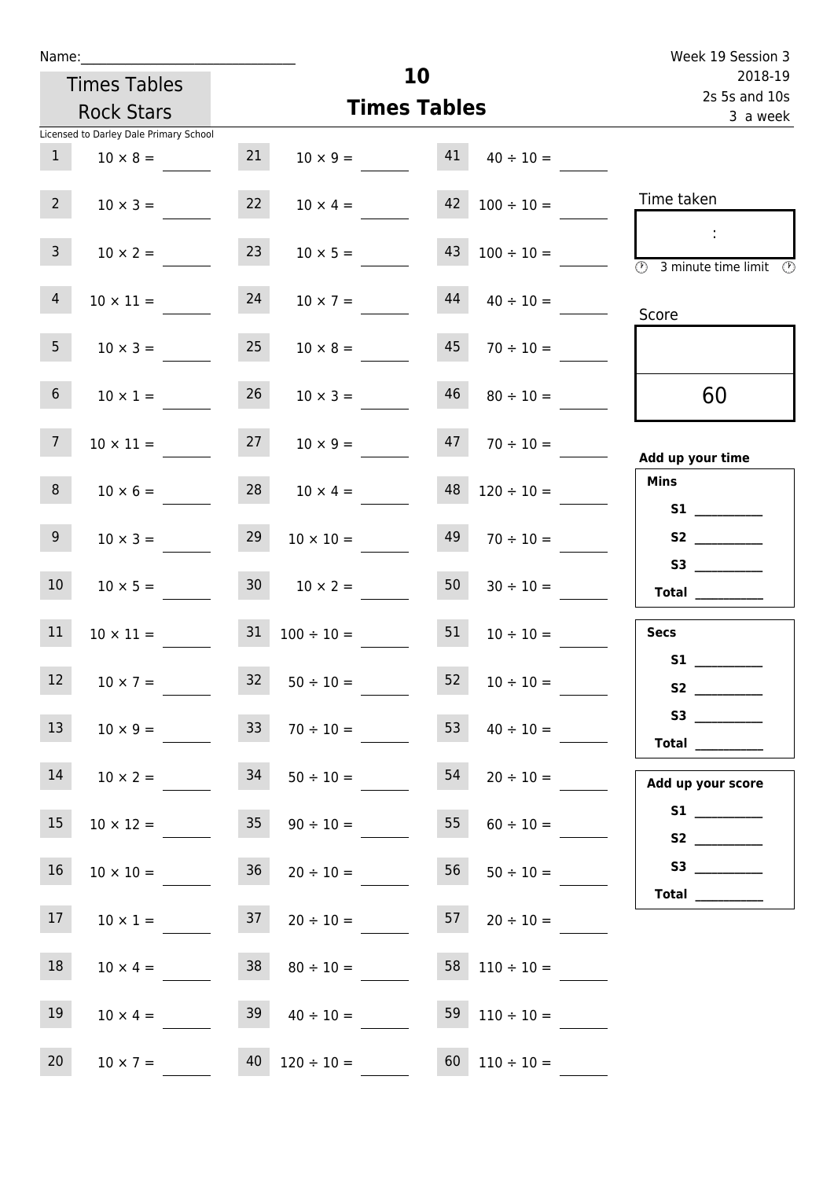Name:______________________________

Week 19 Session 3
2018-19
2s 5s and 10s
3 a week

Times Tables Rock Stars

# 10
## Times Tables

Licensed to Darley Dale Primary School

| | | | | | |
|---|---|---|---|---|---|
| 1 | $10 \times 8 =$ ____ | 21 | $10 \times 9 =$ ____ | 41 | $40 \div 10 =$ ____ |
| 2 | $10 \times 3 =$ ____ | 22 | $10 \times 4 =$ ____ | 42 | $100 \div 10 =$ ____ |
| 3 | $10 \times 2 =$ ____ | 23 | $10 \times 5 =$ ____ | 43 | $100 \div 10 =$ ____ |
| 4 | $10 \times 11 =$ ____ | 24 | $10 \times 7 =$ ____ | 44 | $40 \div 10 =$ ____ |
| 5 | $10 \times 3 =$ ____ | 25 | $10 \times 8 =$ ____ | 45 | $70 \div 10 =$ ____ |
| 6 | $10 \times 1 =$ ____ | 26 | $10 \times 3 =$ ____ | 46 | $80 \div 10 =$ ____ |
| 7 | $10 \times 11 =$ ____ | 27 | $10 \times 9 =$ ____ | 47 | $70 \div 10 =$ ____ |
| 8 | $10 \times 6 =$ ____ | 28 | $10 \times 4 =$ ____ | 48 | $120 \div 10 =$ ____ |
| 9 | $10 \times 3 =$ ____ | 29 | $10 \times 10 =$ ____ | 49 | $70 \div 10 =$ ____ |
| 10 | $10 \times 5 =$ ____ | 30 | $10 \times 2 =$ ____ | 50 | $30 \div 10 =$ ____ |
| 11 | $10 \times 11 =$ ____ | 31 | $100 \div 10 =$ ____ | 51 | $10 \div 10 =$ ____ |
| 12 | $10 \times 7 =$ ____ | 32 | $50 \div 10 =$ ____ | 52 | $10 \div 10 =$ ____ |
| 13 | $10 \times 9 =$ ____ | 33 | $70 \div 10 =$ ____ | 53 | $40 \div 10 =$ ____ |
| 14 | $10 \times 2 =$ ____ | 34 | $50 \div 10 =$ ____ | 54 | $20 \div 10 =$ ____ |
| 15 | $10 \times 12 =$ ____ | 35 | $90 \div 10 =$ ____ | 55 | $60 \div 10 =$ ____ |
| 16 | $10 \times 10 =$ ____ | 36 | $20 \div 10 =$ ____ | 56 | $50 \div 10 =$ ____ |
| 17 | $10 \times 1 =$ ____ | 37 | $20 \div 10 =$ ____ | 57 | $20 \div 10 =$ ____ |
| 18 | $10 \times 4 =$ ____ | 38 | $80 \div 10 =$ ____ | 58 | $110 \div 10 =$ ____ |
| 19 | $10 \times 4 =$ ____ | 39 | $40 \div 10 =$ ____ | 59 | $110 \div 10 =$ ____ |
| 20 | $10 \times 7 =$ ____ | 40 | $120 \div 10 =$ ____ | 60 | $110 \div 10 =$ ____ |

Time taken

:

3 minute time limit

Score

60

**Add up your time**

**Mins**

**S1** __________

**S2** __________

**S3** __________

**Total** __________

**Secs**

**S1** __________

**S2** __________

**S3** __________

**Total** __________

**Add up your score**

**S1** __________

**S2** __________

**S3** __________

**Total** __________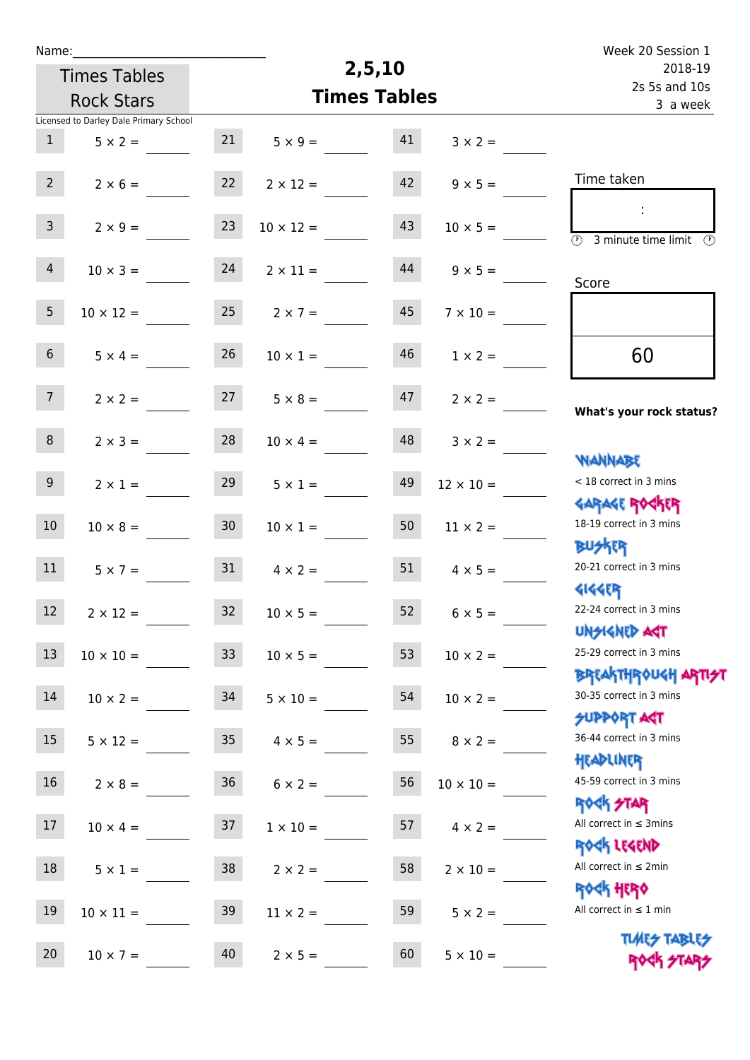Name:\_\_\_\_\_\_\_\_\_\_\_\_\_\_\_\_\_\_\_\_\_\_\_\_\_\_\_\_

Times Tables Rock Stars

Licensed to Darley Dale Primary School

# 2,5,10 Times Tables

Week 20 Session 1
2018-19
2s 5s and 10s
3 a week

| | | | | | |
|---|---|---|---|---|---|
| 1 | 5 × 2 = | 21 | 5 × 9 = | 41 | 3 × 2 = |
| 2 | 2 × 6 = | 22 | 2 × 12 = | 42 | 9 × 5 = |
| 3 | 2 × 9 = | 23 | 10 × 12 = | 43 | 10 × 5 = |
| 4 | 10 × 3 = | 24 | 2 × 11 = | 44 | 9 × 5 = |
| 5 | 10 × 12 = | 25 | 2 × 7 = | 45 | 7 × 10 = |
| 6 | 5 × 4 = | 26 | 10 × 1 = | 46 | 1 × 2 = |
| 7 | 2 × 2 = | 27 | 5 × 8 = | 47 | 2 × 2 = |
| 8 | 2 × 3 = | 28 | 10 × 4 = | 48 | 3 × 2 = |
| 9 | 2 × 1 = | 29 | 5 × 1 = | 49 | 12 × 10 = |
| 10 | 10 × 8 = | 30 | 10 × 1 = | 50 | 11 × 2 = |
| 11 | 5 × 7 = | 31 | 4 × 2 = | 51 | 4 × 5 = |
| 12 | 2 × 12 = | 32 | 10 × 5 = | 52 | 6 × 5 = |
| 13 | 10 × 10 = | 33 | 10 × 5 = | 53 | 10 × 2 = |
| 14 | 10 × 2 = | 34 | 5 × 10 = | 54 | 10 × 2 = |
| 15 | 5 × 12 = | 35 | 4 × 5 = | 55 | 8 × 2 = |
| 16 | 2 × 8 = | 36 | 6 × 2 = | 56 | 10 × 10 = |
| 17 | 10 × 4 = | 37 | 1 × 10 = | 57 | 4 × 2 = |
| 18 | 5 × 1 = | 38 | 2 × 2 = | 58 | 2 × 10 = |
| 19 | 10 × 11 = | 39 | 11 × 2 = | 59 | 5 × 2 = |
| 20 | 10 × 7 = | 40 | 2 × 5 = | 60 | 5 × 10 = |

Time taken

:

3 minute time limit

Score

60

**What's your rock status?**

WANNABE
< 18 correct in 3 mins

GARAGE ROCKER
18-19 correct in 3 mins

BUSKER
20-21 correct in 3 mins

GIGGER
22-24 correct in 3 mins

UNSIGNED ACT
25-29 correct in 3 mins

BREAKTHROUGH ARTIST
30-35 correct in 3 mins

SUPPORT ACT
36-44 correct in 3 mins

HEADLINER
45-59 correct in 3 mins

ROCK STAR
All correct in ≤ 3mins

ROCK LEGEND
All correct in ≤ 2min

ROCK HERO
All correct in ≤ 1 min

TIMES TABLES ROCK STARS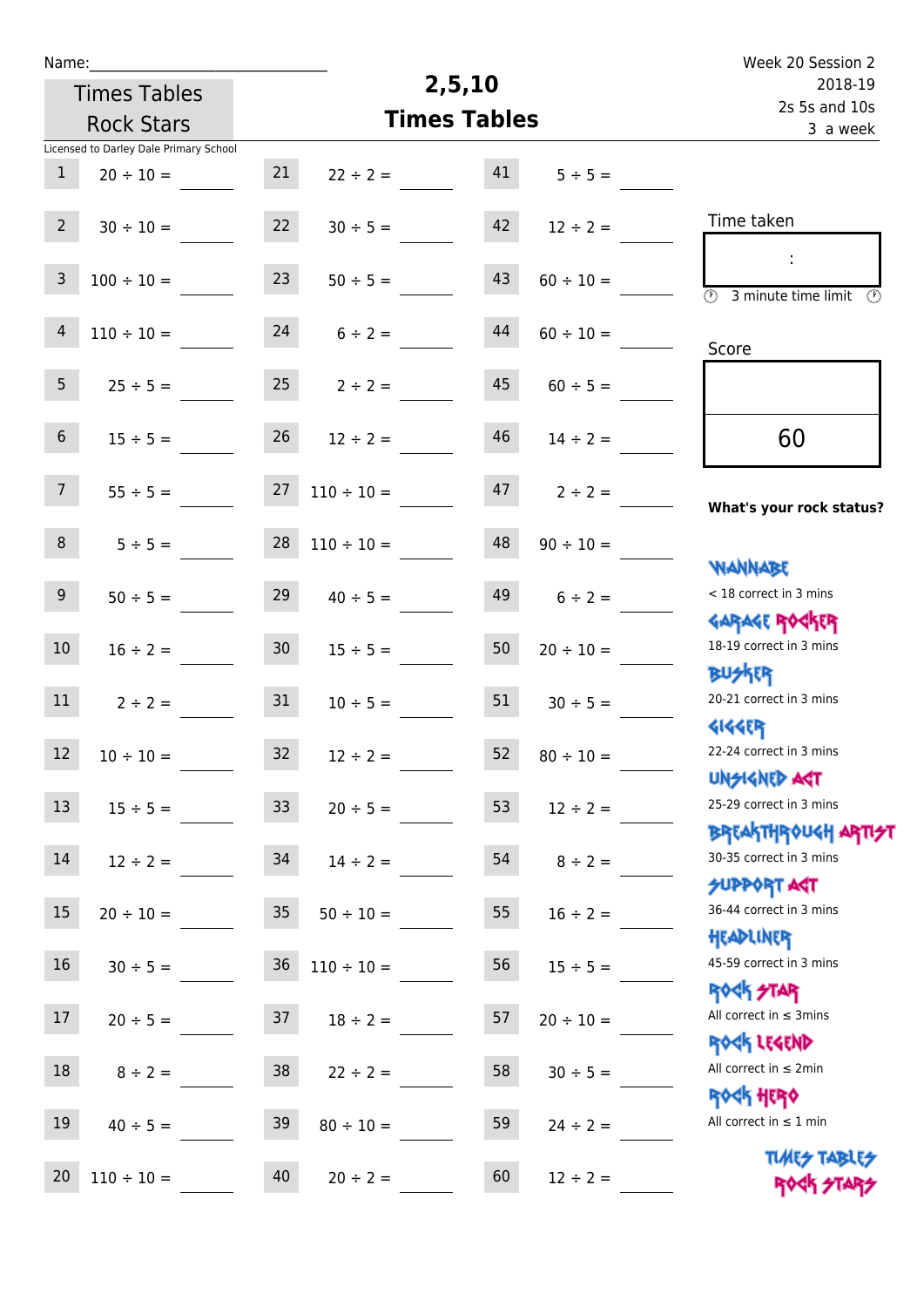Name:

Times Tables Rock Stars

Licensed to Darley Dale Primary School

# 2,5,10 Times Tables

Week 20 Session 2
2018-19
2s 5s and 10s
3 a week

| | | | | | |
|---|---|---|---|---|---|
| 1 | 20 ÷ 10 = | 21 | 22 ÷ 2 = | 41 | 5 ÷ 5 = |
| 2 | 30 ÷ 10 = | 22 | 30 ÷ 5 = | 42 | 12 ÷ 2 = |
| 3 | 100 ÷ 10 = | 23 | 50 ÷ 5 = | 43 | 60 ÷ 10 = |
| 4 | 110 ÷ 10 = | 24 | 6 ÷ 2 = | 44 | 60 ÷ 10 = |
| 5 | 25 ÷ 5 = | 25 | 2 ÷ 2 = | 45 | 60 ÷ 5 = |
| 6 | 15 ÷ 5 = | 26 | 12 ÷ 2 = | 46 | 14 ÷ 2 = |
| 7 | 55 ÷ 5 = | 27 | 110 ÷ 10 = | 47 | 2 ÷ 2 = |
| 8 | 5 ÷ 5 = | 28 | 110 ÷ 10 = | 48 | 90 ÷ 10 = |
| 9 | 50 ÷ 5 = | 29 | 40 ÷ 5 = | 49 | 6 ÷ 2 = |
| 10 | 16 ÷ 2 = | 30 | 15 ÷ 5 = | 50 | 20 ÷ 10 = |
| 11 | 2 ÷ 2 = | 31 | 10 ÷ 5 = | 51 | 30 ÷ 5 = |
| 12 | 10 ÷ 10 = | 32 | 12 ÷ 2 = | 52 | 80 ÷ 10 = |
| 13 | 15 ÷ 5 = | 33 | 20 ÷ 5 = | 53 | 12 ÷ 2 = |
| 14 | 12 ÷ 2 = | 34 | 14 ÷ 2 = | 54 | 8 ÷ 2 = |
| 15 | 20 ÷ 10 = | 35 | 50 ÷ 10 = | 55 | 16 ÷ 2 = |
| 16 | 30 ÷ 5 = | 36 | 110 ÷ 10 = | 56 | 15 ÷ 5 = |
| 17 | 20 ÷ 5 = | 37 | 18 ÷ 2 = | 57 | 20 ÷ 10 = |
| 18 | 8 ÷ 2 = | 38 | 22 ÷ 2 = | 58 | 30 ÷ 5 = |
| 19 | 40 ÷ 5 = | 39 | 80 ÷ 10 = | 59 | 24 ÷ 2 = |
| 20 | 110 ÷ 10 = | 40 | 20 ÷ 2 = | 60 | 12 ÷ 2 = |

Time taken

:

3 minute time limit

Score

60

**What's your rock status?**

WANNABE
< 18 correct in 3 mins

GARAGE ROCKER
18-19 correct in 3 mins

BUSKER
20-21 correct in 3 mins

GIGGER
22-24 correct in 3 mins

UNSIGNED ACT
25-29 correct in 3 mins

BREAKTHROUGH ARTIST
30-35 correct in 3 mins

SUPPORT ACT
36-44 correct in 3 mins

HEADLINER
45-59 correct in 3 mins

ROCK STAR
All correct in ≤ 3mins

ROCK LEGEND
All correct in ≤ 2min

ROCK HERO
All correct in ≤ 1 min

TIMES TABLES ROCK STARS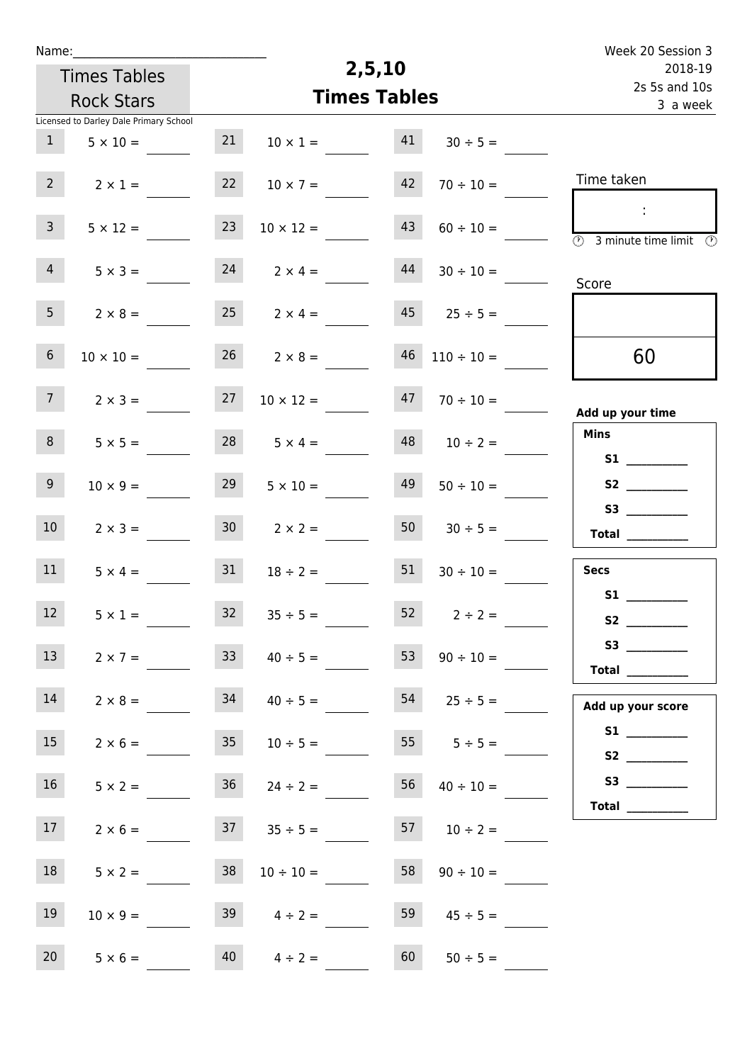Name:______________________________

Times Tables Rock Stars

Licensed to Darley Dale Primary School

# 2,5,10 Times Tables

Week 20 Session 3
2018-19
2s 5s and 10s
3 a week

| | | | | | |
|---|---|---|---|---|---|
| 1 | $5 \times 10 =$ | 21 | $10 \times 1 =$ | 41 | $30 \div 5 =$ |
| 2 | $2 \times 1 =$ | 22 | $10 \times 7 =$ | 42 | $70 \div 10 =$ |
| 3 | $5 \times 12 =$ | 23 | $10 \times 12 =$ | 43 | $60 \div 10 =$ |
| 4 | $5 \times 3 =$ | 24 | $2 \times 4 =$ | 44 | $30 \div 10 =$ |
| 5 | $2 \times 8 =$ | 25 | $2 \times 4 =$ | 45 | $25 \div 5 =$ |
| 6 | $10 \times 10 =$ | 26 | $2 \times 8 =$ | 46 | $110 \div 10 =$ |
| 7 | $2 \times 3 =$ | 27 | $10 \times 12 =$ | 47 | $70 \div 10 =$ |
| 8 | $5 \times 5 =$ | 28 | $5 \times 4 =$ | 48 | $10 \div 2 =$ |
| 9 | $10 \times 9 =$ | 29 | $5 \times 10 =$ | 49 | $50 \div 10 =$ |
| 10 | $2 \times 3 =$ | 30 | $2 \times 2 =$ | 50 | $30 \div 5 =$ |
| 11 | $5 \times 4 =$ | 31 | $18 \div 2 =$ | 51 | $30 \div 10 =$ |
| 12 | $5 \times 1 =$ | 32 | $35 \div 5 =$ | 52 | $2 \div 2 =$ |
| 13 | $2 \times 7 =$ | 33 | $40 \div 5 =$ | 53 | $90 \div 10 =$ |
| 14 | $2 \times 8 =$ | 34 | $40 \div 5 =$ | 54 | $25 \div 5 =$ |
| 15 | $2 \times 6 =$ | 35 | $10 \div 5 =$ | 55 | $5 \div 5 =$ |
| 16 | $5 \times 2 =$ | 36 | $24 \div 2 =$ | 56 | $40 \div 10 =$ |
| 17 | $2 \times 6 =$ | 37 | $35 \div 5 =$ | 57 | $10 \div 2 =$ |
| 18 | $5 \times 2 =$ | 38 | $10 \div 10 =$ | 58 | $90 \div 10 =$ |
| 19 | $10 \times 9 =$ | 39 | $4 \div 2 =$ | 59 | $45 \div 5 =$ |
| 20 | $5 \times 6 =$ | 40 | $4 \div 2 =$ | 60 | $50 \div 5 =$ |

Time taken

:

3 minute time limit

Score

60

**Add up your time**

**Mins**
**S1** __________
**S2** __________
**S3** __________
**Total** __________

**Secs**
**S1** __________
**S2** __________
**S3** __________
**Total** __________

**Add up your score**
**S1** __________
**S2** __________
**S3** __________
**Total** __________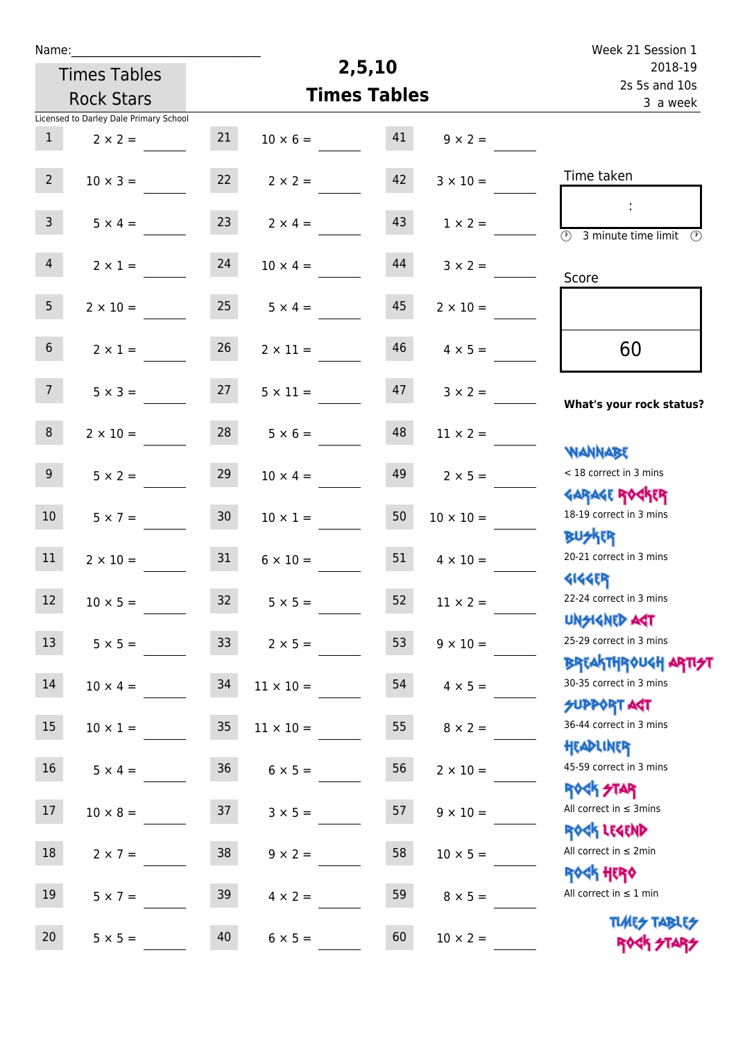Name:_______________________

Times Tables Rock Stars

Licensed to Darley Dale Primary School

# 2,5,10 Times Tables

Week 21 Session 1
2018-19
2s 5s and 10s
3 a week

| | | | | | |
|---|---|---|---|---|---|
| 1 | $2 \times 2 =$ | 21 | $10 \times 6 =$ | 41 | $9 \times 2 =$ |
| 2 | $10 \times 3 =$ | 22 | $2 \times 2 =$ | 42 | $3 \times 10 =$ |
| 3 | $5 \times 4 =$ | 23 | $2 \times 4 =$ | 43 | $1 \times 2 =$ |
| 4 | $2 \times 1 =$ | 24 | $10 \times 4 =$ | 44 | $3 \times 2 =$ |
| 5 | $2 \times 10 =$ | 25 | $5 \times 4 =$ | 45 | $2 \times 10 =$ |
| 6 | $2 \times 1 =$ | 26 | $2 \times 11 =$ | 46 | $4 \times 5 =$ |
| 7 | $5 \times 3 =$ | 27 | $5 \times 11 =$ | 47 | $3 \times 2 =$ |
| 8 | $2 \times 10 =$ | 28 | $5 \times 6 =$ | 48 | $11 \times 2 =$ |
| 9 | $5 \times 2 =$ | 29 | $10 \times 4 =$ | 49 | $2 \times 5 =$ |
| 10 | $5 \times 7 =$ | 30 | $10 \times 1 =$ | 50 | $10 \times 10 =$ |
| 11 | $2 \times 10 =$ | 31 | $6 \times 10 =$ | 51 | $4 \times 10 =$ |
| 12 | $10 \times 5 =$ | 32 | $5 \times 5 =$ | 52 | $11 \times 2 =$ |
| 13 | $5 \times 5 =$ | 33 | $2 \times 5 =$ | 53 | $9 \times 10 =$ |
| 14 | $10 \times 4 =$ | 34 | $11 \times 10 =$ | 54 | $4 \times 5 =$ |
| 15 | $10 \times 1 =$ | 35 | $11 \times 10 =$ | 55 | $8 \times 2 =$ |
| 16 | $5 \times 4 =$ | 36 | $6 \times 5 =$ | 56 | $2 \times 10 =$ |
| 17 | $10 \times 8 =$ | 37 | $3 \times 5 =$ | 57 | $9 \times 10 =$ |
| 18 | $2 \times 7 =$ | 38 | $9 \times 2 =$ | 58 | $10 \times 5 =$ |
| 19 | $5 \times 7 =$ | 39 | $4 \times 2 =$ | 59 | $8 \times 5 =$ |
| 20 | $5 \times 5 =$ | 40 | $6 \times 5 =$ | 60 | $10 \times 2 =$ |

Time taken

:

3 minute time limit

Score

60

**What's your rock status?**

WANNABE
< 18 correct in 3 mins

GARAGE ROCKER
18-19 correct in 3 mins

BUSKER
20-21 correct in 3 mins

GIGGER
22-24 correct in 3 mins

UNSIGNED ACT
25-29 correct in 3 mins

BREAKTHROUGH ARTIST
30-35 correct in 3 mins

SUPPORT ACT
36-44 correct in 3 mins

HEADLINER
45-59 correct in 3 mins

ROCK STAR
All correct in ≤ 3mins

ROCK LEGEND
All correct in ≤ 2min

ROCK HERO
All correct in ≤ 1 min

TIMES TABLES ROCK STARS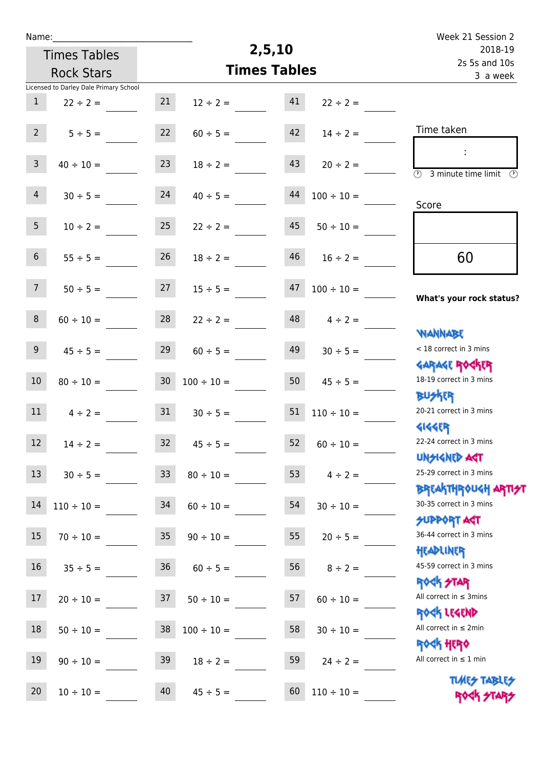Name:______________________________

Times Tables Rock Stars

# 2,5,10 Times Tables

Week 21 Session 2
2018-19
2s 5s and 10s
3 a week

Licensed to Darley Dale Primary School

| | | | | | |
|---|---|---|---|---|---|
| 1 | 22 ÷ 2 = ____ | 21 | 12 ÷ 2 = ____ | 41 | 22 ÷ 2 = ____ |
| 2 | 5 ÷ 5 = ____ | 22 | 60 ÷ 5 = ____ | 42 | 14 ÷ 2 = ____ |
| 3 | 40 ÷ 10 = ____ | 23 | 18 ÷ 2 = ____ | 43 | 20 ÷ 2 = ____ |
| 4 | 30 ÷ 5 = ____ | 24 | 40 ÷ 5 = ____ | 44 | 100 ÷ 10 = ____ |
| 5 | 10 ÷ 2 = ____ | 25 | 22 ÷ 2 = ____ | 45 | 50 ÷ 10 = ____ |
| 6 | 55 ÷ 5 = ____ | 26 | 18 ÷ 2 = ____ | 46 | 16 ÷ 2 = ____ |
| 7 | 50 ÷ 5 = ____ | 27 | 15 ÷ 5 = ____ | 47 | 100 ÷ 10 = ____ |
| 8 | 60 ÷ 10 = ____ | 28 | 22 ÷ 2 = ____ | 48 | 4 ÷ 2 = ____ |
| 9 | 45 ÷ 5 = ____ | 29 | 60 ÷ 5 = ____ | 49 | 30 ÷ 5 = ____ |
| 10 | 80 ÷ 10 = ____ | 30 | 100 ÷ 10 = ____ | 50 | 45 ÷ 5 = ____ |
| 11 | 4 ÷ 2 = ____ | 31 | 30 ÷ 5 = ____ | 51 | 110 ÷ 10 = ____ |
| 12 | 14 ÷ 2 = ____ | 32 | 45 ÷ 5 = ____ | 52 | 60 ÷ 10 = ____ |
| 13 | 30 ÷ 5 = ____ | 33 | 80 ÷ 10 = ____ | 53 | 4 ÷ 2 = ____ |
| 14 | 110 ÷ 10 = ____ | 34 | 60 ÷ 10 = ____ | 54 | 30 ÷ 10 = ____ |
| 15 | 70 ÷ 10 = ____ | 35 | 90 ÷ 10 = ____ | 55 | 20 ÷ 5 = ____ |
| 16 | 35 ÷ 5 = ____ | 36 | 60 ÷ 5 = ____ | 56 | 8 ÷ 2 = ____ |
| 17 | 20 ÷ 10 = ____ | 37 | 50 ÷ 10 = ____ | 57 | 60 ÷ 10 = ____ |
| 18 | 50 ÷ 10 = ____ | 38 | 100 ÷ 10 = ____ | 58 | 30 ÷ 10 = ____ |
| 19 | 90 ÷ 10 = ____ | 39 | 18 ÷ 2 = ____ | 59 | 24 ÷ 2 = ____ |
| 20 | 10 ÷ 10 = ____ | 40 | 45 ÷ 5 = ____ | 60 | 110 ÷ 10 = ____ |

Time taken

:

3 minute time limit

Score

60

**What's your rock status?**

WANNABE
< 18 correct in 3 mins

GARAGE ROCKER
18-19 correct in 3 mins

BUSKER
20-21 correct in 3 mins

GIGGER
22-24 correct in 3 mins

UNSIGNED ACT
25-29 correct in 3 mins

BREAKTHROUGH ARTIST
30-35 correct in 3 mins

SUPPORT ACT
36-44 correct in 3 mins

HEADLINER
45-59 correct in 3 mins

ROCK STAR
All correct in ≤ 3mins

ROCK LEGEND
All correct in ≤ 2min

ROCK HERO
All correct in ≤ 1 min

TIMES TABLES ROCK STARS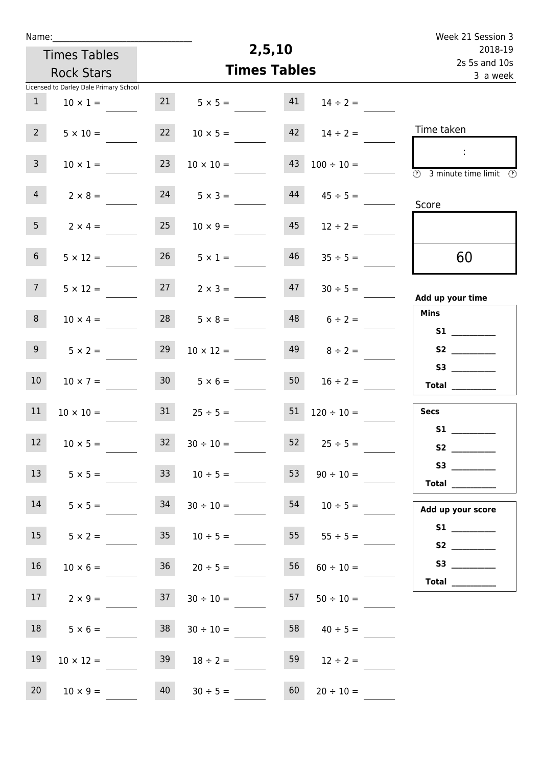Name:______________________________

Times Tables Rock Stars

Licensed to Darley Dale Primary School

# 2,5,10 Times Tables

Week 21 Session 3
2018-19
2s 5s and 10s
3 a week

| | | | | | |
|---|---|---|---|---|---|
| 1 | $10 \times 1 =$ ____ | 21 | $5 \times 5 =$ ____ | 41 | $14 \div 2 =$ ____ |
| 2 | $5 \times 10 =$ ____ | 22 | $10 \times 5 =$ ____ | 42 | $14 \div 2 =$ ____ |
| 3 | $10 \times 1 =$ ____ | 23 | $10 \times 10 =$ ____ | 43 | $100 \div 10 =$ ____ |
| 4 | $2 \times 8 =$ ____ | 24 | $5 \times 3 =$ ____ | 44 | $45 \div 5 =$ ____ |
| 5 | $2 \times 4 =$ ____ | 25 | $10 \times 9 =$ ____ | 45 | $12 \div 2 =$ ____ |
| 6 | $5 \times 12 =$ ____ | 26 | $5 \times 1 =$ ____ | 46 | $35 \div 5 =$ ____ |
| 7 | $5 \times 12 =$ ____ | 27 | $2 \times 3 =$ ____ | 47 | $30 \div 5 =$ ____ |
| 8 | $10 \times 4 =$ ____ | 28 | $5 \times 8 =$ ____ | 48 | $6 \div 2 =$ ____ |
| 9 | $5 \times 2 =$ ____ | 29 | $10 \times 12 =$ ____ | 49 | $8 \div 2 =$ ____ |
| 10 | $10 \times 7 =$ ____ | 30 | $5 \times 6 =$ ____ | 50 | $16 \div 2 =$ ____ |
| 11 | $10 \times 10 =$ ____ | 31 | $25 \div 5 =$ ____ | 51 | $120 \div 10 =$ ____ |
| 12 | $10 \times 5 =$ ____ | 32 | $30 \div 10 =$ ____ | 52 | $25 \div 5 =$ ____ |
| 13 | $5 \times 5 =$ ____ | 33 | $10 \div 5 =$ ____ | 53 | $90 \div 10 =$ ____ |
| 14 | $5 \times 5 =$ ____ | 34 | $30 \div 10 =$ ____ | 54 | $10 \div 5 =$ ____ |
| 15 | $5 \times 2 =$ ____ | 35 | $10 \div 5 =$ ____ | 55 | $55 \div 5 =$ ____ |
| 16 | $10 \times 6 =$ ____ | 36 | $20 \div 5 =$ ____ | 56 | $60 \div 10 =$ ____ |
| 17 | $2 \times 9 =$ ____ | 37 | $30 \div 10 =$ ____ | 57 | $50 \div 10 =$ ____ |
| 18 | $5 \times 6 =$ ____ | 38 | $30 \div 10 =$ ____ | 58 | $40 \div 5 =$ ____ |
| 19 | $10 \times 12 =$ ____ | 39 | $18 \div 2 =$ ____ | 59 | $12 \div 2 =$ ____ |
| 20 | $10 \times 9 =$ ____ | 40 | $30 \div 5 =$ ____ | 60 | $20 \div 10 =$ ____ |

Time taken

:

3 minute time limit

Score

60

**Add up your time**

**Mins**

**S1** ________

**S2** ________

**S3** ________

**Total** ________

**Secs**

**S1** ________

**S2** ________

**S3** ________

**Total** ________

**Add up your score**

**S1** ________

**S2** ________

**S3** ________

**Total** ________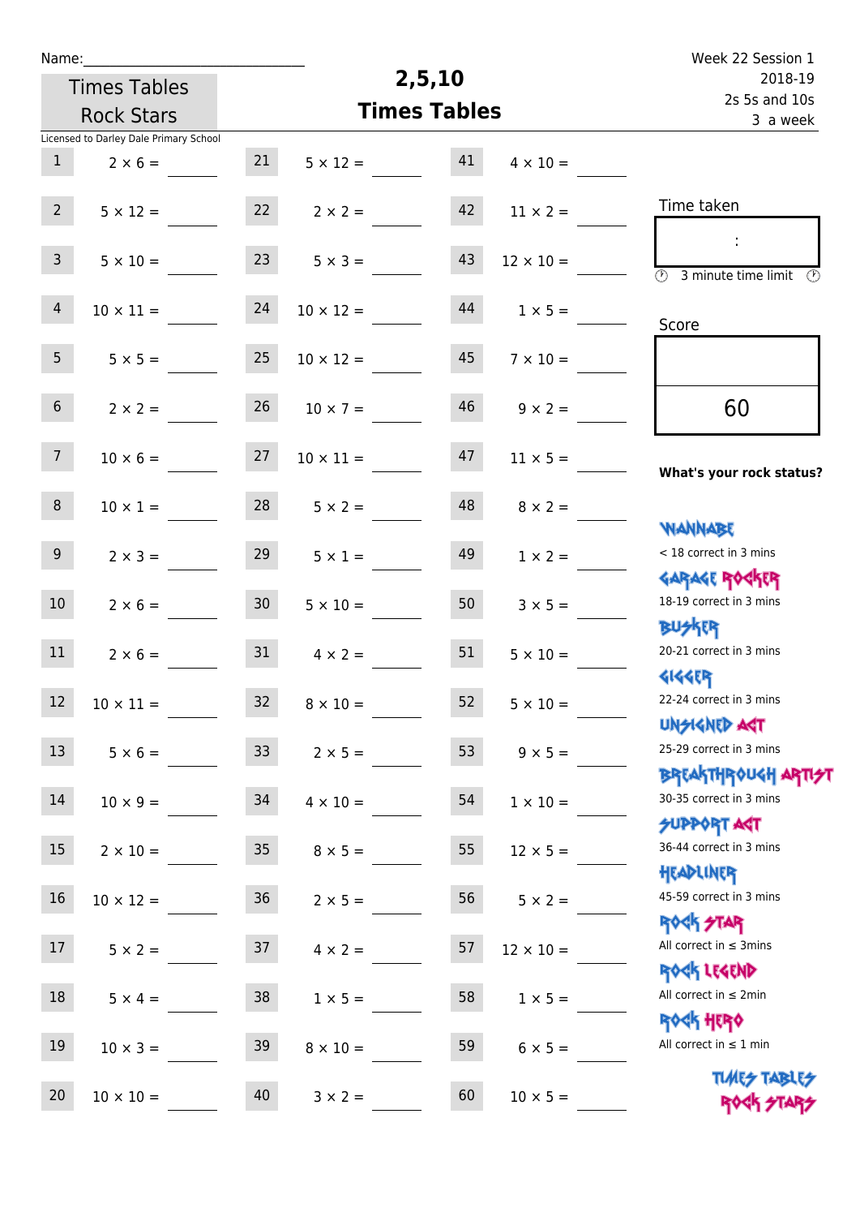Name:\_\_\_\_\_\_\_\_\_\_\_\_\_\_\_\_\_\_\_\_\_\_\_\_\_\_\_\_\_\_

Times Tables Rock Stars

Licensed to Darley Dale Primary School

# 2,5,10 Times Tables

Week 22 Session 1
2018-19
2s 5s and 10s
3 a week

| | | | | | |
|---|---|---|---|---|---|
| 1 | 2 × 6 = | 21 | 5 × 12 = | 41 | 4 × 10 = |
| 2 | 5 × 12 = | 22 | 2 × 2 = | 42 | 11 × 2 = |
| 3 | 5 × 10 = | 23 | 5 × 3 = | 43 | 12 × 10 = |
| 4 | 10 × 11 = | 24 | 10 × 12 = | 44 | 1 × 5 = |
| 5 | 5 × 5 = | 25 | 10 × 12 = | 45 | 7 × 10 = |
| 6 | 2 × 2 = | 26 | 10 × 7 = | 46 | 9 × 2 = |
| 7 | 10 × 6 = | 27 | 10 × 11 = | 47 | 11 × 5 = |
| 8 | 10 × 1 = | 28 | 5 × 2 = | 48 | 8 × 2 = |
| 9 | 2 × 3 = | 29 | 5 × 1 = | 49 | 1 × 2 = |
| 10 | 2 × 6 = | 30 | 5 × 10 = | 50 | 3 × 5 = |
| 11 | 2 × 6 = | 31 | 4 × 2 = | 51 | 5 × 10 = |
| 12 | 10 × 11 = | 32 | 8 × 10 = | 52 | 5 × 10 = |
| 13 | 5 × 6 = | 33 | 2 × 5 = | 53 | 9 × 5 = |
| 14 | 10 × 9 = | 34 | 4 × 10 = | 54 | 1 × 10 = |
| 15 | 2 × 10 = | 35 | 8 × 5 = | 55 | 12 × 5 = |
| 16 | 10 × 12 = | 36 | 2 × 5 = | 56 | 5 × 2 = |
| 17 | 5 × 2 = | 37 | 4 × 2 = | 57 | 12 × 10 = |
| 18 | 5 × 4 = | 38 | 1 × 5 = | 58 | 1 × 5 = |
| 19 | 10 × 3 = | 39 | 8 × 10 = | 59 | 6 × 5 = |
| 20 | 10 × 10 = | 40 | 3 × 2 = | 60 | 10 × 5 = |

Time taken

:

3 minute time limit

Score

60

**What's your rock status?**

WANNABE
< 18 correct in 3 mins

GARAGE ROCKER
18-19 correct in 3 mins

BUSKER
20-21 correct in 3 mins

GIGGER
22-24 correct in 3 mins

UNSIGNED ACT
25-29 correct in 3 mins

BREAKTHROUGH ARTIST
30-35 correct in 3 mins

SUPPORT ACT
36-44 correct in 3 mins

HEADLINER
45-59 correct in 3 mins

ROCK STAR
All correct in ≤ 3mins

ROCK LEGEND
All correct in ≤ 2min

ROCK HERO
All correct in ≤ 1 min

TIMES TABLES ROCK STARS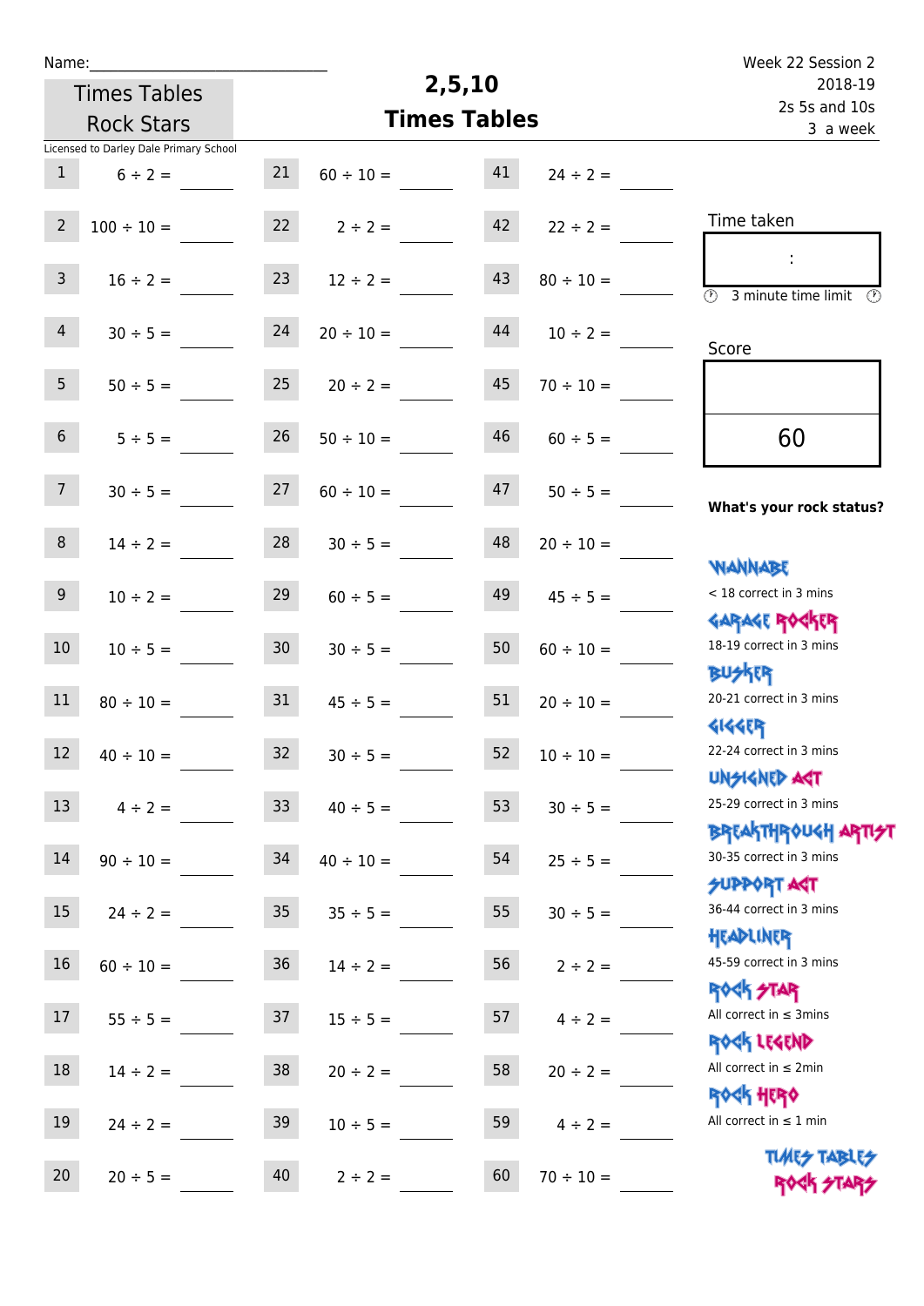Name:\_\_\_\_\_\_\_\_\_\_\_\_\_\_\_\_\_\_\_\_\_\_\_\_\_\_\_\_

Times Tables Rock Stars

# 2,5,10 Times Tables

Week 22 Session 2
2018-19
2s 5s and 10s
3 a week

Licensed to Darley Dale Primary School

| | | | | | | | | |
|---|---|---|---|---|---|---|---|---|
| 1 | 6 ÷ 2 = | ____ | 21 | 60 ÷ 10 = | ____ | 41 | 24 ÷ 2 = | ____ |
| 2 | 100 ÷ 10 = | ____ | 22 | 2 ÷ 2 = | ____ | 42 | 22 ÷ 2 = | ____ |
| 3 | 16 ÷ 2 = | ____ | 23 | 12 ÷ 2 = | ____ | 43 | 80 ÷ 10 = | ____ |
| 4 | 30 ÷ 5 = | ____ | 24 | 20 ÷ 10 = | ____ | 44 | 10 ÷ 2 = | ____ |
| 5 | 50 ÷ 5 = | ____ | 25 | 20 ÷ 2 = | ____ | 45 | 70 ÷ 10 = | ____ |
| 6 | 5 ÷ 5 = | ____ | 26 | 50 ÷ 10 = | ____ | 46 | 60 ÷ 5 = | ____ |
| 7 | 30 ÷ 5 = | ____ | 27 | 60 ÷ 10 = | ____ | 47 | 50 ÷ 5 = | ____ |
| 8 | 14 ÷ 2 = | ____ | 28 | 30 ÷ 5 = | ____ | 48 | 20 ÷ 10 = | ____ |
| 9 | 10 ÷ 2 = | ____ | 29 | 60 ÷ 5 = | ____ | 49 | 45 ÷ 5 = | ____ |
| 10 | 10 ÷ 5 = | ____ | 30 | 30 ÷ 5 = | ____ | 50 | 60 ÷ 10 = | ____ |
| 11 | 80 ÷ 10 = | ____ | 31 | 45 ÷ 5 = | ____ | 51 | 20 ÷ 10 = | ____ |
| 12 | 40 ÷ 10 = | ____ | 32 | 30 ÷ 5 = | ____ | 52 | 10 ÷ 10 = | ____ |
| 13 | 4 ÷ 2 = | ____ | 33 | 40 ÷ 5 = | ____ | 53 | 30 ÷ 5 = | ____ |
| 14 | 90 ÷ 10 = | ____ | 34 | 40 ÷ 10 = | ____ | 54 | 25 ÷ 5 = | ____ |
| 15 | 24 ÷ 2 = | ____ | 35 | 35 ÷ 5 = | ____ | 55 | 30 ÷ 5 = | ____ |
| 16 | 60 ÷ 10 = | ____ | 36 | 14 ÷ 2 = | ____ | 56 | 2 ÷ 2 = | ____ |
| 17 | 55 ÷ 5 = | ____ | 37 | 15 ÷ 5 = | ____ | 57 | 4 ÷ 2 = | ____ |
| 18 | 14 ÷ 2 = | ____ | 38 | 20 ÷ 2 = | ____ | 58 | 20 ÷ 2 = | ____ |
| 19 | 24 ÷ 2 = | ____ | 39 | 10 ÷ 5 = | ____ | 59 | 4 ÷ 2 = | ____ |
| 20 | 20 ÷ 5 = | ____ | 40 | 2 ÷ 2 = | ____ | 60 | 70 ÷ 10 = | ____ |

Time taken

:

3 minute time limit

Score

60

**What's your rock status?**

WANNABE
< 18 correct in 3 mins

GARAGE ROCKER
18-19 correct in 3 mins

BUSKER
20-21 correct in 3 mins

GIGGER
22-24 correct in 3 mins

UNSIGNED ACT
25-29 correct in 3 mins

BREAKTHROUGH ARTIST
30-35 correct in 3 mins

SUPPORT ACT
36-44 correct in 3 mins

HEADLINER
45-59 correct in 3 mins

ROCK STAR
All correct in ≤ 3mins

ROCK LEGEND
All correct in ≤ 2min

ROCK HERO
All correct in ≤ 1 min

TIMES TABLES ROCK STARS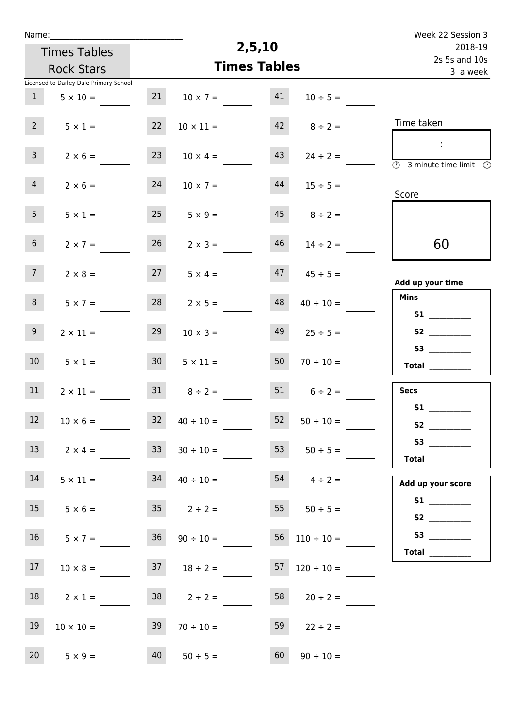Name:______________________________

Times Tables Rock Stars

Licensed to Darley Dale Primary School

# 2,5,10 Times Tables

Week 22 Session 3
2018-19
2s 5s and 10s
3 a week

| | | | | | |
|---|---|---|---|---|---|
| 1 | 5 × 10 = ____ | 21 | 10 × 7 = ____ | 41 | 10 ÷ 5 = ____ |
| 2 | 5 × 1 = ____ | 22 | 10 × 11 = ____ | 42 | 8 ÷ 2 = ____ |
| 3 | 2 × 6 = ____ | 23 | 10 × 4 = ____ | 43 | 24 ÷ 2 = ____ |
| 4 | 2 × 6 = ____ | 24 | 10 × 7 = ____ | 44 | 15 ÷ 5 = ____ |
| 5 | 5 × 1 = ____ | 25 | 5 × 9 = ____ | 45 | 8 ÷ 2 = ____ |
| 6 | 2 × 7 = ____ | 26 | 2 × 3 = ____ | 46 | 14 ÷ 2 = ____ |
| 7 | 2 × 8 = ____ | 27 | 5 × 4 = ____ | 47 | 45 ÷ 5 = ____ |
| 8 | 5 × 7 = ____ | 28 | 2 × 5 = ____ | 48 | 40 ÷ 10 = ____ |
| 9 | 2 × 11 = ____ | 29 | 10 × 3 = ____ | 49 | 25 ÷ 5 = ____ |
| 10 | 5 × 1 = ____ | 30 | 5 × 11 = ____ | 50 | 70 ÷ 10 = ____ |
| 11 | 2 × 11 = ____ | 31 | 8 ÷ 2 = ____ | 51 | 6 ÷ 2 = ____ |
| 12 | 10 × 6 = ____ | 32 | 40 ÷ 10 = ____ | 52 | 50 ÷ 10 = ____ |
| 13 | 2 × 4 = ____ | 33 | 30 ÷ 10 = ____ | 53 | 50 ÷ 5 = ____ |
| 14 | 5 × 11 = ____ | 34 | 40 ÷ 10 = ____ | 54 | 4 ÷ 2 = ____ |
| 15 | 5 × 6 = ____ | 35 | 2 ÷ 2 = ____ | 55 | 50 ÷ 5 = ____ |
| 16 | 5 × 7 = ____ | 36 | 90 ÷ 10 = ____ | 56 | 110 ÷ 10 = ____ |
| 17 | 10 × 8 = ____ | 37 | 18 ÷ 2 = ____ | 57 | 120 ÷ 10 = ____ |
| 18 | 2 × 1 = ____ | 38 | 2 ÷ 2 = ____ | 58 | 20 ÷ 2 = ____ |
| 19 | 10 × 10 = ____ | 39 | 70 ÷ 10 = ____ | 59 | 22 ÷ 2 = ____ |
| 20 | 5 × 9 = ____ | 40 | 50 ÷ 5 = ____ | 60 | 90 ÷ 10 = ____ |

Time taken

:

3 minute time limit

Score

60

**Add up your time**

**Mins**
**S1** ________
**S2** ________
**S3** ________
**Total** ________

**Secs**
**S1** ________
**S2** ________
**S3** ________
**Total** ________

**Add up your score**
**S1** ________
**S2** ________
**S3** ________
**Total** ________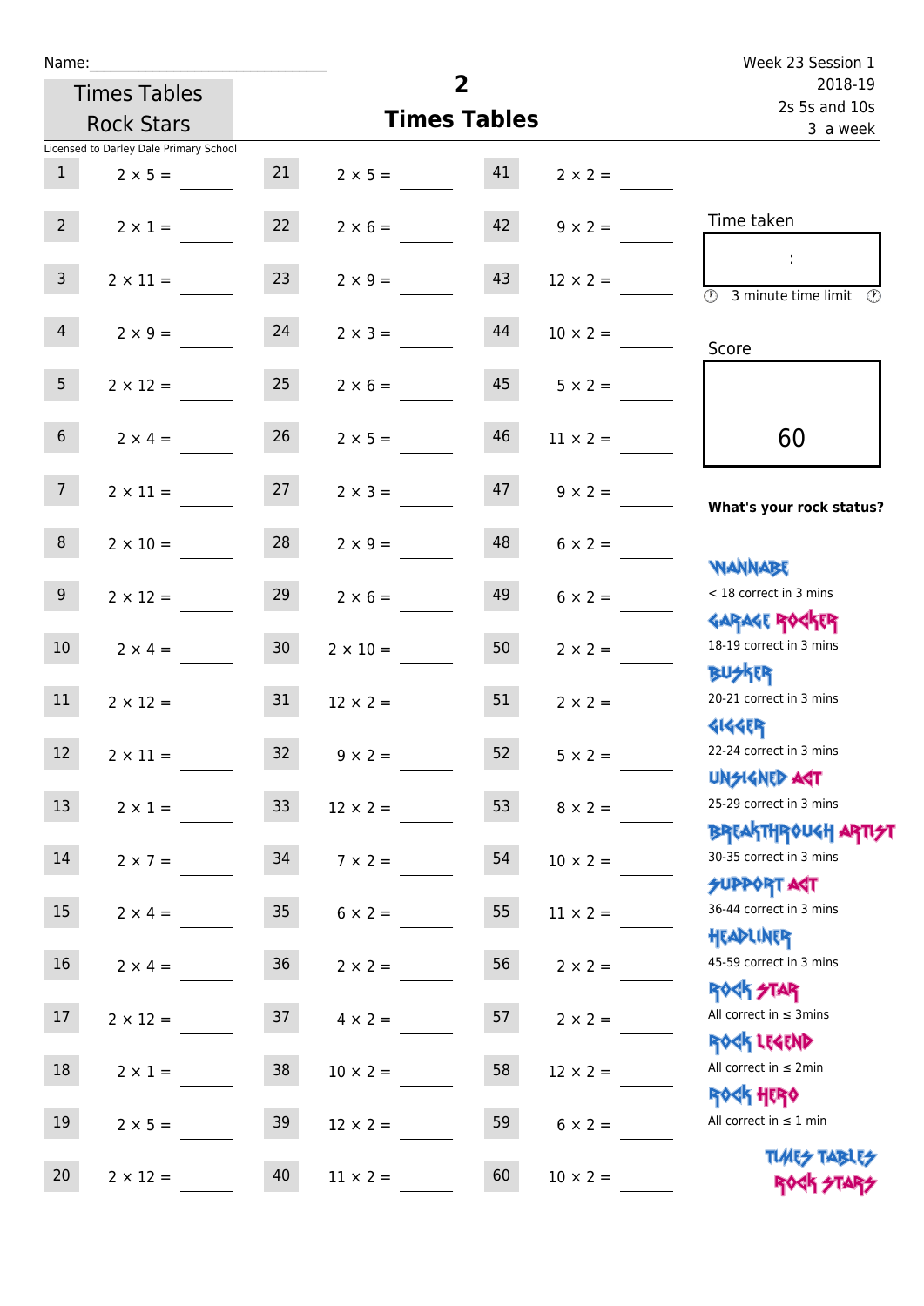Name:\_\_\_\_\_\_\_\_\_\_\_\_\_\_\_\_\_\_\_\_\_\_\_\_\_\_\_\_

Times Tables Rock Stars

Licensed to Darley Dale Primary School

# 2
## Times Tables

Week 23 Session 1
2018-19
2s 5s and 10s
3 a week

| | | | | | |
|---|---|---|---|---|---|
| 1 | $2 \times 5 =$ | 21 | $2 \times 5 =$ | 41 | $2 \times 2 =$ |
| 2 | $2 \times 1 =$ | 22 | $2 \times 6 =$ | 42 | $9 \times 2 =$ |
| 3 | $2 \times 11 =$ | 23 | $2 \times 9 =$ | 43 | $12 \times 2 =$ |
| 4 | $2 \times 9 =$ | 24 | $2 \times 3 =$ | 44 | $10 \times 2 =$ |
| 5 | $2 \times 12 =$ | 25 | $2 \times 6 =$ | 45 | $5 \times 2 =$ |
| 6 | $2 \times 4 =$ | 26 | $2 \times 5 =$ | 46 | $11 \times 2 =$ |
| 7 | $2 \times 11 =$ | 27 | $2 \times 3 =$ | 47 | $9 \times 2 =$ |
| 8 | $2 \times 10 =$ | 28 | $2 \times 9 =$ | 48 | $6 \times 2 =$ |
| 9 | $2 \times 12 =$ | 29 | $2 \times 6 =$ | 49 | $6 \times 2 =$ |
| 10 | $2 \times 4 =$ | 30 | $2 \times 10 =$ | 50 | $2 \times 2 =$ |
| 11 | $2 \times 12 =$ | 31 | $12 \times 2 =$ | 51 | $2 \times 2 =$ |
| 12 | $2 \times 11 =$ | 32 | $9 \times 2 =$ | 52 | $5 \times 2 =$ |
| 13 | $2 \times 1 =$ | 33 | $12 \times 2 =$ | 53 | $8 \times 2 =$ |
| 14 | $2 \times 7 =$ | 34 | $7 \times 2 =$ | 54 | $10 \times 2 =$ |
| 15 | $2 \times 4 =$ | 35 | $6 \times 2 =$ | 55 | $11 \times 2 =$ |
| 16 | $2 \times 4 =$ | 36 | $2 \times 2 =$ | 56 | $2 \times 2 =$ |
| 17 | $2 \times 12 =$ | 37 | $4 \times 2 =$ | 57 | $2 \times 2 =$ |
| 18 | $2 \times 1 =$ | 38 | $10 \times 2 =$ | 58 | $12 \times 2 =$ |
| 19 | $2 \times 5 =$ | 39 | $12 \times 2 =$ | 59 | $6 \times 2 =$ |
| 20 | $2 \times 12 =$ | 40 | $11 \times 2 =$ | 60 | $10 \times 2 =$ |

Time taken

:

3 minute time limit

Score

60

**What's your rock status?**

- WANNABE: < 18 correct in 3 mins
- GARAGE ROCKER: 18-19 correct in 3 mins
- BUSKER: 20-21 correct in 3 mins
- GIGGER: 22-24 correct in 3 mins
- UNSIGNED ACT: 25-29 correct in 3 mins
- BREAKTHROUGH ARTIST: 30-35 correct in 3 mins
- SUPPORT ACT: 36-44 correct in 3 mins
- HEADLINER: 45-59 correct in 3 mins
- ROCK STAR: All correct in ≤ 3mins
- ROCK LEGEND: All correct in ≤ 2min
- ROCK HERO: All correct in ≤ 1 min

TIMES TABLES ROCK STARS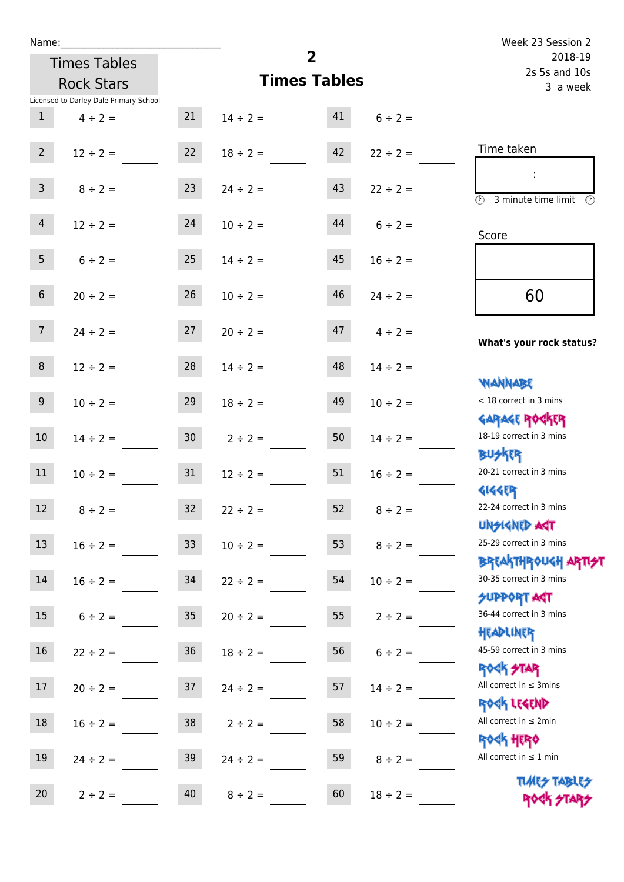Name:______________________________

Times Tables Rock Stars

# 2
## Times Tables

Week 23 Session 2
2018-19
2s 5s and 10s
3 a week

Licensed to Darley Dale Primary School

| | | | | | |
|---|---|---|---|---|---|
| 1 | 4 ÷ 2 = ____ | 21 | 14 ÷ 2 = ____ | 41 | 6 ÷ 2 = ____ |
| 2 | 12 ÷ 2 = ____ | 22 | 18 ÷ 2 = ____ | 42 | 22 ÷ 2 = ____ |
| 3 | 8 ÷ 2 = ____ | 23 | 24 ÷ 2 = ____ | 43 | 22 ÷ 2 = ____ |
| 4 | 12 ÷ 2 = ____ | 24 | 10 ÷ 2 = ____ | 44 | 6 ÷ 2 = ____ |
| 5 | 6 ÷ 2 = ____ | 25 | 14 ÷ 2 = ____ | 45 | 16 ÷ 2 = ____ |
| 6 | 20 ÷ 2 = ____ | 26 | 10 ÷ 2 = ____ | 46 | 24 ÷ 2 = ____ |
| 7 | 24 ÷ 2 = ____ | 27 | 20 ÷ 2 = ____ | 47 | 4 ÷ 2 = ____ |
| 8 | 12 ÷ 2 = ____ | 28 | 14 ÷ 2 = ____ | 48 | 14 ÷ 2 = ____ |
| 9 | 10 ÷ 2 = ____ | 29 | 18 ÷ 2 = ____ | 49 | 10 ÷ 2 = ____ |
| 10 | 14 ÷ 2 = ____ | 30 | 2 ÷ 2 = ____ | 50 | 14 ÷ 2 = ____ |
| 11 | 10 ÷ 2 = ____ | 31 | 12 ÷ 2 = ____ | 51 | 16 ÷ 2 = ____ |
| 12 | 8 ÷ 2 = ____ | 32 | 22 ÷ 2 = ____ | 52 | 8 ÷ 2 = ____ |
| 13 | 16 ÷ 2 = ____ | 33 | 10 ÷ 2 = ____ | 53 | 8 ÷ 2 = ____ |
| 14 | 16 ÷ 2 = ____ | 34 | 22 ÷ 2 = ____ | 54 | 10 ÷ 2 = ____ |
| 15 | 6 ÷ 2 = ____ | 35 | 20 ÷ 2 = ____ | 55 | 2 ÷ 2 = ____ |
| 16 | 22 ÷ 2 = ____ | 36 | 18 ÷ 2 = ____ | 56 | 6 ÷ 2 = ____ |
| 17 | 20 ÷ 2 = ____ | 37 | 24 ÷ 2 = ____ | 57 | 14 ÷ 2 = ____ |
| 18 | 16 ÷ 2 = ____ | 38 | 2 ÷ 2 = ____ | 58 | 10 ÷ 2 = ____ |
| 19 | 24 ÷ 2 = ____ | 39 | 24 ÷ 2 = ____ | 59 | 8 ÷ 2 = ____ |
| 20 | 2 ÷ 2 = ____ | 40 | 8 ÷ 2 = ____ | 60 | 18 ÷ 2 = ____ |

Time taken

:

3 minute time limit

Score

60

**What's your rock status?**

WANNABE
< 18 correct in 3 mins

GARAGE ROCKER
18-19 correct in 3 mins

BUSKER
20-21 correct in 3 mins

GIGGER
22-24 correct in 3 mins

UNSIGNED ACT
25-29 correct in 3 mins

BREAKTHROUGH ARTIST
30-35 correct in 3 mins

SUPPORT ACT
36-44 correct in 3 mins

HEADLINER
45-59 correct in 3 mins

ROCK STAR
All correct in ≤ 3mins

ROCK LEGEND
All correct in ≤ 2min

ROCK HERO
All correct in ≤ 1 min

TIMES TABLES ROCK STARS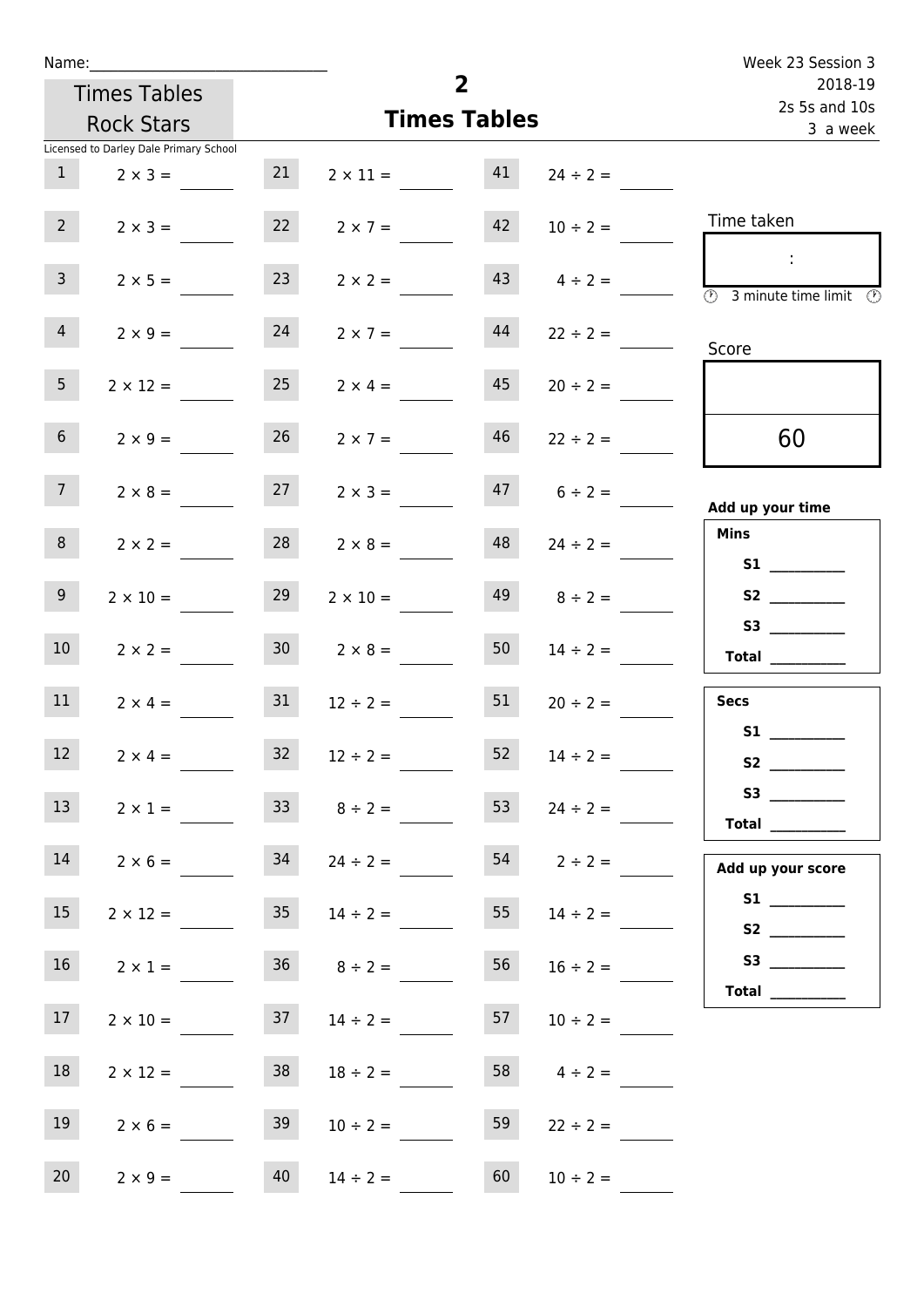Name:\_\_\_\_\_\_\_\_\_\_\_\_\_\_\_\_\_\_\_\_\_\_\_\_\_\_\_\_\_\_

Times Tables Rock Stars

# 2
## Times Tables

Week 23 Session 3
2018-19
2s 5s and 10s
3 a week

Licensed to Darley Dale Primary School

| | | | | | |
|---|---|---|---|---|---|
| 1 | $2 \times 3 =$ | 21 | $2 \times 11 =$ | 41 | $24 \div 2 =$ |
| 2 | $2 \times 3 =$ | 22 | $2 \times 7 =$ | 42 | $10 \div 2 =$ |
| 3 | $2 \times 5 =$ | 23 | $2 \times 2 =$ | 43 | $4 \div 2 =$ |
| 4 | $2 \times 9 =$ | 24 | $2 \times 7 =$ | 44 | $22 \div 2 =$ |
| 5 | $2 \times 12 =$ | 25 | $2 \times 4 =$ | 45 | $20 \div 2 =$ |
| 6 | $2 \times 9 =$ | 26 | $2 \times 7 =$ | 46 | $22 \div 2 =$ |
| 7 | $2 \times 8 =$ | 27 | $2 \times 3 =$ | 47 | $6 \div 2 =$ |
| 8 | $2 \times 2 =$ | 28 | $2 \times 8 =$ | 48 | $24 \div 2 =$ |
| 9 | $2 \times 10 =$ | 29 | $2 \times 10 =$ | 49 | $8 \div 2 =$ |
| 10 | $2 \times 2 =$ | 30 | $2 \times 8 =$ | 50 | $14 \div 2 =$ |
| 11 | $2 \times 4 =$ | 31 | $12 \div 2 =$ | 51 | $20 \div 2 =$ |
| 12 | $2 \times 4 =$ | 32 | $12 \div 2 =$ | 52 | $14 \div 2 =$ |
| 13 | $2 \times 1 =$ | 33 | $8 \div 2 =$ | 53 | $24 \div 2 =$ |
| 14 | $2 \times 6 =$ | 34 | $24 \div 2 =$ | 54 | $2 \div 2 =$ |
| 15 | $2 \times 12 =$ | 35 | $14 \div 2 =$ | 55 | $14 \div 2 =$ |
| 16 | $2 \times 1 =$ | 36 | $8 \div 2 =$ | 56 | $16 \div 2 =$ |
| 17 | $2 \times 10 =$ | 37 | $14 \div 2 =$ | 57 | $10 \div 2 =$ |
| 18 | $2 \times 12 =$ | 38 | $18 \div 2 =$ | 58 | $4 \div 2 =$ |
| 19 | $2 \times 6 =$ | 39 | $10 \div 2 =$ | 59 | $22 \div 2 =$ |
| 20 | $2 \times 9 =$ | 40 | $14 \div 2 =$ | 60 | $10 \div 2 =$ |

Time taken

:

3 minute time limit

Score

60

**Add up your time**

**Mins**
- **S1** \_\_\_\_\_\_\_\_\_\_
- **S2** \_\_\_\_\_\_\_\_\_\_
- **S3** \_\_\_\_\_\_\_\_\_\_
- **Total** \_\_\_\_\_\_\_\_\_\_

**Secs**
- **S1** \_\_\_\_\_\_\_\_\_\_
- **S2** \_\_\_\_\_\_\_\_\_\_
- **S3** \_\_\_\_\_\_\_\_\_\_
- **Total** \_\_\_\_\_\_\_\_\_\_

**Add up your score**
- **S1** \_\_\_\_\_\_\_\_\_\_
- **S2** \_\_\_\_\_\_\_\_\_\_
- **S3** \_\_\_\_\_\_\_\_\_\_
- **Total** \_\_\_\_\_\_\_\_\_\_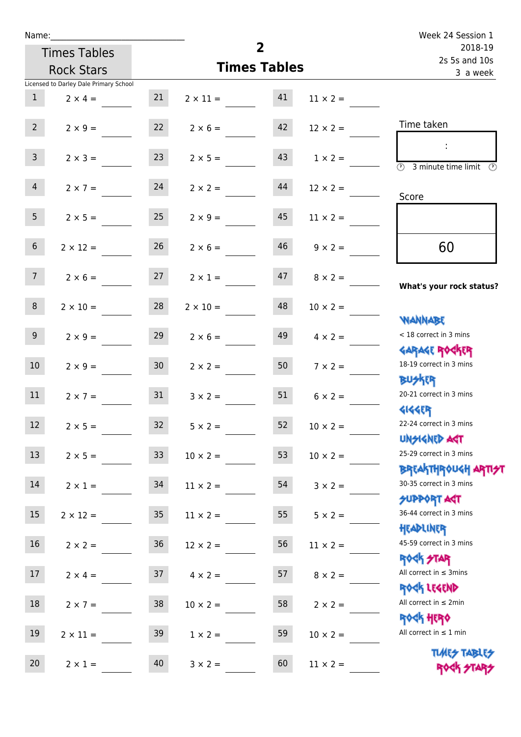Name:\_\_\_\_\_\_\_\_\_\_\_\_\_\_\_\_\_\_\_\_\_\_\_\_\_\_\_\_\_

Times Tables Rock Stars

Licensed to Darley Dale Primary School

# 2
## Times Tables

Week 24 Session 1
2018-19
2s 5s and 10s
3 a week

| | | | | | |
|---|---|---|---|---|---|
| 1 | 2 × 4 = | 21 | 2 × 11 = | 41 | 11 × 2 = |
| 2 | 2 × 9 = | 22 | 2 × 6 = | 42 | 12 × 2 = |
| 3 | 2 × 3 = | 23 | 2 × 5 = | 43 | 1 × 2 = |
| 4 | 2 × 7 = | 24 | 2 × 2 = | 44 | 12 × 2 = |
| 5 | 2 × 5 = | 25 | 2 × 9 = | 45 | 11 × 2 = |
| 6 | 2 × 12 = | 26 | 2 × 6 = | 46 | 9 × 2 = |
| 7 | 2 × 6 = | 27 | 2 × 1 = | 47 | 8 × 2 = |
| 8 | 2 × 10 = | 28 | 2 × 10 = | 48 | 10 × 2 = |
| 9 | 2 × 9 = | 29 | 2 × 6 = | 49 | 4 × 2 = |
| 10 | 2 × 9 = | 30 | 2 × 2 = | 50 | 7 × 2 = |
| 11 | 2 × 7 = | 31 | 3 × 2 = | 51 | 6 × 2 = |
| 12 | 2 × 5 = | 32 | 5 × 2 = | 52 | 10 × 2 = |
| 13 | 2 × 5 = | 33 | 10 × 2 = | 53 | 10 × 2 = |
| 14 | 2 × 1 = | 34 | 11 × 2 = | 54 | 3 × 2 = |
| 15 | 2 × 12 = | 35 | 11 × 2 = | 55 | 5 × 2 = |
| 16 | 2 × 2 = | 36 | 12 × 2 = | 56 | 11 × 2 = |
| 17 | 2 × 4 = | 37 | 4 × 2 = | 57 | 8 × 2 = |
| 18 | 2 × 7 = | 38 | 10 × 2 = | 58 | 2 × 2 = |
| 19 | 2 × 11 = | 39 | 1 × 2 = | 59 | 10 × 2 = |
| 20 | 2 × 1 = | 40 | 3 × 2 = | 60 | 11 × 2 = |

Time taken

:

3 minute time limit

Score

60

**What's your rock status?**

- WANNABE: < 18 correct in 3 mins
- GARAGE ROCKER: 18-19 correct in 3 mins
- BUSKER: 20-21 correct in 3 mins
- GIGGER: 22-24 correct in 3 mins
- UNSIGNED ACT: 25-29 correct in 3 mins
- BREAKTHROUGH ARTIST: 30-35 correct in 3 mins
- SUPPORT ACT: 36-44 correct in 3 mins
- HEADLINER: 45-59 correct in 3 mins
- ROCK STAR: All correct in ≤ 3mins
- ROCK LEGEND: All correct in ≤ 2min
- ROCK HERO: All correct in ≤ 1 min

TIMES TABLES ROCK STARS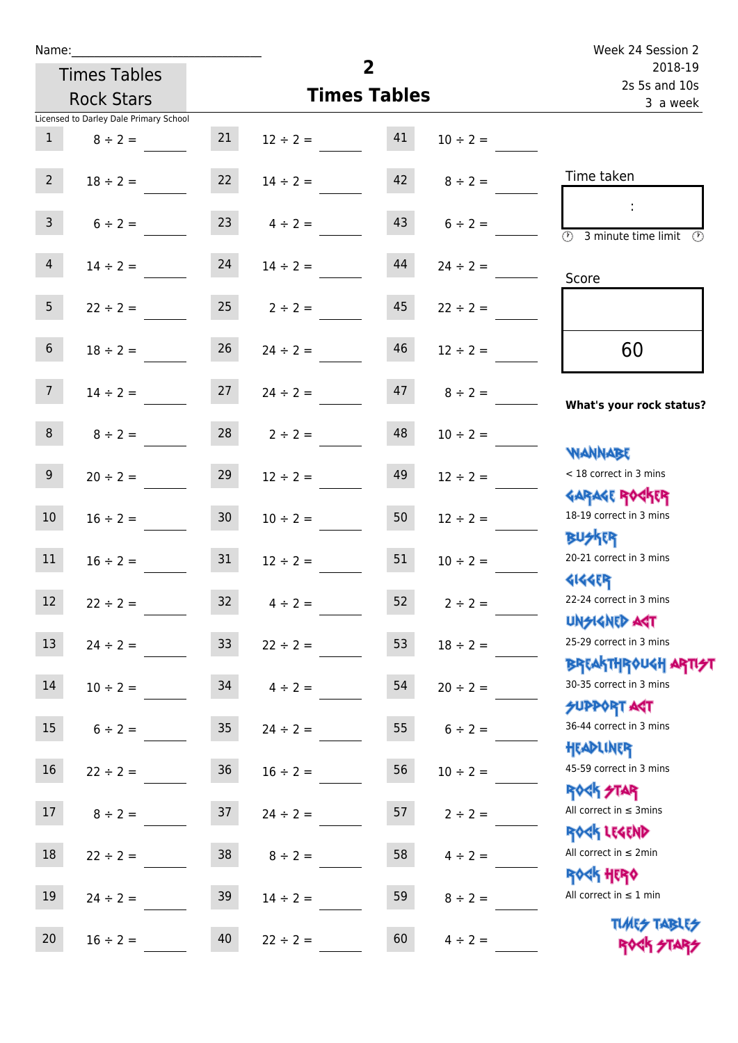Name:\_\_\_\_\_\_\_\_\_\_\_\_\_\_\_\_\_\_\_\_\_\_\_\_\_\_\_\_

Times Tables Rock Stars

Licensed to Darley Dale Primary School

# 2
## Times Tables

Week 24 Session 2
2018-19
2s 5s and 10s
3 a week

| | | | | | |
|---|---|---|---|---|---|
| 1 | $8 \div 2 =$ | 21 | $12 \div 2 =$ | 41 | $10 \div 2 =$ |
| 2 | $18 \div 2 =$ | 22 | $14 \div 2 =$ | 42 | $8 \div 2 =$ |
| 3 | $6 \div 2 =$ | 23 | $4 \div 2 =$ | 43 | $6 \div 2 =$ |
| 4 | $14 \div 2 =$ | 24 | $14 \div 2 =$ | 44 | $24 \div 2 =$ |
| 5 | $22 \div 2 =$ | 25 | $2 \div 2 =$ | 45 | $22 \div 2 =$ |
| 6 | $18 \div 2 =$ | 26 | $24 \div 2 =$ | 46 | $12 \div 2 =$ |
| 7 | $14 \div 2 =$ | 27 | $24 \div 2 =$ | 47 | $8 \div 2 =$ |
| 8 | $8 \div 2 =$ | 28 | $2 \div 2 =$ | 48 | $10 \div 2 =$ |
| 9 | $20 \div 2 =$ | 29 | $12 \div 2 =$ | 49 | $12 \div 2 =$ |
| 10 | $16 \div 2 =$ | 30 | $10 \div 2 =$ | 50 | $12 \div 2 =$ |
| 11 | $16 \div 2 =$ | 31 | $12 \div 2 =$ | 51 | $10 \div 2 =$ |
| 12 | $22 \div 2 =$ | 32 | $4 \div 2 =$ | 52 | $2 \div 2 =$ |
| 13 | $24 \div 2 =$ | 33 | $22 \div 2 =$ | 53 | $18 \div 2 =$ |
| 14 | $10 \div 2 =$ | 34 | $4 \div 2 =$ | 54 | $20 \div 2 =$ |
| 15 | $6 \div 2 =$ | 35 | $24 \div 2 =$ | 55 | $6 \div 2 =$ |
| 16 | $22 \div 2 =$ | 36 | $16 \div 2 =$ | 56 | $10 \div 2 =$ |
| 17 | $8 \div 2 =$ | 37 | $24 \div 2 =$ | 57 | $2 \div 2 =$ |
| 18 | $22 \div 2 =$ | 38 | $8 \div 2 =$ | 58 | $4 \div 2 =$ |
| 19 | $24 \div 2 =$ | 39 | $14 \div 2 =$ | 59 | $8 \div 2 =$ |
| 20 | $16 \div 2 =$ | 40 | $22 \div 2 =$ | 60 | $4 \div 2 =$ |

Time taken

:

3 minute time limit

Score

60

**What's your rock status?**

WANNABE
< 18 correct in 3 mins

GARAGE ROCKER
18-19 correct in 3 mins

BUSKER
20-21 correct in 3 mins

GIGGER
22-24 correct in 3 mins

UNSIGNED ACT
25-29 correct in 3 mins

BREAKTHROUGH ARTIST
30-35 correct in 3 mins

SUPPORT ACT
36-44 correct in 3 mins

HEADLINER
45-59 correct in 3 mins

ROCK STAR
All correct in ≤ 3mins

ROCK LEGEND
All correct in ≤ 2min

ROCK HERO
All correct in ≤ 1 min

TIMES TABLES ROCK STARS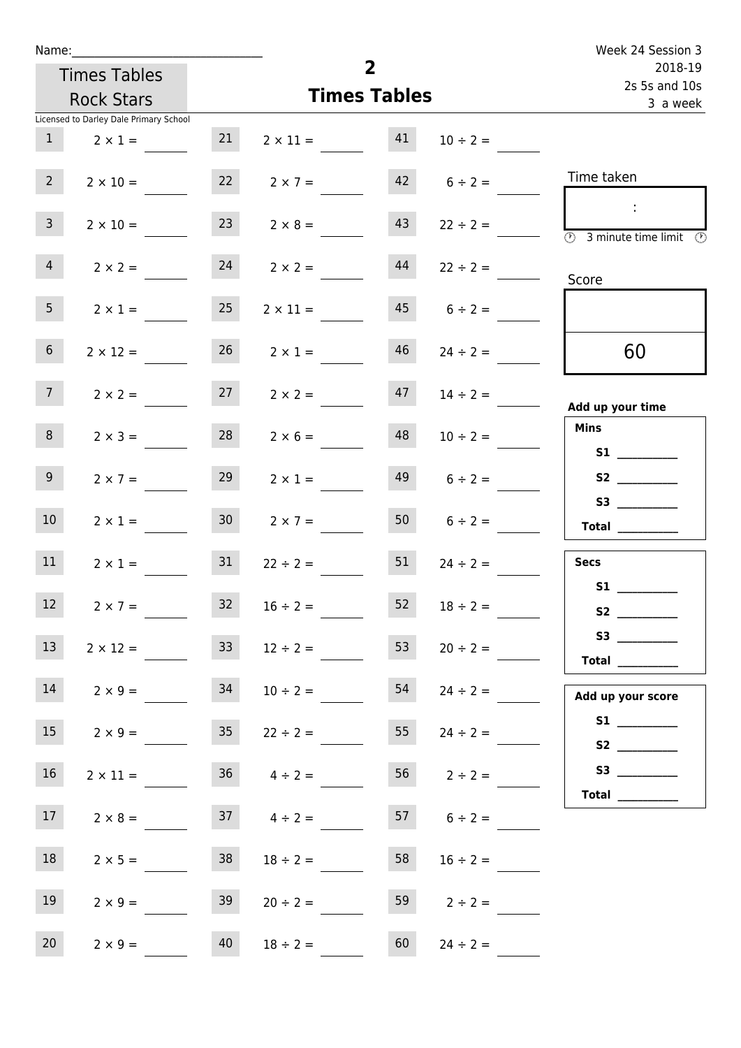Name:______________________________

Times Tables Rock Stars

Licensed to Darley Dale Primary School

# 2
## Times Tables

Week 24 Session 3
2018-19
2s 5s and 10s
3 a week

| | | | | | |
|---|---|---|---|---|---|
| 1 | $2 \times 1 =$ ____ | 21 | $2 \times 11 =$ ____ | 41 | $10 \div 2 =$ ____ |
| 2 | $2 \times 10 =$ ____ | 22 | $2 \times 7 =$ ____ | 42 | $6 \div 2 =$ ____ |
| 3 | $2 \times 10 =$ ____ | 23 | $2 \times 8 =$ ____ | 43 | $22 \div 2 =$ ____ |
| 4 | $2 \times 2 =$ ____ | 24 | $2 \times 2 =$ ____ | 44 | $22 \div 2 =$ ____ |
| 5 | $2 \times 1 =$ ____ | 25 | $2 \times 11 =$ ____ | 45 | $6 \div 2 =$ ____ |
| 6 | $2 \times 12 =$ ____ | 26 | $2 \times 1 =$ ____ | 46 | $24 \div 2 =$ ____ |
| 7 | $2 \times 2 =$ ____ | 27 | $2 \times 2 =$ ____ | 47 | $14 \div 2 =$ ____ |
| 8 | $2 \times 3 =$ ____ | 28 | $2 \times 6 =$ ____ | 48 | $10 \div 2 =$ ____ |
| 9 | $2 \times 7 =$ ____ | 29 | $2 \times 1 =$ ____ | 49 | $6 \div 2 =$ ____ |
| 10 | $2 \times 1 =$ ____ | 30 | $2 \times 7 =$ ____ | 50 | $6 \div 2 =$ ____ |
| 11 | $2 \times 1 =$ ____ | 31 | $22 \div 2 =$ ____ | 51 | $24 \div 2 =$ ____ |
| 12 | $2 \times 7 =$ ____ | 32 | $16 \div 2 =$ ____ | 52 | $18 \div 2 =$ ____ |
| 13 | $2 \times 12 =$ ____ | 33 | $12 \div 2 =$ ____ | 53 | $20 \div 2 =$ ____ |
| 14 | $2 \times 9 =$ ____ | 34 | $10 \div 2 =$ ____ | 54 | $24 \div 2 =$ ____ |
| 15 | $2 \times 9 =$ ____ | 35 | $22 \div 2 =$ ____ | 55 | $24 \div 2 =$ ____ |
| 16 | $2 \times 11 =$ ____ | 36 | $4 \div 2 =$ ____ | 56 | $2 \div 2 =$ ____ |
| 17 | $2 \times 8 =$ ____ | 37 | $4 \div 2 =$ ____ | 57 | $6 \div 2 =$ ____ |
| 18 | $2 \times 5 =$ ____ | 38 | $18 \div 2 =$ ____ | 58 | $16 \div 2 =$ ____ |
| 19 | $2 \times 9 =$ ____ | 39 | $20 \div 2 =$ ____ | 59 | $2 \div 2 =$ ____ |
| 20 | $2 \times 9 =$ ____ | 40 | $18 \div 2 =$ ____ | 60 | $24 \div 2 =$ ____ |

Time taken

:

3 minute time limit

Score

60

**Add up your time**

**Mins**

**S1** __________

**S2** __________

**S3** __________

**Total** __________

**Secs**

**S1** __________

**S2** __________

**S3** __________

**Total** __________

**Add up your score**

**S1** __________

**S2** __________

**S3** __________

**Total** __________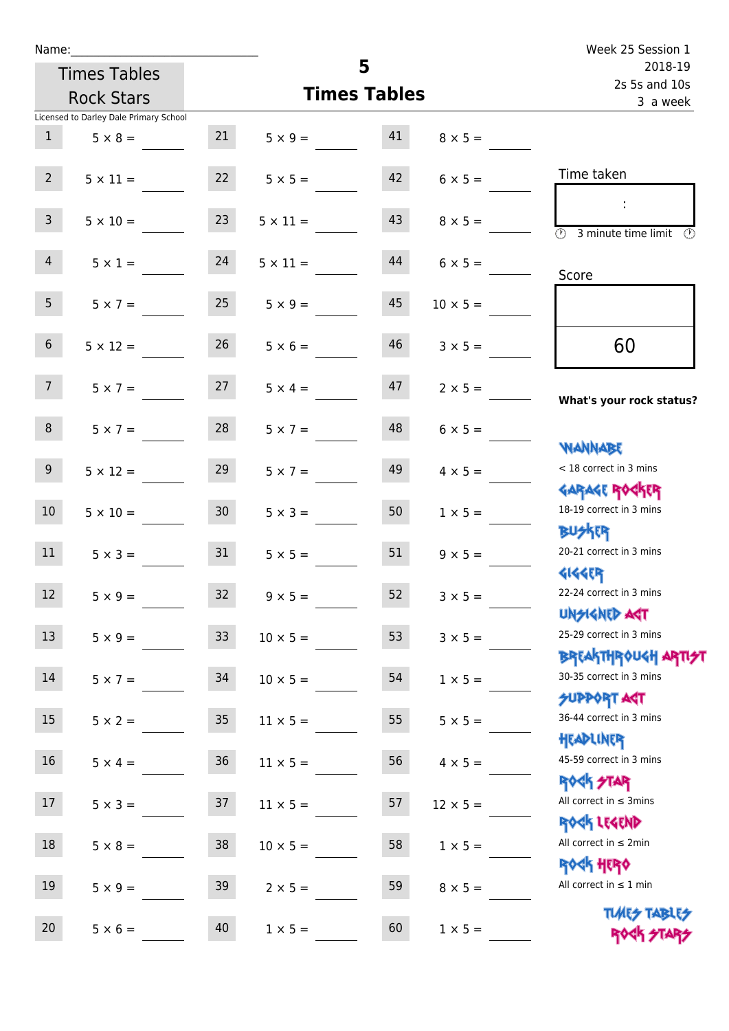Name:\_\_\_\_\_\_\_\_\_\_\_\_\_\_\_\_\_\_\_\_\_\_\_\_\_\_\_\_

Times Tables Rock Stars

# 5 Times Tables

Week 25 Session 1
2018-19
2s 5s and 10s
3 a week

Licensed to Darley Dale Primary School

| | | | | | |
|---|---|---|---|---|---|
| 1 | 5 × 8 = | 21 | 5 × 9 = | 41 | 8 × 5 = |
| 2 | 5 × 11 = | 22 | 5 × 5 = | 42 | 6 × 5 = |
| 3 | 5 × 10 = | 23 | 5 × 11 = | 43 | 8 × 5 = |
| 4 | 5 × 1 = | 24 | 5 × 11 = | 44 | 6 × 5 = |
| 5 | 5 × 7 = | 25 | 5 × 9 = | 45 | 10 × 5 = |
| 6 | 5 × 12 = | 26 | 5 × 6 = | 46 | 3 × 5 = |
| 7 | 5 × 7 = | 27 | 5 × 4 = | 47 | 2 × 5 = |
| 8 | 5 × 7 = | 28 | 5 × 7 = | 48 | 6 × 5 = |
| 9 | 5 × 12 = | 29 | 5 × 7 = | 49 | 4 × 5 = |
| 10 | 5 × 10 = | 30 | 5 × 3 = | 50 | 1 × 5 = |
| 11 | 5 × 3 = | 31 | 5 × 5 = | 51 | 9 × 5 = |
| 12 | 5 × 9 = | 32 | 9 × 5 = | 52 | 3 × 5 = |
| 13 | 5 × 9 = | 33 | 10 × 5 = | 53 | 3 × 5 = |
| 14 | 5 × 7 = | 34 | 10 × 5 = | 54 | 1 × 5 = |
| 15 | 5 × 2 = | 35 | 11 × 5 = | 55 | 5 × 5 = |
| 16 | 5 × 4 = | 36 | 11 × 5 = | 56 | 4 × 5 = |
| 17 | 5 × 3 = | 37 | 11 × 5 = | 57 | 12 × 5 = |
| 18 | 5 × 8 = | 38 | 10 × 5 = | 58 | 1 × 5 = |
| 19 | 5 × 9 = | 39 | 2 × 5 = | 59 | 8 × 5 = |
| 20 | 5 × 6 = | 40 | 1 × 5 = | 60 | 1 × 5 = |

Time taken

:

3 minute time limit

Score

60

**What's your rock status?**

WANNABE
< 18 correct in 3 mins

GARAGE ROCKER
18-19 correct in 3 mins

BUSKER
20-21 correct in 3 mins

GIGGER
22-24 correct in 3 mins

UNSIGNED ACT
25-29 correct in 3 mins

BREAKTHROUGH ARTIST
30-35 correct in 3 mins

SUPPORT ACT
36-44 correct in 3 mins

HEADLINER
45-59 correct in 3 mins

ROCK STAR
All correct in ≤ 3mins

ROCK LEGEND
All correct in ≤ 2min

ROCK HERO
All correct in ≤ 1 min

TIMES TABLES ROCK STARS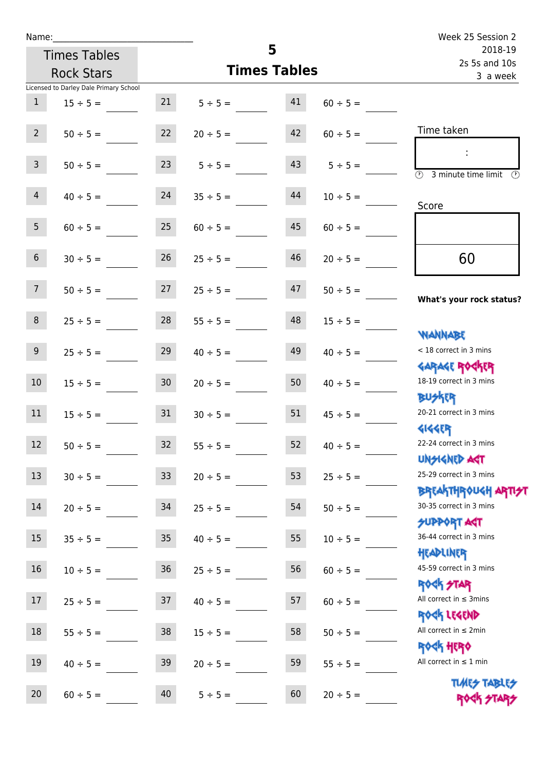Name:

Week 25 Session 2
2018-19
2s 5s and 10s
3 a week

Times Tables Rock Stars

# 5
## Times Tables

Licensed to Darley Dale Primary School

| # | Question | # | Question | # | Question |
|---|---|---|---|---|---|
| 1 | 15 ÷ 5 = | 21 | 5 ÷ 5 = | 41 | 60 ÷ 5 = |
| 2 | 50 ÷ 5 = | 22 | 20 ÷ 5 = | 42 | 60 ÷ 5 = |
| 3 | 50 ÷ 5 = | 23 | 5 ÷ 5 = | 43 | 5 ÷ 5 = |
| 4 | 40 ÷ 5 = | 24 | 35 ÷ 5 = | 44 | 10 ÷ 5 = |
| 5 | 60 ÷ 5 = | 25 | 60 ÷ 5 = | 45 | 60 ÷ 5 = |
| 6 | 30 ÷ 5 = | 26 | 25 ÷ 5 = | 46 | 20 ÷ 5 = |
| 7 | 50 ÷ 5 = | 27 | 25 ÷ 5 = | 47 | 50 ÷ 5 = |
| 8 | 25 ÷ 5 = | 28 | 55 ÷ 5 = | 48 | 15 ÷ 5 = |
| 9 | 25 ÷ 5 = | 29 | 40 ÷ 5 = | 49 | 40 ÷ 5 = |
| 10 | 15 ÷ 5 = | 30 | 20 ÷ 5 = | 50 | 40 ÷ 5 = |
| 11 | 15 ÷ 5 = | 31 | 30 ÷ 5 = | 51 | 45 ÷ 5 = |
| 12 | 50 ÷ 5 = | 32 | 55 ÷ 5 = | 52 | 40 ÷ 5 = |
| 13 | 30 ÷ 5 = | 33 | 20 ÷ 5 = | 53 | 25 ÷ 5 = |
| 14 | 20 ÷ 5 = | 34 | 25 ÷ 5 = | 54 | 50 ÷ 5 = |
| 15 | 35 ÷ 5 = | 35 | 40 ÷ 5 = | 55 | 10 ÷ 5 = |
| 16 | 10 ÷ 5 = | 36 | 25 ÷ 5 = | 56 | 60 ÷ 5 = |
| 17 | 25 ÷ 5 = | 37 | 40 ÷ 5 = | 57 | 60 ÷ 5 = |
| 18 | 55 ÷ 5 = | 38 | 15 ÷ 5 = | 58 | 50 ÷ 5 = |
| 19 | 40 ÷ 5 = | 39 | 20 ÷ 5 = | 59 | 55 ÷ 5 = |
| 20 | 60 ÷ 5 = | 40 | 5 ÷ 5 = | 60 | 20 ÷ 5 = |

Time taken

:

3 minute time limit

Score

60

**What's your rock status?**

WANNABE
< 18 correct in 3 mins

GARAGE ROCKER
18-19 correct in 3 mins

BUSKER
20-21 correct in 3 mins

GIGGER
22-24 correct in 3 mins

UNSIGNED ACT
25-29 correct in 3 mins

BREAKTHROUGH ARTIST
30-35 correct in 3 mins

SUPPORT ACT
36-44 correct in 3 mins

HEADLINER
45-59 correct in 3 mins

ROCK STAR
All correct in ≤ 3mins

ROCK LEGEND
All correct in ≤ 2min

ROCK HERO
All correct in ≤ 1 min

TIMES TABLES ROCK STARS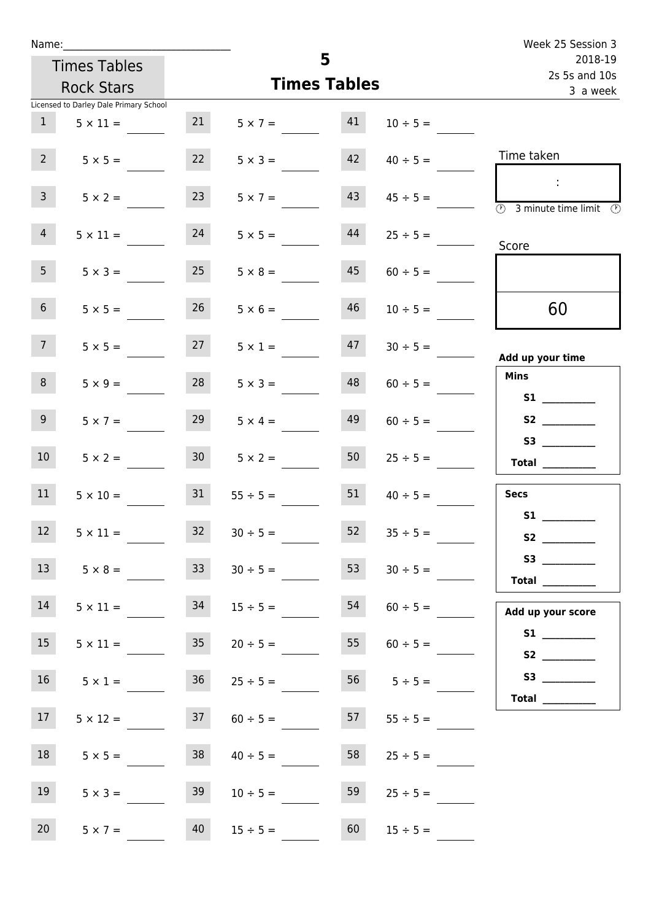Name:______________________________

Times Tables Rock Stars

Licensed to Darley Dale Primary School

# 5
## Times Tables

Week 25 Session 3
2018-19
2s 5s and 10s
3 a week

| | | | | | |
|---|---|---|---|---|---|
| 1 | 5 × 11 = | 21 | 5 × 7 = | 41 | 10 ÷ 5 = |
| 2 | 5 × 5 = | 22 | 5 × 3 = | 42 | 40 ÷ 5 = |
| 3 | 5 × 2 = | 23 | 5 × 7 = | 43 | 45 ÷ 5 = |
| 4 | 5 × 11 = | 24 | 5 × 5 = | 44 | 25 ÷ 5 = |
| 5 | 5 × 3 = | 25 | 5 × 8 = | 45 | 60 ÷ 5 = |
| 6 | 5 × 5 = | 26 | 5 × 6 = | 46 | 10 ÷ 5 = |
| 7 | 5 × 5 = | 27 | 5 × 1 = | 47 | 30 ÷ 5 = |
| 8 | 5 × 9 = | 28 | 5 × 3 = | 48 | 60 ÷ 5 = |
| 9 | 5 × 7 = | 29 | 5 × 4 = | 49 | 60 ÷ 5 = |
| 10 | 5 × 2 = | 30 | 5 × 2 = | 50 | 25 ÷ 5 = |
| 11 | 5 × 10 = | 31 | 55 ÷ 5 = | 51 | 40 ÷ 5 = |
| 12 | 5 × 11 = | 32 | 30 ÷ 5 = | 52 | 35 ÷ 5 = |
| 13 | 5 × 8 = | 33 | 30 ÷ 5 = | 53 | 30 ÷ 5 = |
| 14 | 5 × 11 = | 34 | 15 ÷ 5 = | 54 | 60 ÷ 5 = |
| 15 | 5 × 11 = | 35 | 20 ÷ 5 = | 55 | 60 ÷ 5 = |
| 16 | 5 × 1 = | 36 | 25 ÷ 5 = | 56 | 5 ÷ 5 = |
| 17 | 5 × 12 = | 37 | 60 ÷ 5 = | 57 | 55 ÷ 5 = |
| 18 | 5 × 5 = | 38 | 40 ÷ 5 = | 58 | 25 ÷ 5 = |
| 19 | 5 × 3 = | 39 | 10 ÷ 5 = | 59 | 25 ÷ 5 = |
| 20 | 5 × 7 = | 40 | 15 ÷ 5 = | 60 | 15 ÷ 5 = |

Time taken

:

3 minute time limit

Score

60

**Add up your time**

**Mins**

**S1** __________

**S2** __________

**S3** __________

**Total** __________

**Secs**

**S1** __________

**S2** __________

**S3** __________

**Total** __________

**Add up your score**

**S1** __________

**S2** __________

**S3** __________

**Total** __________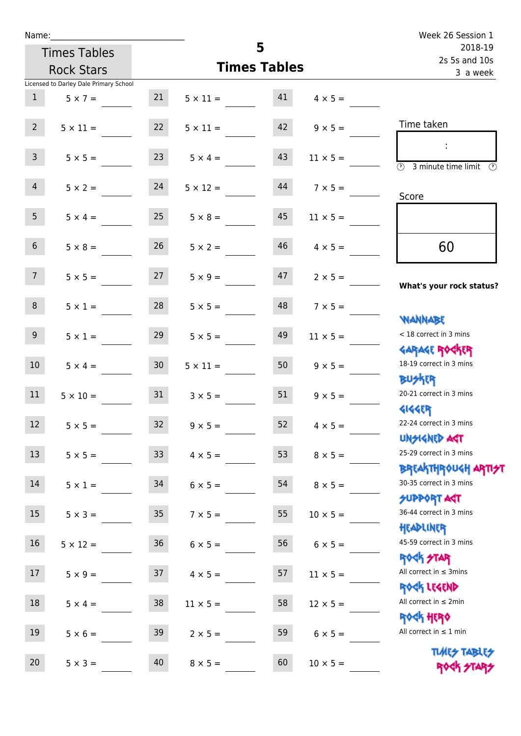Name:\_\_\_\_\_\_\_\_\_\_\_\_\_\_\_\_\_\_\_\_\_\_\_\_\_\_\_\_

Times Tables Rock Stars

Licensed to Darley Dale Primary School

# 5
## Times Tables

Week 26 Session 1
2018-19
2s 5s and 10s
3 a week

| | | | | | |
|---|---|---|---|---|---|
| 1 | $5 \times 7 =$ \_\_\_\_ | 21 | $5 \times 11 =$ \_\_\_\_ | 41 | $4 \times 5 =$ \_\_\_\_ |
| 2 | $5 \times 11 =$ \_\_\_\_ | 22 | $5 \times 11 =$ \_\_\_\_ | 42 | $9 \times 5 =$ \_\_\_\_ |
| 3 | $5 \times 5 =$ \_\_\_\_ | 23 | $5 \times 4 =$ \_\_\_\_ | 43 | $11 \times 5 =$ \_\_\_\_ |
| 4 | $5 \times 2 =$ \_\_\_\_ | 24 | $5 \times 12 =$ \_\_\_\_ | 44 | $7 \times 5 =$ \_\_\_\_ |
| 5 | $5 \times 4 =$ \_\_\_\_ | 25 | $5 \times 8 =$ \_\_\_\_ | 45 | $11 \times 5 =$ \_\_\_\_ |
| 6 | $5 \times 8 =$ \_\_\_\_ | 26 | $5 \times 2 =$ \_\_\_\_ | 46 | $4 \times 5 =$ \_\_\_\_ |
| 7 | $5 \times 5 =$ \_\_\_\_ | 27 | $5 \times 9 =$ \_\_\_\_ | 47 | $2 \times 5 =$ \_\_\_\_ |
| 8 | $5 \times 1 =$ \_\_\_\_ | 28 | $5 \times 5 =$ \_\_\_\_ | 48 | $7 \times 5 =$ \_\_\_\_ |
| 9 | $5 \times 1 =$ \_\_\_\_ | 29 | $5 \times 5 =$ \_\_\_\_ | 49 | $11 \times 5 =$ \_\_\_\_ |
| 10 | $5 \times 4 =$ \_\_\_\_ | 30 | $5 \times 11 =$ \_\_\_\_ | 50 | $9 \times 5 =$ \_\_\_\_ |
| 11 | $5 \times 10 =$ \_\_\_\_ | 31 | $3 \times 5 =$ \_\_\_\_ | 51 | $9 \times 5 =$ \_\_\_\_ |
| 12 | $5 \times 5 =$ \_\_\_\_ | 32 | $9 \times 5 =$ \_\_\_\_ | 52 | $4 \times 5 =$ \_\_\_\_ |
| 13 | $5 \times 5 =$ \_\_\_\_ | 33 | $4 \times 5 =$ \_\_\_\_ | 53 | $8 \times 5 =$ \_\_\_\_ |
| 14 | $5 \times 1 =$ \_\_\_\_ | 34 | $6 \times 5 =$ \_\_\_\_ | 54 | $8 \times 5 =$ \_\_\_\_ |
| 15 | $5 \times 3 =$ \_\_\_\_ | 35 | $7 \times 5 =$ \_\_\_\_ | 55 | $10 \times 5 =$ \_\_\_\_ |
| 16 | $5 \times 12 =$ \_\_\_\_ | 36 | $6 \times 5 =$ \_\_\_\_ | 56 | $6 \times 5 =$ \_\_\_\_ |
| 17 | $5 \times 9 =$ \_\_\_\_ | 37 | $4 \times 5 =$ \_\_\_\_ | 57 | $11 \times 5 =$ \_\_\_\_ |
| 18 | $5 \times 4 =$ \_\_\_\_ | 38 | $11 \times 5 =$ \_\_\_\_ | 58 | $12 \times 5 =$ \_\_\_\_ |
| 19 | $5 \times 6 =$ \_\_\_\_ | 39 | $2 \times 5 =$ \_\_\_\_ | 59 | $6 \times 5 =$ \_\_\_\_ |
| 20 | $5 \times 3 =$ \_\_\_\_ | 40 | $8 \times 5 =$ \_\_\_\_ | 60 | $10 \times 5 =$ \_\_\_\_ |

Time taken

:

3 minute time limit

Score

60

**What's your rock status?**

WANNABE
< 18 correct in 3 mins

GARAGE ROCKER
18-19 correct in 3 mins

BUSKER
20-21 correct in 3 mins

GIGGER
22-24 correct in 3 mins

UNSIGNED ACT
25-29 correct in 3 mins

BREAKTHROUGH ARTIST
30-35 correct in 3 mins

SUPPORT ACT
36-44 correct in 3 mins

HEADLINER
45-59 correct in 3 mins

ROCK STAR
All correct in ≤ 3mins

ROCK LEGEND
All correct in ≤ 2min

ROCK HERO
All correct in ≤ 1 min

TIMES TABLES ROCK STARS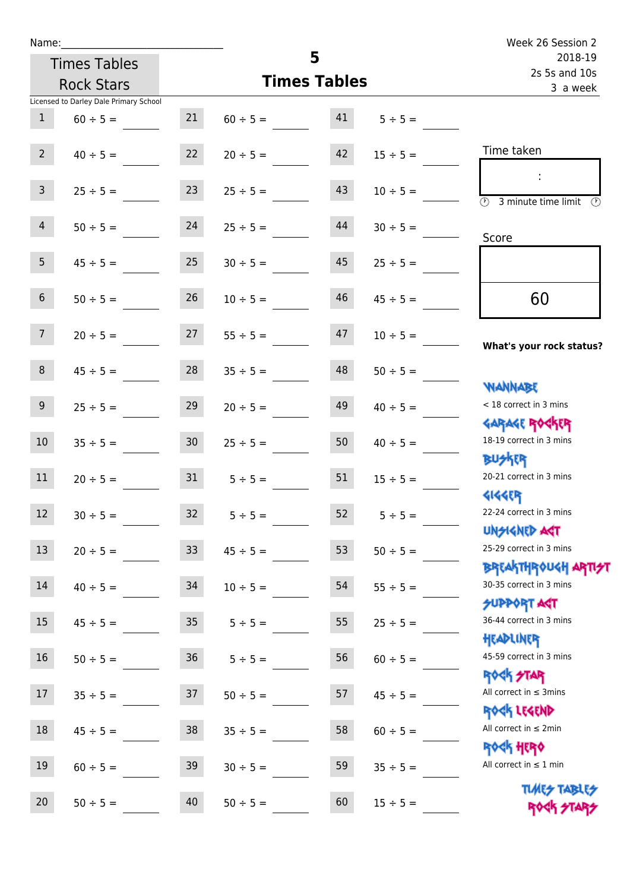Name:\_\_\_\_\_\_\_\_\_\_\_\_\_\_\_\_\_\_\_\_\_\_\_\_\_\_\_\_

Times Tables Rock Stars

# 5 Times Tables

Week 26 Session 2
2018-19
2s 5s and 10s
3 a week

Licensed to Darley Dale Primary School

| | | | | | |
|---|---|---|---|---|---|
| 1 | 60 ÷ 5 = | 21 | 60 ÷ 5 = | 41 | 5 ÷ 5 = |
| 2 | 40 ÷ 5 = | 22 | 20 ÷ 5 = | 42 | 15 ÷ 5 = |
| 3 | 25 ÷ 5 = | 23 | 25 ÷ 5 = | 43 | 10 ÷ 5 = |
| 4 | 50 ÷ 5 = | 24 | 25 ÷ 5 = | 44 | 30 ÷ 5 = |
| 5 | 45 ÷ 5 = | 25 | 30 ÷ 5 = | 45 | 25 ÷ 5 = |
| 6 | 50 ÷ 5 = | 26 | 10 ÷ 5 = | 46 | 45 ÷ 5 = |
| 7 | 20 ÷ 5 = | 27 | 55 ÷ 5 = | 47 | 10 ÷ 5 = |
| 8 | 45 ÷ 5 = | 28 | 35 ÷ 5 = | 48 | 50 ÷ 5 = |
| 9 | 25 ÷ 5 = | 29 | 20 ÷ 5 = | 49 | 40 ÷ 5 = |
| 10 | 35 ÷ 5 = | 30 | 25 ÷ 5 = | 50 | 40 ÷ 5 = |
| 11 | 20 ÷ 5 = | 31 | 5 ÷ 5 = | 51 | 15 ÷ 5 = |
| 12 | 30 ÷ 5 = | 32 | 5 ÷ 5 = | 52 | 5 ÷ 5 = |
| 13 | 20 ÷ 5 = | 33 | 45 ÷ 5 = | 53 | 50 ÷ 5 = |
| 14 | 40 ÷ 5 = | 34 | 10 ÷ 5 = | 54 | 55 ÷ 5 = |
| 15 | 45 ÷ 5 = | 35 | 5 ÷ 5 = | 55 | 25 ÷ 5 = |
| 16 | 50 ÷ 5 = | 36 | 5 ÷ 5 = | 56 | 60 ÷ 5 = |
| 17 | 35 ÷ 5 = | 37 | 50 ÷ 5 = | 57 | 45 ÷ 5 = |
| 18 | 45 ÷ 5 = | 38 | 35 ÷ 5 = | 58 | 60 ÷ 5 = |
| 19 | 60 ÷ 5 = | 39 | 30 ÷ 5 = | 59 | 35 ÷ 5 = |
| 20 | 50 ÷ 5 = | 40 | 50 ÷ 5 = | 60 | 15 ÷ 5 = |

Time taken

:

3 minute time limit

Score

60

**What's your rock status?**

- WANNABE: < 18 correct in 3 mins
- GARAGE ROCKER: 18-19 correct in 3 mins
- BUSKER: 20-21 correct in 3 mins
- GIGGER: 22-24 correct in 3 mins
- UNSIGNED ACT: 25-29 correct in 3 mins
- BREAKTHROUGH ARTIST: 30-35 correct in 3 mins
- SUPPORT ACT: 36-44 correct in 3 mins
- HEADLINER: 45-59 correct in 3 mins
- ROCK STAR: All correct in ≤ 3mins
- ROCK LEGEND: All correct in ≤ 2min
- ROCK HERO: All correct in ≤ 1 min

TIMES TABLES ROCK STARS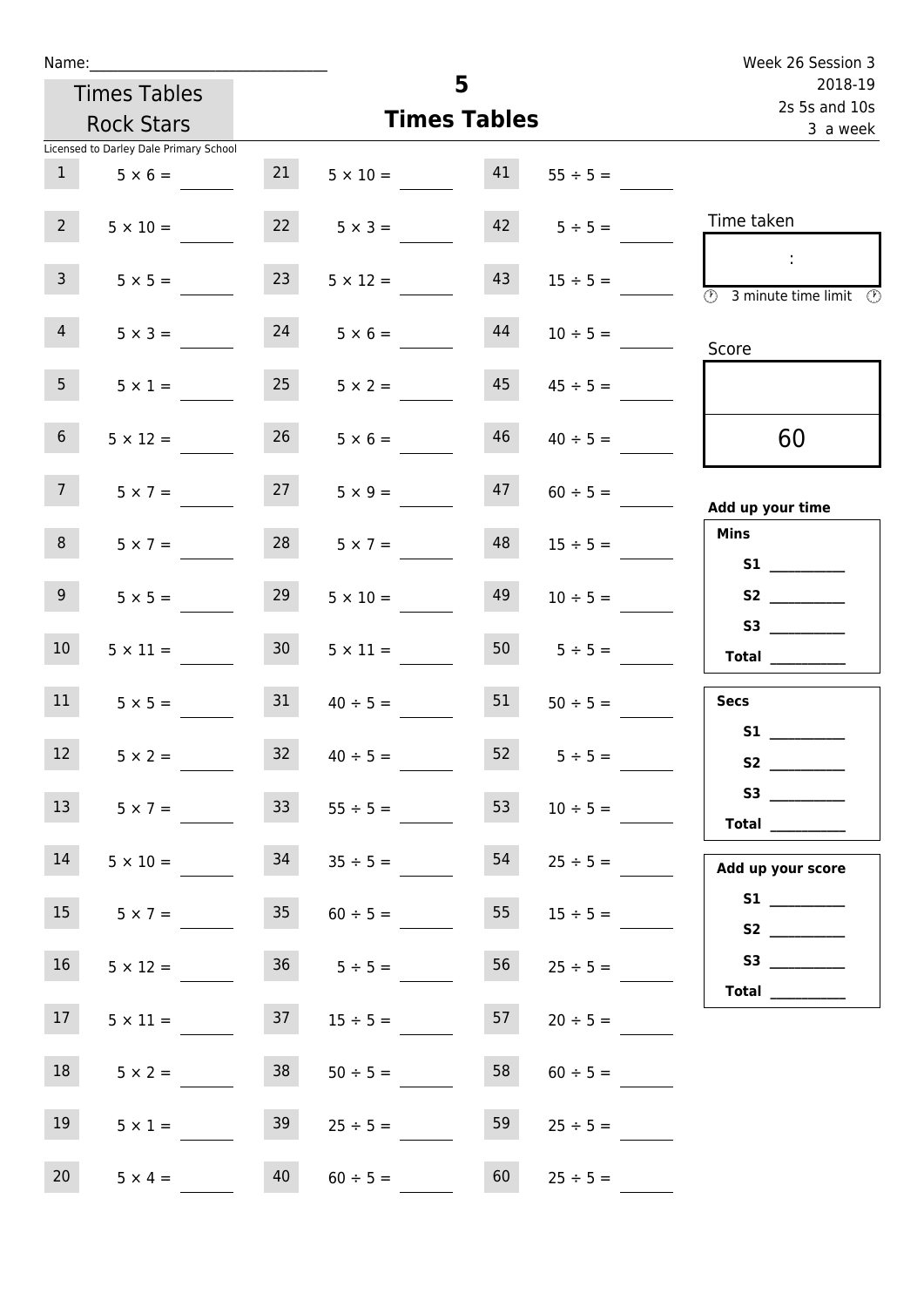Name:______________________________

Week 26 Session 3
2018-19
2s 5s and 10s
3 a week

Times Tables
Rock Stars

# 5
## Times Tables

Licensed to Darley Dale Primary School

| # | Question | # | Question | # | Question |
|---|---|---|---|---|---|
| 1 | 5 × 6 = | 21 | 5 × 10 = | 41 | 55 ÷ 5 = |
| 2 | 5 × 10 = | 22 | 5 × 3 = | 42 | 5 ÷ 5 = |
| 3 | 5 × 5 = | 23 | 5 × 12 = | 43 | 15 ÷ 5 = |
| 4 | 5 × 3 = | 24 | 5 × 6 = | 44 | 10 ÷ 5 = |
| 5 | 5 × 1 = | 25 | 5 × 2 = | 45 | 45 ÷ 5 = |
| 6 | 5 × 12 = | 26 | 5 × 6 = | 46 | 40 ÷ 5 = |
| 7 | 5 × 7 = | 27 | 5 × 9 = | 47 | 60 ÷ 5 = |
| 8 | 5 × 7 = | 28 | 5 × 7 = | 48 | 15 ÷ 5 = |
| 9 | 5 × 5 = | 29 | 5 × 10 = | 49 | 10 ÷ 5 = |
| 10 | 5 × 11 = | 30 | 5 × 11 = | 50 | 5 ÷ 5 = |
| 11 | 5 × 5 = | 31 | 40 ÷ 5 = | 51 | 50 ÷ 5 = |
| 12 | 5 × 2 = | 32 | 40 ÷ 5 = | 52 | 5 ÷ 5 = |
| 13 | 5 × 7 = | 33 | 55 ÷ 5 = | 53 | 10 ÷ 5 = |
| 14 | 5 × 10 = | 34 | 35 ÷ 5 = | 54 | 25 ÷ 5 = |
| 15 | 5 × 7 = | 35 | 60 ÷ 5 = | 55 | 15 ÷ 5 = |
| 16 | 5 × 12 = | 36 | 5 ÷ 5 = | 56 | 25 ÷ 5 = |
| 17 | 5 × 11 = | 37 | 15 ÷ 5 = | 57 | 20 ÷ 5 = |
| 18 | 5 × 2 = | 38 | 50 ÷ 5 = | 58 | 60 ÷ 5 = |
| 19 | 5 × 1 = | 39 | 25 ÷ 5 = | 59 | 25 ÷ 5 = |
| 20 | 5 × 4 = | 40 | 60 ÷ 5 = | 60 | 25 ÷ 5 = |

Time taken

:

3 minute time limit

Score

60

**Add up your time**

**Mins**
**S1** __________
**S2** __________
**S3** __________
**Total** __________

**Secs**
**S1** __________
**S2** __________
**S3** __________
**Total** __________

**Add up your score**
**S1** __________
**S2** __________
**S3** __________
**Total** __________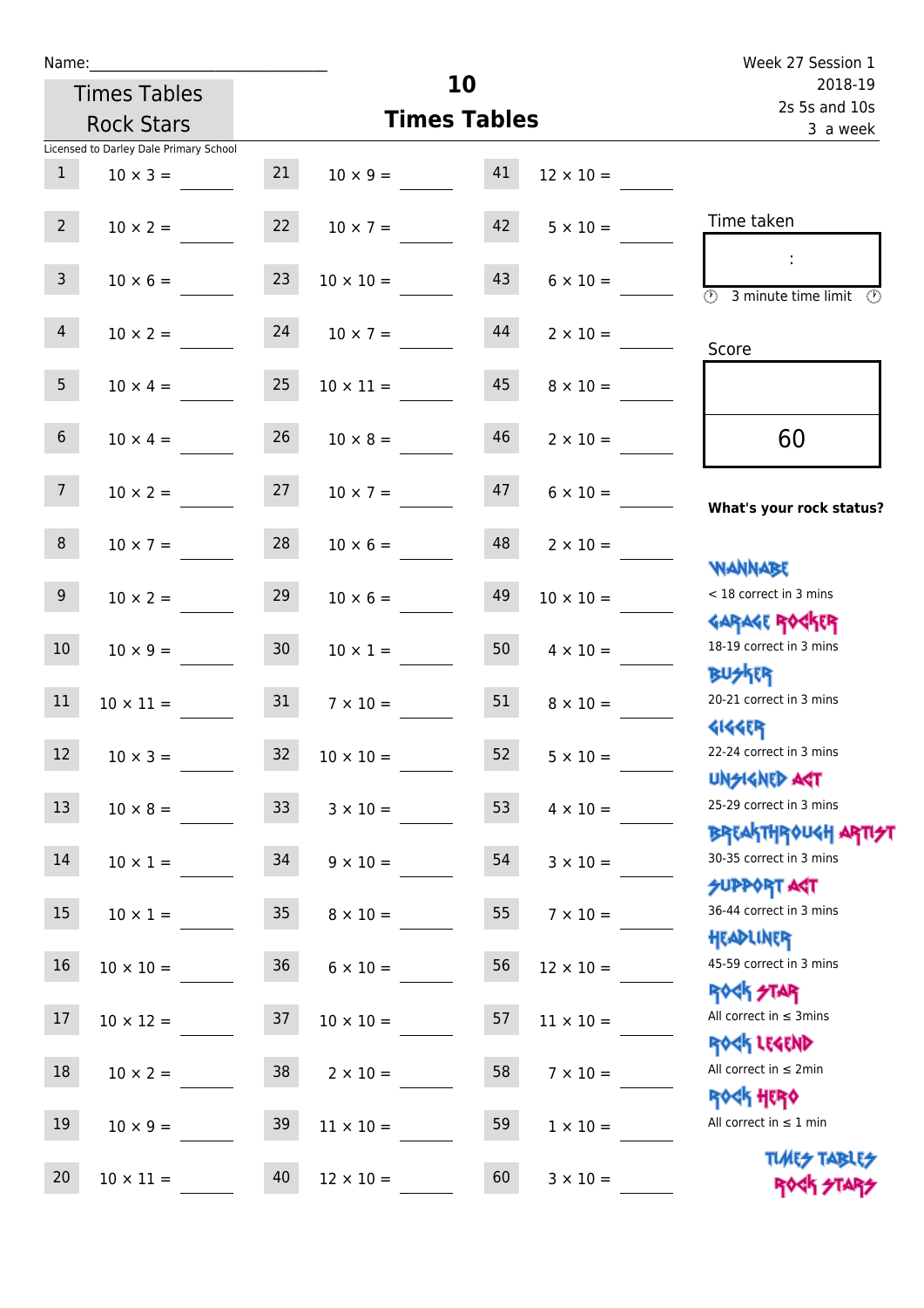Name:\_\_\_\_\_\_\_\_\_\_\_\_\_\_\_\_\_\_\_\_\_\_\_\_\_\_\_\_\_\_

Times Tables Rock Stars

# 10 Times Tables

Week 27 Session 1
2018-19
2s 5s and 10s
3 a week

Licensed to Darley Dale Primary School

| | | | | | |
|---|---|---|---|---|---|
| 1 | 10 × 3 = | 21 | 10 × 9 = | 41 | 12 × 10 = |
| 2 | 10 × 2 = | 22 | 10 × 7 = | 42 | 5 × 10 = |
| 3 | 10 × 6 = | 23 | 10 × 10 = | 43 | 6 × 10 = |
| 4 | 10 × 2 = | 24 | 10 × 7 = | 44 | 2 × 10 = |
| 5 | 10 × 4 = | 25 | 10 × 11 = | 45 | 8 × 10 = |
| 6 | 10 × 4 = | 26 | 10 × 8 = | 46 | 2 × 10 = |
| 7 | 10 × 2 = | 27 | 10 × 7 = | 47 | 6 × 10 = |
| 8 | 10 × 7 = | 28 | 10 × 6 = | 48 | 2 × 10 = |
| 9 | 10 × 2 = | 29 | 10 × 6 = | 49 | 10 × 10 = |
| 10 | 10 × 9 = | 30 | 10 × 1 = | 50 | 4 × 10 = |
| 11 | 10 × 11 = | 31 | 7 × 10 = | 51 | 8 × 10 = |
| 12 | 10 × 3 = | 32 | 10 × 10 = | 52 | 5 × 10 = |
| 13 | 10 × 8 = | 33 | 3 × 10 = | 53 | 4 × 10 = |
| 14 | 10 × 1 = | 34 | 9 × 10 = | 54 | 3 × 10 = |
| 15 | 10 × 1 = | 35 | 8 × 10 = | 55 | 7 × 10 = |
| 16 | 10 × 10 = | 36 | 6 × 10 = | 56 | 12 × 10 = |
| 17 | 10 × 12 = | 37 | 10 × 10 = | 57 | 11 × 10 = |
| 18 | 10 × 2 = | 38 | 2 × 10 = | 58 | 7 × 10 = |
| 19 | 10 × 9 = | 39 | 11 × 10 = | 59 | 1 × 10 = |
| 20 | 10 × 11 = | 40 | 12 × 10 = | 60 | 3 × 10 = |

Time taken

:

3 minute time limit

Score

60

**What's your rock status?**

WANNABE
< 18 correct in 3 mins

GARAGE ROCKER
18-19 correct in 3 mins

BUSKER
20-21 correct in 3 mins

GIGGER
22-24 correct in 3 mins

UNSIGNED ACT
25-29 correct in 3 mins

BREAKTHROUGH ARTIST
30-35 correct in 3 mins

SUPPORT ACT
36-44 correct in 3 mins

HEADLINER
45-59 correct in 3 mins

ROCK STAR
All correct in ≤ 3mins

ROCK LEGEND
All correct in ≤ 2min

ROCK HERO
All correct in ≤ 1 min

TIMES TABLES ROCK STARS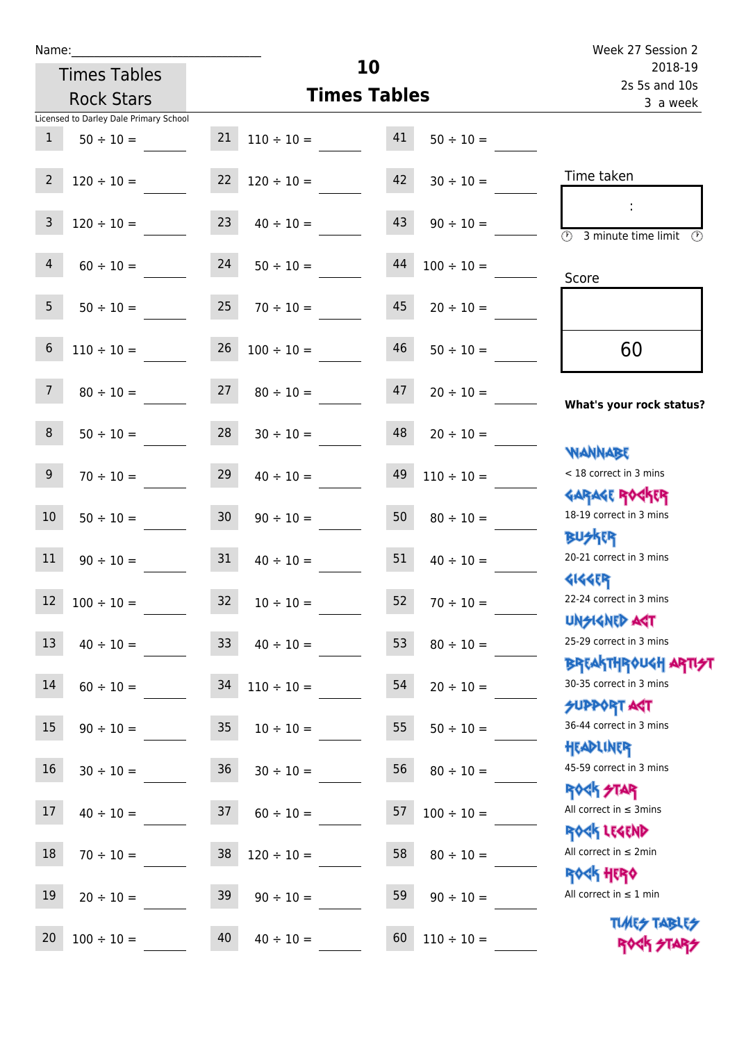Name:\_\_\_\_\_\_\_\_\_\_\_\_\_\_\_\_\_\_\_\_\_\_\_\_\_\_\_\_

Times Tables Rock Stars

# 10 Times Tables

Week 27 Session 2
2018-19
2s 5s and 10s
3 a week

Licensed to Darley Dale Primary School

| | | | | | |
|---|---|---|---|---|---|
| 1 | 50 ÷ 10 = | 21 | 110 ÷ 10 = | 41 | 50 ÷ 10 = |
| 2 | 120 ÷ 10 = | 22 | 120 ÷ 10 = | 42 | 30 ÷ 10 = |
| 3 | 120 ÷ 10 = | 23 | 40 ÷ 10 = | 43 | 90 ÷ 10 = |
| 4 | 60 ÷ 10 = | 24 | 50 ÷ 10 = | 44 | 100 ÷ 10 = |
| 5 | 50 ÷ 10 = | 25 | 70 ÷ 10 = | 45 | 20 ÷ 10 = |
| 6 | 110 ÷ 10 = | 26 | 100 ÷ 10 = | 46 | 50 ÷ 10 = |
| 7 | 80 ÷ 10 = | 27 | 80 ÷ 10 = | 47 | 20 ÷ 10 = |
| 8 | 50 ÷ 10 = | 28 | 30 ÷ 10 = | 48 | 20 ÷ 10 = |
| 9 | 70 ÷ 10 = | 29 | 40 ÷ 10 = | 49 | 110 ÷ 10 = |
| 10 | 50 ÷ 10 = | 30 | 90 ÷ 10 = | 50 | 80 ÷ 10 = |
| 11 | 90 ÷ 10 = | 31 | 40 ÷ 10 = | 51 | 40 ÷ 10 = |
| 12 | 100 ÷ 10 = | 32 | 10 ÷ 10 = | 52 | 70 ÷ 10 = |
| 13 | 40 ÷ 10 = | 33 | 40 ÷ 10 = | 53 | 80 ÷ 10 = |
| 14 | 60 ÷ 10 = | 34 | 110 ÷ 10 = | 54 | 20 ÷ 10 = |
| 15 | 90 ÷ 10 = | 35 | 10 ÷ 10 = | 55 | 50 ÷ 10 = |
| 16 | 30 ÷ 10 = | 36 | 30 ÷ 10 = | 56 | 80 ÷ 10 = |
| 17 | 40 ÷ 10 = | 37 | 60 ÷ 10 = | 57 | 100 ÷ 10 = |
| 18 | 70 ÷ 10 = | 38 | 120 ÷ 10 = | 58 | 80 ÷ 10 = |
| 19 | 20 ÷ 10 = | 39 | 90 ÷ 10 = | 59 | 90 ÷ 10 = |
| 20 | 100 ÷ 10 = | 40 | 40 ÷ 10 = | 60 | 110 ÷ 10 = |

Time taken

:

3 minute time limit

Score

60

**What's your rock status?**

WANNABE
< 18 correct in 3 mins

GARAGE ROCKER
18-19 correct in 3 mins

BUSKER
20-21 correct in 3 mins

GIGGER
22-24 correct in 3 mins

UNSIGNED ACT
25-29 correct in 3 mins

BREAKTHROUGH ARTIST
30-35 correct in 3 mins

SUPPORT ACT
36-44 correct in 3 mins

HEADLINER
45-59 correct in 3 mins

ROCK STAR
All correct in ≤ 3mins

ROCK LEGEND
All correct in ≤ 2min

ROCK HERO
All correct in ≤ 1 min

TIMES TABLES ROCK STARS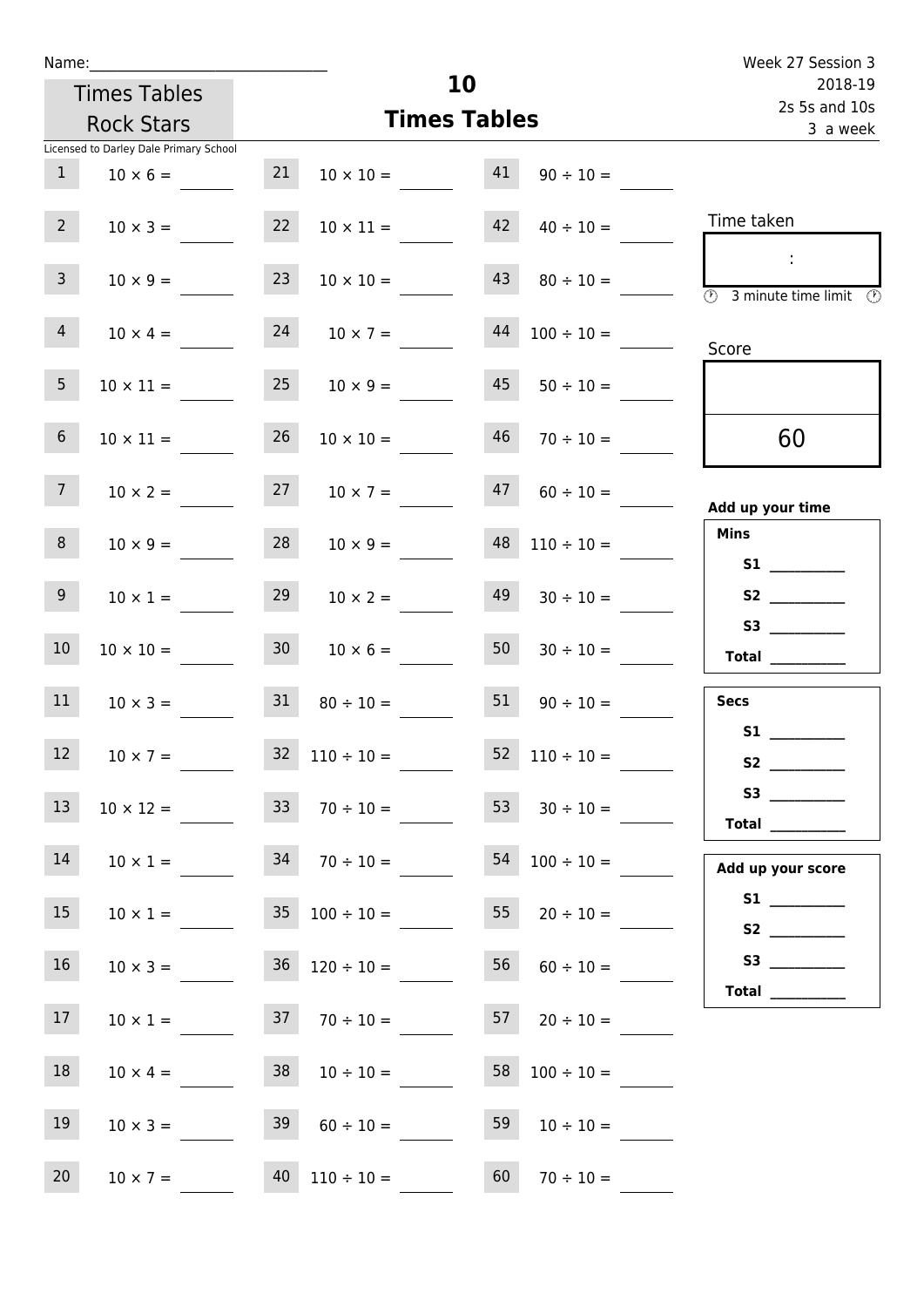Name:_______________________________

Times Tables Rock Stars

Licensed to Darley Dale Primary School

# 10
## Times Tables

Week 27 Session 3
2018-19
2s 5s and 10s
3 a week

| | | | | | |
|---|---|---|---|---|---|
| 1 | $10 \times 6 =$ ____ | 21 | $10 \times 10 =$ ____ | 41 | $90 \div 10 =$ ____ |
| 2 | $10 \times 3 =$ ____ | 22 | $10 \times 11 =$ ____ | 42 | $40 \div 10 =$ ____ |
| 3 | $10 \times 9 =$ ____ | 23 | $10 \times 10 =$ ____ | 43 | $80 \div 10 =$ ____ |
| 4 | $10 \times 4 =$ ____ | 24 | $10 \times 7 =$ ____ | 44 | $100 \div 10 =$ ____ |
| 5 | $10 \times 11 =$ ____ | 25 | $10 \times 9 =$ ____ | 45 | $50 \div 10 =$ ____ |
| 6 | $10 \times 11 =$ ____ | 26 | $10 \times 10 =$ ____ | 46 | $70 \div 10 =$ ____ |
| 7 | $10 \times 2 =$ ____ | 27 | $10 \times 7 =$ ____ | 47 | $60 \div 10 =$ ____ |
| 8 | $10 \times 9 =$ ____ | 28 | $10 \times 9 =$ ____ | 48 | $110 \div 10 =$ ____ |
| 9 | $10 \times 1 =$ ____ | 29 | $10 \times 2 =$ ____ | 49 | $30 \div 10 =$ ____ |
| 10 | $10 \times 10 =$ ____ | 30 | $10 \times 6 =$ ____ | 50 | $30 \div 10 =$ ____ |
| 11 | $10 \times 3 =$ ____ | 31 | $80 \div 10 =$ ____ | 51 | $90 \div 10 =$ ____ |
| 12 | $10 \times 7 =$ ____ | 32 | $110 \div 10 =$ ____ | 52 | $110 \div 10 =$ ____ |
| 13 | $10 \times 12 =$ ____ | 33 | $70 \div 10 =$ ____ | 53 | $30 \div 10 =$ ____ |
| 14 | $10 \times 1 =$ ____ | 34 | $70 \div 10 =$ ____ | 54 | $100 \div 10 =$ ____ |
| 15 | $10 \times 1 =$ ____ | 35 | $100 \div 10 =$ ____ | 55 | $20 \div 10 =$ ____ |
| 16 | $10 \times 3 =$ ____ | 36 | $120 \div 10 =$ ____ | 56 | $60 \div 10 =$ ____ |
| 17 | $10 \times 1 =$ ____ | 37 | $70 \div 10 =$ ____ | 57 | $20 \div 10 =$ ____ |
| 18 | $10 \times 4 =$ ____ | 38 | $10 \div 10 =$ ____ | 58 | $100 \div 10 =$ ____ |
| 19 | $10 \times 3 =$ ____ | 39 | $60 \div 10 =$ ____ | 59 | $10 \div 10 =$ ____ |
| 20 | $10 \times 7 =$ ____ | 40 | $110 \div 10 =$ ____ | 60 | $70 \div 10 =$ ____ |

Time taken

:

3 minute time limit

Score

60

**Add up your time**

**Mins**
**S1** __________
**S2** __________
**S3** __________
**Total** __________

**Secs**
**S1** __________
**S2** __________
**S3** __________
**Total** __________

**Add up your score**
**S1** __________
**S2** __________
**S3** __________
**Total** __________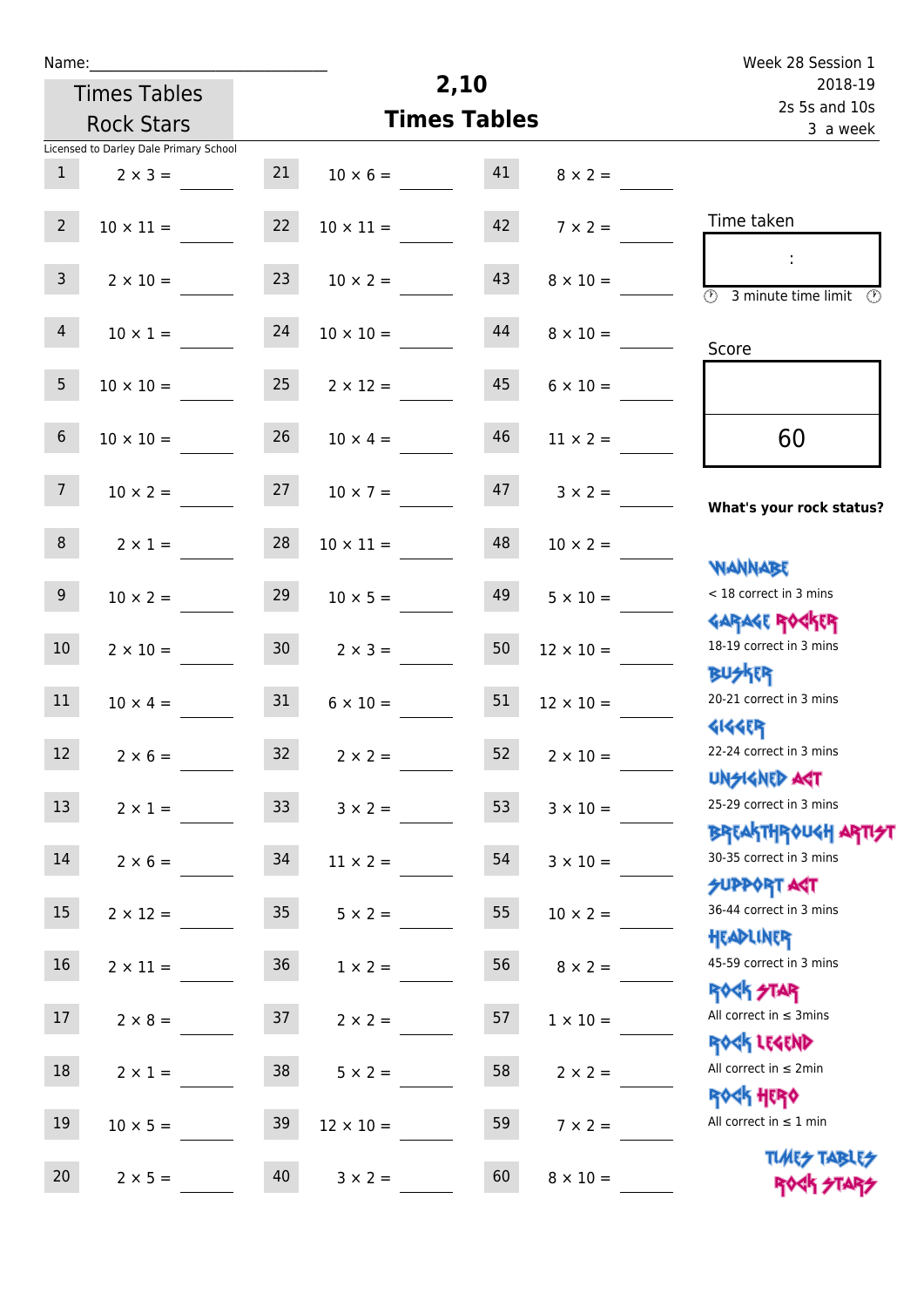Name:\_\_\_\_\_\_\_\_\_\_\_\_\_\_\_\_\_\_\_\_\_\_\_\_\_\_\_\_

Times Tables Rock Stars

# 2,10 Times Tables

Week 28 Session 1
2018-19
2s 5s and 10s
3 a week

Licensed to Darley Dale Primary School

| | | | | | |
|---|---|---|---|---|---|
| 1 | 2 × 3 = \_\_\_\_ | 21 | 10 × 6 = \_\_\_\_ | 41 | 8 × 2 = \_\_\_\_ |
| 2 | 10 × 11 = \_\_\_\_ | 22 | 10 × 11 = \_\_\_\_ | 42 | 7 × 2 = \_\_\_\_ |
| 3 | 2 × 10 = \_\_\_\_ | 23 | 10 × 2 = \_\_\_\_ | 43 | 8 × 10 = \_\_\_\_ |
| 4 | 10 × 1 = \_\_\_\_ | 24 | 10 × 10 = \_\_\_\_ | 44 | 8 × 10 = \_\_\_\_ |
| 5 | 10 × 10 = \_\_\_\_ | 25 | 2 × 12 = \_\_\_\_ | 45 | 6 × 10 = \_\_\_\_ |
| 6 | 10 × 10 = \_\_\_\_ | 26 | 10 × 4 = \_\_\_\_ | 46 | 11 × 2 = \_\_\_\_ |
| 7 | 10 × 2 = \_\_\_\_ | 27 | 10 × 7 = \_\_\_\_ | 47 | 3 × 2 = \_\_\_\_ |
| 8 | 2 × 1 = \_\_\_\_ | 28 | 10 × 11 = \_\_\_\_ | 48 | 10 × 2 = \_\_\_\_ |
| 9 | 10 × 2 = \_\_\_\_ | 29 | 10 × 5 = \_\_\_\_ | 49 | 5 × 10 = \_\_\_\_ |
| 10 | 2 × 10 = \_\_\_\_ | 30 | 2 × 3 = \_\_\_\_ | 50 | 12 × 10 = \_\_\_\_ |
| 11 | 10 × 4 = \_\_\_\_ | 31 | 6 × 10 = \_\_\_\_ | 51 | 12 × 10 = \_\_\_\_ |
| 12 | 2 × 6 = \_\_\_\_ | 32 | 2 × 2 = \_\_\_\_ | 52 | 2 × 10 = \_\_\_\_ |
| 13 | 2 × 1 = \_\_\_\_ | 33 | 3 × 2 = \_\_\_\_ | 53 | 3 × 10 = \_\_\_\_ |
| 14 | 2 × 6 = \_\_\_\_ | 34 | 11 × 2 = \_\_\_\_ | 54 | 3 × 10 = \_\_\_\_ |
| 15 | 2 × 12 = \_\_\_\_ | 35 | 5 × 2 = \_\_\_\_ | 55 | 10 × 2 = \_\_\_\_ |
| 16 | 2 × 11 = \_\_\_\_ | 36 | 1 × 2 = \_\_\_\_ | 56 | 8 × 2 = \_\_\_\_ |
| 17 | 2 × 8 = \_\_\_\_ | 37 | 2 × 2 = \_\_\_\_ | 57 | 1 × 10 = \_\_\_\_ |
| 18 | 2 × 1 = \_\_\_\_ | 38 | 5 × 2 = \_\_\_\_ | 58 | 2 × 2 = \_\_\_\_ |
| 19 | 10 × 5 = \_\_\_\_ | 39 | 12 × 10 = \_\_\_\_ | 59 | 7 × 2 = \_\_\_\_ |
| 20 | 2 × 5 = \_\_\_\_ | 40 | 3 × 2 = \_\_\_\_ | 60 | 8 × 10 = \_\_\_\_ |

Time taken

:

3 minute time limit

Score

60

**What's your rock status?**

WANNABE
< 18 correct in 3 mins

GARAGE ROCKER
18-19 correct in 3 mins

BUSKER
20-21 correct in 3 mins

GIGGER
22-24 correct in 3 mins

UNSIGNED ACT
25-29 correct in 3 mins

BREAKTHROUGH ARTIST
30-35 correct in 3 mins

SUPPORT ACT
36-44 correct in 3 mins

HEADLINER
45-59 correct in 3 mins

ROCK STAR
All correct in ≤ 3mins

ROCK LEGEND
All correct in ≤ 2min

ROCK HERO
All correct in ≤ 1 min

TIMES TABLES ROCK STARS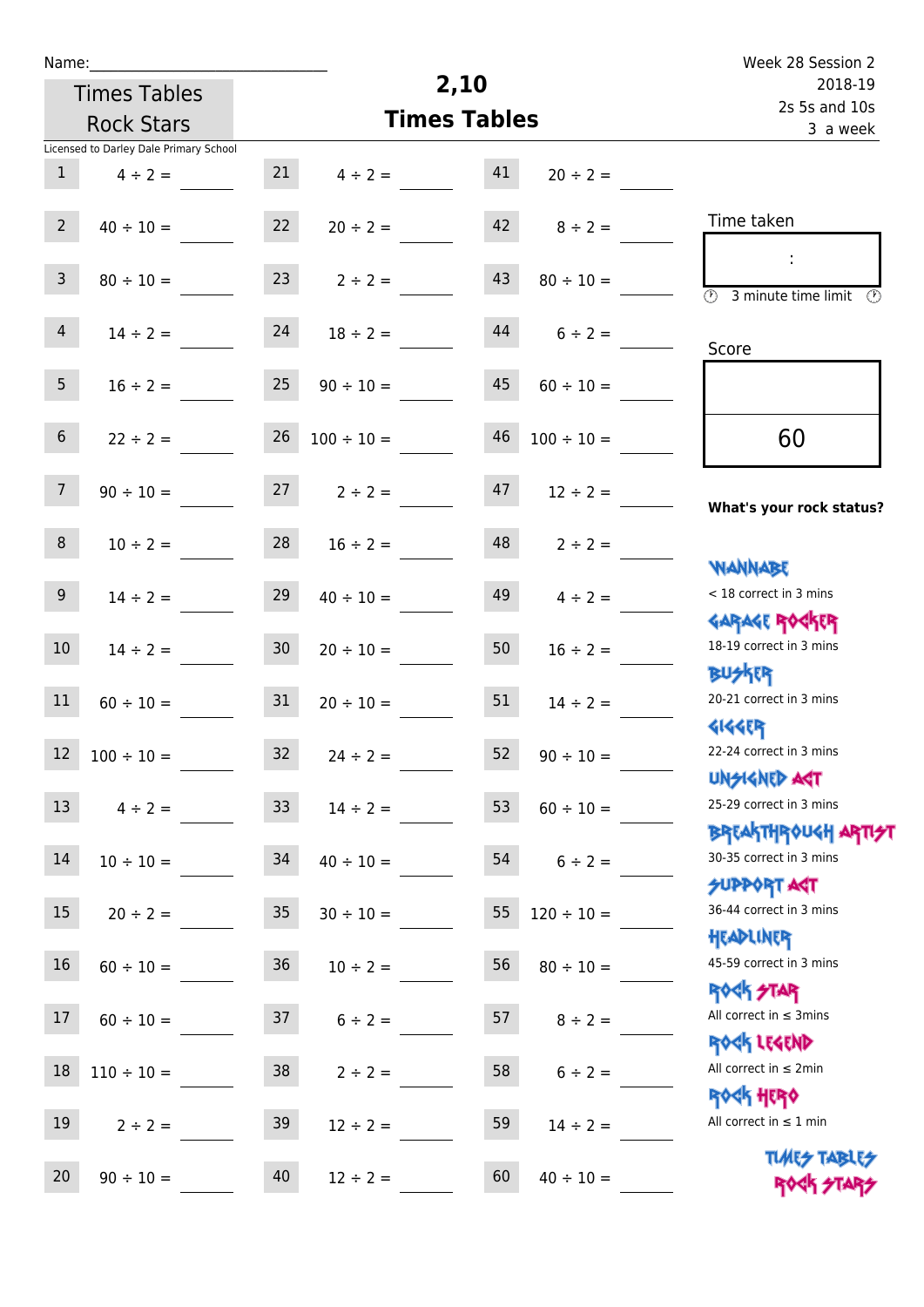Name:\_\_\_\_\_\_\_\_\_\_\_\_\_\_\_\_\_\_\_\_\_\_\_\_\_\_\_\_

Times Tables Rock Stars

# 2,10 Times Tables

Week 28 Session 2
2018-19
2s 5s and 10s
3 a week

Licensed to Darley Dale Primary School

| | | | | | |
|---|---|---|---|---|---|
| 1 | 4 ÷ 2 = | 21 | 4 ÷ 2 = | 41 | 20 ÷ 2 = |
| 2 | 40 ÷ 10 = | 22 | 20 ÷ 2 = | 42 | 8 ÷ 2 = |
| 3 | 80 ÷ 10 = | 23 | 2 ÷ 2 = | 43 | 80 ÷ 10 = |
| 4 | 14 ÷ 2 = | 24 | 18 ÷ 2 = | 44 | 6 ÷ 2 = |
| 5 | 16 ÷ 2 = | 25 | 90 ÷ 10 = | 45 | 60 ÷ 10 = |
| 6 | 22 ÷ 2 = | 26 | 100 ÷ 10 = | 46 | 100 ÷ 10 = |
| 7 | 90 ÷ 10 = | 27 | 2 ÷ 2 = | 47 | 12 ÷ 2 = |
| 8 | 10 ÷ 2 = | 28 | 16 ÷ 2 = | 48 | 2 ÷ 2 = |
| 9 | 14 ÷ 2 = | 29 | 40 ÷ 10 = | 49 | 4 ÷ 2 = |
| 10 | 14 ÷ 2 = | 30 | 20 ÷ 10 = | 50 | 16 ÷ 2 = |
| 11 | 60 ÷ 10 = | 31 | 20 ÷ 10 = | 51 | 14 ÷ 2 = |
| 12 | 100 ÷ 10 = | 32 | 24 ÷ 2 = | 52 | 90 ÷ 10 = |
| 13 | 4 ÷ 2 = | 33 | 14 ÷ 2 = | 53 | 60 ÷ 10 = |
| 14 | 10 ÷ 10 = | 34 | 40 ÷ 10 = | 54 | 6 ÷ 2 = |
| 15 | 20 ÷ 2 = | 35 | 30 ÷ 10 = | 55 | 120 ÷ 10 = |
| 16 | 60 ÷ 10 = | 36 | 10 ÷ 2 = | 56 | 80 ÷ 10 = |
| 17 | 60 ÷ 10 = | 37 | 6 ÷ 2 = | 57 | 8 ÷ 2 = |
| 18 | 110 ÷ 10 = | 38 | 2 ÷ 2 = | 58 | 6 ÷ 2 = |
| 19 | 2 ÷ 2 = | 39 | 12 ÷ 2 = | 59 | 14 ÷ 2 = |
| 20 | 90 ÷ 10 = | 40 | 12 ÷ 2 = | 60 | 40 ÷ 10 = |

Time taken

:

3 minute time limit

Score

60

**What's your rock status?**

- WANNABE: < 18 correct in 3 mins
- GARAGE ROCKER: 18-19 correct in 3 mins
- BUSKER: 20-21 correct in 3 mins
- GIGGER: 22-24 correct in 3 mins
- UNSIGNED ACT: 25-29 correct in 3 mins
- BREAKTHROUGH ARTIST: 30-35 correct in 3 mins
- SUPPORT ACT: 36-44 correct in 3 mins
- HEADLINER: 45-59 correct in 3 mins
- ROCK STAR: All correct in ≤ 3mins
- ROCK LEGEND: All correct in ≤ 2min
- ROCK HERO: All correct in ≤ 1 min

TIMES TABLES ROCK STARS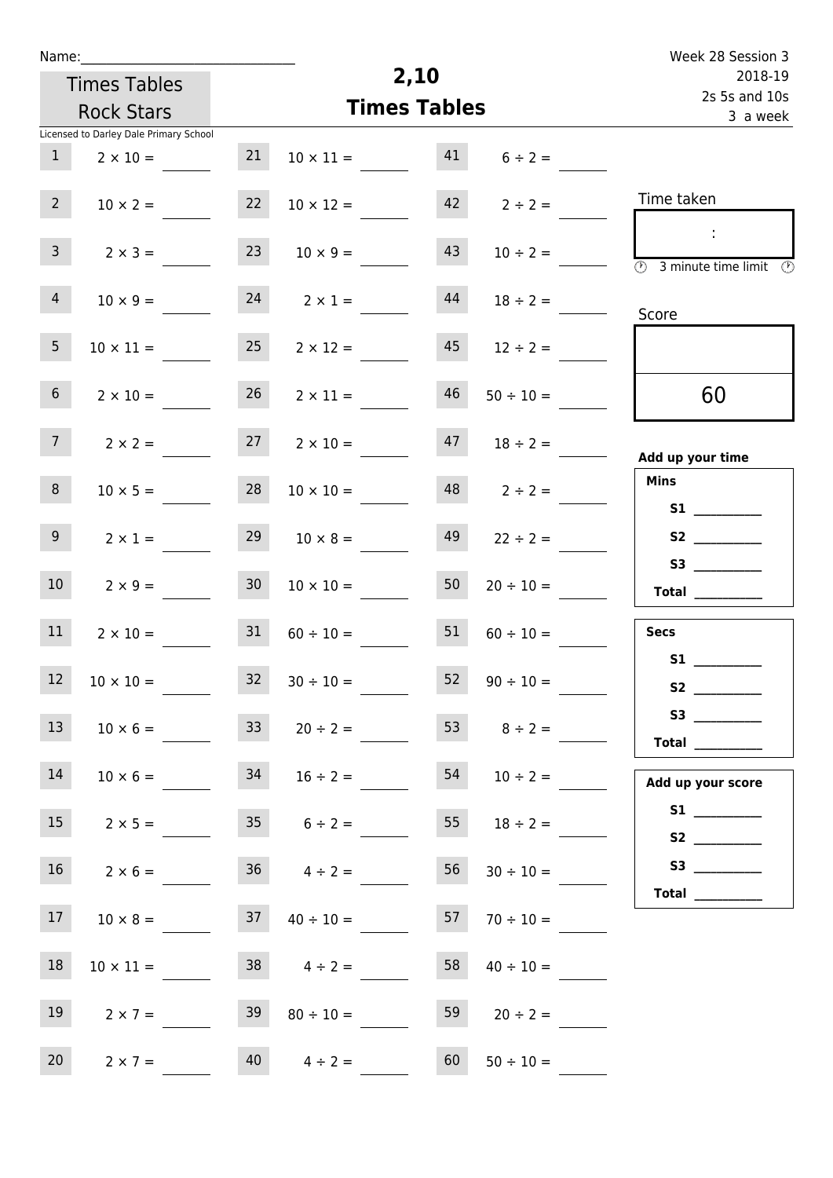Name:______________________________

Times Tables Rock Stars

Licensed to Darley Dale Primary School

# 2,10 Times Tables

Week 28 Session 3
2018-19
2s 5s and 10s
3 a week

| | | | | | |
|---|---|---|---|---|---|
| 1 | $2 \times 10 =$ | 21 | $10 \times 11 =$ | 41 | $6 \div 2 =$ |
| 2 | $10 \times 2 =$ | 22 | $10 \times 12 =$ | 42 | $2 \div 2 =$ |
| 3 | $2 \times 3 =$ | 23 | $10 \times 9 =$ | 43 | $10 \div 2 =$ |
| 4 | $10 \times 9 =$ | 24 | $2 \times 1 =$ | 44 | $18 \div 2 =$ |
| 5 | $10 \times 11 =$ | 25 | $2 \times 12 =$ | 45 | $12 \div 2 =$ |
| 6 | $2 \times 10 =$ | 26 | $2 \times 11 =$ | 46 | $50 \div 10 =$ |
| 7 | $2 \times 2 =$ | 27 | $2 \times 10 =$ | 47 | $18 \div 2 =$ |
| 8 | $10 \times 5 =$ | 28 | $10 \times 10 =$ | 48 | $2 \div 2 =$ |
| 9 | $2 \times 1 =$ | 29 | $10 \times 8 =$ | 49 | $22 \div 2 =$ |
| 10 | $2 \times 9 =$ | 30 | $10 \times 10 =$ | 50 | $20 \div 10 =$ |
| 11 | $2 \times 10 =$ | 31 | $60 \div 10 =$ | 51 | $60 \div 10 =$ |
| 12 | $10 \times 10 =$ | 32 | $30 \div 10 =$ | 52 | $90 \div 10 =$ |
| 13 | $10 \times 6 =$ | 33 | $20 \div 2 =$ | 53 | $8 \div 2 =$ |
| 14 | $10 \times 6 =$ | 34 | $16 \div 2 =$ | 54 | $10 \div 2 =$ |
| 15 | $2 \times 5 =$ | 35 | $6 \div 2 =$ | 55 | $18 \div 2 =$ |
| 16 | $2 \times 6 =$ | 36 | $4 \div 2 =$ | 56 | $30 \div 10 =$ |
| 17 | $10 \times 8 =$ | 37 | $40 \div 10 =$ | 57 | $70 \div 10 =$ |
| 18 | $10 \times 11 =$ | 38 | $4 \div 2 =$ | 58 | $40 \div 10 =$ |
| 19 | $2 \times 7 =$ | 39 | $80 \div 10 =$ | 59 | $20 \div 2 =$ |
| 20 | $2 \times 7 =$ | 40 | $4 \div 2 =$ | 60 | $50 \div 10 =$ |

Time taken

:

3 minute time limit

Score

60

**Add up your time**

**Mins**

**S1** __________
**S2** __________
**S3** __________
**Total** __________

**Secs**

**S1** __________
**S2** __________
**S3** __________
**Total** __________

**Add up your score**

**S1** __________
**S2** __________
**S3** __________
**Total** __________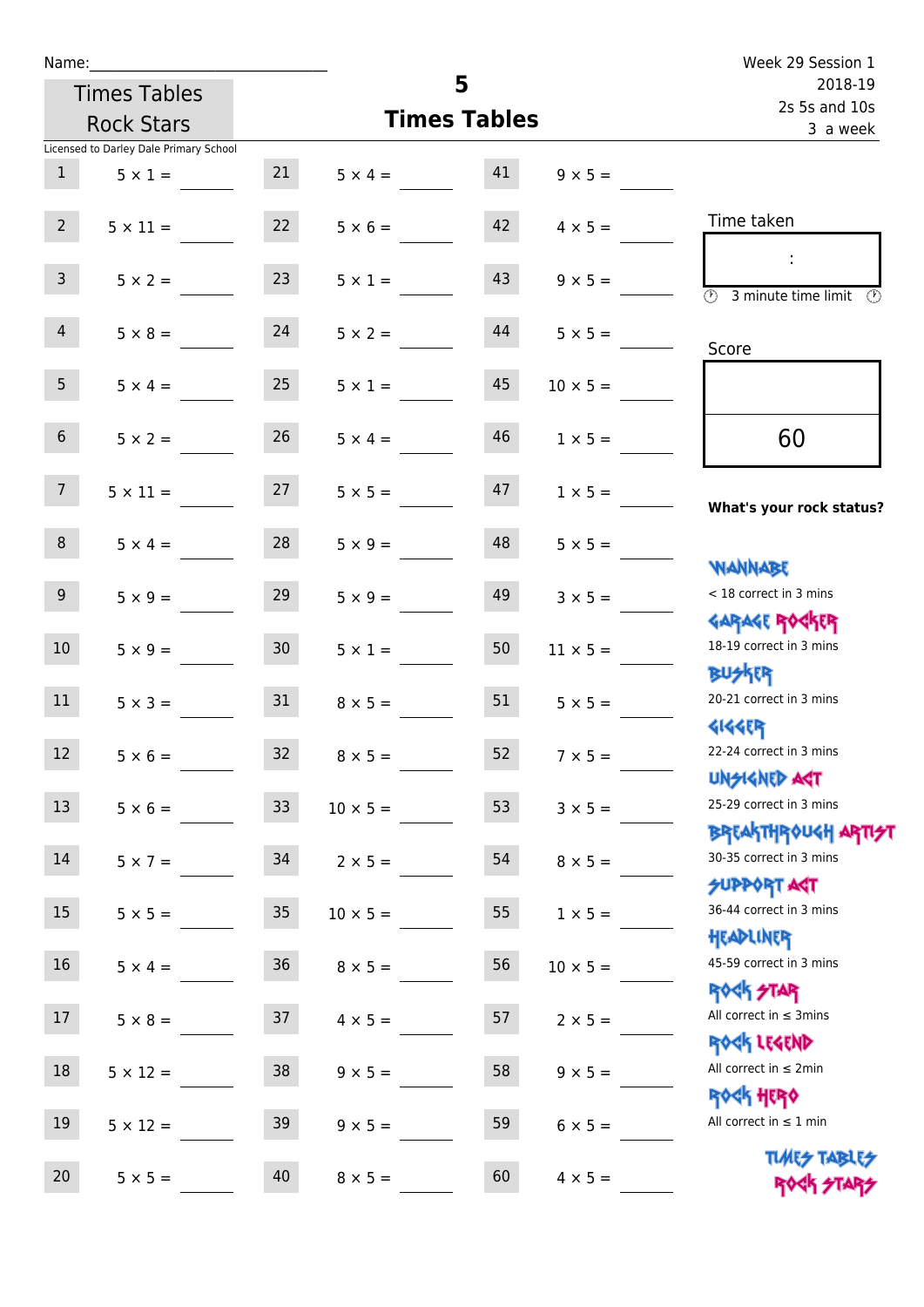Name:______________________________

Times Tables Rock Stars

# 5 Times Tables

Week 29 Session 1
2018-19
2s 5s and 10s
3 a week

Licensed to Darley Dale Primary School

| | | | | | |
|---|---|---|---|---|---|
| 1 | 5 × 1 = ____ | 21 | 5 × 4 = ____ | 41 | 9 × 5 = ____ |
| 2 | 5 × 11 = ____ | 22 | 5 × 6 = ____ | 42 | 4 × 5 = ____ |
| 3 | 5 × 2 = ____ | 23 | 5 × 1 = ____ | 43 | 9 × 5 = ____ |
| 4 | 5 × 8 = ____ | 24 | 5 × 2 = ____ | 44 | 5 × 5 = ____ |
| 5 | 5 × 4 = ____ | 25 | 5 × 1 = ____ | 45 | 10 × 5 = ____ |
| 6 | 5 × 2 = ____ | 26 | 5 × 4 = ____ | 46 | 1 × 5 = ____ |
| 7 | 5 × 11 = ____ | 27 | 5 × 5 = ____ | 47 | 1 × 5 = ____ |
| 8 | 5 × 4 = ____ | 28 | 5 × 9 = ____ | 48 | 5 × 5 = ____ |
| 9 | 5 × 9 = ____ | 29 | 5 × 9 = ____ | 49 | 3 × 5 = ____ |
| 10 | 5 × 9 = ____ | 30 | 5 × 1 = ____ | 50 | 11 × 5 = ____ |
| 11 | 5 × 3 = ____ | 31 | 8 × 5 = ____ | 51 | 5 × 5 = ____ |
| 12 | 5 × 6 = ____ | 32 | 8 × 5 = ____ | 52 | 7 × 5 = ____ |
| 13 | 5 × 6 = ____ | 33 | 10 × 5 = ____ | 53 | 3 × 5 = ____ |
| 14 | 5 × 7 = ____ | 34 | 2 × 5 = ____ | 54 | 8 × 5 = ____ |
| 15 | 5 × 5 = ____ | 35 | 10 × 5 = ____ | 55 | 1 × 5 = ____ |
| 16 | 5 × 4 = ____ | 36 | 8 × 5 = ____ | 56 | 10 × 5 = ____ |
| 17 | 5 × 8 = ____ | 37 | 4 × 5 = ____ | 57 | 2 × 5 = ____ |
| 18 | 5 × 12 = ____ | 38 | 9 × 5 = ____ | 58 | 9 × 5 = ____ |
| 19 | 5 × 12 = ____ | 39 | 9 × 5 = ____ | 59 | 6 × 5 = ____ |
| 20 | 5 × 5 = ____ | 40 | 8 × 5 = ____ | 60 | 4 × 5 = ____ |

Time taken

:

3 minute time limit

Score

60

**What's your rock status?**

WANNABE
< 18 correct in 3 mins

GARAGE ROCKER
18-19 correct in 3 mins

BUSKER
20-21 correct in 3 mins

GIGGER
22-24 correct in 3 mins

UNSIGNED ACT
25-29 correct in 3 mins

BREAKTHROUGH ARTIST
30-35 correct in 3 mins

SUPPORT ACT
36-44 correct in 3 mins

HEADLINER
45-59 correct in 3 mins

ROCK STAR
All correct in ≤ 3mins

ROCK LEGEND
All correct in ≤ 2min

ROCK HERO
All correct in ≤ 1 min

TIMES TABLES ROCK STARS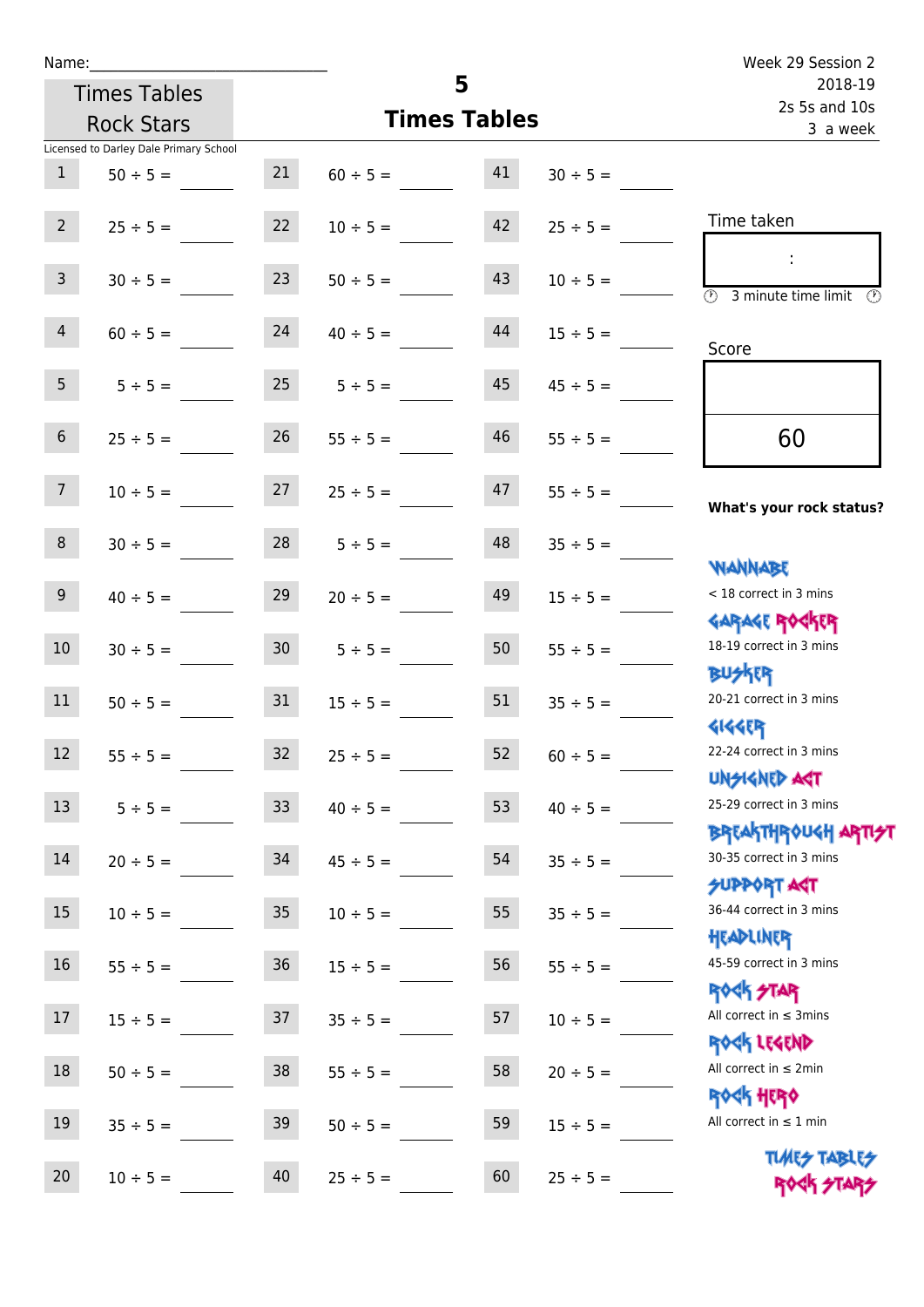Name:

Week 29 Session 2
2018-19
2s 5s and 10s
3 a week

Times Tables Rock Stars

# 5 Times Tables

Licensed to Darley Dale Primary School

| # | Question | | # | Question | | # | Question | |
|---|---|---|---|---|---|---|---|---|
| 1 | 50 ÷ 5 = | | 21 | 60 ÷ 5 = | | 41 | 30 ÷ 5 = | |
| 2 | 25 ÷ 5 = | | 22 | 10 ÷ 5 = | | 42 | 25 ÷ 5 = | |
| 3 | 30 ÷ 5 = | | 23 | 50 ÷ 5 = | | 43 | 10 ÷ 5 = | |
| 4 | 60 ÷ 5 = | | 24 | 40 ÷ 5 = | | 44 | 15 ÷ 5 = | |
| 5 | 5 ÷ 5 = | | 25 | 5 ÷ 5 = | | 45 | 45 ÷ 5 = | |
| 6 | 25 ÷ 5 = | | 26 | 55 ÷ 5 = | | 46 | 55 ÷ 5 = | |
| 7 | 10 ÷ 5 = | | 27 | 25 ÷ 5 = | | 47 | 55 ÷ 5 = | |
| 8 | 30 ÷ 5 = | | 28 | 5 ÷ 5 = | | 48 | 35 ÷ 5 = | |
| 9 | 40 ÷ 5 = | | 29 | 20 ÷ 5 = | | 49 | 15 ÷ 5 = | |
| 10 | 30 ÷ 5 = | | 30 | 5 ÷ 5 = | | 50 | 55 ÷ 5 = | |
| 11 | 50 ÷ 5 = | | 31 | 15 ÷ 5 = | | 51 | 35 ÷ 5 = | |
| 12 | 55 ÷ 5 = | | 32 | 25 ÷ 5 = | | 52 | 60 ÷ 5 = | |
| 13 | 5 ÷ 5 = | | 33 | 40 ÷ 5 = | | 53 | 40 ÷ 5 = | |
| 14 | 20 ÷ 5 = | | 34 | 45 ÷ 5 = | | 54 | 35 ÷ 5 = | |
| 15 | 10 ÷ 5 = | | 35 | 10 ÷ 5 = | | 55 | 35 ÷ 5 = | |
| 16 | 55 ÷ 5 = | | 36 | 15 ÷ 5 = | | 56 | 55 ÷ 5 = | |
| 17 | 15 ÷ 5 = | | 37 | 35 ÷ 5 = | | 57 | 10 ÷ 5 = | |
| 18 | 50 ÷ 5 = | | 38 | 55 ÷ 5 = | | 58 | 20 ÷ 5 = | |
| 19 | 35 ÷ 5 = | | 39 | 50 ÷ 5 = | | 59 | 15 ÷ 5 = | |
| 20 | 10 ÷ 5 = | | 40 | 25 ÷ 5 = | | 60 | 25 ÷ 5 = | |

Time taken

:

3 minute time limit

Score

60

**What's your rock status?**

WANNABE
< 18 correct in 3 mins

GARAGE ROCKER
18-19 correct in 3 mins

BUSKER
20-21 correct in 3 mins

GIGGER
22-24 correct in 3 mins

UNSIGNED ACT
25-29 correct in 3 mins

BREAKTHROUGH ARTIST
30-35 correct in 3 mins

SUPPORT ACT
36-44 correct in 3 mins

HEADLINER
45-59 correct in 3 mins

ROCK STAR
All correct in ≤ 3mins

ROCK LEGEND
All correct in ≤ 2min

ROCK HERO
All correct in ≤ 1 min

TIMES TABLES ROCK STARS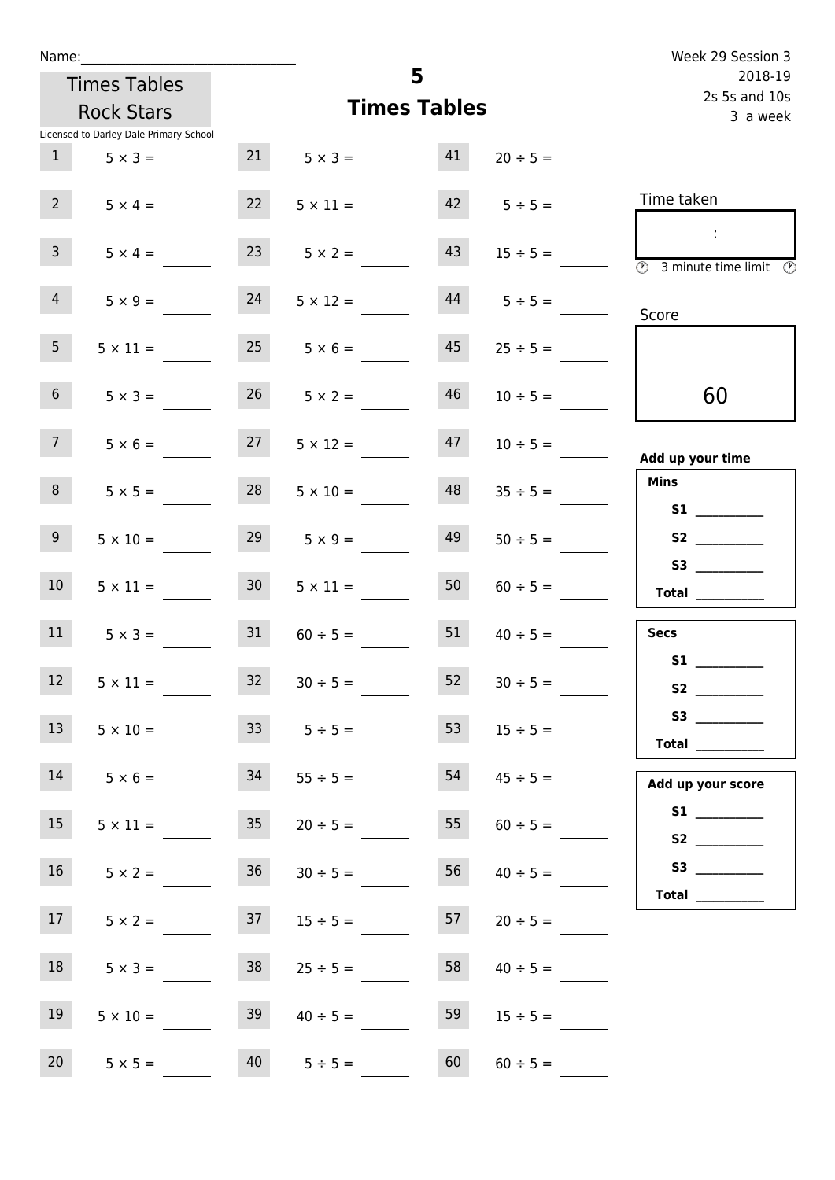Name:______________________________

Week 29 Session 3
2018-19
2s 5s and 10s
3 a week

Times Tables Rock Stars

# 5
## Times Tables

Licensed to Darley Dale Primary School

| | | | | | |
|---|---|---|---|---|---|
| 1 | $5 \times 3 =$ | 21 | $5 \times 3 =$ | 41 | $20 \div 5 =$ |
| 2 | $5 \times 4 =$ | 22 | $5 \times 11 =$ | 42 | $5 \div 5 =$ |
| 3 | $5 \times 4 =$ | 23 | $5 \times 2 =$ | 43 | $15 \div 5 =$ |
| 4 | $5 \times 9 =$ | 24 | $5 \times 12 =$ | 44 | $5 \div 5 =$ |
| 5 | $5 \times 11 =$ | 25 | $5 \times 6 =$ | 45 | $25 \div 5 =$ |
| 6 | $5 \times 3 =$ | 26 | $5 \times 2 =$ | 46 | $10 \div 5 =$ |
| 7 | $5 \times 6 =$ | 27 | $5 \times 12 =$ | 47 | $10 \div 5 =$ |
| 8 | $5 \times 5 =$ | 28 | $5 \times 10 =$ | 48 | $35 \div 5 =$ |
| 9 | $5 \times 10 =$ | 29 | $5 \times 9 =$ | 49 | $50 \div 5 =$ |
| 10 | $5 \times 11 =$ | 30 | $5 \times 11 =$ | 50 | $60 \div 5 =$ |
| 11 | $5 \times 3 =$ | 31 | $60 \div 5 =$ | 51 | $40 \div 5 =$ |
| 12 | $5 \times 11 =$ | 32 | $30 \div 5 =$ | 52 | $30 \div 5 =$ |
| 13 | $5 \times 10 =$ | 33 | $5 \div 5 =$ | 53 | $15 \div 5 =$ |
| 14 | $5 \times 6 =$ | 34 | $55 \div 5 =$ | 54 | $45 \div 5 =$ |
| 15 | $5 \times 11 =$ | 35 | $20 \div 5 =$ | 55 | $60 \div 5 =$ |
| 16 | $5 \times 2 =$ | 36 | $30 \div 5 =$ | 56 | $40 \div 5 =$ |
| 17 | $5 \times 2 =$ | 37 | $15 \div 5 =$ | 57 | $20 \div 5 =$ |
| 18 | $5 \times 3 =$ | 38 | $25 \div 5 =$ | 58 | $40 \div 5 =$ |
| 19 | $5 \times 10 =$ | 39 | $40 \div 5 =$ | 59 | $15 \div 5 =$ |
| 20 | $5 \times 5 =$ | 40 | $5 \div 5 =$ | 60 | $60 \div 5 =$ |

Time taken

:

3 minute time limit

Score

60

**Add up your time**

**Mins**

**S1** __________

**S2** __________

**S3** __________

**Total** __________

**Secs**

**S1** __________

**S2** __________

**S3** __________

**Total** __________

**Add up your score**

**S1** __________

**S2** __________

**S3** __________

**Total** __________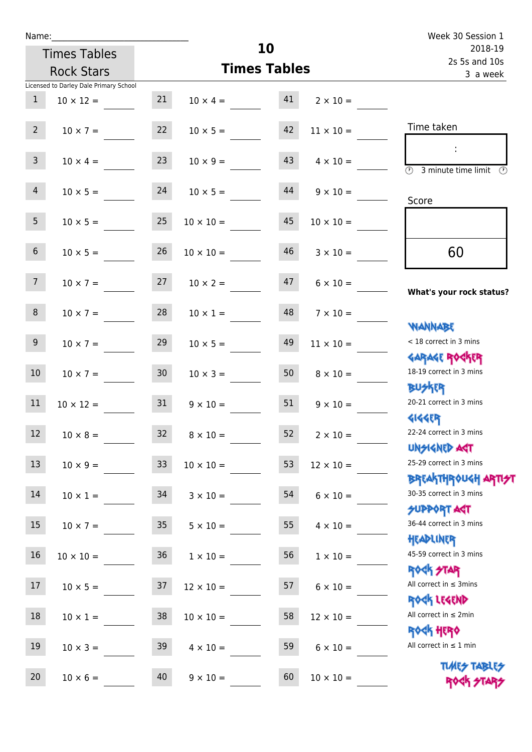Name:\_\_\_\_\_\_\_\_\_\_\_\_\_\_\_\_\_\_\_\_\_\_\_\_\_\_\_\_

Times Tables Rock Stars

Licensed to Darley Dale Primary School

# 10 Times Tables

Week 30 Session 1
2018-19
2s 5s and 10s
3 a week

| | | | | | |
|---|---|---|---|---|---|
| 1 | 10 × 12 = | 21 | 10 × 4 = | 41 | 2 × 10 = |
| 2 | 10 × 7 = | 22 | 10 × 5 = | 42 | 11 × 10 = |
| 3 | 10 × 4 = | 23 | 10 × 9 = | 43 | 4 × 10 = |
| 4 | 10 × 5 = | 24 | 10 × 5 = | 44 | 9 × 10 = |
| 5 | 10 × 5 = | 25 | 10 × 10 = | 45 | 10 × 10 = |
| 6 | 10 × 5 = | 26 | 10 × 10 = | 46 | 3 × 10 = |
| 7 | 10 × 7 = | 27 | 10 × 2 = | 47 | 6 × 10 = |
| 8 | 10 × 7 = | 28 | 10 × 1 = | 48 | 7 × 10 = |
| 9 | 10 × 7 = | 29 | 10 × 5 = | 49 | 11 × 10 = |
| 10 | 10 × 7 = | 30 | 10 × 3 = | 50 | 8 × 10 = |
| 11 | 10 × 12 = | 31 | 9 × 10 = | 51 | 9 × 10 = |
| 12 | 10 × 8 = | 32 | 8 × 10 = | 52 | 2 × 10 = |
| 13 | 10 × 9 = | 33 | 10 × 10 = | 53 | 12 × 10 = |
| 14 | 10 × 1 = | 34 | 3 × 10 = | 54 | 6 × 10 = |
| 15 | 10 × 7 = | 35 | 5 × 10 = | 55 | 4 × 10 = |
| 16 | 10 × 10 = | 36 | 1 × 10 = | 56 | 1 × 10 = |
| 17 | 10 × 5 = | 37 | 12 × 10 = | 57 | 6 × 10 = |
| 18 | 10 × 1 = | 38 | 10 × 10 = | 58 | 12 × 10 = |
| 19 | 10 × 3 = | 39 | 4 × 10 = | 59 | 6 × 10 = |
| 20 | 10 × 6 = | 40 | 9 × 10 = | 60 | 10 × 10 = |

Time taken

:

3 minute time limit

Score

60

**What's your rock status?**

WANNABE
< 18 correct in 3 mins

GARAGE ROCKER
18-19 correct in 3 mins

BUSKER
20-21 correct in 3 mins

GIGGER
22-24 correct in 3 mins

UNSIGNED ACT
25-29 correct in 3 mins

BREAKTHROUGH ARTIST
30-35 correct in 3 mins

SUPPORT ACT
36-44 correct in 3 mins

HEADLINER
45-59 correct in 3 mins

ROCK STAR
All correct in ≤ 3mins

ROCK LEGEND
All correct in ≤ 2min

ROCK HERO
All correct in ≤ 1 min

TIMES TABLES ROCK STARS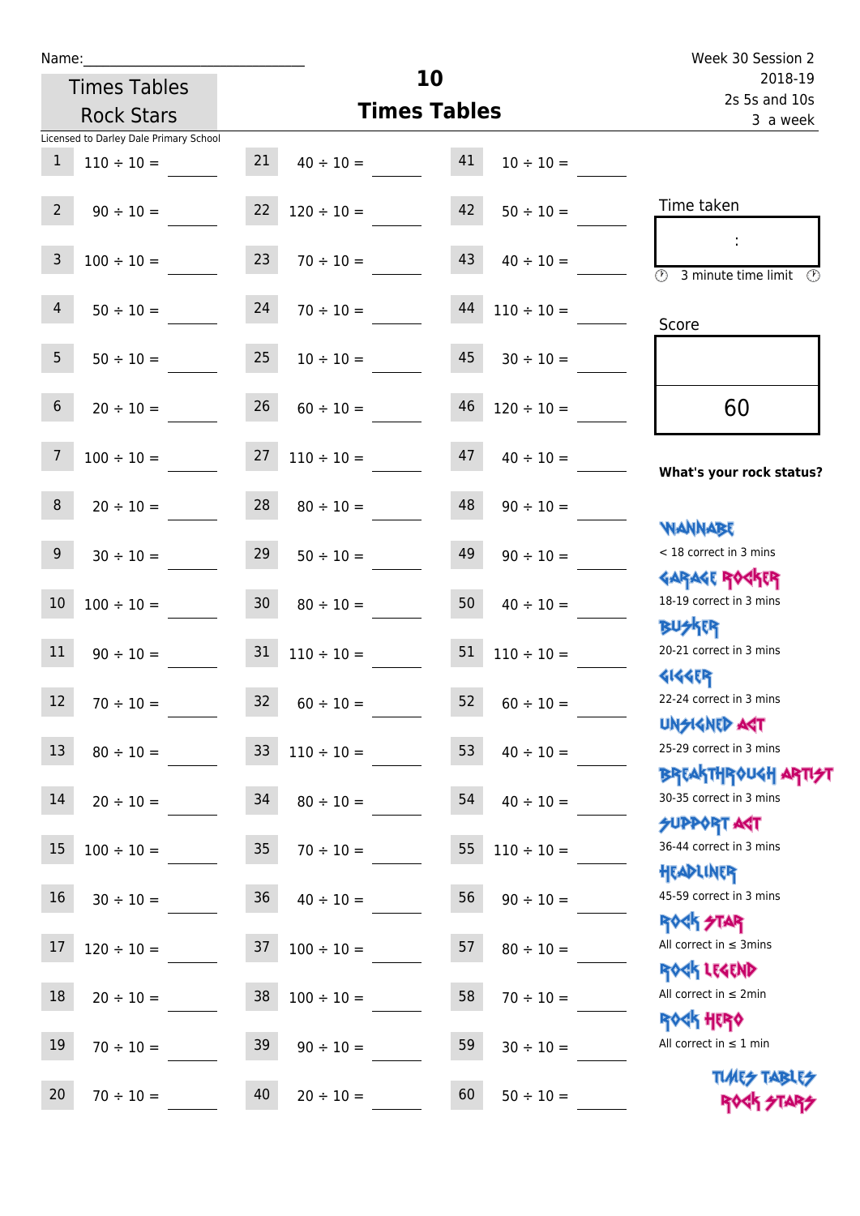Name:\_\_\_\_\_\_\_\_\_\_\_\_\_\_\_\_\_\_\_\_\_\_\_\_\_\_\_\_\_\_

Times Tables Rock Stars

Licensed to Darley Dale Primary School

# 10 Times Tables

Week 30 Session 2
2018-19
2s 5s and 10s
3 a week

| | | | | | |
|---|---|---|---|---|---|
| 1 | 110 ÷ 10 = | 21 | 40 ÷ 10 = | 41 | 10 ÷ 10 = |
| 2 | 90 ÷ 10 = | 22 | 120 ÷ 10 = | 42 | 50 ÷ 10 = |
| 3 | 100 ÷ 10 = | 23 | 70 ÷ 10 = | 43 | 40 ÷ 10 = |
| 4 | 50 ÷ 10 = | 24 | 70 ÷ 10 = | 44 | 110 ÷ 10 = |
| 5 | 50 ÷ 10 = | 25 | 10 ÷ 10 = | 45 | 30 ÷ 10 = |
| 6 | 20 ÷ 10 = | 26 | 60 ÷ 10 = | 46 | 120 ÷ 10 = |
| 7 | 100 ÷ 10 = | 27 | 110 ÷ 10 = | 47 | 40 ÷ 10 = |
| 8 | 20 ÷ 10 = | 28 | 80 ÷ 10 = | 48 | 90 ÷ 10 = |
| 9 | 30 ÷ 10 = | 29 | 50 ÷ 10 = | 49 | 90 ÷ 10 = |
| 10 | 100 ÷ 10 = | 30 | 80 ÷ 10 = | 50 | 40 ÷ 10 = |
| 11 | 90 ÷ 10 = | 31 | 110 ÷ 10 = | 51 | 110 ÷ 10 = |
| 12 | 70 ÷ 10 = | 32 | 60 ÷ 10 = | 52 | 60 ÷ 10 = |
| 13 | 80 ÷ 10 = | 33 | 110 ÷ 10 = | 53 | 40 ÷ 10 = |
| 14 | 20 ÷ 10 = | 34 | 80 ÷ 10 = | 54 | 40 ÷ 10 = |
| 15 | 100 ÷ 10 = | 35 | 70 ÷ 10 = | 55 | 110 ÷ 10 = |
| 16 | 30 ÷ 10 = | 36 | 40 ÷ 10 = | 56 | 90 ÷ 10 = |
| 17 | 120 ÷ 10 = | 37 | 100 ÷ 10 = | 57 | 80 ÷ 10 = |
| 18 | 20 ÷ 10 = | 38 | 100 ÷ 10 = | 58 | 70 ÷ 10 = |
| 19 | 70 ÷ 10 = | 39 | 90 ÷ 10 = | 59 | 30 ÷ 10 = |
| 20 | 70 ÷ 10 = | 40 | 20 ÷ 10 = | 60 | 50 ÷ 10 = |

Time taken

:

3 minute time limit

Score

60

**What's your rock status?**

- WANNABE: < 18 correct in 3 mins
- GARAGE ROCKER: 18-19 correct in 3 mins
- BUSKER: 20-21 correct in 3 mins
- GIGGER: 22-24 correct in 3 mins
- UNSIGNED ACT: 25-29 correct in 3 mins
- BREAKTHROUGH ARTIST: 30-35 correct in 3 mins
- SUPPORT ACT: 36-44 correct in 3 mins
- HEADLINER: 45-59 correct in 3 mins
- ROCK STAR: All correct in ≤ 3mins
- ROCK LEGEND: All correct in ≤ 2min
- ROCK HERO: All correct in ≤ 1 min

TIMES TABLES ROCK STARS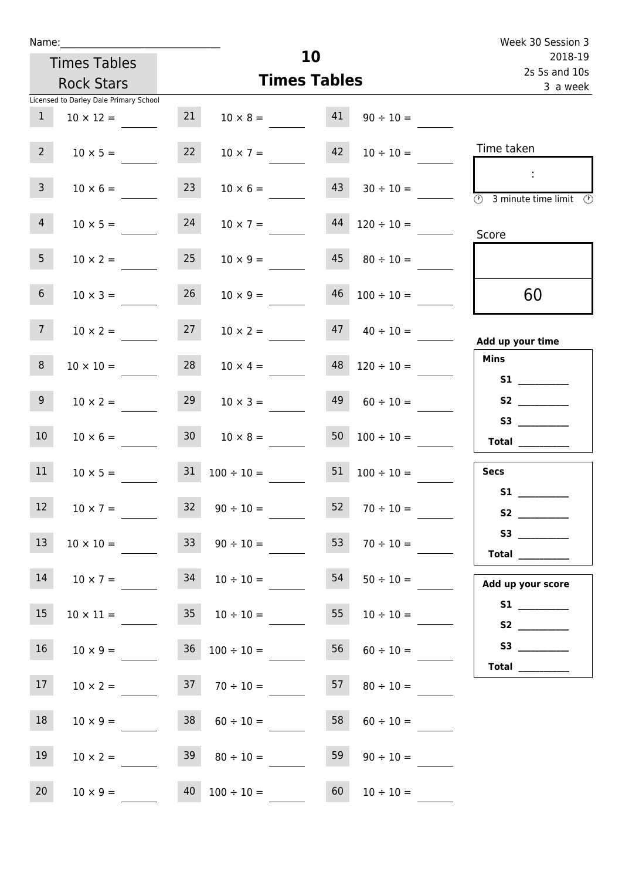Name:______________________________

Times Tables Rock Stars

Licensed to Darley Dale Primary School

# 10
## Times Tables

Week 30 Session 3
2018-19
2s 5s and 10s
3 a week

| | | | | | |
|---|---|---|---|---|---|
| 1 | 10 × 12 = ____ | 21 | 10 × 8 = ____ | 41 | 90 ÷ 10 = ____ |
| 2 | 10 × 5 = ____ | 22 | 10 × 7 = ____ | 42 | 10 ÷ 10 = ____ |
| 3 | 10 × 6 = ____ | 23 | 10 × 6 = ____ | 43 | 30 ÷ 10 = ____ |
| 4 | 10 × 5 = ____ | 24 | 10 × 7 = ____ | 44 | 120 ÷ 10 = ____ |
| 5 | 10 × 2 = ____ | 25 | 10 × 9 = ____ | 45 | 80 ÷ 10 = ____ |
| 6 | 10 × 3 = ____ | 26 | 10 × 9 = ____ | 46 | 100 ÷ 10 = ____ |
| 7 | 10 × 2 = ____ | 27 | 10 × 2 = ____ | 47 | 40 ÷ 10 = ____ |
| 8 | 10 × 10 = ____ | 28 | 10 × 4 = ____ | 48 | 120 ÷ 10 = ____ |
| 9 | 10 × 2 = ____ | 29 | 10 × 3 = ____ | 49 | 60 ÷ 10 = ____ |
| 10 | 10 × 6 = ____ | 30 | 10 × 8 = ____ | 50 | 100 ÷ 10 = ____ |
| 11 | 10 × 5 = ____ | 31 | 100 ÷ 10 = ____ | 51 | 100 ÷ 10 = ____ |
| 12 | 10 × 7 = ____ | 32 | 90 ÷ 10 = ____ | 52 | 70 ÷ 10 = ____ |
| 13 | 10 × 10 = ____ | 33 | 90 ÷ 10 = ____ | 53 | 70 ÷ 10 = ____ |
| 14 | 10 × 7 = ____ | 34 | 10 ÷ 10 = ____ | 54 | 50 ÷ 10 = ____ |
| 15 | 10 × 11 = ____ | 35 | 10 ÷ 10 = ____ | 55 | 10 ÷ 10 = ____ |
| 16 | 10 × 9 = ____ | 36 | 100 ÷ 10 = ____ | 56 | 60 ÷ 10 = ____ |
| 17 | 10 × 2 = ____ | 37 | 70 ÷ 10 = ____ | 57 | 80 ÷ 10 = ____ |
| 18 | 10 × 9 = ____ | 38 | 60 ÷ 10 = ____ | 58 | 60 ÷ 10 = ____ |
| 19 | 10 × 2 = ____ | 39 | 80 ÷ 10 = ____ | 59 | 90 ÷ 10 = ____ |
| 20 | 10 × 9 = ____ | 40 | 100 ÷ 10 = ____ | 60 | 10 ÷ 10 = ____ |

Time taken

:

3 minute time limit

Score

60

**Add up your time**

**Mins**
S1 ________
S2 ________
S3 ________
**Total** ________

**Secs**
S1 ________
S2 ________
S3 ________
**Total** ________

**Add up your score**
S1 ________
S2 ________
S3 ________
**Total** ________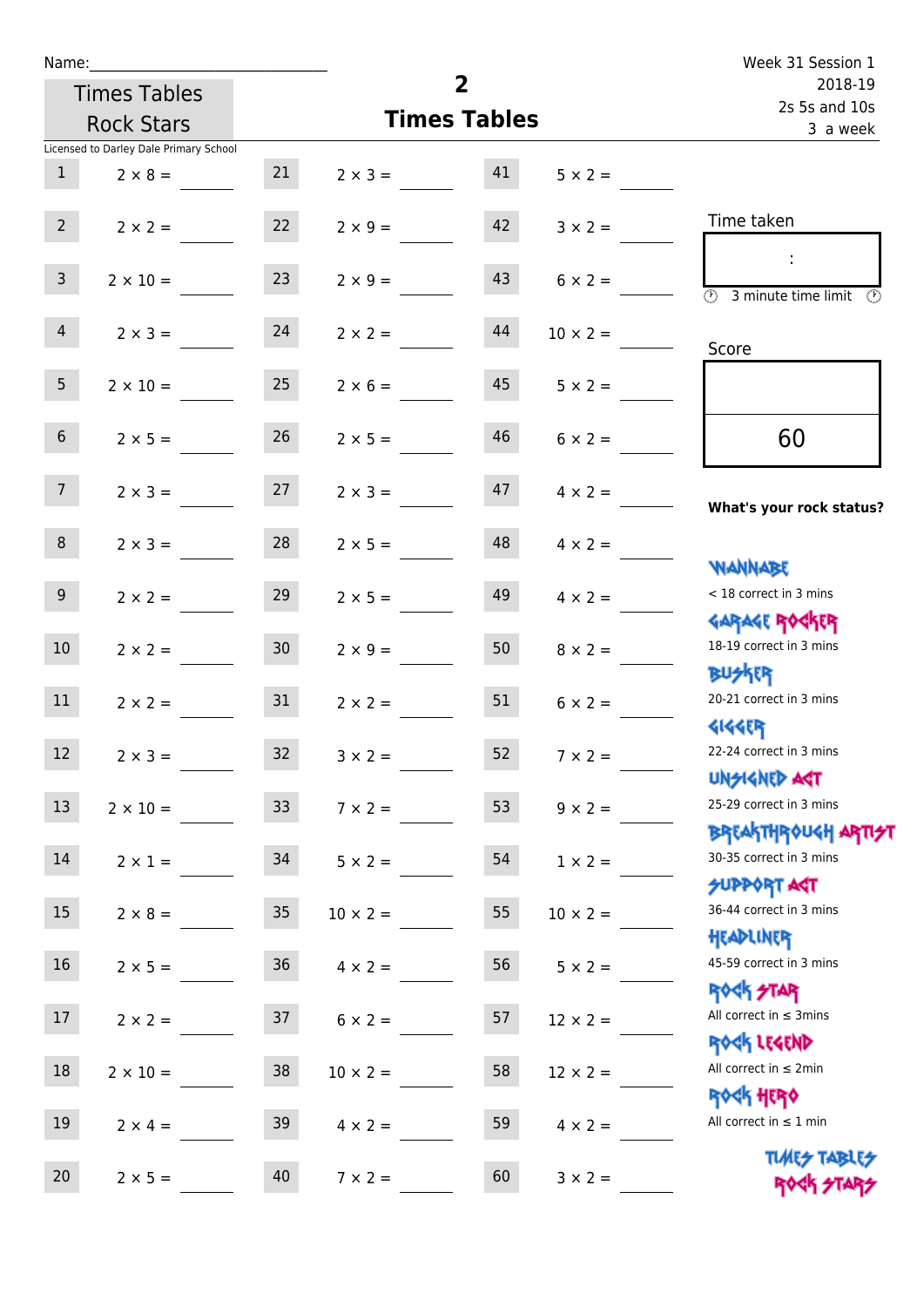Name:_______________________________

Times Tables Rock Stars

Licensed to Darley Dale Primary School

# 2
# Times Tables

Week 31 Session 1
2018-19
2s 5s and 10s
3 a week

| | | | | | |
|---|---|---|---|---|---|
| 1 | 2 × 8 = ____ | 21 | 2 × 3 = ____ | 41 | 5 × 2 = ____ |
| 2 | 2 × 2 = ____ | 22 | 2 × 9 = ____ | 42 | 3 × 2 = ____ |
| 3 | 2 × 10 = ____ | 23 | 2 × 9 = ____ | 43 | 6 × 2 = ____ |
| 4 | 2 × 3 = ____ | 24 | 2 × 2 = ____ | 44 | 10 × 2 = ____ |
| 5 | 2 × 10 = ____ | 25 | 2 × 6 = ____ | 45 | 5 × 2 = ____ |
| 6 | 2 × 5 = ____ | 26 | 2 × 5 = ____ | 46 | 6 × 2 = ____ |
| 7 | 2 × 3 = ____ | 27 | 2 × 3 = ____ | 47 | 4 × 2 = ____ |
| 8 | 2 × 3 = ____ | 28 | 2 × 5 = ____ | 48 | 4 × 2 = ____ |
| 9 | 2 × 2 = ____ | 29 | 2 × 5 = ____ | 49 | 4 × 2 = ____ |
| 10 | 2 × 2 = ____ | 30 | 2 × 9 = ____ | 50 | 8 × 2 = ____ |
| 11 | 2 × 2 = ____ | 31 | 2 × 2 = ____ | 51 | 6 × 2 = ____ |
| 12 | 2 × 3 = ____ | 32 | 3 × 2 = ____ | 52 | 7 × 2 = ____ |
| 13 | 2 × 10 = ____ | 33 | 7 × 2 = ____ | 53 | 9 × 2 = ____ |
| 14 | 2 × 1 = ____ | 34 | 5 × 2 = ____ | 54 | 1 × 2 = ____ |
| 15 | 2 × 8 = ____ | 35 | 10 × 2 = ____ | 55 | 10 × 2 = ____ |
| 16 | 2 × 5 = ____ | 36 | 4 × 2 = ____ | 56 | 5 × 2 = ____ |
| 17 | 2 × 2 = ____ | 37 | 6 × 2 = ____ | 57 | 12 × 2 = ____ |
| 18 | 2 × 10 = ____ | 38 | 10 × 2 = ____ | 58 | 12 × 2 = ____ |
| 19 | 2 × 4 = ____ | 39 | 4 × 2 = ____ | 59 | 4 × 2 = ____ |
| 20 | 2 × 5 = ____ | 40 | 7 × 2 = ____ | 60 | 3 × 2 = ____ |

Time taken

:

3 minute time limit

Score

60

**What's your rock status?**

WANNABE
< 18 correct in 3 mins

GARAGE ROCKER
18-19 correct in 3 mins

BUSKER
20-21 correct in 3 mins

GIGGER
22-24 correct in 3 mins

UNSIGNED ACT
25-29 correct in 3 mins

BREAKTHROUGH ARTIST
30-35 correct in 3 mins

SUPPORT ACT
36-44 correct in 3 mins

HEADLINER
45-59 correct in 3 mins

ROCK STAR
All correct in ≤ 3mins

ROCK LEGEND
All correct in ≤ 2min

ROCK HERO
All correct in ≤ 1 min

TIMES TABLES ROCK STARS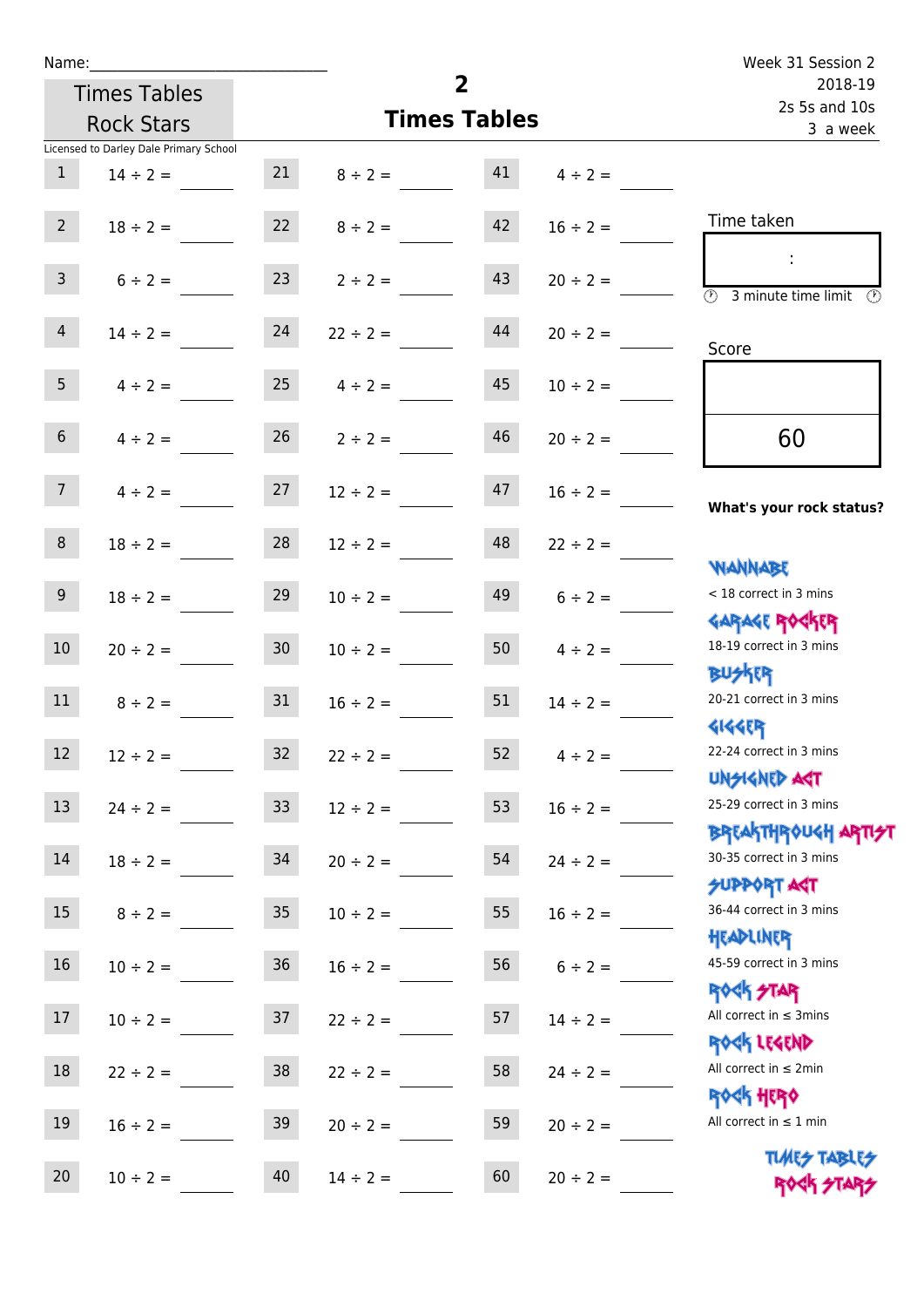Name:

# Times Tables Rock Stars

## 2 Times Tables

Week 31 Session 2
2018-19
2s 5s and 10s
3 a week

Licensed to Darley Dale Primary School

| | | | | | |
|---|---|---|---|---|---|
| 1 | 14 ÷ 2 = | 21 | 8 ÷ 2 = | 41 | 4 ÷ 2 = |
| 2 | 18 ÷ 2 = | 22 | 8 ÷ 2 = | 42 | 16 ÷ 2 = |
| 3 | 6 ÷ 2 = | 23 | 2 ÷ 2 = | 43 | 20 ÷ 2 = |
| 4 | 14 ÷ 2 = | 24 | 22 ÷ 2 = | 44 | 20 ÷ 2 = |
| 5 | 4 ÷ 2 = | 25 | 4 ÷ 2 = | 45 | 10 ÷ 2 = |
| 6 | 4 ÷ 2 = | 26 | 2 ÷ 2 = | 46 | 20 ÷ 2 = |
| 7 | 4 ÷ 2 = | 27 | 12 ÷ 2 = | 47 | 16 ÷ 2 = |
| 8 | 18 ÷ 2 = | 28 | 12 ÷ 2 = | 48 | 22 ÷ 2 = |
| 9 | 18 ÷ 2 = | 29 | 10 ÷ 2 = | 49 | 6 ÷ 2 = |
| 10 | 20 ÷ 2 = | 30 | 10 ÷ 2 = | 50 | 4 ÷ 2 = |
| 11 | 8 ÷ 2 = | 31 | 16 ÷ 2 = | 51 | 14 ÷ 2 = |
| 12 | 12 ÷ 2 = | 32 | 22 ÷ 2 = | 52 | 4 ÷ 2 = |
| 13 | 24 ÷ 2 = | 33 | 12 ÷ 2 = | 53 | 16 ÷ 2 = |
| 14 | 18 ÷ 2 = | 34 | 20 ÷ 2 = | 54 | 24 ÷ 2 = |
| 15 | 8 ÷ 2 = | 35 | 10 ÷ 2 = | 55 | 16 ÷ 2 = |
| 16 | 10 ÷ 2 = | 36 | 16 ÷ 2 = | 56 | 6 ÷ 2 = |
| 17 | 10 ÷ 2 = | 37 | 22 ÷ 2 = | 57 | 14 ÷ 2 = |
| 18 | 22 ÷ 2 = | 38 | 22 ÷ 2 = | 58 | 24 ÷ 2 = |
| 19 | 16 ÷ 2 = | 39 | 20 ÷ 2 = | 59 | 20 ÷ 2 = |
| 20 | 10 ÷ 2 = | 40 | 14 ÷ 2 = | 60 | 20 ÷ 2 = |

Time taken

:

3 minute time limit

Score

60

**What's your rock status?**

WANNABE
< 18 correct in 3 mins

GARAGE ROCKER
18-19 correct in 3 mins

BUSKER
20-21 correct in 3 mins

GIGGER
22-24 correct in 3 mins

UNSIGNED ACT
25-29 correct in 3 mins

BREAKTHROUGH ARTIST
30-35 correct in 3 mins

SUPPORT ACT
36-44 correct in 3 mins

HEADLINER
45-59 correct in 3 mins

ROCK STAR
All correct in ≤ 3mins

ROCK LEGEND
All correct in ≤ 2min

ROCK HERO
All correct in ≤ 1 min

TIMES TABLES ROCK STARS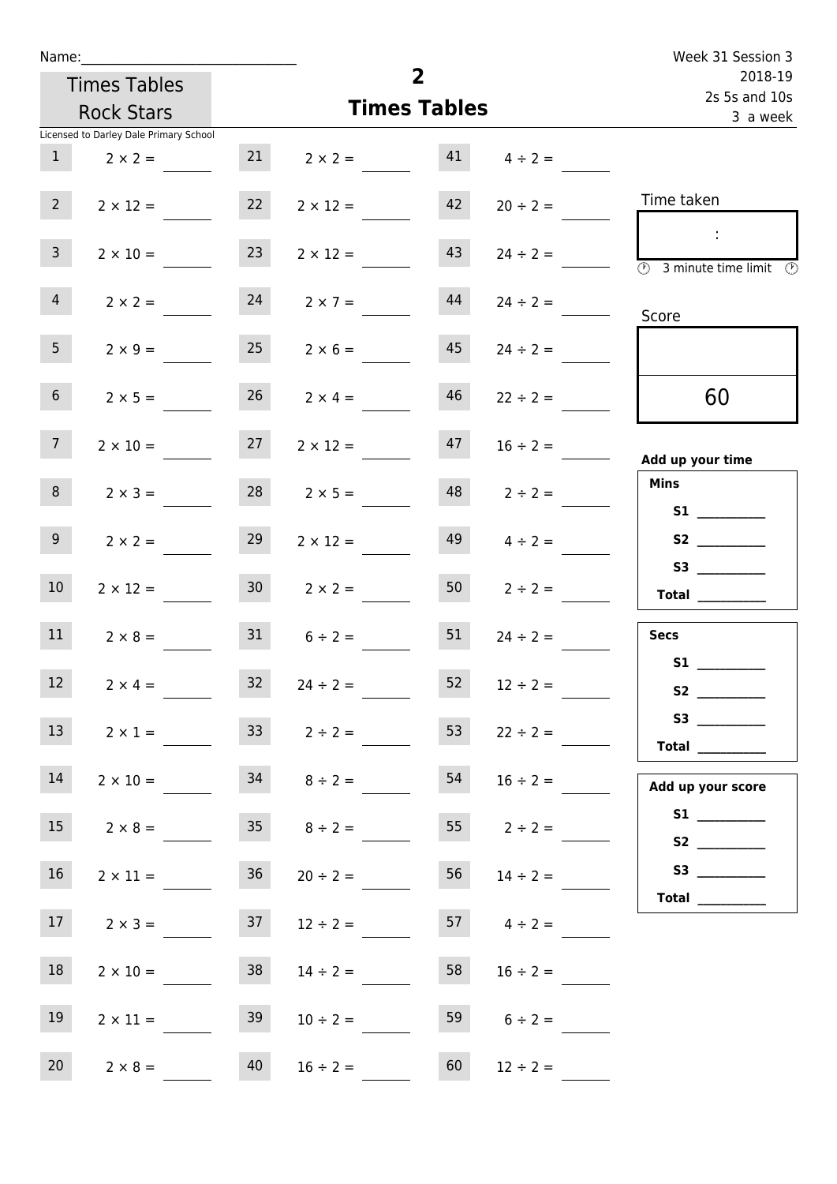Name:______________________________

Times Tables Rock Stars

Licensed to Darley Dale Primary School

# 2
## Times Tables

Week 31 Session 3
2018-19
2s 5s and 10s
3 a week

| | | | | | |
|---|---|---|---|---|---|
| 1 | $2 \times 2 =$ ____ | 21 | $2 \times 2 =$ ____ | 41 | $4 \div 2 =$ ____ |
| 2 | $2 \times 12 =$ ____ | 22 | $2 \times 12 =$ ____ | 42 | $20 \div 2 =$ ____ |
| 3 | $2 \times 10 =$ ____ | 23 | $2 \times 12 =$ ____ | 43 | $24 \div 2 =$ ____ |
| 4 | $2 \times 2 =$ ____ | 24 | $2 \times 7 =$ ____ | 44 | $24 \div 2 =$ ____ |
| 5 | $2 \times 9 =$ ____ | 25 | $2 \times 6 =$ ____ | 45 | $24 \div 2 =$ ____ |
| 6 | $2 \times 5 =$ ____ | 26 | $2 \times 4 =$ ____ | 46 | $22 \div 2 =$ ____ |
| 7 | $2 \times 10 =$ ____ | 27 | $2 \times 12 =$ ____ | 47 | $16 \div 2 =$ ____ |
| 8 | $2 \times 3 =$ ____ | 28 | $2 \times 5 =$ ____ | 48 | $2 \div 2 =$ ____ |
| 9 | $2 \times 2 =$ ____ | 29 | $2 \times 12 =$ ____ | 49 | $4 \div 2 =$ ____ |
| 10 | $2 \times 12 =$ ____ | 30 | $2 \times 2 =$ ____ | 50 | $2 \div 2 =$ ____ |
| 11 | $2 \times 8 =$ ____ | 31 | $6 \div 2 =$ ____ | 51 | $24 \div 2 =$ ____ |
| 12 | $2 \times 4 =$ ____ | 32 | $24 \div 2 =$ ____ | 52 | $12 \div 2 =$ ____ |
| 13 | $2 \times 1 =$ ____ | 33 | $2 \div 2 =$ ____ | 53 | $22 \div 2 =$ ____ |
| 14 | $2 \times 10 =$ ____ | 34 | $8 \div 2 =$ ____ | 54 | $16 \div 2 =$ ____ |
| 15 | $2 \times 8 =$ ____ | 35 | $8 \div 2 =$ ____ | 55 | $2 \div 2 =$ ____ |
| 16 | $2 \times 11 =$ ____ | 36 | $20 \div 2 =$ ____ | 56 | $14 \div 2 =$ ____ |
| 17 | $2 \times 3 =$ ____ | 37 | $12 \div 2 =$ ____ | 57 | $4 \div 2 =$ ____ |
| 18 | $2 \times 10 =$ ____ | 38 | $14 \div 2 =$ ____ | 58 | $16 \div 2 =$ ____ |
| 19 | $2 \times 11 =$ ____ | 39 | $10 \div 2 =$ ____ | 59 | $6 \div 2 =$ ____ |
| 20 | $2 \times 8 =$ ____ | 40 | $16 \div 2 =$ ____ | 60 | $12 \div 2 =$ ____ |

Time taken

:

3 minute time limit

Score

60

**Add up your time**

**Mins**

**S1** __________

**S2** __________

**S3** __________

**Total** __________

**Secs**

**S1** __________

**S2** __________

**S3** __________

**Total** __________

**Add up your score**

**S1** __________

**S2** __________

**S3** __________

**Total** __________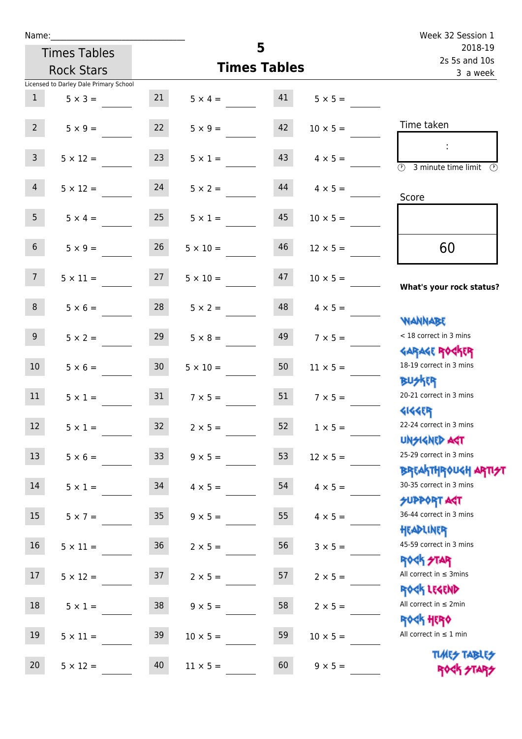Name:\_\_\_\_\_\_\_\_\_\_\_\_\_\_\_\_\_\_\_\_\_\_\_\_\_\_\_\_\_\_

Times Tables Rock Stars

Licensed to Darley Dale Primary School

# 5
## Times Tables

Week 32 Session 1
2018-19
2s 5s and 10s
3 a week

| | | | | | |
|---|---|---|---|---|---|
| 1 | $5 \times 3 =$ | 21 | $5 \times 4 =$ | 41 | $5 \times 5 =$ |
| 2 | $5 \times 9 =$ | 22 | $5 \times 9 =$ | 42 | $10 \times 5 =$ |
| 3 | $5 \times 12 =$ | 23 | $5 \times 1 =$ | 43 | $4 \times 5 =$ |
| 4 | $5 \times 12 =$ | 24 | $5 \times 2 =$ | 44 | $4 \times 5 =$ |
| 5 | $5 \times 4 =$ | 25 | $5 \times 1 =$ | 45 | $10 \times 5 =$ |
| 6 | $5 \times 9 =$ | 26 | $5 \times 10 =$ | 46 | $12 \times 5 =$ |
| 7 | $5 \times 11 =$ | 27 | $5 \times 10 =$ | 47 | $10 \times 5 =$ |
| 8 | $5 \times 6 =$ | 28 | $5 \times 2 =$ | 48 | $4 \times 5 =$ |
| 9 | $5 \times 2 =$ | 29 | $5 \times 8 =$ | 49 | $7 \times 5 =$ |
| 10 | $5 \times 6 =$ | 30 | $5 \times 10 =$ | 50 | $11 \times 5 =$ |
| 11 | $5 \times 1 =$ | 31 | $7 \times 5 =$ | 51 | $7 \times 5 =$ |
| 12 | $5 \times 1 =$ | 32 | $2 \times 5 =$ | 52 | $1 \times 5 =$ |
| 13 | $5 \times 6 =$ | 33 | $9 \times 5 =$ | 53 | $12 \times 5 =$ |
| 14 | $5 \times 1 =$ | 34 | $4 \times 5 =$ | 54 | $4 \times 5 =$ |
| 15 | $5 \times 7 =$ | 35 | $9 \times 5 =$ | 55 | $4 \times 5 =$ |
| 16 | $5 \times 11 =$ | 36 | $2 \times 5 =$ | 56 | $3 \times 5 =$ |
| 17 | $5 \times 12 =$ | 37 | $2 \times 5 =$ | 57 | $2 \times 5 =$ |
| 18 | $5 \times 1 =$ | 38 | $9 \times 5 =$ | 58 | $2 \times 5 =$ |
| 19 | $5 \times 11 =$ | 39 | $10 \times 5 =$ | 59 | $10 \times 5 =$ |
| 20 | $5 \times 12 =$ | 40 | $11 \times 5 =$ | 60 | $9 \times 5 =$ |

Time taken

:

3 minute time limit

Score

60

**What's your rock status?**

WANNABE
< 18 correct in 3 mins

GARAGE ROCKER
18-19 correct in 3 mins

BUSKER
20-21 correct in 3 mins

GIGGER
22-24 correct in 3 mins

UNSIGNED ACT
25-29 correct in 3 mins

BREAKTHROUGH ARTIST
30-35 correct in 3 mins

SUPPORT ACT
36-44 correct in 3 mins

HEADLINER
45-59 correct in 3 mins

ROCK STAR
All correct in ≤ 3mins

ROCK LEGEND
All correct in ≤ 2min

ROCK HERO
All correct in ≤ 1 min

TIMES TABLES ROCK STARS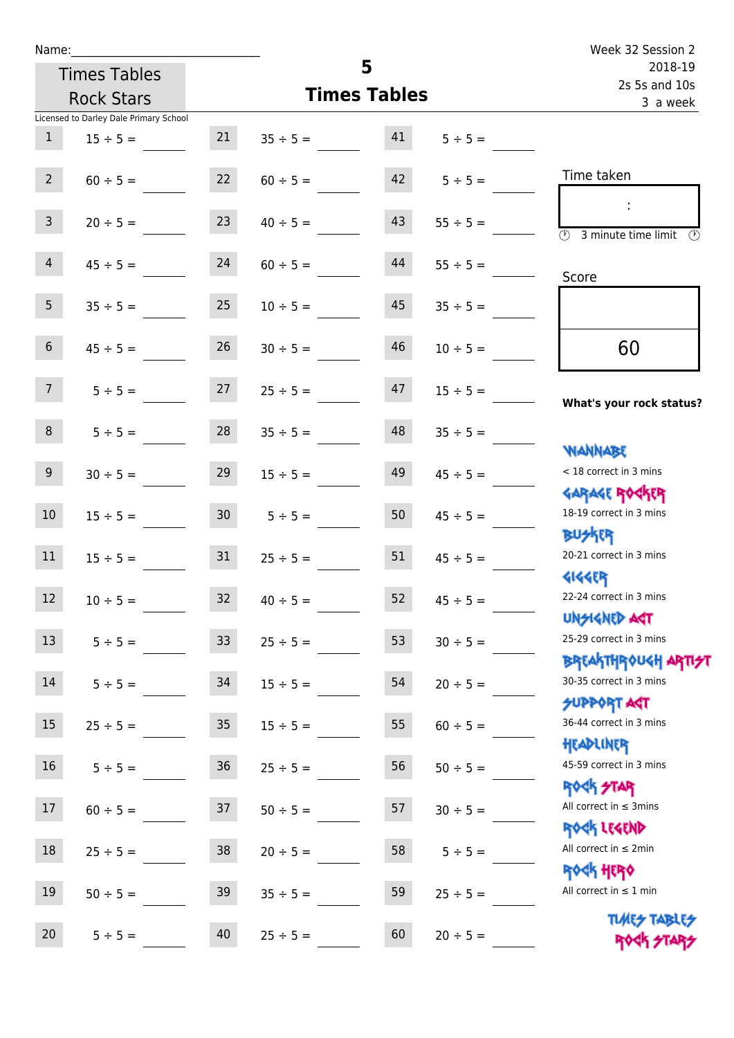Name:_______________________

Times Tables Rock Stars

# 5 Times Tables

Week 32 Session 2
2018-19
2s 5s and 10s
3 a week

Licensed to Darley Dale Primary School

| | | | | | |
|---|---|---|---|---|---|
| 1 | 15 ÷ 5 = ____ | 21 | 35 ÷ 5 = ____ | 41 | 5 ÷ 5 = ____ |
| 2 | 60 ÷ 5 = ____ | 22 | 60 ÷ 5 = ____ | 42 | 5 ÷ 5 = ____ |
| 3 | 20 ÷ 5 = ____ | 23 | 40 ÷ 5 = ____ | 43 | 55 ÷ 5 = ____ |
| 4 | 45 ÷ 5 = ____ | 24 | 60 ÷ 5 = ____ | 44 | 55 ÷ 5 = ____ |
| 5 | 35 ÷ 5 = ____ | 25 | 10 ÷ 5 = ____ | 45 | 35 ÷ 5 = ____ |
| 6 | 45 ÷ 5 = ____ | 26 | 30 ÷ 5 = ____ | 46 | 10 ÷ 5 = ____ |
| 7 | 5 ÷ 5 = ____ | 27 | 25 ÷ 5 = ____ | 47 | 15 ÷ 5 = ____ |
| 8 | 5 ÷ 5 = ____ | 28 | 35 ÷ 5 = ____ | 48 | 35 ÷ 5 = ____ |
| 9 | 30 ÷ 5 = ____ | 29 | 15 ÷ 5 = ____ | 49 | 45 ÷ 5 = ____ |
| 10 | 15 ÷ 5 = ____ | 30 | 5 ÷ 5 = ____ | 50 | 45 ÷ 5 = ____ |
| 11 | 15 ÷ 5 = ____ | 31 | 25 ÷ 5 = ____ | 51 | 45 ÷ 5 = ____ |
| 12 | 10 ÷ 5 = ____ | 32 | 40 ÷ 5 = ____ | 52 | 45 ÷ 5 = ____ |
| 13 | 5 ÷ 5 = ____ | 33 | 25 ÷ 5 = ____ | 53 | 30 ÷ 5 = ____ |
| 14 | 5 ÷ 5 = ____ | 34 | 15 ÷ 5 = ____ | 54 | 20 ÷ 5 = ____ |
| 15 | 25 ÷ 5 = ____ | 35 | 15 ÷ 5 = ____ | 55 | 60 ÷ 5 = ____ |
| 16 | 5 ÷ 5 = ____ | 36 | 25 ÷ 5 = ____ | 56 | 50 ÷ 5 = ____ |
| 17 | 60 ÷ 5 = ____ | 37 | 50 ÷ 5 = ____ | 57 | 30 ÷ 5 = ____ |
| 18 | 25 ÷ 5 = ____ | 38 | 20 ÷ 5 = ____ | 58 | 5 ÷ 5 = ____ |
| 19 | 50 ÷ 5 = ____ | 39 | 35 ÷ 5 = ____ | 59 | 25 ÷ 5 = ____ |
| 20 | 5 ÷ 5 = ____ | 40 | 25 ÷ 5 = ____ | 60 | 20 ÷ 5 = ____ |

Time taken

:

3 minute time limit

Score

60

**What's your rock status?**

WANNABE
< 18 correct in 3 mins

GARAGE ROCKER
18-19 correct in 3 mins

BUSKER
20-21 correct in 3 mins

GIGGER
22-24 correct in 3 mins

UNSIGNED ACT
25-29 correct in 3 mins

BREAKTHROUGH ARTIST
30-35 correct in 3 mins

SUPPORT ACT
36-44 correct in 3 mins

HEADLINER
45-59 correct in 3 mins

ROCK STAR
All correct in ≤ 3mins

ROCK LEGEND
All correct in ≤ 2min

ROCK HERO
All correct in ≤ 1 min

TIMES TABLES ROCK STARS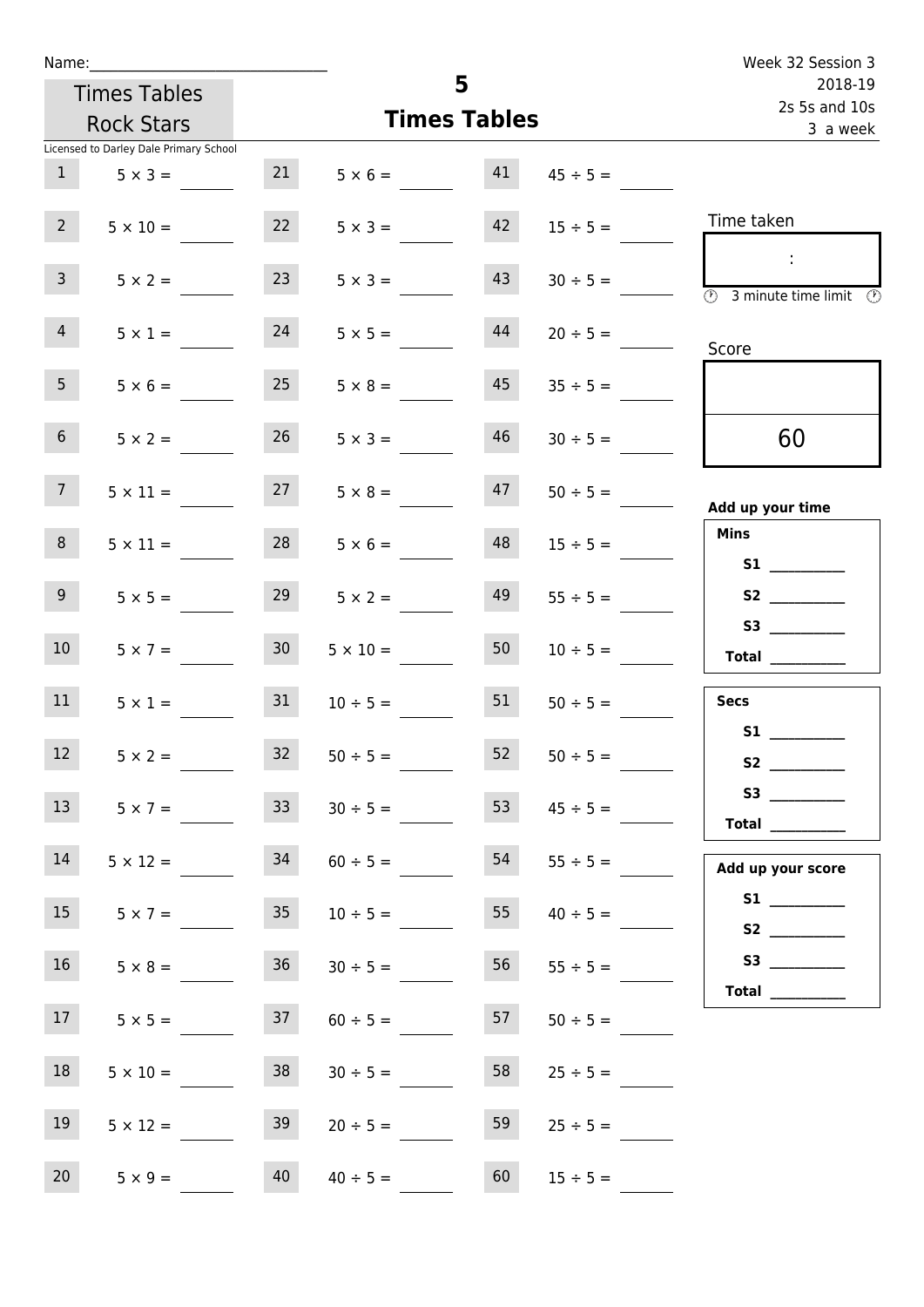Name:______________________________

Times Tables Rock Stars

Licensed to Darley Dale Primary School

# 5
## Times Tables

Week 32 Session 3
2018-19
2s 5s and 10s
3 a week

| | | | | | |
|---|---|---|---|---|---|
| 1 | $5 \times 3 =$ | 21 | $5 \times 6 =$ | 41 | $45 \div 5 =$ |
| 2 | $5 \times 10 =$ | 22 | $5 \times 3 =$ | 42 | $15 \div 5 =$ |
| 3 | $5 \times 2 =$ | 23 | $5 \times 3 =$ | 43 | $30 \div 5 =$ |
| 4 | $5 \times 1 =$ | 24 | $5 \times 5 =$ | 44 | $20 \div 5 =$ |
| 5 | $5 \times 6 =$ | 25 | $5 \times 8 =$ | 45 | $35 \div 5 =$ |
| 6 | $5 \times 2 =$ | 26 | $5 \times 3 =$ | 46 | $30 \div 5 =$ |
| 7 | $5 \times 11 =$ | 27 | $5 \times 8 =$ | 47 | $50 \div 5 =$ |
| 8 | $5 \times 11 =$ | 28 | $5 \times 6 =$ | 48 | $15 \div 5 =$ |
| 9 | $5 \times 5 =$ | 29 | $5 \times 2 =$ | 49 | $55 \div 5 =$ |
| 10 | $5 \times 7 =$ | 30 | $5 \times 10 =$ | 50 | $10 \div 5 =$ |
| 11 | $5 \times 1 =$ | 31 | $10 \div 5 =$ | 51 | $50 \div 5 =$ |
| 12 | $5 \times 2 =$ | 32 | $50 \div 5 =$ | 52 | $50 \div 5 =$ |
| 13 | $5 \times 7 =$ | 33 | $30 \div 5 =$ | 53 | $45 \div 5 =$ |
| 14 | $5 \times 12 =$ | 34 | $60 \div 5 =$ | 54 | $55 \div 5 =$ |
| 15 | $5 \times 7 =$ | 35 | $10 \div 5 =$ | 55 | $40 \div 5 =$ |
| 16 | $5 \times 8 =$ | 36 | $30 \div 5 =$ | 56 | $55 \div 5 =$ |
| 17 | $5 \times 5 =$ | 37 | $60 \div 5 =$ | 57 | $50 \div 5 =$ |
| 18 | $5 \times 10 =$ | 38 | $30 \div 5 =$ | 58 | $25 \div 5 =$ |
| 19 | $5 \times 12 =$ | 39 | $20 \div 5 =$ | 59 | $25 \div 5 =$ |
| 20 | $5 \times 9 =$ | 40 | $40 \div 5 =$ | 60 | $15 \div 5 =$ |

Time taken

:

3 minute time limit

Score

60

**Add up your time**

**Mins**
- **S1** __________
- **S2** __________
- **S3** __________
- **Total** __________

**Secs**
- **S1** __________
- **S2** __________
- **S3** __________
- **Total** __________

**Add up your score**
- **S1** __________
- **S2** __________
- **S3** __________
- **Total** __________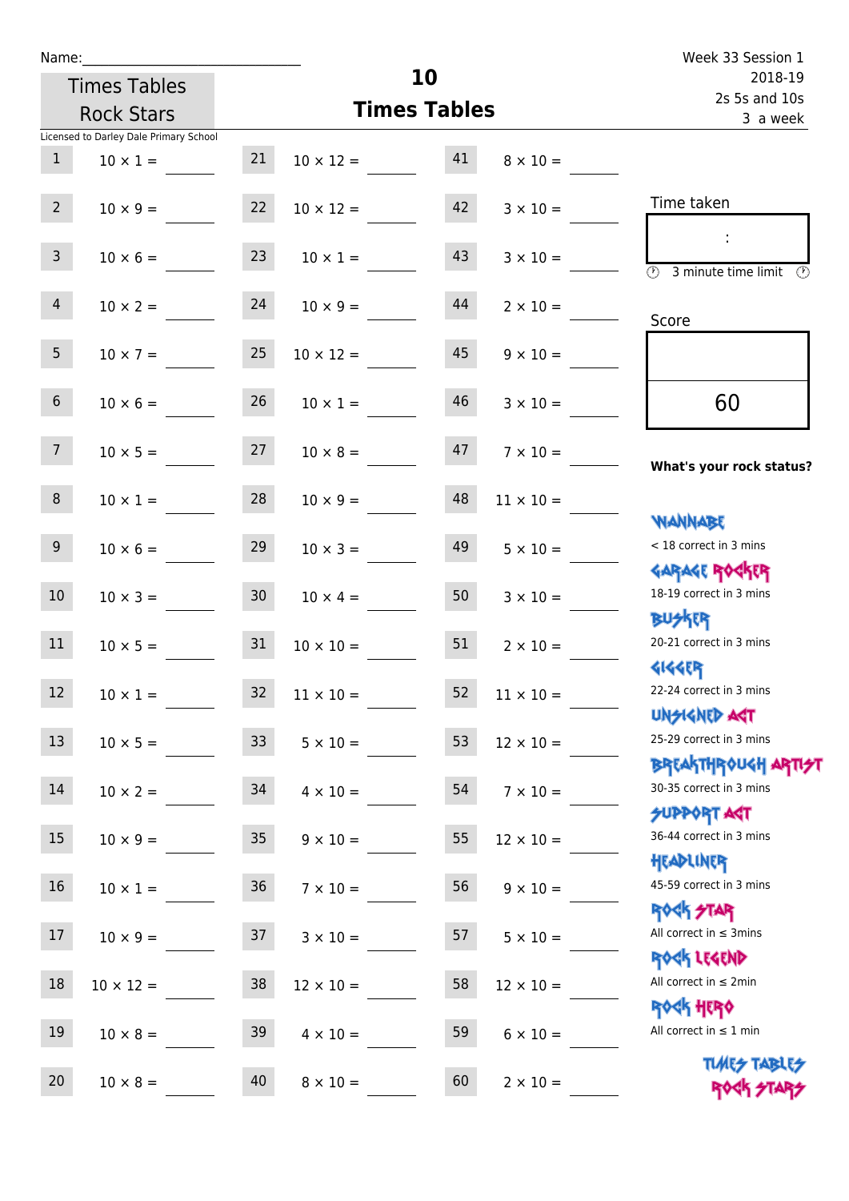Name:

Times Tables Rock Stars

Licensed to Darley Dale Primary School

# 10 Times Tables

Week 33 Session 1
2018-19
2s 5s and 10s
3 a week

| | | | | | |
|---|---|---|---|---|---|
| 1 | 10 × 1 = | 21 | 10 × 12 = | 41 | 8 × 10 = |
| 2 | 10 × 9 = | 22 | 10 × 12 = | 42 | 3 × 10 = |
| 3 | 10 × 6 = | 23 | 10 × 1 = | 43 | 3 × 10 = |
| 4 | 10 × 2 = | 24 | 10 × 9 = | 44 | 2 × 10 = |
| 5 | 10 × 7 = | 25 | 10 × 12 = | 45 | 9 × 10 = |
| 6 | 10 × 6 = | 26 | 10 × 1 = | 46 | 3 × 10 = |
| 7 | 10 × 5 = | 27 | 10 × 8 = | 47 | 7 × 10 = |
| 8 | 10 × 1 = | 28 | 10 × 9 = | 48 | 11 × 10 = |
| 9 | 10 × 6 = | 29 | 10 × 3 = | 49 | 5 × 10 = |
| 10 | 10 × 3 = | 30 | 10 × 4 = | 50 | 3 × 10 = |
| 11 | 10 × 5 = | 31 | 10 × 10 = | 51 | 2 × 10 = |
| 12 | 10 × 1 = | 32 | 11 × 10 = | 52 | 11 × 10 = |
| 13 | 10 × 5 = | 33 | 5 × 10 = | 53 | 12 × 10 = |
| 14 | 10 × 2 = | 34 | 4 × 10 = | 54 | 7 × 10 = |
| 15 | 10 × 9 = | 35 | 9 × 10 = | 55 | 12 × 10 = |
| 16 | 10 × 1 = | 36 | 7 × 10 = | 56 | 9 × 10 = |
| 17 | 10 × 9 = | 37 | 3 × 10 = | 57 | 5 × 10 = |
| 18 | 10 × 12 = | 38 | 12 × 10 = | 58 | 12 × 10 = |
| 19 | 10 × 8 = | 39 | 4 × 10 = | 59 | 6 × 10 = |
| 20 | 10 × 8 = | 40 | 8 × 10 = | 60 | 2 × 10 = |

Time taken

:

3 minute time limit

Score

60

**What's your rock status?**

WANNABE
< 18 correct in 3 mins

GARAGE ROCKER
18-19 correct in 3 mins

BUSKER
20-21 correct in 3 mins

GIGGER
22-24 correct in 3 mins

UNSIGNED ACT
25-29 correct in 3 mins

BREAKTHROUGH ARTIST
30-35 correct in 3 mins

SUPPORT ACT
36-44 correct in 3 mins

HEADLINER
45-59 correct in 3 mins

ROCK STAR
All correct in ≤ 3mins

ROCK LEGEND
All correct in ≤ 2min

ROCK HERO
All correct in ≤ 1 min

TIMES TABLES ROCK STARS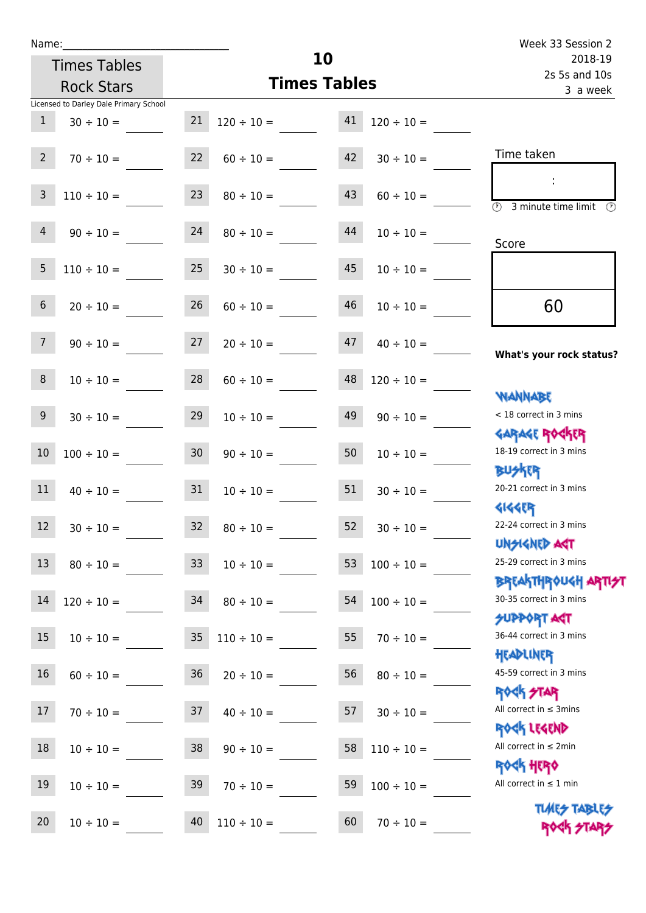Name:\_\_\_\_\_\_\_\_\_\_\_\_\_\_\_\_\_\_\_\_\_\_\_\_\_\_\_\_

Times Tables Rock Stars

Licensed to Darley Dale Primary School

# 10 Times Tables

Week 33 Session 2
2018-19
2s 5s and 10s
3 a week

| | | | | | |
|---|---|---|---|---|---|
| 1 | 30 ÷ 10 = | 21 | 120 ÷ 10 = | 41 | 120 ÷ 10 = |
| 2 | 70 ÷ 10 = | 22 | 60 ÷ 10 = | 42 | 30 ÷ 10 = |
| 3 | 110 ÷ 10 = | 23 | 80 ÷ 10 = | 43 | 60 ÷ 10 = |
| 4 | 90 ÷ 10 = | 24 | 80 ÷ 10 = | 44 | 10 ÷ 10 = |
| 5 | 110 ÷ 10 = | 25 | 30 ÷ 10 = | 45 | 10 ÷ 10 = |
| 6 | 20 ÷ 10 = | 26 | 60 ÷ 10 = | 46 | 10 ÷ 10 = |
| 7 | 90 ÷ 10 = | 27 | 20 ÷ 10 = | 47 | 40 ÷ 10 = |
| 8 | 10 ÷ 10 = | 28 | 60 ÷ 10 = | 48 | 120 ÷ 10 = |
| 9 | 30 ÷ 10 = | 29 | 10 ÷ 10 = | 49 | 90 ÷ 10 = |
| 10 | 100 ÷ 10 = | 30 | 90 ÷ 10 = | 50 | 10 ÷ 10 = |
| 11 | 40 ÷ 10 = | 31 | 10 ÷ 10 = | 51 | 30 ÷ 10 = |
| 12 | 30 ÷ 10 = | 32 | 80 ÷ 10 = | 52 | 30 ÷ 10 = |
| 13 | 80 ÷ 10 = | 33 | 10 ÷ 10 = | 53 | 100 ÷ 10 = |
| 14 | 120 ÷ 10 = | 34 | 80 ÷ 10 = | 54 | 100 ÷ 10 = |
| 15 | 10 ÷ 10 = | 35 | 110 ÷ 10 = | 55 | 70 ÷ 10 = |
| 16 | 60 ÷ 10 = | 36 | 20 ÷ 10 = | 56 | 80 ÷ 10 = |
| 17 | 70 ÷ 10 = | 37 | 40 ÷ 10 = | 57 | 30 ÷ 10 = |
| 18 | 10 ÷ 10 = | 38 | 90 ÷ 10 = | 58 | 110 ÷ 10 = |
| 19 | 10 ÷ 10 = | 39 | 70 ÷ 10 = | 59 | 100 ÷ 10 = |
| 20 | 10 ÷ 10 = | 40 | 110 ÷ 10 = | 60 | 70 ÷ 10 = |

Time taken

:

3 minute time limit

Score

60

**What's your rock status?**

WANNABE
< 18 correct in 3 mins

GARAGE ROCKER
18-19 correct in 3 mins

BUSKER
20-21 correct in 3 mins

GIGGER
22-24 correct in 3 mins

UNSIGNED ACT
25-29 correct in 3 mins

BREAKTHROUGH ARTIST
30-35 correct in 3 mins

SUPPORT ACT
36-44 correct in 3 mins

HEADLINER
45-59 correct in 3 mins

ROCK STAR
All correct in ≤ 3mins

ROCK LEGEND
All correct in ≤ 2min

ROCK HERO
All correct in ≤ 1 min

TIMES TABLES ROCK STARS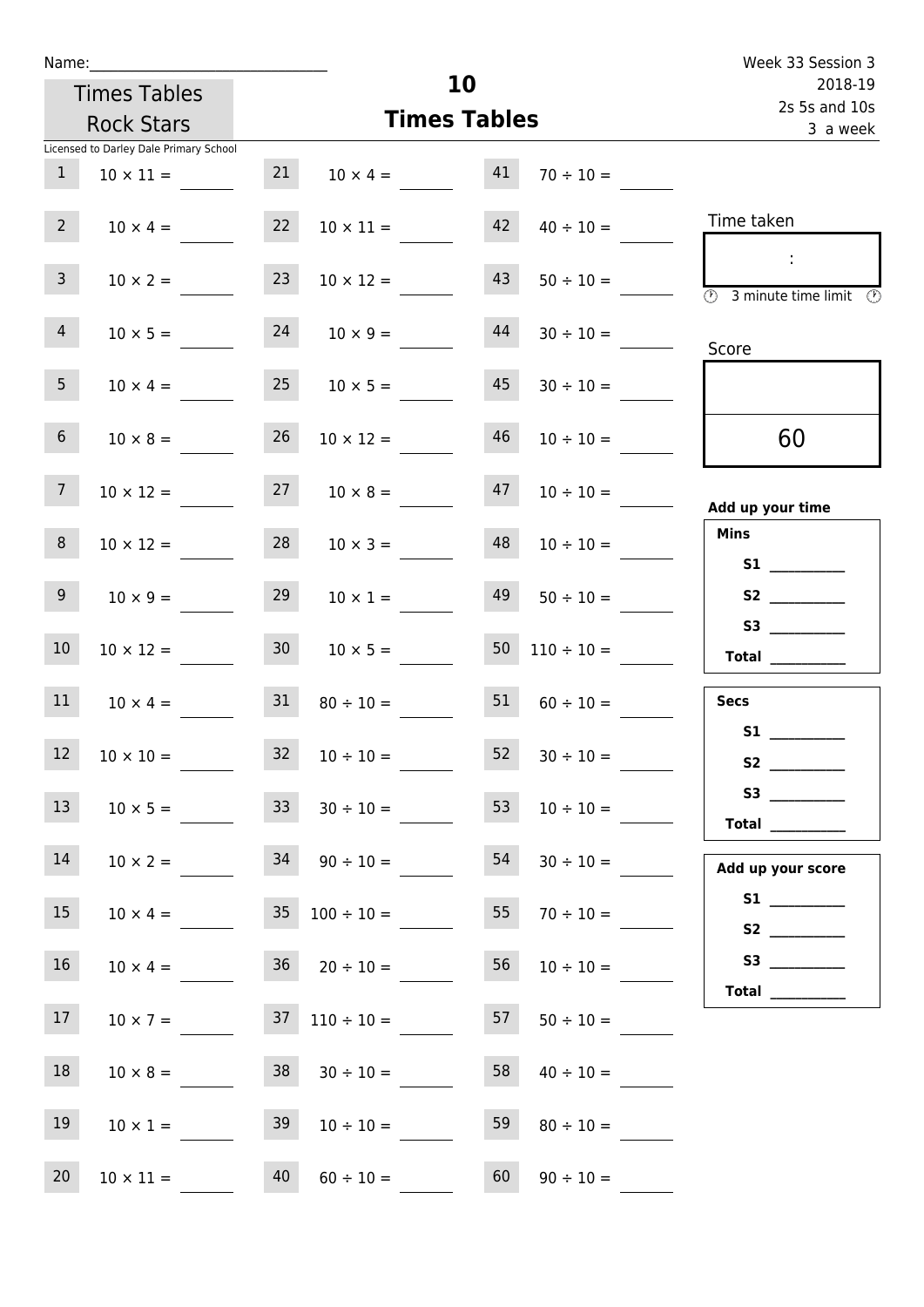Name:\_\_\_\_\_\_\_\_\_\_\_\_\_\_\_\_\_\_\_\_\_\_\_\_\_\_\_\_\_\_

Times Tables Rock Stars

Licensed to Darley Dale Primary School

# 10
## Times Tables

Week 33 Session 3
2018-19
2s 5s and 10s
3 a week

| | | | | | |
|---|---|---|---|---|---|
| 1 | $10 \times 11 =$ | 21 | $10 \times 4 =$ | 41 | $70 \div 10 =$ |
| 2 | $10 \times 4 =$ | 22 | $10 \times 11 =$ | 42 | $40 \div 10 =$ |
| 3 | $10 \times 2 =$ | 23 | $10 \times 12 =$ | 43 | $50 \div 10 =$ |
| 4 | $10 \times 5 =$ | 24 | $10 \times 9 =$ | 44 | $30 \div 10 =$ |
| 5 | $10 \times 4 =$ | 25 | $10 \times 5 =$ | 45 | $30 \div 10 =$ |
| 6 | $10 \times 8 =$ | 26 | $10 \times 12 =$ | 46 | $10 \div 10 =$ |
| 7 | $10 \times 12 =$ | 27 | $10 \times 8 =$ | 47 | $10 \div 10 =$ |
| 8 | $10 \times 12 =$ | 28 | $10 \times 3 =$ | 48 | $10 \div 10 =$ |
| 9 | $10 \times 9 =$ | 29 | $10 \times 1 =$ | 49 | $50 \div 10 =$ |
| 10 | $10 \times 12 =$ | 30 | $10 \times 5 =$ | 50 | $110 \div 10 =$ |
| 11 | $10 \times 4 =$ | 31 | $80 \div 10 =$ | 51 | $60 \div 10 =$ |
| 12 | $10 \times 10 =$ | 32 | $10 \div 10 =$ | 52 | $30 \div 10 =$ |
| 13 | $10 \times 5 =$ | 33 | $30 \div 10 =$ | 53 | $10 \div 10 =$ |
| 14 | $10 \times 2 =$ | 34 | $90 \div 10 =$ | 54 | $30 \div 10 =$ |
| 15 | $10 \times 4 =$ | 35 | $100 \div 10 =$ | 55 | $70 \div 10 =$ |
| 16 | $10 \times 4 =$ | 36 | $20 \div 10 =$ | 56 | $10 \div 10 =$ |
| 17 | $10 \times 7 =$ | 37 | $110 \div 10 =$ | 57 | $50 \div 10 =$ |
| 18 | $10 \times 8 =$ | 38 | $30 \div 10 =$ | 58 | $40 \div 10 =$ |
| 19 | $10 \times 1 =$ | 39 | $10 \div 10 =$ | 59 | $80 \div 10 =$ |
| 20 | $10 \times 11 =$ | 40 | $60 \div 10 =$ | 60 | $90 \div 10 =$ |

Time taken

:

3 minute time limit

Score

60

**Add up your time**

**Mins**
**S1** \_\_\_\_\_\_\_\_\_\_
**S2** \_\_\_\_\_\_\_\_\_\_
**S3** \_\_\_\_\_\_\_\_\_\_
**Total** \_\_\_\_\_\_\_\_\_\_

**Secs**
**S1** \_\_\_\_\_\_\_\_\_\_
**S2** \_\_\_\_\_\_\_\_\_\_
**S3** \_\_\_\_\_\_\_\_\_\_
**Total** \_\_\_\_\_\_\_\_\_\_

**Add up your score**
**S1** \_\_\_\_\_\_\_\_\_\_
**S2** \_\_\_\_\_\_\_\_\_\_
**S3** \_\_\_\_\_\_\_\_\_\_
**Total** \_\_\_\_\_\_\_\_\_\_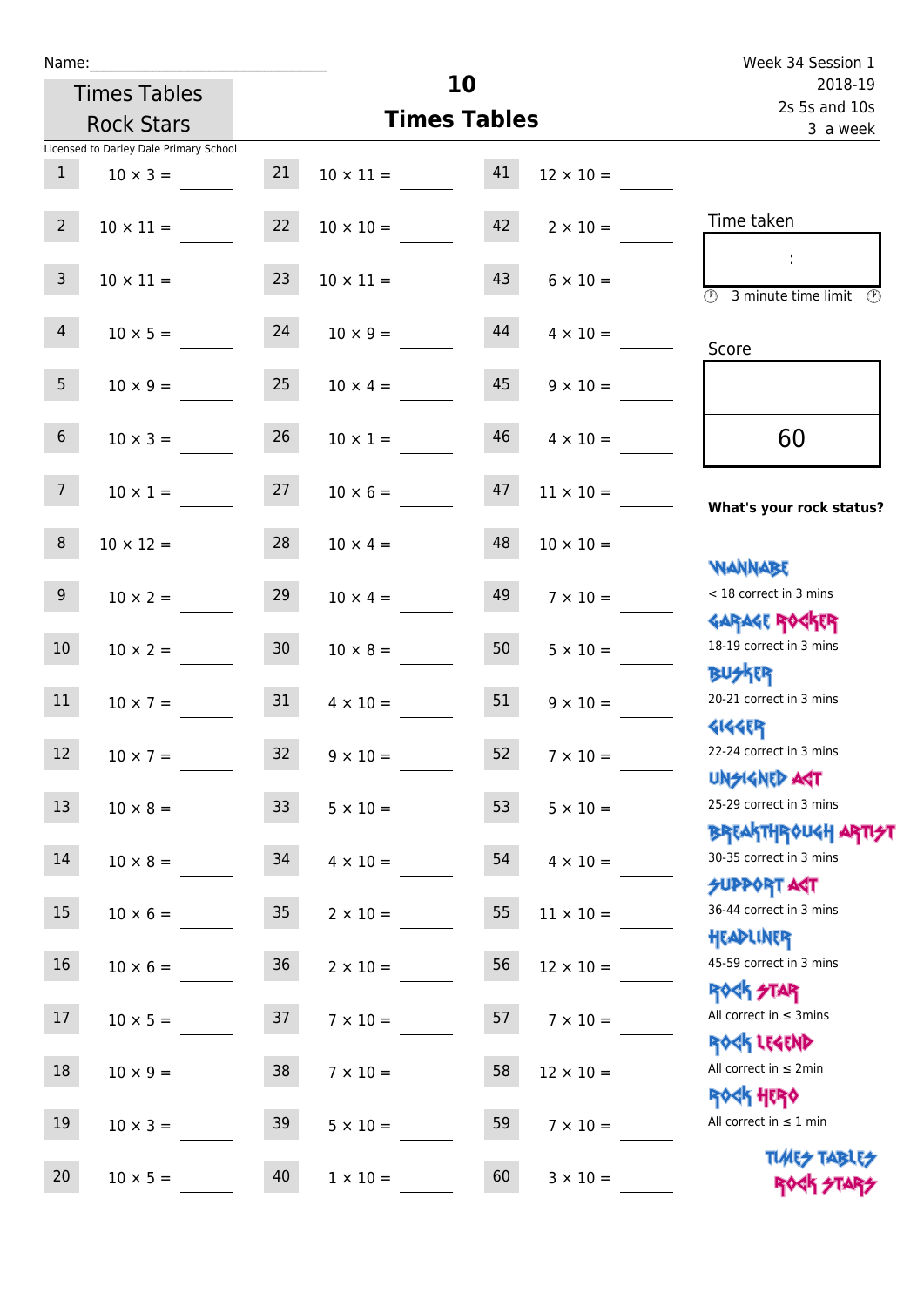Name:

Week 34 Session 1
2018-19
2s 5s and 10s
3 a week

Times Tables Rock Stars

# 10 Times Tables

Licensed to Darley Dale Primary School

| | | | | | |
|---|---|---|---|---|---|
| 1 | 10 × 3 = | 21 | 10 × 11 = | 41 | 12 × 10 = |
| 2 | 10 × 11 = | 22 | 10 × 10 = | 42 | 2 × 10 = |
| 3 | 10 × 11 = | 23 | 10 × 11 = | 43 | 6 × 10 = |
| 4 | 10 × 5 = | 24 | 10 × 9 = | 44 | 4 × 10 = |
| 5 | 10 × 9 = | 25 | 10 × 4 = | 45 | 9 × 10 = |
| 6 | 10 × 3 = | 26 | 10 × 1 = | 46 | 4 × 10 = |
| 7 | 10 × 1 = | 27 | 10 × 6 = | 47 | 11 × 10 = |
| 8 | 10 × 12 = | 28 | 10 × 4 = | 48 | 10 × 10 = |
| 9 | 10 × 2 = | 29 | 10 × 4 = | 49 | 7 × 10 = |
| 10 | 10 × 2 = | 30 | 10 × 8 = | 50 | 5 × 10 = |
| 11 | 10 × 7 = | 31 | 4 × 10 = | 51 | 9 × 10 = |
| 12 | 10 × 7 = | 32 | 9 × 10 = | 52 | 7 × 10 = |
| 13 | 10 × 8 = | 33 | 5 × 10 = | 53 | 5 × 10 = |
| 14 | 10 × 8 = | 34 | 4 × 10 = | 54 | 4 × 10 = |
| 15 | 10 × 6 = | 35 | 2 × 10 = | 55 | 11 × 10 = |
| 16 | 10 × 6 = | 36 | 2 × 10 = | 56 | 12 × 10 = |
| 17 | 10 × 5 = | 37 | 7 × 10 = | 57 | 7 × 10 = |
| 18 | 10 × 9 = | 38 | 7 × 10 = | 58 | 12 × 10 = |
| 19 | 10 × 3 = | 39 | 5 × 10 = | 59 | 7 × 10 = |
| 20 | 10 × 5 = | 40 | 1 × 10 = | 60 | 3 × 10 = |

Time taken

:

3 minute time limit

Score

60

**What's your rock status?**

WANNABE
< 18 correct in 3 mins

GARAGE ROCKER
18-19 correct in 3 mins

BUSKER
20-21 correct in 3 mins

GIGGER
22-24 correct in 3 mins

UNSIGNED ACT
25-29 correct in 3 mins

BREAKTHROUGH ARTIST
30-35 correct in 3 mins

SUPPORT ACT
36-44 correct in 3 mins

HEADLINER
45-59 correct in 3 mins

ROCK STAR
All correct in ≤ 3mins

ROCK LEGEND
All correct in ≤ 2min

ROCK HERO
All correct in ≤ 1 min

TIMES TABLES ROCK STARS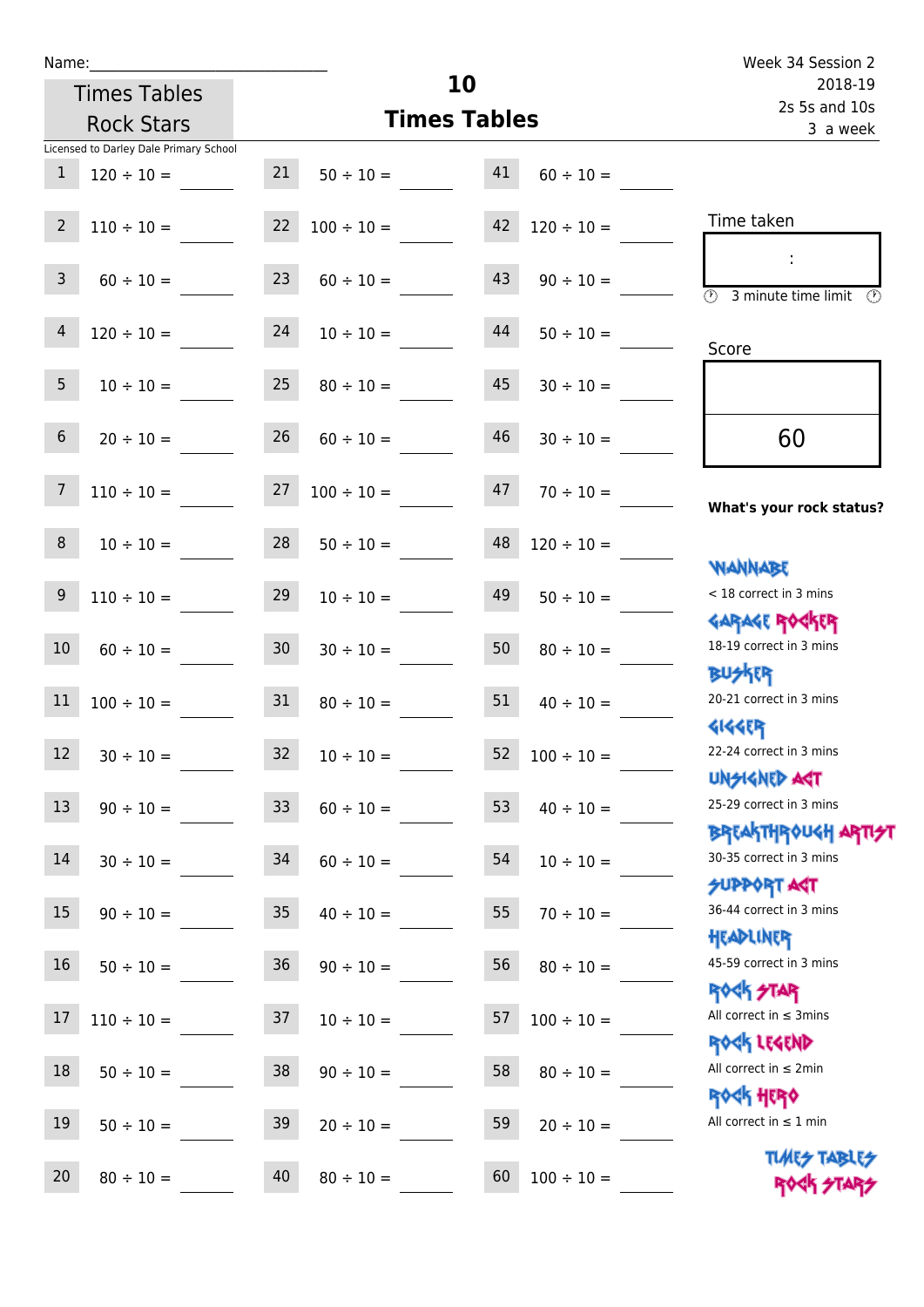Name:\_\_\_\_\_\_\_\_\_\_\_\_\_\_\_\_\_\_\_\_\_\_\_\_\_\_\_\_

Times Tables Rock Stars

Licensed to Darley Dale Primary School

# 10 Times Tables

Week 34 Session 2
2018-19
2s 5s and 10s
3 a week

| | | | | | |
|---|---|---|---|---|---|
| 1 | 120 ÷ 10 = | 21 | 50 ÷ 10 = | 41 | 60 ÷ 10 = |
| 2 | 110 ÷ 10 = | 22 | 100 ÷ 10 = | 42 | 120 ÷ 10 = |
| 3 | 60 ÷ 10 = | 23 | 60 ÷ 10 = | 43 | 90 ÷ 10 = |
| 4 | 120 ÷ 10 = | 24 | 10 ÷ 10 = | 44 | 50 ÷ 10 = |
| 5 | 10 ÷ 10 = | 25 | 80 ÷ 10 = | 45 | 30 ÷ 10 = |
| 6 | 20 ÷ 10 = | 26 | 60 ÷ 10 = | 46 | 30 ÷ 10 = |
| 7 | 110 ÷ 10 = | 27 | 100 ÷ 10 = | 47 | 70 ÷ 10 = |
| 8 | 10 ÷ 10 = | 28 | 50 ÷ 10 = | 48 | 120 ÷ 10 = |
| 9 | 110 ÷ 10 = | 29 | 10 ÷ 10 = | 49 | 50 ÷ 10 = |
| 10 | 60 ÷ 10 = | 30 | 30 ÷ 10 = | 50 | 80 ÷ 10 = |
| 11 | 100 ÷ 10 = | 31 | 80 ÷ 10 = | 51 | 40 ÷ 10 = |
| 12 | 30 ÷ 10 = | 32 | 10 ÷ 10 = | 52 | 100 ÷ 10 = |
| 13 | 90 ÷ 10 = | 33 | 60 ÷ 10 = | 53 | 40 ÷ 10 = |
| 14 | 30 ÷ 10 = | 34 | 60 ÷ 10 = | 54 | 10 ÷ 10 = |
| 15 | 90 ÷ 10 = | 35 | 40 ÷ 10 = | 55 | 70 ÷ 10 = |
| 16 | 50 ÷ 10 = | 36 | 90 ÷ 10 = | 56 | 80 ÷ 10 = |
| 17 | 110 ÷ 10 = | 37 | 10 ÷ 10 = | 57 | 100 ÷ 10 = |
| 18 | 50 ÷ 10 = | 38 | 90 ÷ 10 = | 58 | 80 ÷ 10 = |
| 19 | 50 ÷ 10 = | 39 | 20 ÷ 10 = | 59 | 20 ÷ 10 = |
| 20 | 80 ÷ 10 = | 40 | 80 ÷ 10 = | 60 | 100 ÷ 10 = |

Time taken

:

3 minute time limit

Score

60

**What's your rock status?**

WANNABE
< 18 correct in 3 mins

GARAGE ROCKER
18-19 correct in 3 mins

BUSKER
20-21 correct in 3 mins

GIGGER
22-24 correct in 3 mins

UNSIGNED ACT
25-29 correct in 3 mins

BREAKTHROUGH ARTIST
30-35 correct in 3 mins

SUPPORT ACT
36-44 correct in 3 mins

HEADLINER
45-59 correct in 3 mins

ROCK STAR
All correct in ≤ 3mins

ROCK LEGEND
All correct in ≤ 2min

ROCK HERO
All correct in ≤ 1 min

TIMES TABLES ROCK STARS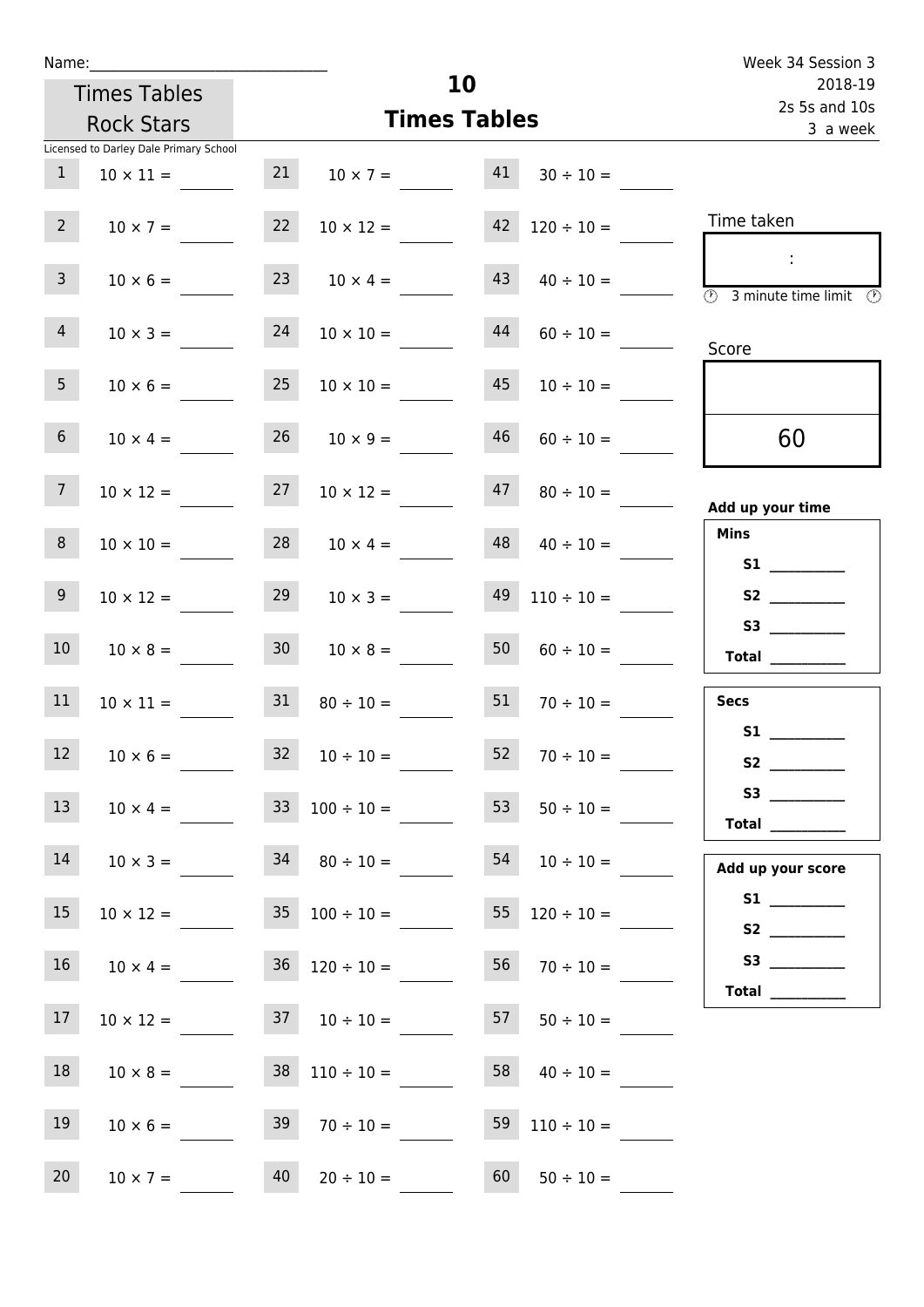Name:______________________________

Times Tables Rock Stars

Licensed to Darley Dale Primary School

# 10 Times Tables

Week 34 Session 3
2018-19
2s 5s and 10s
3 a week

| | | | | | |
|---|---|---|---|---|---|
| 1 | $10 \times 11 =$ | 21 | $10 \times 7 =$ | 41 | $30 \div 10 =$ |
| 2 | $10 \times 7 =$ | 22 | $10 \times 12 =$ | 42 | $120 \div 10 =$ |
| 3 | $10 \times 6 =$ | 23 | $10 \times 4 =$ | 43 | $40 \div 10 =$ |
| 4 | $10 \times 3 =$ | 24 | $10 \times 10 =$ | 44 | $60 \div 10 =$ |
| 5 | $10 \times 6 =$ | 25 | $10 \times 10 =$ | 45 | $10 \div 10 =$ |
| 6 | $10 \times 4 =$ | 26 | $10 \times 9 =$ | 46 | $60 \div 10 =$ |
| 7 | $10 \times 12 =$ | 27 | $10 \times 12 =$ | 47 | $80 \div 10 =$ |
| 8 | $10 \times 10 =$ | 28 | $10 \times 4 =$ | 48 | $40 \div 10 =$ |
| 9 | $10 \times 12 =$ | 29 | $10 \times 3 =$ | 49 | $110 \div 10 =$ |
| 10 | $10 \times 8 =$ | 30 | $10 \times 8 =$ | 50 | $60 \div 10 =$ |
| 11 | $10 \times 11 =$ | 31 | $80 \div 10 =$ | 51 | $70 \div 10 =$ |
| 12 | $10 \times 6 =$ | 32 | $10 \div 10 =$ | 52 | $70 \div 10 =$ |
| 13 | $10 \times 4 =$ | 33 | $100 \div 10 =$ | 53 | $50 \div 10 =$ |
| 14 | $10 \times 3 =$ | 34 | $80 \div 10 =$ | 54 | $10 \div 10 =$ |
| 15 | $10 \times 12 =$ | 35 | $100 \div 10 =$ | 55 | $120 \div 10 =$ |
| 16 | $10 \times 4 =$ | 36 | $120 \div 10 =$ | 56 | $70 \div 10 =$ |
| 17 | $10 \times 12 =$ | 37 | $10 \div 10 =$ | 57 | $50 \div 10 =$ |
| 18 | $10 \times 8 =$ | 38 | $110 \div 10 =$ | 58 | $40 \div 10 =$ |
| 19 | $10 \times 6 =$ | 39 | $70 \div 10 =$ | 59 | $110 \div 10 =$ |
| 20 | $10 \times 7 =$ | 40 | $20 \div 10 =$ | 60 | $50 \div 10 =$ |

Time taken

:

3 minute time limit

Score

60

**Add up your time**

**Mins**

**S1** __________

**S2** __________

**S3** __________

**Total** __________

**Secs**

**S1** __________

**S2** __________

**S3** __________

**Total** __________

**Add up your score**

**S1** __________

**S2** __________

**S3** __________

**Total** __________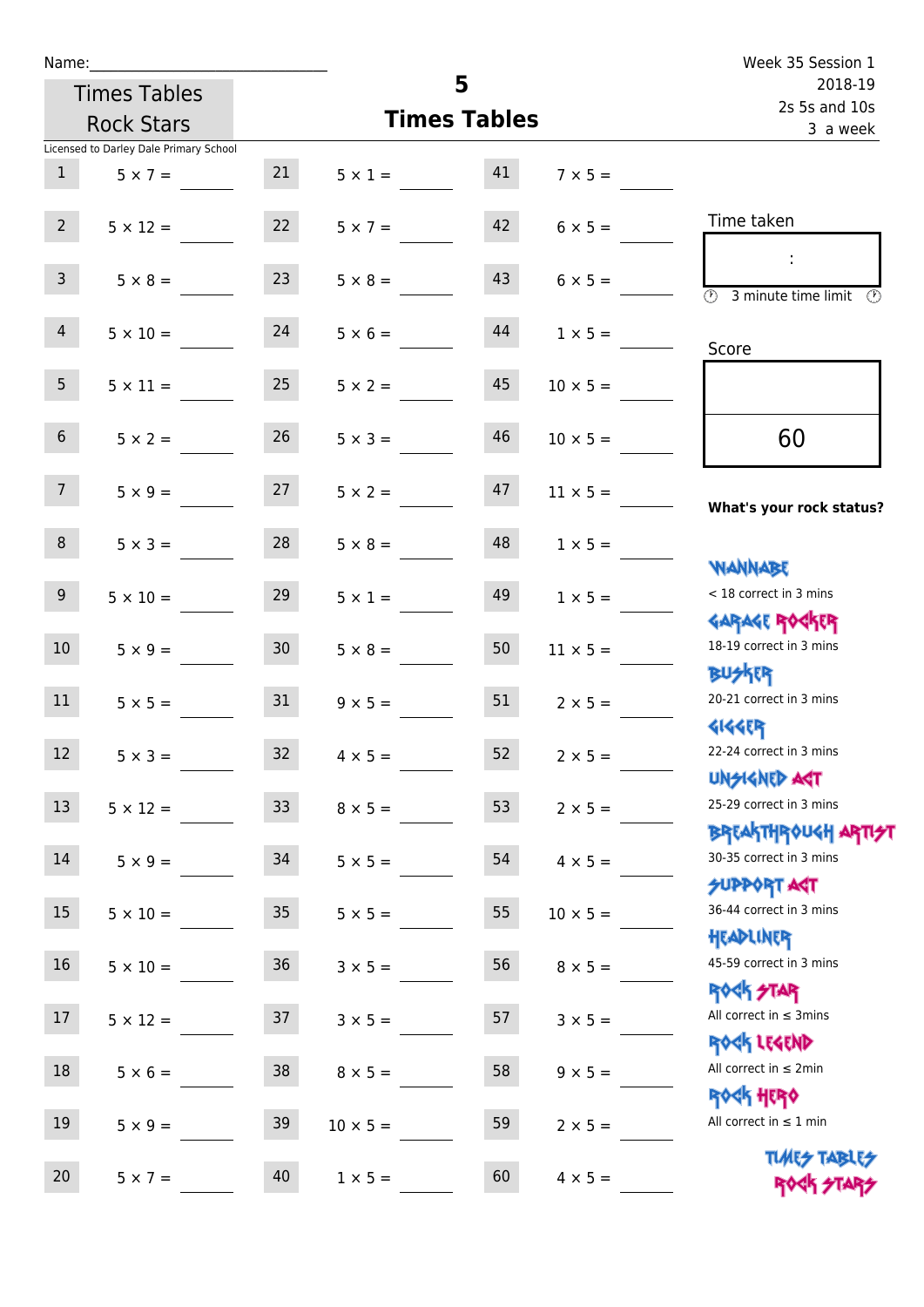Name:\_\_\_\_\_\_\_\_\_\_\_\_\_\_\_\_\_\_\_\_\_\_\_\_\_\_\_\_

Times Tables Rock Stars

Licensed to Darley Dale Primary School

# 5
## Times Tables

Week 35 Session 1
2018-19
2s 5s and 10s
3 a week

| | | | | | |
|---|---|---|---|---|---|
| 1 | $5 \times 7 =$ | 21 | $5 \times 1 =$ | 41 | $7 \times 5 =$ |
| 2 | $5 \times 12 =$ | 22 | $5 \times 7 =$ | 42 | $6 \times 5 =$ |
| 3 | $5 \times 8 =$ | 23 | $5 \times 8 =$ | 43 | $6 \times 5 =$ |
| 4 | $5 \times 10 =$ | 24 | $5 \times 6 =$ | 44 | $1 \times 5 =$ |
| 5 | $5 \times 11 =$ | 25 | $5 \times 2 =$ | 45 | $10 \times 5 =$ |
| 6 | $5 \times 2 =$ | 26 | $5 \times 3 =$ | 46 | $10 \times 5 =$ |
| 7 | $5 \times 9 =$ | 27 | $5 \times 2 =$ | 47 | $11 \times 5 =$ |
| 8 | $5 \times 3 =$ | 28 | $5 \times 8 =$ | 48 | $1 \times 5 =$ |
| 9 | $5 \times 10 =$ | 29 | $5 \times 1 =$ | 49 | $1 \times 5 =$ |
| 10 | $5 \times 9 =$ | 30 | $5 \times 8 =$ | 50 | $11 \times 5 =$ |
| 11 | $5 \times 5 =$ | 31 | $9 \times 5 =$ | 51 | $2 \times 5 =$ |
| 12 | $5 \times 3 =$ | 32 | $4 \times 5 =$ | 52 | $2 \times 5 =$ |
| 13 | $5 \times 12 =$ | 33 | $8 \times 5 =$ | 53 | $2 \times 5 =$ |
| 14 | $5 \times 9 =$ | 34 | $5 \times 5 =$ | 54 | $4 \times 5 =$ |
| 15 | $5 \times 10 =$ | 35 | $5 \times 5 =$ | 55 | $10 \times 5 =$ |
| 16 | $5 \times 10 =$ | 36 | $3 \times 5 =$ | 56 | $8 \times 5 =$ |
| 17 | $5 \times 12 =$ | 37 | $3 \times 5 =$ | 57 | $3 \times 5 =$ |
| 18 | $5 \times 6 =$ | 38 | $8 \times 5 =$ | 58 | $9 \times 5 =$ |
| 19 | $5 \times 9 =$ | 39 | $10 \times 5 =$ | 59 | $2 \times 5 =$ |
| 20 | $5 \times 7 =$ | 40 | $1 \times 5 =$ | 60 | $4 \times 5 =$ |

Time taken

:

3 minute time limit

Score

60

**What's your rock status?**

WANNABE
< 18 correct in 3 mins

GARAGE ROCKER
18-19 correct in 3 mins

BUSKER
20-21 correct in 3 mins

GIGGER
22-24 correct in 3 mins

UNSIGNED ACT
25-29 correct in 3 mins

BREAKTHROUGH ARTIST
30-35 correct in 3 mins

SUPPORT ACT
36-44 correct in 3 mins

HEADLINER
45-59 correct in 3 mins

ROCK STAR
All correct in ≤ 3mins

ROCK LEGEND
All correct in ≤ 2min

ROCK HERO
All correct in ≤ 1 min

TIMES TABLES ROCK STARS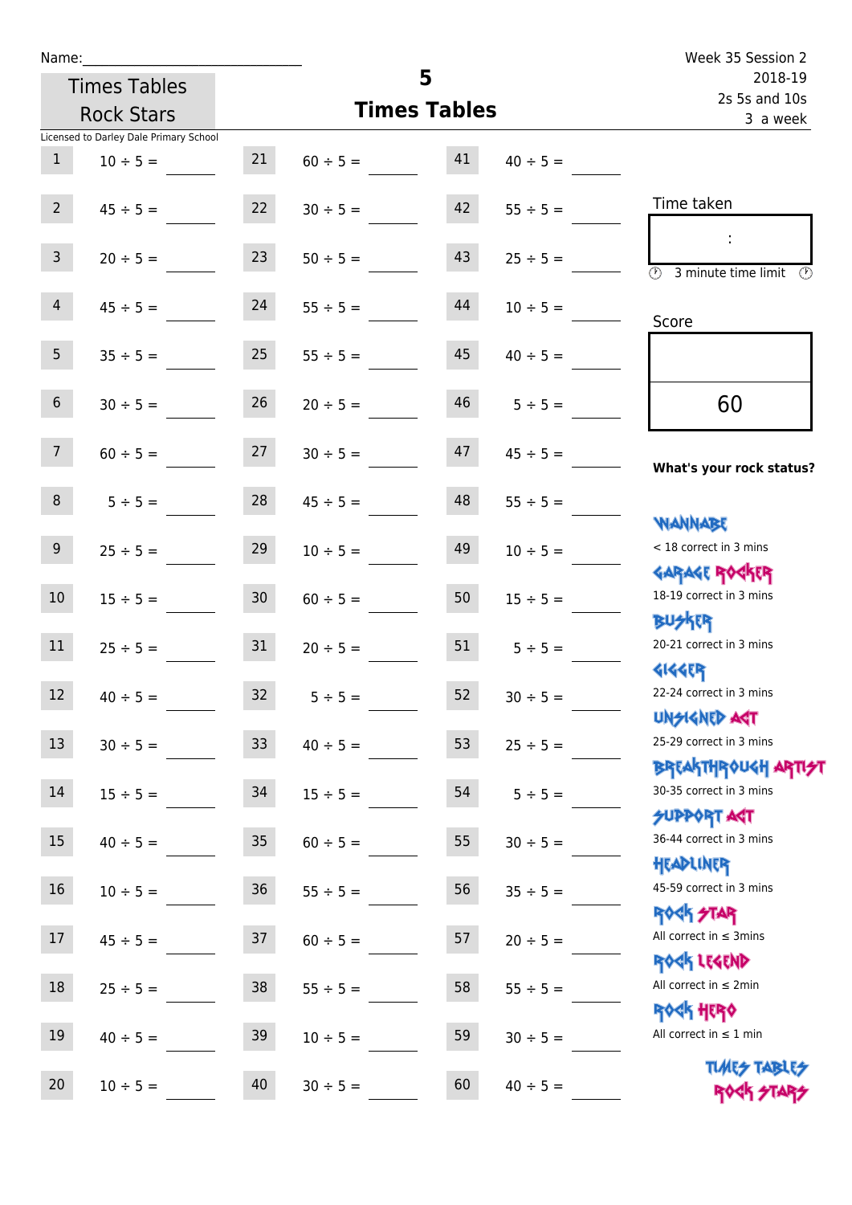Name:____________________________

Times Tables Rock Stars

# 5 Times Tables

Week 35 Session 2
2018-19
2s 5s and 10s
3 a week

Licensed to Darley Dale Primary School

| | | | | | |
|---|---|---|---|---|---|
| 1 | 10 ÷ 5 = | 21 | 60 ÷ 5 = | 41 | 40 ÷ 5 = |
| 2 | 45 ÷ 5 = | 22 | 30 ÷ 5 = | 42 | 55 ÷ 5 = |
| 3 | 20 ÷ 5 = | 23 | 50 ÷ 5 = | 43 | 25 ÷ 5 = |
| 4 | 45 ÷ 5 = | 24 | 55 ÷ 5 = | 44 | 10 ÷ 5 = |
| 5 | 35 ÷ 5 = | 25 | 55 ÷ 5 = | 45 | 40 ÷ 5 = |
| 6 | 30 ÷ 5 = | 26 | 20 ÷ 5 = | 46 | 5 ÷ 5 = |
| 7 | 60 ÷ 5 = | 27 | 30 ÷ 5 = | 47 | 45 ÷ 5 = |
| 8 | 5 ÷ 5 = | 28 | 45 ÷ 5 = | 48 | 55 ÷ 5 = |
| 9 | 25 ÷ 5 = | 29 | 10 ÷ 5 = | 49 | 10 ÷ 5 = |
| 10 | 15 ÷ 5 = | 30 | 60 ÷ 5 = | 50 | 15 ÷ 5 = |
| 11 | 25 ÷ 5 = | 31 | 20 ÷ 5 = | 51 | 5 ÷ 5 = |
| 12 | 40 ÷ 5 = | 32 | 5 ÷ 5 = | 52 | 30 ÷ 5 = |
| 13 | 30 ÷ 5 = | 33 | 40 ÷ 5 = | 53 | 25 ÷ 5 = |
| 14 | 15 ÷ 5 = | 34 | 15 ÷ 5 = | 54 | 5 ÷ 5 = |
| 15 | 40 ÷ 5 = | 35 | 60 ÷ 5 = | 55 | 30 ÷ 5 = |
| 16 | 10 ÷ 5 = | 36 | 55 ÷ 5 = | 56 | 35 ÷ 5 = |
| 17 | 45 ÷ 5 = | 37 | 60 ÷ 5 = | 57 | 20 ÷ 5 = |
| 18 | 25 ÷ 5 = | 38 | 55 ÷ 5 = | 58 | 55 ÷ 5 = |
| 19 | 40 ÷ 5 = | 39 | 10 ÷ 5 = | 59 | 30 ÷ 5 = |
| 20 | 10 ÷ 5 = | 40 | 30 ÷ 5 = | 60 | 40 ÷ 5 = |

Time taken

:

3 minute time limit

Score

60

**What's your rock status?**

WANNABE
< 18 correct in 3 mins

GARAGE ROCKER
18-19 correct in 3 mins

BUSKER
20-21 correct in 3 mins

GIGGER
22-24 correct in 3 mins

UNSIGNED ACT
25-29 correct in 3 mins

BREAKTHROUGH ARTIST
30-35 correct in 3 mins

SUPPORT ACT
36-44 correct in 3 mins

HEADLINER
45-59 correct in 3 mins

ROCK STAR
All correct in ≤ 3mins

ROCK LEGEND
All correct in ≤ 2min

ROCK HERO
All correct in ≤ 1 min

TIMES TABLES ROCK STARS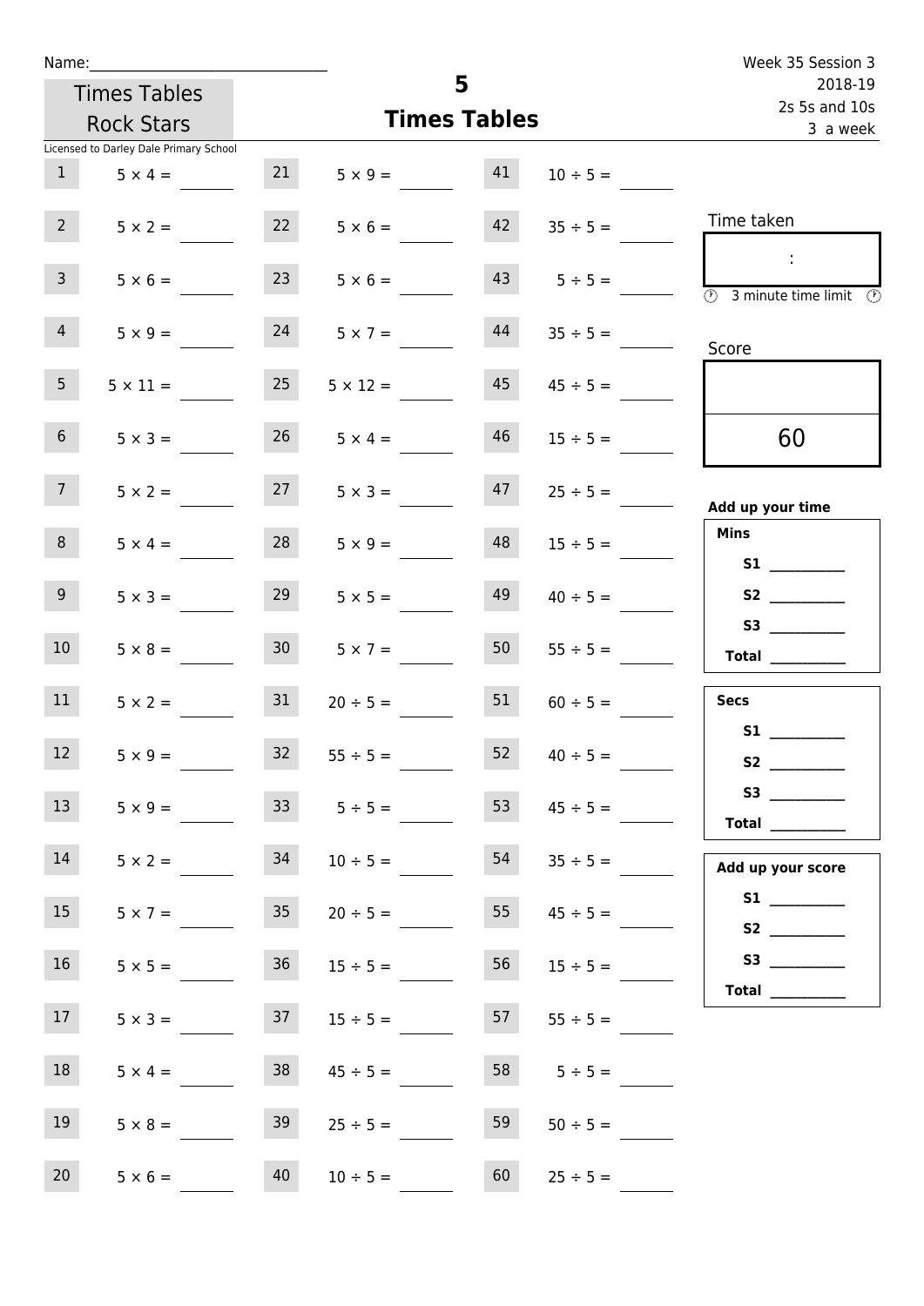Name:______________________________

Week 35 Session 3
2018-19
2s 5s and 10s
3 a week

Times Tables Rock Stars

# 5
## Times Tables

Licensed to Darley Dale Primary School

| # | Question | # | Question | # | Question |
|---|---|---|---|---|---|
| 1 | 5 × 4 = | 21 | 5 × 9 = | 41 | 10 ÷ 5 = |
| 2 | 5 × 2 = | 22 | 5 × 6 = | 42 | 35 ÷ 5 = |
| 3 | 5 × 6 = | 23 | 5 × 6 = | 43 | 5 ÷ 5 = |
| 4 | 5 × 9 = | 24 | 5 × 7 = | 44 | 35 ÷ 5 = |
| 5 | 5 × 11 = | 25 | 5 × 12 = | 45 | 45 ÷ 5 = |
| 6 | 5 × 3 = | 26 | 5 × 4 = | 46 | 15 ÷ 5 = |
| 7 | 5 × 2 = | 27 | 5 × 3 = | 47 | 25 ÷ 5 = |
| 8 | 5 × 4 = | 28 | 5 × 9 = | 48 | 15 ÷ 5 = |
| 9 | 5 × 3 = | 29 | 5 × 5 = | 49 | 40 ÷ 5 = |
| 10 | 5 × 8 = | 30 | 5 × 7 = | 50 | 55 ÷ 5 = |
| 11 | 5 × 2 = | 31 | 20 ÷ 5 = | 51 | 60 ÷ 5 = |
| 12 | 5 × 9 = | 32 | 55 ÷ 5 = | 52 | 40 ÷ 5 = |
| 13 | 5 × 9 = | 33 | 5 ÷ 5 = | 53 | 45 ÷ 5 = |
| 14 | 5 × 2 = | 34 | 10 ÷ 5 = | 54 | 35 ÷ 5 = |
| 15 | 5 × 7 = | 35 | 20 ÷ 5 = | 55 | 45 ÷ 5 = |
| 16 | 5 × 5 = | 36 | 15 ÷ 5 = | 56 | 15 ÷ 5 = |
| 17 | 5 × 3 = | 37 | 15 ÷ 5 = | 57 | 55 ÷ 5 = |
| 18 | 5 × 4 = | 38 | 45 ÷ 5 = | 58 | 5 ÷ 5 = |
| 19 | 5 × 8 = | 39 | 25 ÷ 5 = | 59 | 50 ÷ 5 = |
| 20 | 5 × 6 = | 40 | 10 ÷ 5 = | 60 | 25 ÷ 5 = |

Time taken

:

3 minute time limit

Score

60

**Add up your time**

**Mins**

**S1** __________
**S2** __________
**S3** __________
**Total** __________

**Secs**

**S1** __________
**S2** __________
**S3** __________
**Total** __________

**Add up your score**

**S1** __________
**S2** __________
**S3** __________
**Total** __________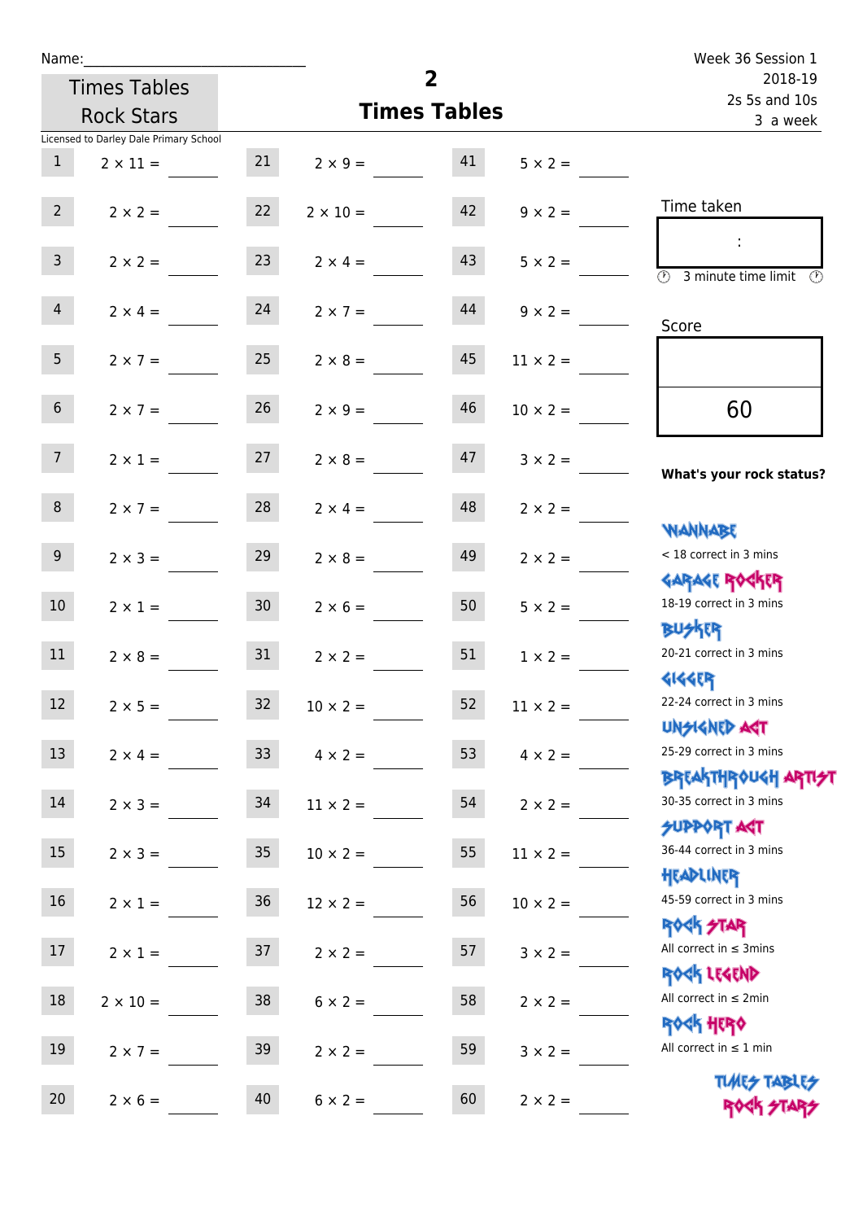Name:\_\_\_\_\_\_\_\_\_\_\_\_\_\_\_\_\_\_\_\_\_\_\_\_\_\_\_\_

Times Tables Rock Stars

Licensed to Darley Dale Primary School

# 2
## Times Tables

Week 36 Session 1
2018-19
2s 5s and 10s
3 a week

| | | | | | |
|---|---|---|---|---|---|
| 1 | $2 \times 11 =$ | 21 | $2 \times 9 =$ | 41 | $5 \times 2 =$ |
| 2 | $2 \times 2 =$ | 22 | $2 \times 10 =$ | 42 | $9 \times 2 =$ |
| 3 | $2 \times 2 =$ | 23 | $2 \times 4 =$ | 43 | $5 \times 2 =$ |
| 4 | $2 \times 4 =$ | 24 | $2 \times 7 =$ | 44 | $9 \times 2 =$ |
| 5 | $2 \times 7 =$ | 25 | $2 \times 8 =$ | 45 | $11 \times 2 =$ |
| 6 | $2 \times 7 =$ | 26 | $2 \times 9 =$ | 46 | $10 \times 2 =$ |
| 7 | $2 \times 1 =$ | 27 | $2 \times 8 =$ | 47 | $3 \times 2 =$ |
| 8 | $2 \times 7 =$ | 28 | $2 \times 4 =$ | 48 | $2 \times 2 =$ |
| 9 | $2 \times 3 =$ | 29 | $2 \times 8 =$ | 49 | $2 \times 2 =$ |
| 10 | $2 \times 1 =$ | 30 | $2 \times 6 =$ | 50 | $5 \times 2 =$ |
| 11 | $2 \times 8 =$ | 31 | $2 \times 2 =$ | 51 | $1 \times 2 =$ |
| 12 | $2 \times 5 =$ | 32 | $10 \times 2 =$ | 52 | $11 \times 2 =$ |
| 13 | $2 \times 4 =$ | 33 | $4 \times 2 =$ | 53 | $4 \times 2 =$ |
| 14 | $2 \times 3 =$ | 34 | $11 \times 2 =$ | 54 | $2 \times 2 =$ |
| 15 | $2 \times 3 =$ | 35 | $10 \times 2 =$ | 55 | $11 \times 2 =$ |
| 16 | $2 \times 1 =$ | 36 | $12 \times 2 =$ | 56 | $10 \times 2 =$ |
| 17 | $2 \times 1 =$ | 37 | $2 \times 2 =$ | 57 | $3 \times 2 =$ |
| 18 | $2 \times 10 =$ | 38 | $6 \times 2 =$ | 58 | $2 \times 2 =$ |
| 19 | $2 \times 7 =$ | 39 | $2 \times 2 =$ | 59 | $3 \times 2 =$ |
| 20 | $2 \times 6 =$ | 40 | $6 \times 2 =$ | 60 | $2 \times 2 =$ |

Time taken

:

3 minute time limit

Score

60

**What's your rock status?**

WANNABE
< 18 correct in 3 mins

GARAGE ROCKER
18-19 correct in 3 mins

BUSKER
20-21 correct in 3 mins

GIGGER
22-24 correct in 3 mins

UNSIGNED ACT
25-29 correct in 3 mins

BREAKTHROUGH ARTIST
30-35 correct in 3 mins

SUPPORT ACT
36-44 correct in 3 mins

HEADLINER
45-59 correct in 3 mins

ROCK STAR
All correct in ≤ 3mins

ROCK LEGEND
All correct in ≤ 2min

ROCK HERO
All correct in ≤ 1 min

TIMES TABLES ROCK STARS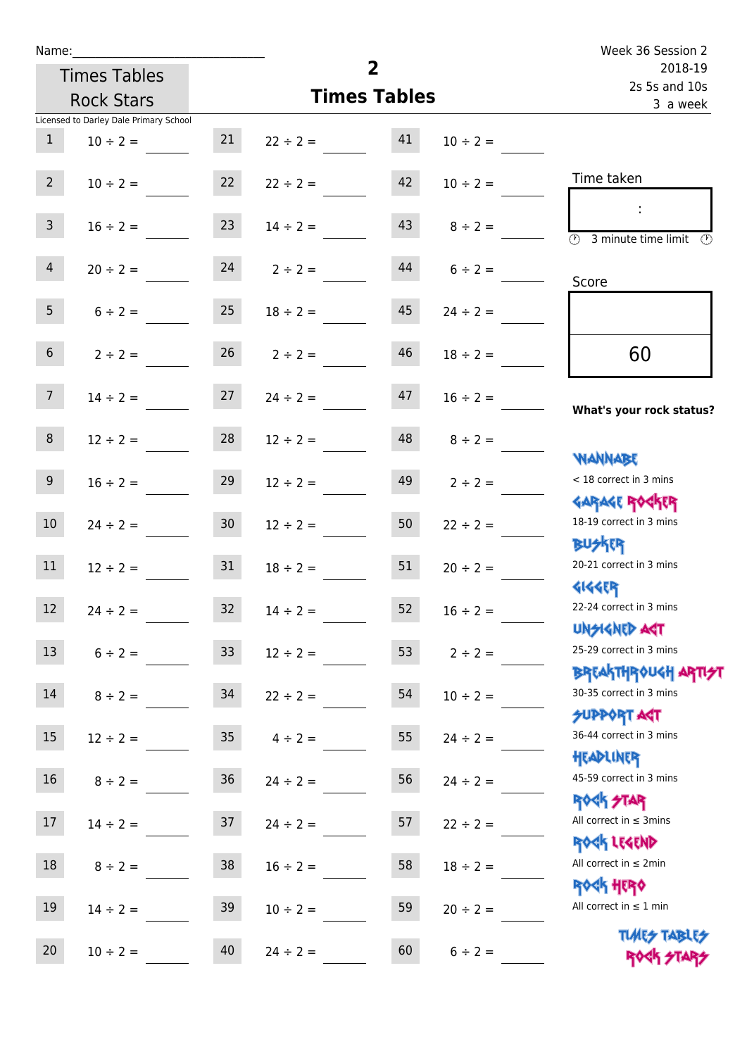Name:____________________________

Times Tables Rock Stars

# 2
## Times Tables

Week 36 Session 2
2018-19
2s 5s and 10s
3 a week

Licensed to Darley Dale Primary School

| | | | | | |
|---|---|---|---|---|---|
| 1 | 10 ÷ 2 = | 21 | 22 ÷ 2 = | 41 | 10 ÷ 2 = |
| 2 | 10 ÷ 2 = | 22 | 22 ÷ 2 = | 42 | 10 ÷ 2 = |
| 3 | 16 ÷ 2 = | 23 | 14 ÷ 2 = | 43 | 8 ÷ 2 = |
| 4 | 20 ÷ 2 = | 24 | 2 ÷ 2 = | 44 | 6 ÷ 2 = |
| 5 | 6 ÷ 2 = | 25 | 18 ÷ 2 = | 45 | 24 ÷ 2 = |
| 6 | 2 ÷ 2 = | 26 | 2 ÷ 2 = | 46 | 18 ÷ 2 = |
| 7 | 14 ÷ 2 = | 27 | 24 ÷ 2 = | 47 | 16 ÷ 2 = |
| 8 | 12 ÷ 2 = | 28 | 12 ÷ 2 = | 48 | 8 ÷ 2 = |
| 9 | 16 ÷ 2 = | 29 | 12 ÷ 2 = | 49 | 2 ÷ 2 = |
| 10 | 24 ÷ 2 = | 30 | 12 ÷ 2 = | 50 | 22 ÷ 2 = |
| 11 | 12 ÷ 2 = | 31 | 18 ÷ 2 = | 51 | 20 ÷ 2 = |
| 12 | 24 ÷ 2 = | 32 | 14 ÷ 2 = | 52 | 16 ÷ 2 = |
| 13 | 6 ÷ 2 = | 33 | 12 ÷ 2 = | 53 | 2 ÷ 2 = |
| 14 | 8 ÷ 2 = | 34 | 22 ÷ 2 = | 54 | 10 ÷ 2 = |
| 15 | 12 ÷ 2 = | 35 | 4 ÷ 2 = | 55 | 24 ÷ 2 = |
| 16 | 8 ÷ 2 = | 36 | 24 ÷ 2 = | 56 | 24 ÷ 2 = |
| 17 | 14 ÷ 2 = | 37 | 24 ÷ 2 = | 57 | 22 ÷ 2 = |
| 18 | 8 ÷ 2 = | 38 | 16 ÷ 2 = | 58 | 18 ÷ 2 = |
| 19 | 14 ÷ 2 = | 39 | 10 ÷ 2 = | 59 | 20 ÷ 2 = |
| 20 | 10 ÷ 2 = | 40 | 24 ÷ 2 = | 60 | 6 ÷ 2 = |

Time taken

:

3 minute time limit

Score

60

**What's your rock status?**

WANNABE
< 18 correct in 3 mins

GARAGE ROCKER
18-19 correct in 3 mins

BUSKER
20-21 correct in 3 mins

GIGGER
22-24 correct in 3 mins

UNSIGNED ACT
25-29 correct in 3 mins

BREAKTHROUGH ARTIST
30-35 correct in 3 mins

SUPPORT ACT
36-44 correct in 3 mins

HEADLINER
45-59 correct in 3 mins

ROCK STAR
All correct in ≤ 3mins

ROCK LEGEND
All correct in ≤ 2min

ROCK HERO
All correct in ≤ 1 min

TIMES TABLES ROCK STARS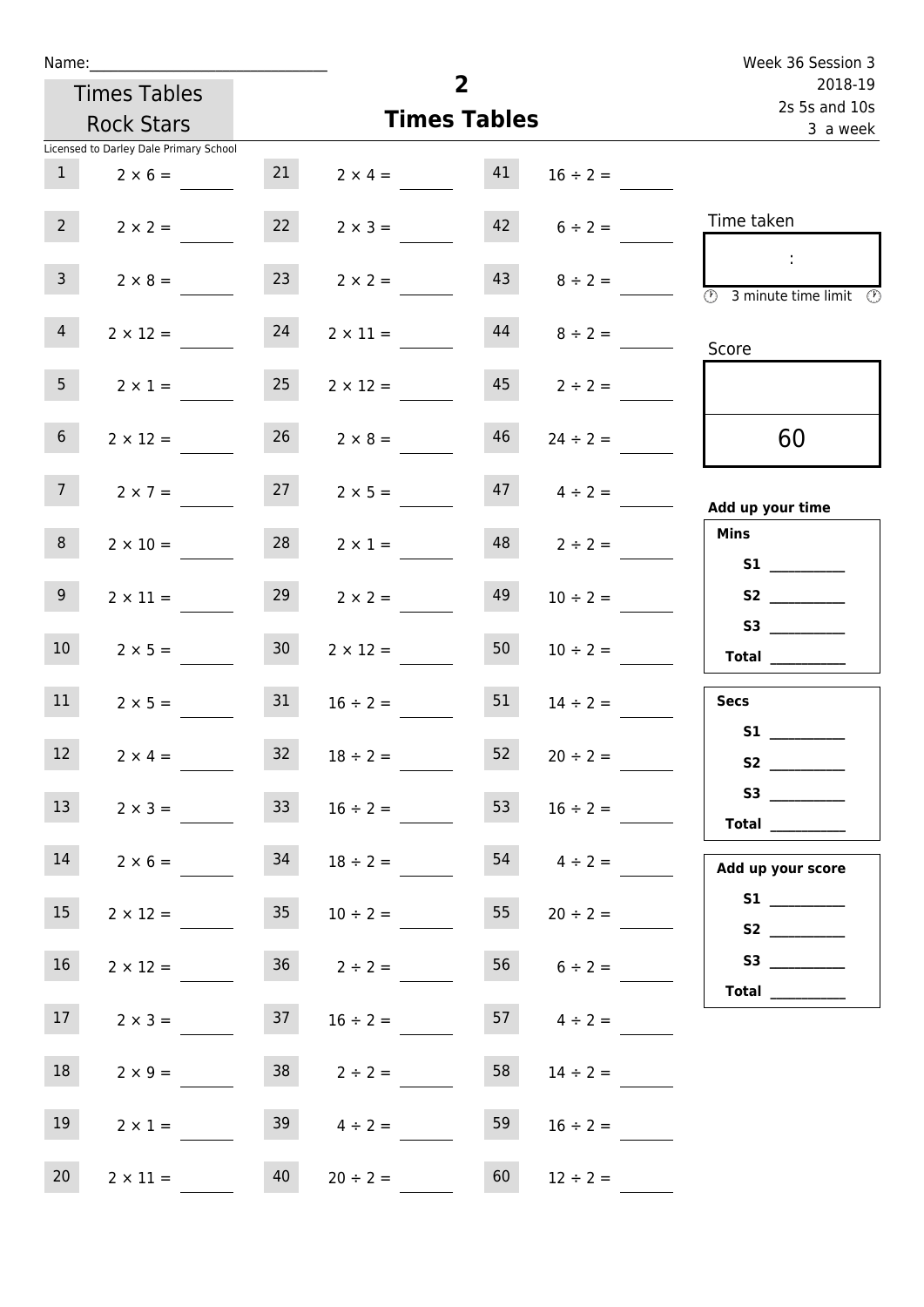Name:\_\_\_\_\_\_\_\_\_\_\_\_\_\_\_\_\_\_\_\_\_\_\_\_\_\_\_\_\_\_

Times Tables Rock Stars

Licensed to Darley Dale Primary School

# 2
# Times Tables

Week 36 Session 3
2018-19
2s 5s and 10s
3 a week

| | | | | | |
|---|---|---|---|---|---|
| 1 | 2 × 6 = | 21 | 2 × 4 = | 41 | 16 ÷ 2 = |
| 2 | 2 × 2 = | 22 | 2 × 3 = | 42 | 6 ÷ 2 = |
| 3 | 2 × 8 = | 23 | 2 × 2 = | 43 | 8 ÷ 2 = |
| 4 | 2 × 12 = | 24 | 2 × 11 = | 44 | 8 ÷ 2 = |
| 5 | 2 × 1 = | 25 | 2 × 12 = | 45 | 2 ÷ 2 = |
| 6 | 2 × 12 = | 26 | 2 × 8 = | 46 | 24 ÷ 2 = |
| 7 | 2 × 7 = | 27 | 2 × 5 = | 47 | 4 ÷ 2 = |
| 8 | 2 × 10 = | 28 | 2 × 1 = | 48 | 2 ÷ 2 = |
| 9 | 2 × 11 = | 29 | 2 × 2 = | 49 | 10 ÷ 2 = |
| 10 | 2 × 5 = | 30 | 2 × 12 = | 50 | 10 ÷ 2 = |
| 11 | 2 × 5 = | 31 | 16 ÷ 2 = | 51 | 14 ÷ 2 = |
| 12 | 2 × 4 = | 32 | 18 ÷ 2 = | 52 | 20 ÷ 2 = |
| 13 | 2 × 3 = | 33 | 16 ÷ 2 = | 53 | 16 ÷ 2 = |
| 14 | 2 × 6 = | 34 | 18 ÷ 2 = | 54 | 4 ÷ 2 = |
| 15 | 2 × 12 = | 35 | 10 ÷ 2 = | 55 | 20 ÷ 2 = |
| 16 | 2 × 12 = | 36 | 2 ÷ 2 = | 56 | 6 ÷ 2 = |
| 17 | 2 × 3 = | 37 | 16 ÷ 2 = | 57 | 4 ÷ 2 = |
| 18 | 2 × 9 = | 38 | 2 ÷ 2 = | 58 | 14 ÷ 2 = |
| 19 | 2 × 1 = | 39 | 4 ÷ 2 = | 59 | 16 ÷ 2 = |
| 20 | 2 × 11 = | 40 | 20 ÷ 2 = | 60 | 12 ÷ 2 = |

Time taken

:

3 minute time limit

Score

60

**Add up your time**

**Mins**
**S1** \_\_\_\_\_\_\_\_\_\_
**S2** \_\_\_\_\_\_\_\_\_\_
**S3** \_\_\_\_\_\_\_\_\_\_
**Total** \_\_\_\_\_\_\_\_\_\_

**Secs**
**S1** \_\_\_\_\_\_\_\_\_\_
**S2** \_\_\_\_\_\_\_\_\_\_
**S3** \_\_\_\_\_\_\_\_\_\_
**Total** \_\_\_\_\_\_\_\_\_\_

**Add up your score**
**S1** \_\_\_\_\_\_\_\_\_\_
**S2** \_\_\_\_\_\_\_\_\_\_
**S3** \_\_\_\_\_\_\_\_\_\_
**Total** \_\_\_\_\_\_\_\_\_\_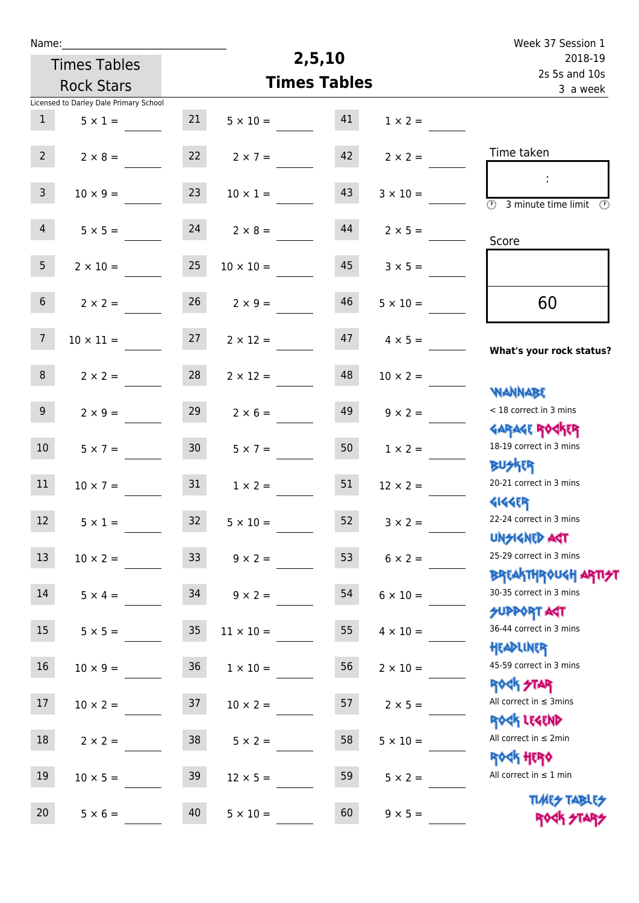Name:\_\_\_\_\_\_\_\_\_\_\_\_\_\_\_\_\_\_\_\_\_\_\_\_\_\_\_\_

Times Tables Rock Stars

Licensed to Darley Dale Primary School

# 2,5,10 Times Tables

Week 37 Session 1
2018-19
2s 5s and 10s
3 a week

| | | | | | |
|---|---|---|---|---|---|
| 1 | $5 \times 1 =$ | 21 | $5 \times 10 =$ | 41 | $1 \times 2 =$ |
| 2 | $2 \times 8 =$ | 22 | $2 \times 7 =$ | 42 | $2 \times 2 =$ |
| 3 | $10 \times 9 =$ | 23 | $10 \times 1 =$ | 43 | $3 \times 10 =$ |
| 4 | $5 \times 5 =$ | 24 | $2 \times 8 =$ | 44 | $2 \times 5 =$ |
| 5 | $2 \times 10 =$ | 25 | $10 \times 10 =$ | 45 | $3 \times 5 =$ |
| 6 | $2 \times 2 =$ | 26 | $2 \times 9 =$ | 46 | $5 \times 10 =$ |
| 7 | $10 \times 11 =$ | 27 | $2 \times 12 =$ | 47 | $4 \times 5 =$ |
| 8 | $2 \times 2 =$ | 28 | $2 \times 12 =$ | 48 | $10 \times 2 =$ |
| 9 | $2 \times 9 =$ | 29 | $2 \times 6 =$ | 49 | $9 \times 2 =$ |
| 10 | $5 \times 7 =$ | 30 | $5 \times 7 =$ | 50 | $1 \times 2 =$ |
| 11 | $10 \times 7 =$ | 31 | $1 \times 2 =$ | 51 | $12 \times 2 =$ |
| 12 | $5 \times 1 =$ | 32 | $5 \times 10 =$ | 52 | $3 \times 2 =$ |
| 13 | $10 \times 2 =$ | 33 | $9 \times 2 =$ | 53 | $6 \times 2 =$ |
| 14 | $5 \times 4 =$ | 34 | $9 \times 2 =$ | 54 | $6 \times 10 =$ |
| 15 | $5 \times 5 =$ | 35 | $11 \times 10 =$ | 55 | $4 \times 10 =$ |
| 16 | $10 \times 9 =$ | 36 | $1 \times 10 =$ | 56 | $2 \times 10 =$ |
| 17 | $10 \times 2 =$ | 37 | $10 \times 2 =$ | 57 | $2 \times 5 =$ |
| 18 | $2 \times 2 =$ | 38 | $5 \times 2 =$ | 58 | $5 \times 10 =$ |
| 19 | $10 \times 5 =$ | 39 | $12 \times 5 =$ | 59 | $5 \times 2 =$ |
| 20 | $5 \times 6 =$ | 40 | $5 \times 10 =$ | 60 | $9 \times 5 =$ |

Time taken

:

3 minute time limit

Score

60

**What's your rock status?**

WANNABE
< 18 correct in 3 mins

GARAGE ROCKER
18-19 correct in 3 mins

BUSKER
20-21 correct in 3 mins

GIGGER
22-24 correct in 3 mins

UNSIGNED ACT
25-29 correct in 3 mins

BREAKTHROUGH ARTIST
30-35 correct in 3 mins

SUPPORT ACT
36-44 correct in 3 mins

HEADLINER
45-59 correct in 3 mins

ROCK STAR
All correct in ≤ 3mins

ROCK LEGEND
All correct in ≤ 2min

ROCK HERO
All correct in ≤ 1 min

TIMES TABLES ROCK STARS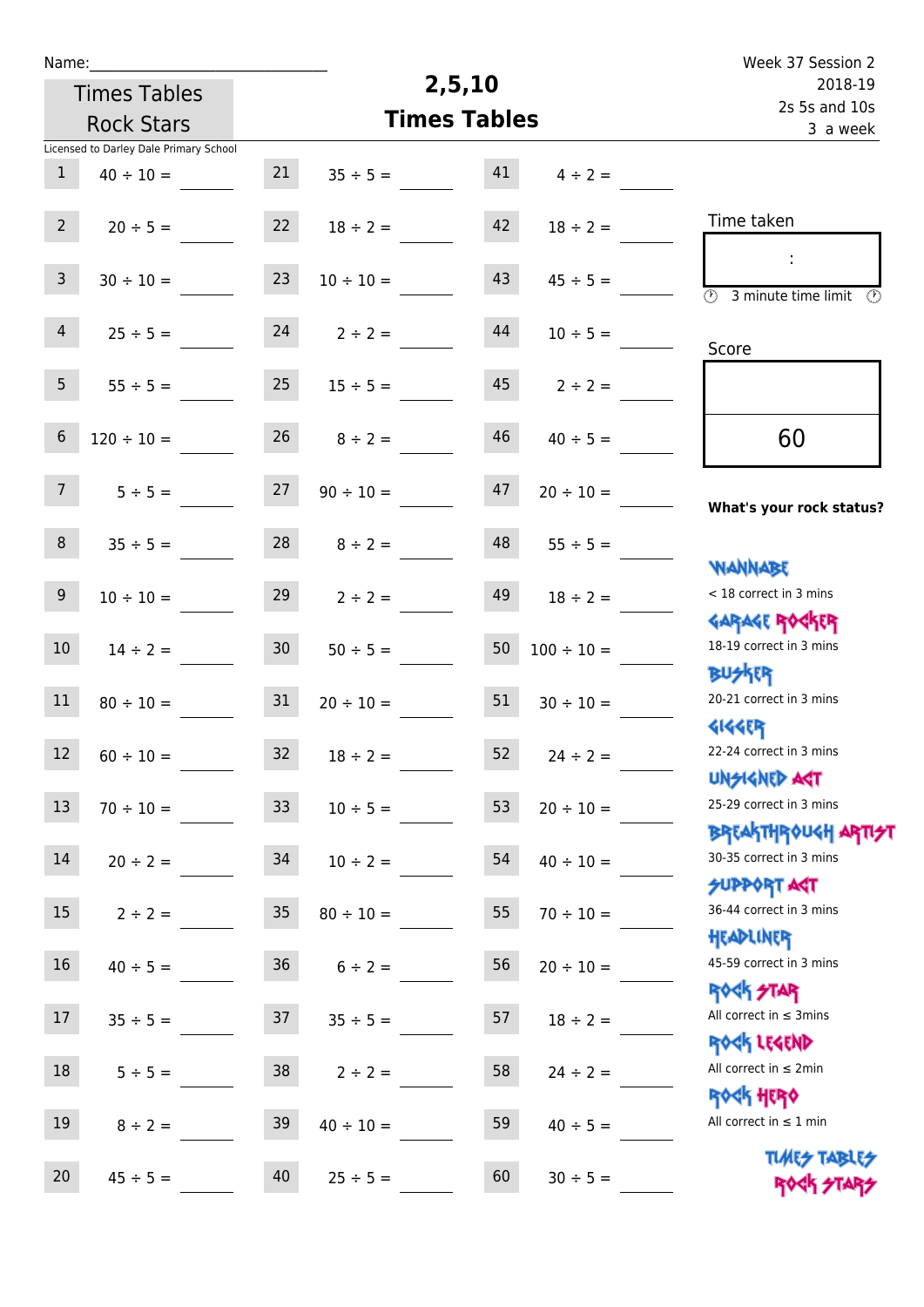Name:______________________________

Week 37 Session 2
2018-19
2s 5s and 10s
3 a week

# Times Tables Rock Stars

# 2,5,10 Times Tables

Licensed to Darley Dale Primary School

| # | Question | # | Question | # | Question |
|---|---|---|---|---|---|
| 1 | 40 ÷ 10 = ____ | 21 | 35 ÷ 5 = ____ | 41 | 4 ÷ 2 = ____ |
| 2 | 20 ÷ 5 = ____ | 22 | 18 ÷ 2 = ____ | 42 | 18 ÷ 2 = ____ |
| 3 | 30 ÷ 10 = ____ | 23 | 10 ÷ 10 = ____ | 43 | 45 ÷ 5 = ____ |
| 4 | 25 ÷ 5 = ____ | 24 | 2 ÷ 2 = ____ | 44 | 10 ÷ 5 = ____ |
| 5 | 55 ÷ 5 = ____ | 25 | 15 ÷ 5 = ____ | 45 | 2 ÷ 2 = ____ |
| 6 | 120 ÷ 10 = ____ | 26 | 8 ÷ 2 = ____ | 46 | 40 ÷ 5 = ____ |
| 7 | 5 ÷ 5 = ____ | 27 | 90 ÷ 10 = ____ | 47 | 20 ÷ 10 = ____ |
| 8 | 35 ÷ 5 = ____ | 28 | 8 ÷ 2 = ____ | 48 | 55 ÷ 5 = ____ |
| 9 | 10 ÷ 10 = ____ | 29 | 2 ÷ 2 = ____ | 49 | 18 ÷ 2 = ____ |
| 10 | 14 ÷ 2 = ____ | 30 | 50 ÷ 5 = ____ | 50 | 100 ÷ 10 = ____ |
| 11 | 80 ÷ 10 = ____ | 31 | 20 ÷ 10 = ____ | 51 | 30 ÷ 10 = ____ |
| 12 | 60 ÷ 10 = ____ | 32 | 18 ÷ 2 = ____ | 52 | 24 ÷ 2 = ____ |
| 13 | 70 ÷ 10 = ____ | 33 | 10 ÷ 5 = ____ | 53 | 20 ÷ 10 = ____ |
| 14 | 20 ÷ 2 = ____ | 34 | 10 ÷ 2 = ____ | 54 | 40 ÷ 10 = ____ |
| 15 | 2 ÷ 2 = ____ | 35 | 80 ÷ 10 = ____ | 55 | 70 ÷ 10 = ____ |
| 16 | 40 ÷ 5 = ____ | 36 | 6 ÷ 2 = ____ | 56 | 20 ÷ 10 = ____ |
| 17 | 35 ÷ 5 = ____ | 37 | 35 ÷ 5 = ____ | 57 | 18 ÷ 2 = ____ |
| 18 | 5 ÷ 5 = ____ | 38 | 2 ÷ 2 = ____ | 58 | 24 ÷ 2 = ____ |
| 19 | 8 ÷ 2 = ____ | 39 | 40 ÷ 10 = ____ | 59 | 40 ÷ 5 = ____ |
| 20 | 45 ÷ 5 = ____ | 40 | 25 ÷ 5 = ____ | 60 | 30 ÷ 5 = ____ |

Time taken

:

3 minute time limit

Score

60

**What's your rock status?**

WANNABE
< 18 correct in 3 mins

GARAGE ROCKER
18-19 correct in 3 mins

BUSKER
20-21 correct in 3 mins

GIGGER
22-24 correct in 3 mins

UNSIGNED ACT
25-29 correct in 3 mins

BREAKTHROUGH ARTIST
30-35 correct in 3 mins

SUPPORT ACT
36-44 correct in 3 mins

HEADLINER
45-59 correct in 3 mins

ROCK STAR
All correct in ≤ 3mins

ROCK LEGEND
All correct in ≤ 2min

ROCK HERO
All correct in ≤ 1 min

TIMES TABLES ROCK STARS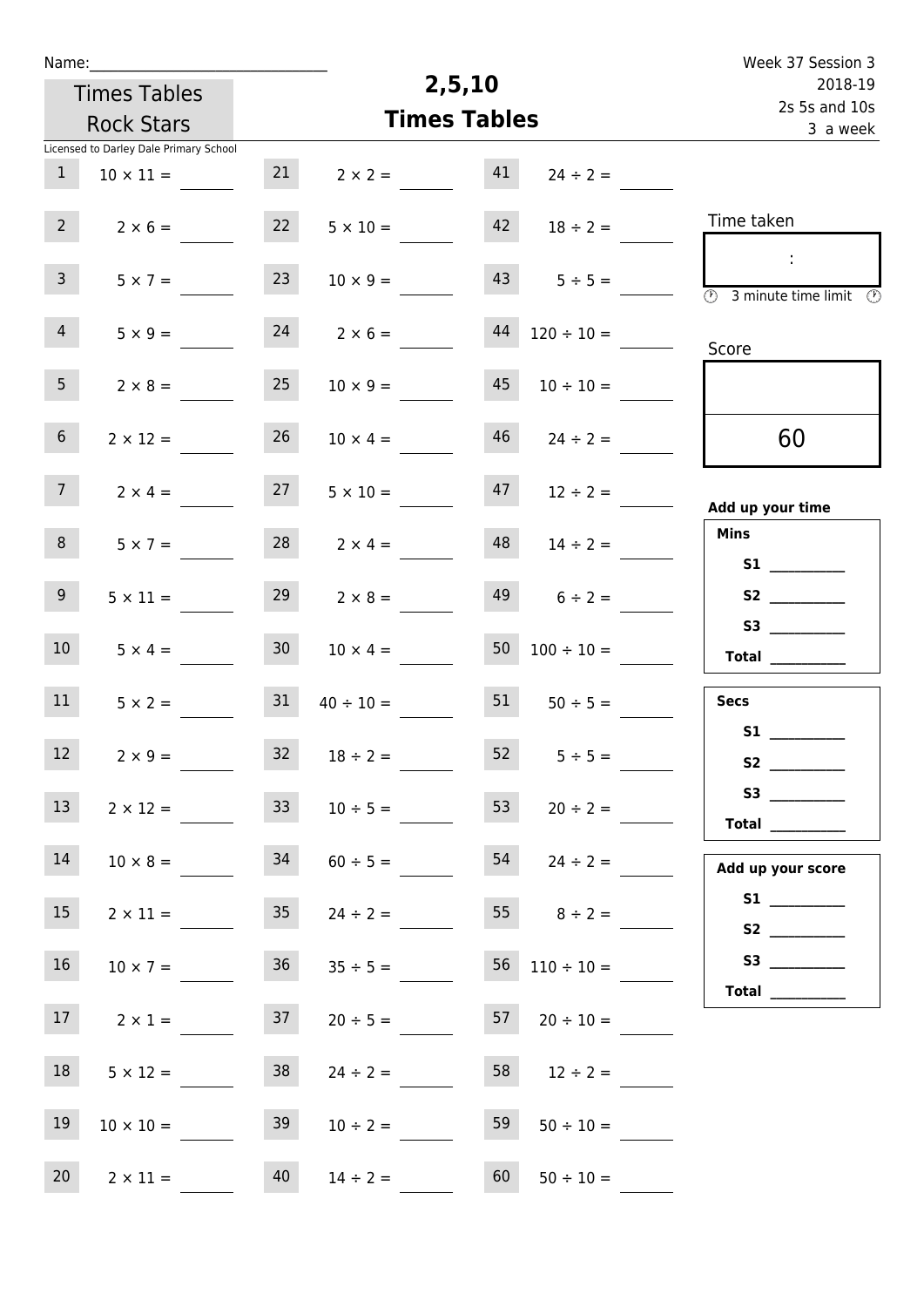Name:______________________________

Times Tables Rock Stars

Licensed to Darley Dale Primary School

# 2,5,10 Times Tables

Week 37 Session 3
2018-19
2s 5s and 10s
3 a week

| | | | | | |
|---|---|---|---|---|---|
| 1 | 10 × 11 = | 21 | 2 × 2 = | 41 | 24 ÷ 2 = |
| 2 | 2 × 6 = | 22 | 5 × 10 = | 42 | 18 ÷ 2 = |
| 3 | 5 × 7 = | 23 | 10 × 9 = | 43 | 5 ÷ 5 = |
| 4 | 5 × 9 = | 24 | 2 × 6 = | 44 | 120 ÷ 10 = |
| 5 | 2 × 8 = | 25 | 10 × 9 = | 45 | 10 ÷ 10 = |
| 6 | 2 × 12 = | 26 | 10 × 4 = | 46 | 24 ÷ 2 = |
| 7 | 2 × 4 = | 27 | 5 × 10 = | 47 | 12 ÷ 2 = |
| 8 | 5 × 7 = | 28 | 2 × 4 = | 48 | 14 ÷ 2 = |
| 9 | 5 × 11 = | 29 | 2 × 8 = | 49 | 6 ÷ 2 = |
| 10 | 5 × 4 = | 30 | 10 × 4 = | 50 | 100 ÷ 10 = |
| 11 | 5 × 2 = | 31 | 40 ÷ 10 = | 51 | 50 ÷ 5 = |
| 12 | 2 × 9 = | 32 | 18 ÷ 2 = | 52 | 5 ÷ 5 = |
| 13 | 2 × 12 = | 33 | 10 ÷ 5 = | 53 | 20 ÷ 2 = |
| 14 | 10 × 8 = | 34 | 60 ÷ 5 = | 54 | 24 ÷ 2 = |
| 15 | 2 × 11 = | 35 | 24 ÷ 2 = | 55 | 8 ÷ 2 = |
| 16 | 10 × 7 = | 36 | 35 ÷ 5 = | 56 | 110 ÷ 10 = |
| 17 | 2 × 1 = | 37 | 20 ÷ 5 = | 57 | 20 ÷ 10 = |
| 18 | 5 × 12 = | 38 | 24 ÷ 2 = | 58 | 12 ÷ 2 = |
| 19 | 10 × 10 = | 39 | 10 ÷ 2 = | 59 | 50 ÷ 10 = |
| 20 | 2 × 11 = | 40 | 14 ÷ 2 = | 60 | 50 ÷ 10 = |

Time taken

:

3 minute time limit

Score

60

**Add up your time**

**Mins**

**S1** __________

**S2** __________

**S3** __________

**Total** __________

**Secs**

**S1** __________

**S2** __________

**S3** __________

**Total** __________

**Add up your score**

**S1** __________

**S2** __________

**S3** __________

**Total** __________